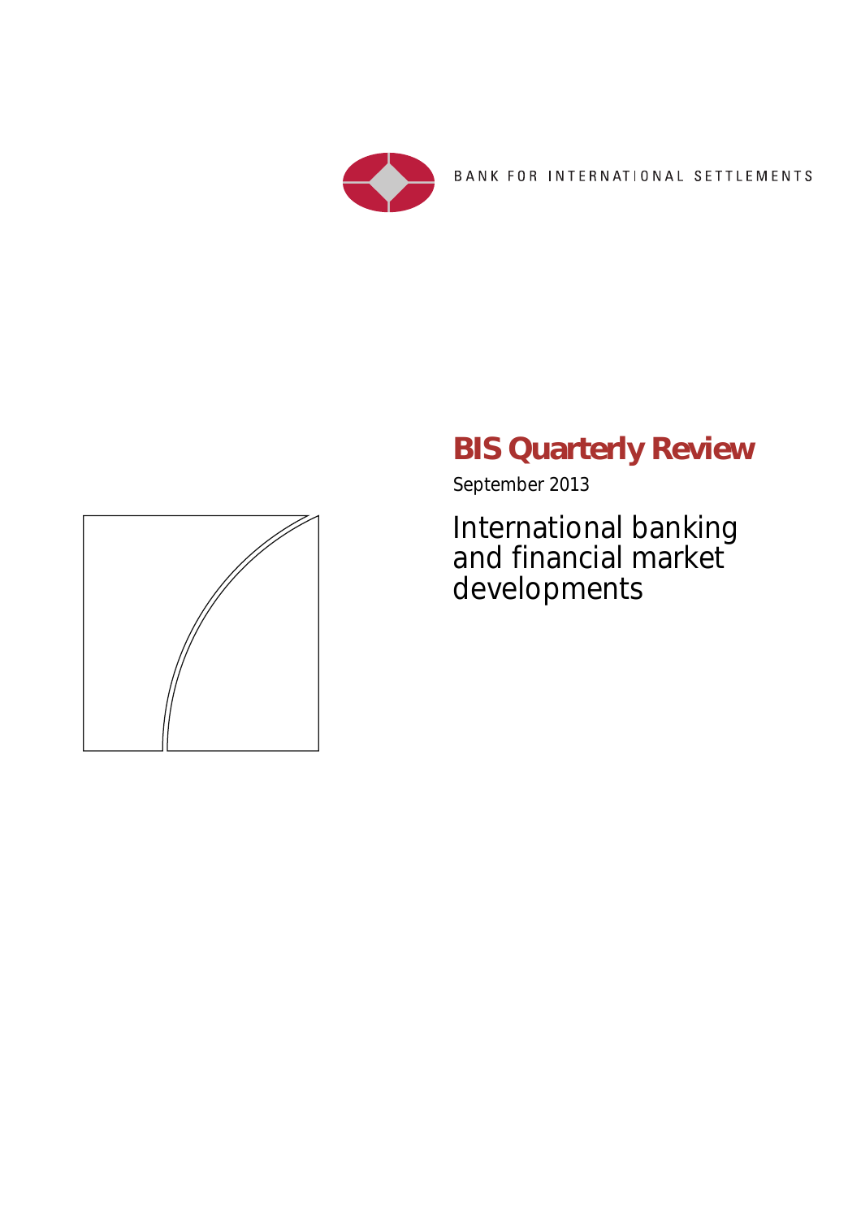BANK FOR INTERNATIONAL SETTLEMENTS

# BIS Quarterly Review

September 2013

## International banking and financial market developments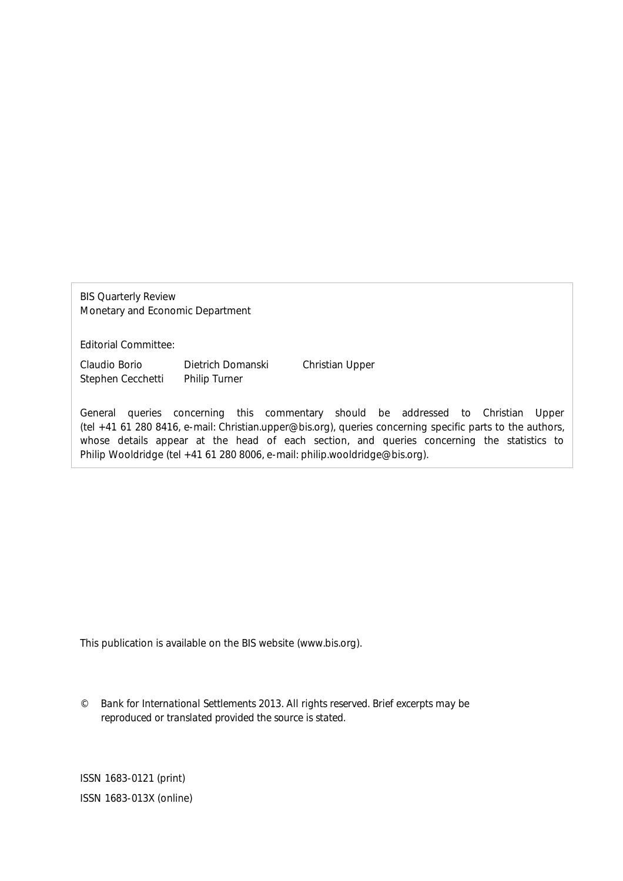BIS Quarterly Review
Monetary and Economic Department

Editorial Committee:

| | | |
|---|---|---|
| Claudio Borio | Dietrich Domanski | Christian Upper |
| Stephen Cecchetti | Philip Turner | |

General queries concerning this commentary should be addressed to Christian Upper (tel +41 61 280 8416, e-mail: Christian.upper@bis.org), queries concerning specific parts to the authors, whose details appear at the head of each section, and queries concerning the statistics to Philip Wooldridge (tel +41 61 280 8006, e-mail: philip.wooldridge@bis.org).

This publication is available on the BIS website (www.bis.org).

© *Bank for International Settlements 2013. All rights reserved. Brief excerpts may be reproduced or translated provided the source is stated.*

ISSN 1683-0121 (print)

ISSN 1683-013X (online)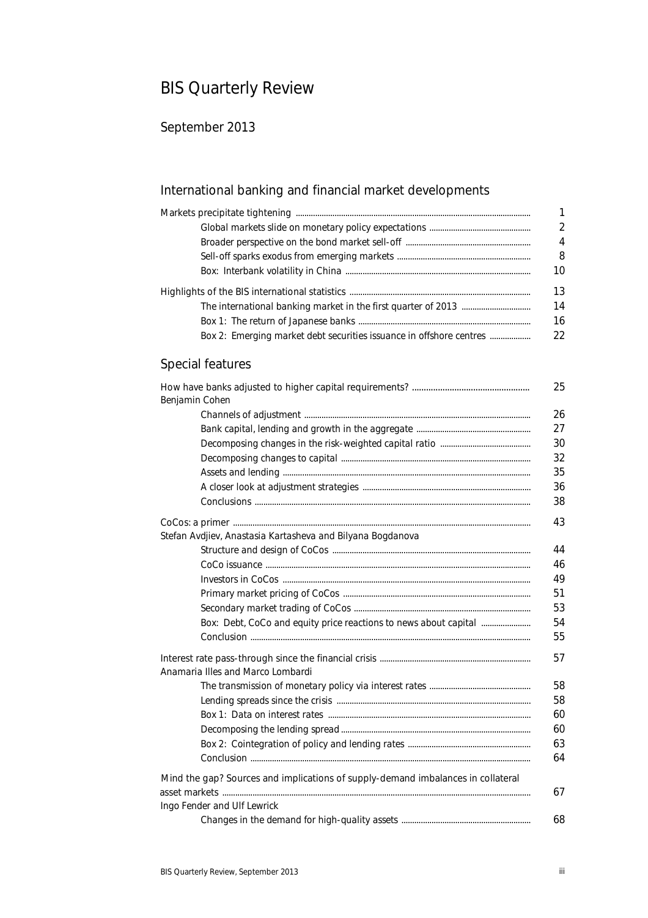# BIS Quarterly Review

## September 2013

## International banking and financial market developments

| | |
|---|---|
| Markets precipitate tightening | 1 |
| Global markets slide on monetary policy expectations | 2 |
| Broader perspective on the bond market sell-off | 4 |
| Sell-off sparks exodus from emerging markets | 8 |
| Box: Interbank volatility in China | 10 |
| Highlights of the BIS international statistics | 13 |
| The international banking market in the first quarter of 2013 | 14 |
| Box 1: The return of Japanese banks | 16 |
| Box 2: Emerging market debt securities issuance in offshore centres | 22 |

## Special features

| | |
|---|---|
| How have banks adjusted to higher capital requirements?<br>Benjamin Cohen | 25 |
| Channels of adjustment | 26 |
| Bank capital, lending and growth in the aggregate | 27 |
| Decomposing changes in the risk-weighted capital ratio | 30 |
| Decomposing changes to capital | 32 |
| Assets and lending | 35 |
| A closer look at adjustment strategies | 36 |
| Conclusions | 38 |
| CoCos: a primer<br>Stefan Avdjiev, Anastasia Kartasheva and Bilyana Bogdanova | 43 |
| Structure and design of CoCos | 44 |
| CoCo issuance | 46 |
| Investors in CoCos | 49 |
| Primary market pricing of CoCos | 51 |
| Secondary market trading of CoCos | 53 |
| Box: Debt, CoCo and equity price reactions to news about capital | 54 |
| Conclusion | 55 |
| Interest rate pass-through since the financial crisis<br>Anamaria Illes and Marco Lombardi | 57 |
| The transmission of monetary policy via interest rates | 58 |
| Lending spreads since the crisis | 58 |
| Box 1: Data on interest rates | 60 |
| Decomposing the lending spread | 60 |
| Box 2: Cointegration of policy and lending rates | 63 |
| Conclusion | 64 |
| Mind the gap? Sources and implications of supply-demand imbalances in collateral asset markets<br>Ingo Fender and Ulf Lewrick | 67 |
| Changes in the demand for high-quality assets | 68 |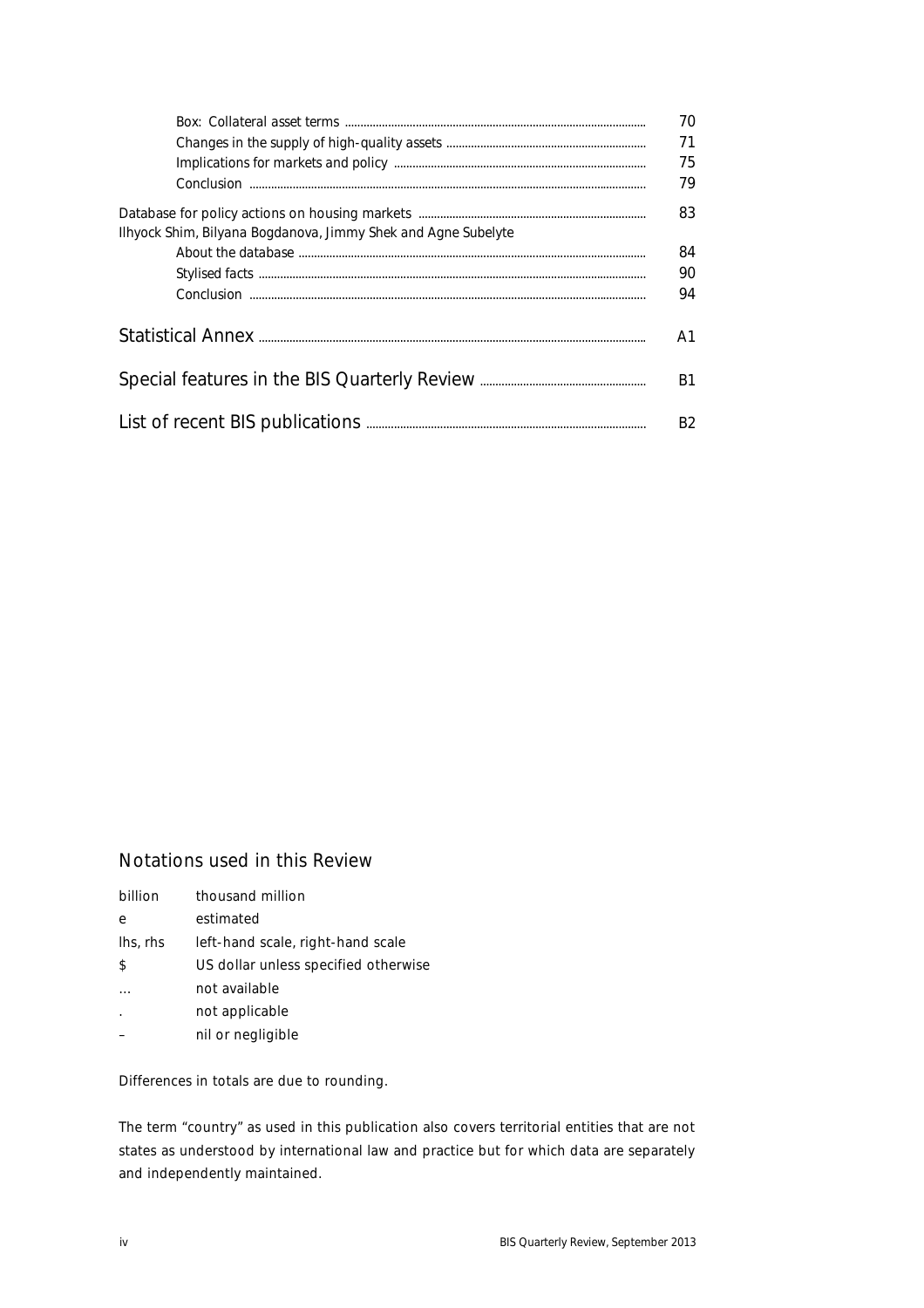| | |
|---|---|
| Box: Collateral asset terms | 70 |
| Changes in the supply of high-quality assets | 71 |
| Implications for markets and policy | 75 |
| Conclusion | 79 |
| Database for policy actions on housing markets | 83 |
| Ilhyock Shim, Bilyana Bogdanova, Jimmy Shek and Agne Subelyte | |
| About the database | 84 |
| Stylised facts | 90 |
| Conclusion | 94 |
| **Statistical Annex** | A1 |
| **Special features in the BIS Quarterly Review** | B1 |
| **List of recent BIS publications** | B2 |

## Notations used in this Review

| | |
|---|---|
| billion | thousand million |
| e | estimated |
| lhs, rhs | left-hand scale, right-hand scale |
| $ | US dollar unless specified otherwise |
| … | not available |
| . | not applicable |
| – | nil or negligible |

Differences in totals are due to rounding.

The term "country" as used in this publication also covers territorial entities that are not states as understood by international law and practice but for which data are separately and independently maintained.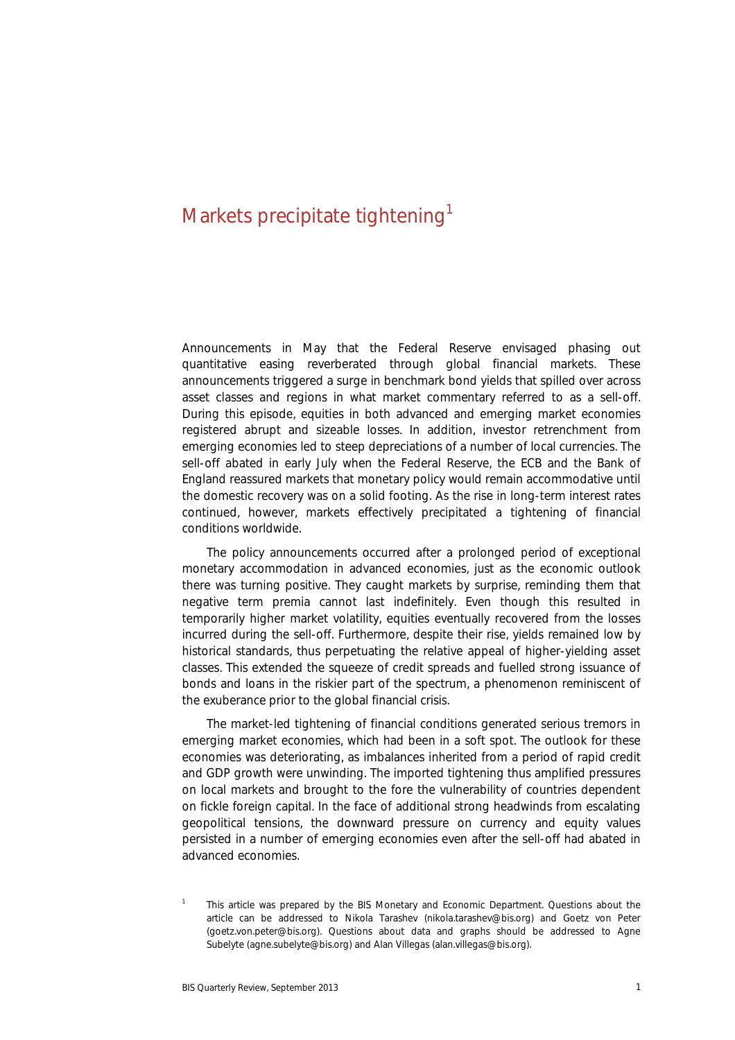# Markets precipitate tightening[1]

Announcements in May that the Federal Reserve envisaged phasing out quantitative easing reverberated through global financial markets. These announcements triggered a surge in benchmark bond yields that spilled over across asset classes and regions in what market commentary referred to as a sell-off. During this episode, equities in both advanced and emerging market economies registered abrupt and sizeable losses. In addition, investor retrenchment from emerging economies led to steep depreciations of a number of local currencies. The sell-off abated in early July when the Federal Reserve, the ECB and the Bank of England reassured markets that monetary policy would remain accommodative until the domestic recovery was on a solid footing. As the rise in long-term interest rates continued, however, markets effectively precipitated a tightening of financial conditions worldwide.

The policy announcements occurred after a prolonged period of exceptional monetary accommodation in advanced economies, just as the economic outlook there was turning positive. They caught markets by surprise, reminding them that negative term premia cannot last indefinitely. Even though this resulted in temporarily higher market volatility, equities eventually recovered from the losses incurred during the sell-off. Furthermore, despite their rise, yields remained low by historical standards, thus perpetuating the relative appeal of higher-yielding asset classes. This extended the squeeze of credit spreads and fuelled strong issuance of bonds and loans in the riskier part of the spectrum, a phenomenon reminiscent of the exuberance prior to the global financial crisis.

The market-led tightening of financial conditions generated serious tremors in emerging market economies, which had been in a soft spot. The outlook for these economies was deteriorating, as imbalances inherited from a period of rapid credit and GDP growth were unwinding. The imported tightening thus amplified pressures on local markets and brought to the fore the vulnerability of countries dependent on fickle foreign capital. In the face of additional strong headwinds from escalating geopolitical tensions, the downward pressure on currency and equity values persisted in a number of emerging economies even after the sell-off had abated in advanced economies.

[1] This article was prepared by the BIS Monetary and Economic Department. Questions about the article can be addressed to Nikola Tarashev (nikola.tarashev@bis.org) and Goetz von Peter (goetz.von.peter@bis.org). Questions about data and graphs should be addressed to Agne Subelyte (agne.subelyte@bis.org) and Alan Villegas (alan.villegas@bis.org).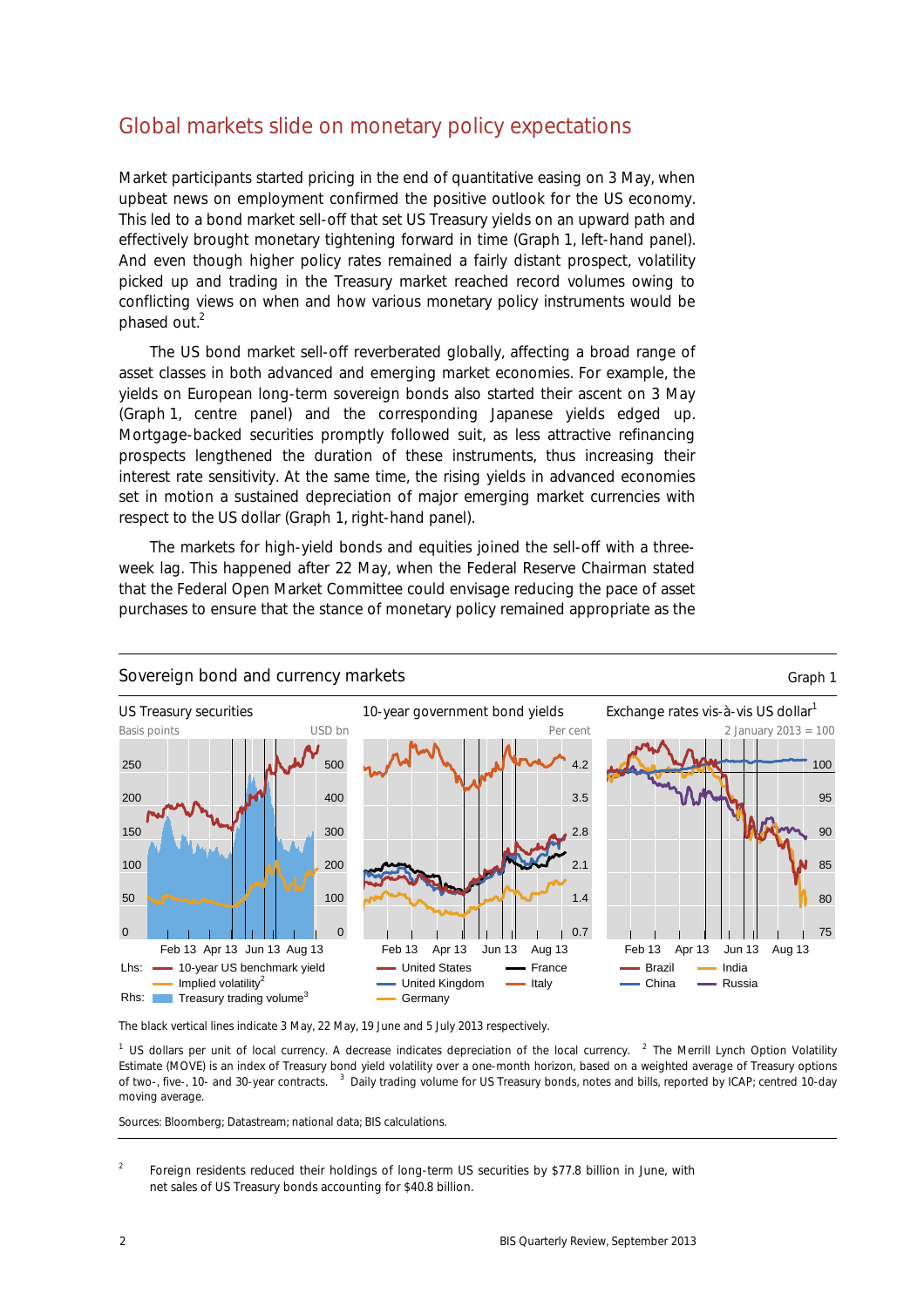## Global markets slide on monetary policy expectations

Market participants started pricing in the end of quantitative easing on 3 May, when upbeat news on employment confirmed the positive outlook for the US economy. This led to a bond market sell-off that set US Treasury yields on an upward path and effectively brought monetary tightening forward in time (Graph 1, left-hand panel). And even though higher policy rates remained a fairly distant prospect, volatility picked up and trading in the Treasury market reached record volumes owing to conflicting views on when and how various monetary policy instruments would be phased out.[2]

The US bond market sell-off reverberated globally, affecting a broad range of asset classes in both advanced and emerging market economies. For example, the yields on European long-term sovereign bonds also started their ascent on 3 May (Graph 1, centre panel) and the corresponding Japanese yields edged up. Mortgage-backed securities promptly followed suit, as less attractive refinancing prospects lengthened the duration of these instruments, thus increasing their interest rate sensitivity. At the same time, the rising yields in advanced economies set in motion a sustained depreciation of major emerging market currencies with respect to the US dollar (Graph 1, right-hand panel).

The markets for high-yield bonds and equities joined the sell-off with a three-week lag. This happened after 22 May, when the Federal Reserve Chairman stated that the Federal Open Market Committee could envisage reducing the pace of asset purchases to ensure that the stance of monetary policy remained appropriate as the

**Sovereign bond and currency markets** — Graph 1

US Treasury securities (Lhs: Basis points; Rhs: USD bn) — Lhs: 10-year US benchmark yield; Implied volatility[2]. Rhs: Treasury trading volume[3]

10-year government bond yields (Per cent) — United States; United Kingdom; Germany; France; Italy

Exchange rates vis-à-vis US dollar[1] (2 January 2013 = 100) — Brazil; China; India; Russia

The black vertical lines indicate 3 May, 22 May, 19 June and 5 July 2013 respectively.

[1] US dollars per unit of local currency. A decrease indicates depreciation of the local currency. [2] The Merrill Lynch Option Volatility Estimate (MOVE) is an index of Treasury bond yield volatility over a one-month horizon, based on a weighted average of Treasury options of two-, five-, 10- and 30-year contracts. [3] Daily trading volume for US Treasury bonds, notes and bills, reported by ICAP; centred 10-day moving average.

Sources: Bloomberg; Datastream; national data; BIS calculations.

[2] Foreign residents reduced their holdings of long-term US securities by $77.8 billion in June, with net sales of US Treasury bonds accounting for $40.8 billion.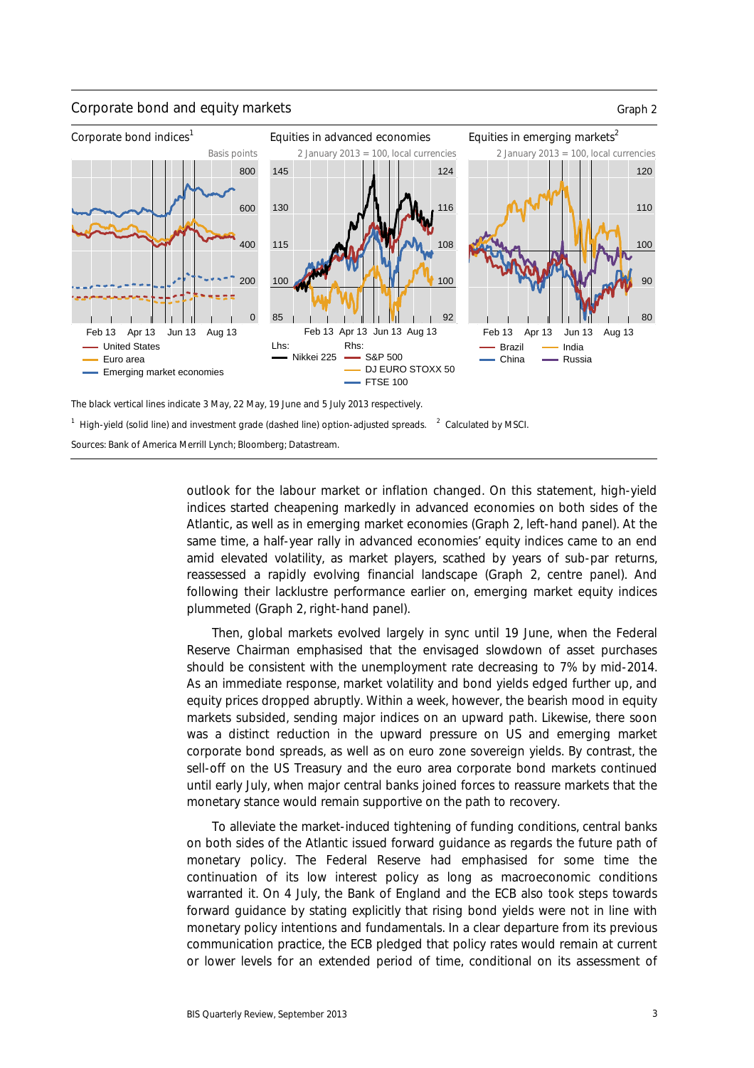Corporate bond and equity markets

Graph 2

Corporate bond indices[1]

Equities in advanced economies

Equities in emerging markets[2]

The black vertical lines indicate 3 May, 22 May, 19 June and 5 July 2013 respectively.

[1] High-yield (solid line) and investment grade (dashed line) option-adjusted spreads. [2] Calculated by MSCI.

Sources: Bank of America Merrill Lynch; Bloomberg; Datastream.

outlook for the labour market or inflation changed. On this statement, high-yield indices started cheapening markedly in advanced economies on both sides of the Atlantic, as well as in emerging market economies (Graph 2, left-hand panel). At the same time, a half-year rally in advanced economies' equity indices came to an end amid elevated volatility, as market players, scathed by years of sub-par returns, reassessed a rapidly evolving financial landscape (Graph 2, centre panel). And following their lacklustre performance earlier on, emerging market equity indices plummeted (Graph 2, right-hand panel).

Then, global markets evolved largely in sync until 19 June, when the Federal Reserve Chairman emphasised that the envisaged slowdown of asset purchases should be consistent with the unemployment rate decreasing to 7% by mid-2014. As an immediate response, market volatility and bond yields edged further up, and equity prices dropped abruptly. Within a week, however, the bearish mood in equity markets subsided, sending major indices on an upward path. Likewise, there soon was a distinct reduction in the upward pressure on US and emerging market corporate bond spreads, as well as on euro zone sovereign yields. By contrast, the sell-off on the US Treasury and the euro area corporate bond markets continued until early July, when major central banks joined forces to reassure markets that the monetary stance would remain supportive on the path to recovery.

To alleviate the market-induced tightening of funding conditions, central banks on both sides of the Atlantic issued forward guidance as regards the future path of monetary policy. The Federal Reserve had emphasised for some time the continuation of its low interest policy as long as macroeconomic conditions warranted it. On 4 July, the Bank of England and the ECB also took steps towards forward guidance by stating explicitly that rising bond yields were not in line with monetary policy intentions and fundamentals. In a clear departure from its previous communication practice, the ECB pledged that policy rates would remain at current or lower levels for an extended period of time, conditional on its assessment of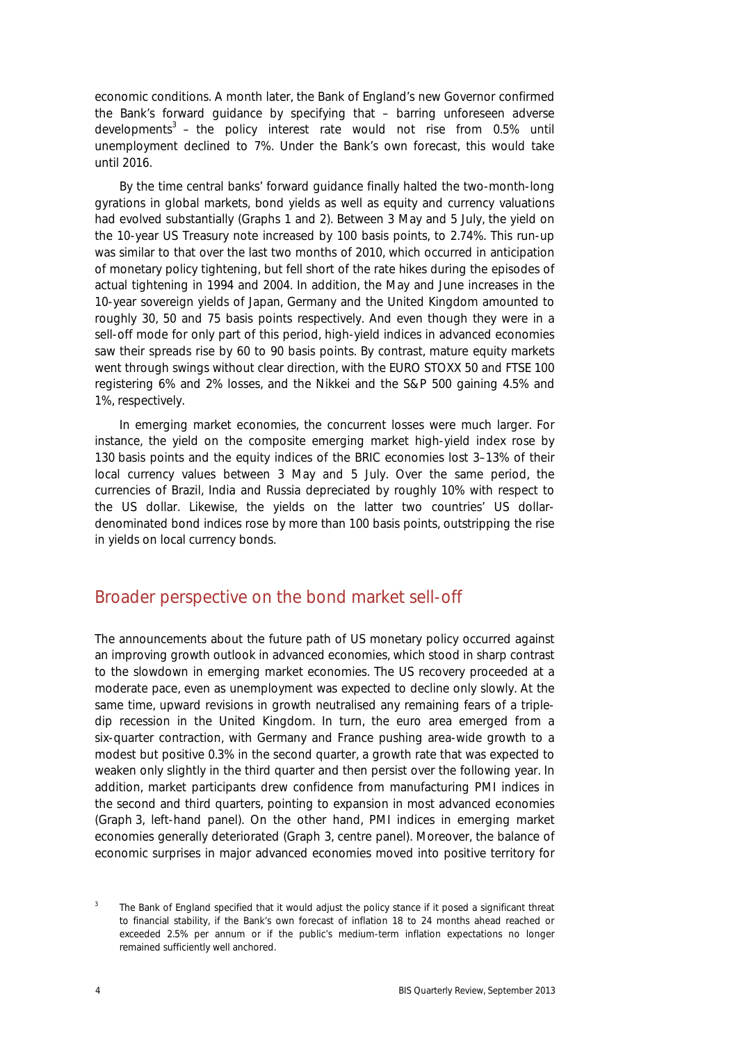economic conditions. A month later, the Bank of England's new Governor confirmed the Bank's forward guidance by specifying that – barring unforeseen adverse developments[3] – the policy interest rate would not rise from 0.5% until unemployment declined to 7%. Under the Bank's own forecast, this would take until 2016.

By the time central banks' forward guidance finally halted the two-month-long gyrations in global markets, bond yields as well as equity and currency valuations had evolved substantially (Graphs 1 and 2). Between 3 May and 5 July, the yield on the 10-year US Treasury note increased by 100 basis points, to 2.74%. This run-up was similar to that over the last two months of 2010, which occurred in anticipation of monetary policy tightening, but fell short of the rate hikes during the episodes of actual tightening in 1994 and 2004. In addition, the May and June increases in the 10-year sovereign yields of Japan, Germany and the United Kingdom amounted to roughly 30, 50 and 75 basis points respectively. And even though they were in a sell-off mode for only part of this period, high-yield indices in advanced economies saw their spreads rise by 60 to 90 basis points. By contrast, mature equity markets went through swings without clear direction, with the EURO STOXX 50 and FTSE 100 registering 6% and 2% losses, and the Nikkei and the S&P 500 gaining 4.5% and 1%, respectively.

In emerging market economies, the concurrent losses were much larger. For instance, the yield on the composite emerging market high-yield index rose by 130 basis points and the equity indices of the BRIC economies lost 3–13% of their local currency values between 3 May and 5 July. Over the same period, the currencies of Brazil, India and Russia depreciated by roughly 10% with respect to the US dollar. Likewise, the yields on the latter two countries' US dollar-denominated bond indices rose by more than 100 basis points, outstripping the rise in yields on local currency bonds.

## Broader perspective on the bond market sell-off

The announcements about the future path of US monetary policy occurred against an improving growth outlook in advanced economies, which stood in sharp contrast to the slowdown in emerging market economies. The US recovery proceeded at a moderate pace, even as unemployment was expected to decline only slowly. At the same time, upward revisions in growth neutralised any remaining fears of a triple-dip recession in the United Kingdom. In turn, the euro area emerged from a six-quarter contraction, with Germany and France pushing area-wide growth to a modest but positive 0.3% in the second quarter, a growth rate that was expected to weaken only slightly in the third quarter and then persist over the following year. In addition, market participants drew confidence from manufacturing PMI indices in the second and third quarters, pointing to expansion in most advanced economies (Graph 3, left-hand panel). On the other hand, PMI indices in emerging market economies generally deteriorated (Graph 3, centre panel). Moreover, the balance of economic surprises in major advanced economies moved into positive territory for

[3] The Bank of England specified that it would adjust the policy stance if it posed a significant threat to financial stability, if the Bank's own forecast of inflation 18 to 24 months ahead reached or exceeded 2.5% per annum or if the public's medium-term inflation expectations no longer remained sufficiently well anchored.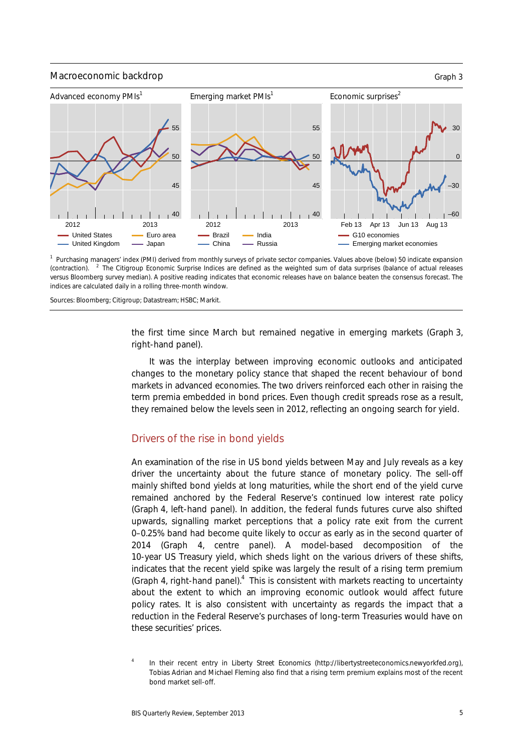Macroeconomic backdrop

Graph 3

Advanced economy PMIs[1] — United States, Euro area, United Kingdom, Japan

Emerging market PMIs[1] — Brazil, India, China, Russia

Economic surprises[2] — G10 economies, Emerging market economies

[1] Purchasing managers' index (PMI) derived from monthly surveys of private sector companies. Values above (below) 50 indicate expansion (contraction). [2] The Citigroup Economic Surprise Indices are defined as the weighted sum of data surprises (balance of actual releases versus Bloomberg survey median). A positive reading indicates that economic releases have on balance beaten the consensus forecast. The indices are calculated daily in a rolling three-month window.

Sources: Bloomberg; Citigroup; Datastream; HSBC; Markit.

the first time since March but remained negative in emerging markets (Graph 3, right-hand panel).

It was the interplay between improving economic outlooks and anticipated changes to the monetary policy stance that shaped the recent behaviour of bond markets in advanced economies. The two drivers reinforced each other in raising the term premia embedded in bond prices. Even though credit spreads rose as a result, they remained below the levels seen in 2012, reflecting an ongoing search for yield.

## Drivers of the rise in bond yields

An examination of the rise in US bond yields between May and July reveals as a key driver the uncertainty about the future stance of monetary policy. The sell-off mainly shifted bond yields at long maturities, while the short end of the yield curve remained anchored by the Federal Reserve's continued low interest rate policy (Graph 4, left-hand panel). In addition, the federal funds futures curve also shifted upwards, signalling market perceptions that a policy rate exit from the current 0–0.25% band had become quite likely to occur as early as in the second quarter of 2014 (Graph 4, centre panel). A model-based decomposition of the 10-year US Treasury yield, which sheds light on the various drivers of these shifts, indicates that the recent yield spike was largely the result of a rising term premium (Graph 4, right-hand panel).[4] This is consistent with markets reacting to uncertainty about the extent to which an improving economic outlook would affect future policy rates. It is also consistent with uncertainty as regards the impact that a reduction in the Federal Reserve's purchases of long-term Treasuries would have on these securities' prices.

[4] In their recent entry in Liberty Street Economics (http://libertystreeteconomics.newyorkfed.org), Tobias Adrian and Michael Fleming also find that a rising term premium explains most of the recent bond market sell-off.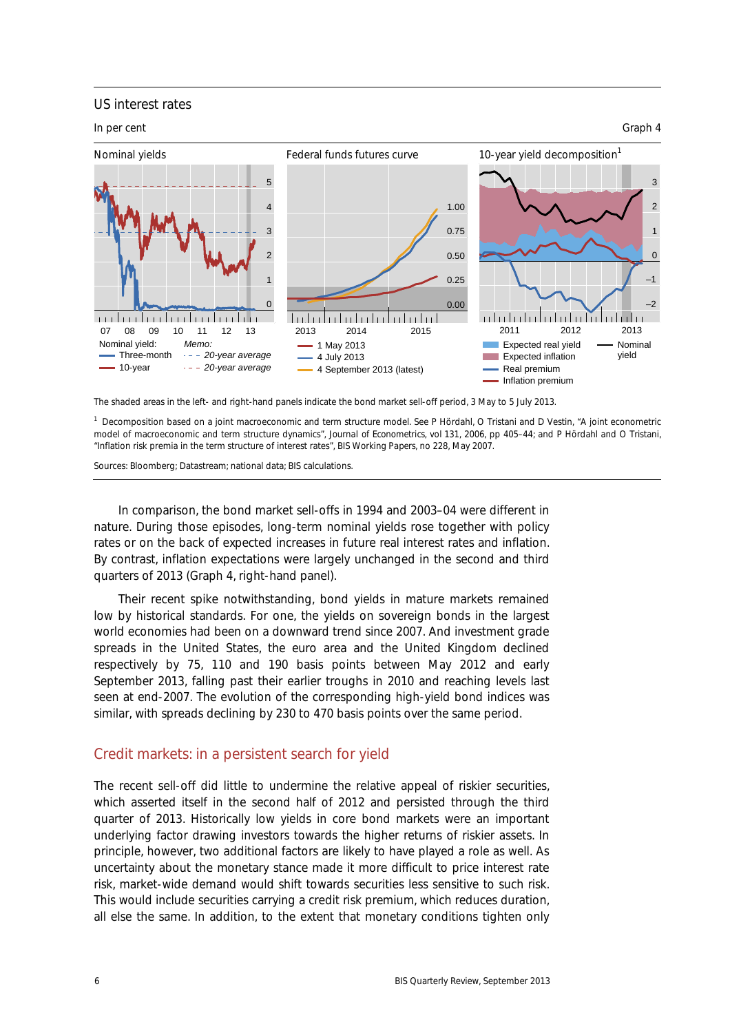US interest rates

In per cent — Graph 4

Nominal yields | Federal funds futures curve | 10-year yield decomposition[1]

Nominal yield: Three-month; 10-year. *Memo:* *20-year average*; *20-year average*

1 May 2013; 4 July 2013; 4 September 2013 (latest)

Expected real yield; Expected inflation; Real premium; Inflation premium; Nominal yield

The shaded areas in the left- and right-hand panels indicate the bond market sell-off period, 3 May to 5 July 2013.

[1] Decomposition based on a joint macroeconomic and term structure model. See P Hördahl, O Tristani and D Vestin, "A joint econometric model of macroeconomic and term structure dynamics", Journal of Econometrics, vol 131, 2006, pp 405–44; and P Hördahl and O Tristani, "Inflation risk premia in the term structure of interest rates", BIS Working Papers, no 228, May 2007.

Sources: Bloomberg; Datastream; national data; BIS calculations.

In comparison, the bond market sell-offs in 1994 and 2003–04 were different in nature. During those episodes, long-term nominal yields rose together with policy rates or on the back of expected increases in future real interest rates and inflation. By contrast, inflation expectations were largely unchanged in the second and third quarters of 2013 (Graph 4, right-hand panel).

Their recent spike notwithstanding, bond yields in mature markets remained low by historical standards. For one, the yields on sovereign bonds in the largest world economies had been on a downward trend since 2007. And investment grade spreads in the United States, the euro area and the United Kingdom declined respectively by 75, 110 and 190 basis points between May 2012 and early September 2013, falling past their earlier troughs in 2010 and reaching levels last seen at end-2007. The evolution of the corresponding high-yield bond indices was similar, with spreads declining by 230 to 470 basis points over the same period.

## Credit markets: in a persistent search for yield

The recent sell-off did little to undermine the relative appeal of riskier securities, which asserted itself in the second half of 2012 and persisted through the third quarter of 2013. Historically low yields in core bond markets were an important underlying factor drawing investors towards the higher returns of riskier assets. In principle, however, two additional factors are likely to have played a role as well. As uncertainty about the monetary stance made it more difficult to price interest rate risk, market-wide demand would shift towards securities less sensitive to such risk. This would include securities carrying a credit risk premium, which reduces duration, all else the same. In addition, to the extent that monetary conditions tighten only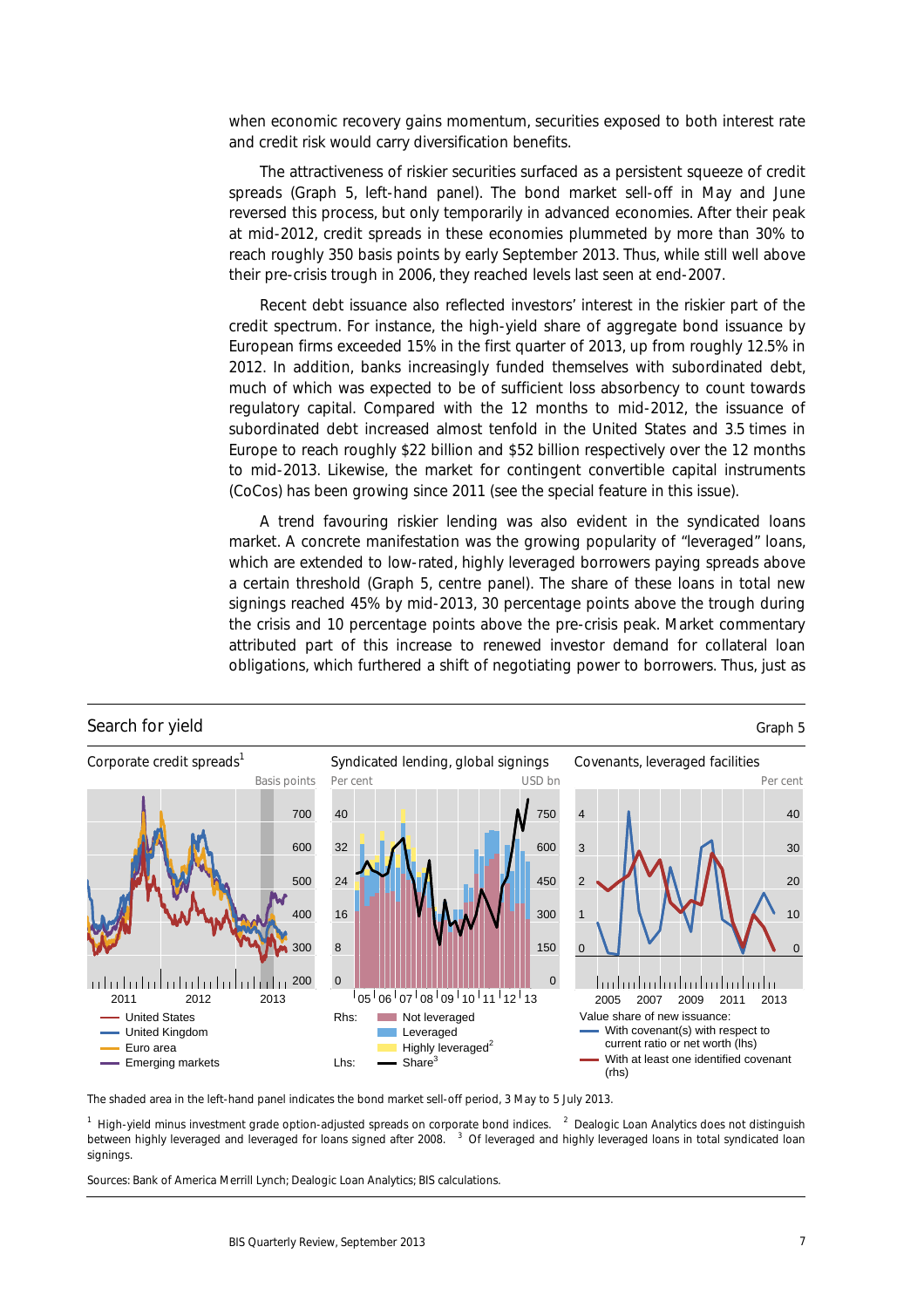when economic recovery gains momentum, securities exposed to both interest rate and credit risk would carry diversification benefits.

The attractiveness of riskier securities surfaced as a persistent squeeze of credit spreads (Graph 5, left-hand panel). The bond market sell-off in May and June reversed this process, but only temporarily in advanced economies. After their peak at mid-2012, credit spreads in these economies plummeted by more than 30% to reach roughly 350 basis points by early September 2013. Thus, while still well above their pre-crisis trough in 2006, they reached levels last seen at end-2007.

Recent debt issuance also reflected investors' interest in the riskier part of the credit spectrum. For instance, the high-yield share of aggregate bond issuance by European firms exceeded 15% in the first quarter of 2013, up from roughly 12.5% in 2012. In addition, banks increasingly funded themselves with subordinated debt, much of which was expected to be of sufficient loss absorbency to count towards regulatory capital. Compared with the 12 months to mid-2012, the issuance of subordinated debt increased almost tenfold in the United States and 3.5 times in Europe to reach roughly \$22 billion and \$52 billion respectively over the 12 months to mid-2013. Likewise, the market for contingent convertible capital instruments (CoCos) has been growing since 2011 (see the special feature in this issue).

A trend favouring riskier lending was also evident in the syndicated loans market. A concrete manifestation was the growing popularity of "leveraged" loans, which are extended to low-rated, highly leveraged borrowers paying spreads above a certain threshold (Graph 5, centre panel). The share of these loans in total new signings reached 45% by mid-2013, 30 percentage points above the trough during the crisis and 10 percentage points above the pre-crisis peak. Market commentary attributed part of this increase to renewed investor demand for collateral loan obligations, which furthered a shift of negotiating power to borrowers. Thus, just as

**Search for yield** — Graph 5

Corporate credit spreads[1] | Syndicated lending, global signings | Covenants, leveraged facilities

The shaded area in the left-hand panel indicates the bond market sell-off period, 3 May to 5 July 2013.

[1] High-yield minus investment grade option-adjusted spreads on corporate bond indices. [2] Dealogic Loan Analytics does not distinguish between highly leveraged and leveraged for loans signed after 2008. [3] Of leveraged and highly leveraged loans in total syndicated loan signings.

Sources: Bank of America Merrill Lynch; Dealogic Loan Analytics; BIS calculations.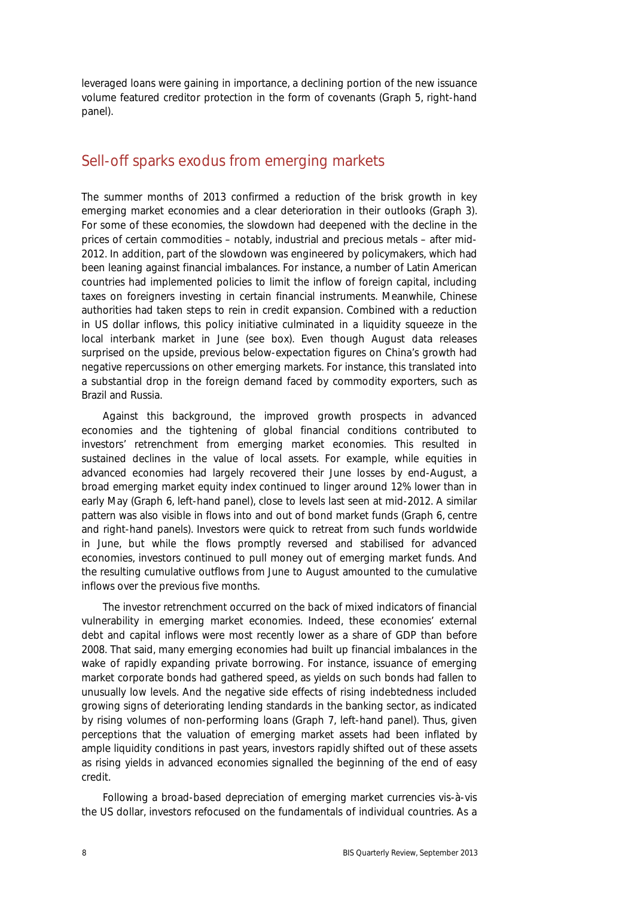leveraged loans were gaining in importance, a declining portion of the new issuance volume featured creditor protection in the form of covenants (Graph 5, right-hand panel).

## Sell-off sparks exodus from emerging markets

The summer months of 2013 confirmed a reduction of the brisk growth in key emerging market economies and a clear deterioration in their outlooks (Graph 3). For some of these economies, the slowdown had deepened with the decline in the prices of certain commodities – notably, industrial and precious metals – after mid-2012. In addition, part of the slowdown was engineered by policymakers, which had been leaning against financial imbalances. For instance, a number of Latin American countries had implemented policies to limit the inflow of foreign capital, including taxes on foreigners investing in certain financial instruments. Meanwhile, Chinese authorities had taken steps to rein in credit expansion. Combined with a reduction in US dollar inflows, this policy initiative culminated in a liquidity squeeze in the local interbank market in June (see box). Even though August data releases surprised on the upside, previous below-expectation figures on China's growth had negative repercussions on other emerging markets. For instance, this translated into a substantial drop in the foreign demand faced by commodity exporters, such as Brazil and Russia.

Against this background, the improved growth prospects in advanced economies and the tightening of global financial conditions contributed to investors' retrenchment from emerging market economies. This resulted in sustained declines in the value of local assets. For example, while equities in advanced economies had largely recovered their June losses by end-August, a broad emerging market equity index continued to linger around 12% lower than in early May (Graph 6, left-hand panel), close to levels last seen at mid-2012. A similar pattern was also visible in flows into and out of bond market funds (Graph 6, centre and right-hand panels). Investors were quick to retreat from such funds worldwide in June, but while the flows promptly reversed and stabilised for advanced economies, investors continued to pull money out of emerging market funds. And the resulting cumulative outflows from June to August amounted to the cumulative inflows over the previous five months.

The investor retrenchment occurred on the back of mixed indicators of financial vulnerability in emerging market economies. Indeed, these economies' external debt and capital inflows were most recently lower as a share of GDP than before 2008. That said, many emerging economies had built up financial imbalances in the wake of rapidly expanding private borrowing. For instance, issuance of emerging market corporate bonds had gathered speed, as yields on such bonds had fallen to unusually low levels. And the negative side effects of rising indebtedness included growing signs of deteriorating lending standards in the banking sector, as indicated by rising volumes of non-performing loans (Graph 7, left-hand panel). Thus, given perceptions that the valuation of emerging market assets had been inflated by ample liquidity conditions in past years, investors rapidly shifted out of these assets as rising yields in advanced economies signalled the beginning of the end of easy credit.

Following a broad-based depreciation of emerging market currencies vis-à-vis the US dollar, investors refocused on the fundamentals of individual countries. As a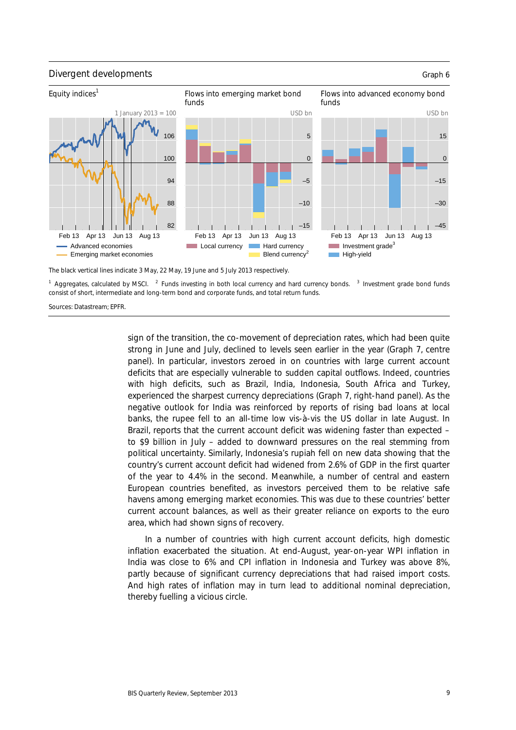Divergent developments — Graph 6

Equity indices[1] — 1 January 2013 = 100

Flows into emerging market bond funds — USD bn

Flows into advanced economy bond funds — USD bn

The black vertical lines indicate 3 May, 22 May, 19 June and 5 July 2013 respectively.

[1] Aggregates, calculated by MSCI. [2] Funds investing in both local currency and hard currency bonds. [3] Investment grade bond funds consist of short, intermediate and long-term bond and corporate funds, and total return funds.

Sources: Datastream; EPFR.

sign of the transition, the co-movement of depreciation rates, which had been quite strong in June and July, declined to levels seen earlier in the year (Graph 7, centre panel). In particular, investors zeroed in on countries with large current account deficits that are especially vulnerable to sudden capital outflows. Indeed, countries with high deficits, such as Brazil, India, Indonesia, South Africa and Turkey, experienced the sharpest currency depreciations (Graph 7, right-hand panel). As the negative outlook for India was reinforced by reports of rising bad loans at local banks, the rupee fell to an all-time low vis-à-vis the US dollar in late August. In Brazil, reports that the current account deficit was widening faster than expected – to $9 billion in July – added to downward pressures on the real stemming from political uncertainty. Similarly, Indonesia's rupiah fell on new data showing that the country's current account deficit had widened from 2.6% of GDP in the first quarter of the year to 4.4% in the second. Meanwhile, a number of central and eastern European countries benefited, as investors perceived them to be relative safe havens among emerging market economies. This was due to these countries' better current account balances, as well as their greater reliance on exports to the euro area, which had shown signs of recovery.

In a number of countries with high current account deficits, high domestic inflation exacerbated the situation. At end-August, year-on-year WPI inflation in India was close to 6% and CPI inflation in Indonesia and Turkey was above 8%, partly because of significant currency depreciations that had raised import costs. And high rates of inflation may in turn lead to additional nominal depreciation, thereby fuelling a vicious circle.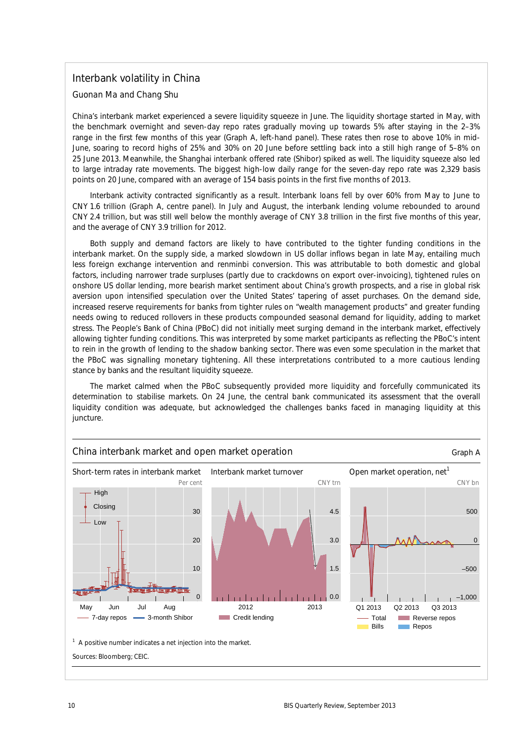## Interbank volatility in China

Guonan Ma and Chang Shu

China's interbank market experienced a severe liquidity squeeze in June. The liquidity shortage started in May, with the benchmark overnight and seven-day repo rates gradually moving up towards 5% after staying in the 2–3% range in the first few months of this year (Graph A, left-hand panel). These rates then rose to above 10% in mid-June, soaring to record highs of 25% and 30% on 20 June before settling back into a still high range of 5–8% on 25 June 2013. Meanwhile, the Shanghai interbank offered rate (Shibor) spiked as well. The liquidity squeeze also led to large intraday rate movements. The biggest high-low daily range for the seven-day repo rate was 2,329 basis points on 20 June, compared with an average of 154 basis points in the first five months of 2013.

Interbank activity contracted significantly as a result. Interbank loans fell by over 60% from May to June to CNY 1.6 trillion (Graph A, centre panel). In July and August, the interbank lending volume rebounded to around CNY 2.4 trillion, but was still well below the monthly average of CNY 3.8 trillion in the first five months of this year, and the average of CNY 3.9 trillion for 2012.

Both supply and demand factors are likely to have contributed to the tighter funding conditions in the interbank market. On the supply side, a marked slowdown in US dollar inflows began in late May, entailing much less foreign exchange intervention and renminbi conversion. This was attributable to both domestic and global factors, including narrower trade surpluses (partly due to crackdowns on export over-invoicing), tightened rules on onshore US dollar lending, more bearish market sentiment about China's growth prospects, and a rise in global risk aversion upon intensified speculation over the United States' tapering of asset purchases. On the demand side, increased reserve requirements for banks from tighter rules on "wealth management products" and greater funding needs owing to reduced rollovers in these products compounded seasonal demand for liquidity, adding to market stress. The People's Bank of China (PBoC) did not initially meet surging demand in the interbank market, effectively allowing tighter funding conditions. This was interpreted by some market participants as reflecting the PBoC's intent to rein in the growth of lending to the shadow banking sector. There was even some speculation in the market that the PBoC was signalling monetary tightening. All these interpretations contributed to a more cautious lending stance by banks and the resultant liquidity squeeze.

The market calmed when the PBoC subsequently provided more liquidity and forcefully communicated its determination to stabilise markets. On 24 June, the central bank communicated its assessment that the overall liquidity condition was adequate, but acknowledged the challenges banks faced in managing liquidity at this juncture.

### China interbank market and open market operation — Graph A

Short-term rates in interbank market (Per cent): 7-day repos (High, Closing, Low); 3-month Shibor — May, Jun, Jul, Aug

Interbank market turnover (CNY trn): Credit lending — 2012, 2013

Open market operation, net[1] (CNY bn): Total; Reverse repos; Bills; Repos — Q1 2013, Q2 2013, Q3 2013

[1] A positive number indicates a net injection into the market.

Sources: Bloomberg; CEIC.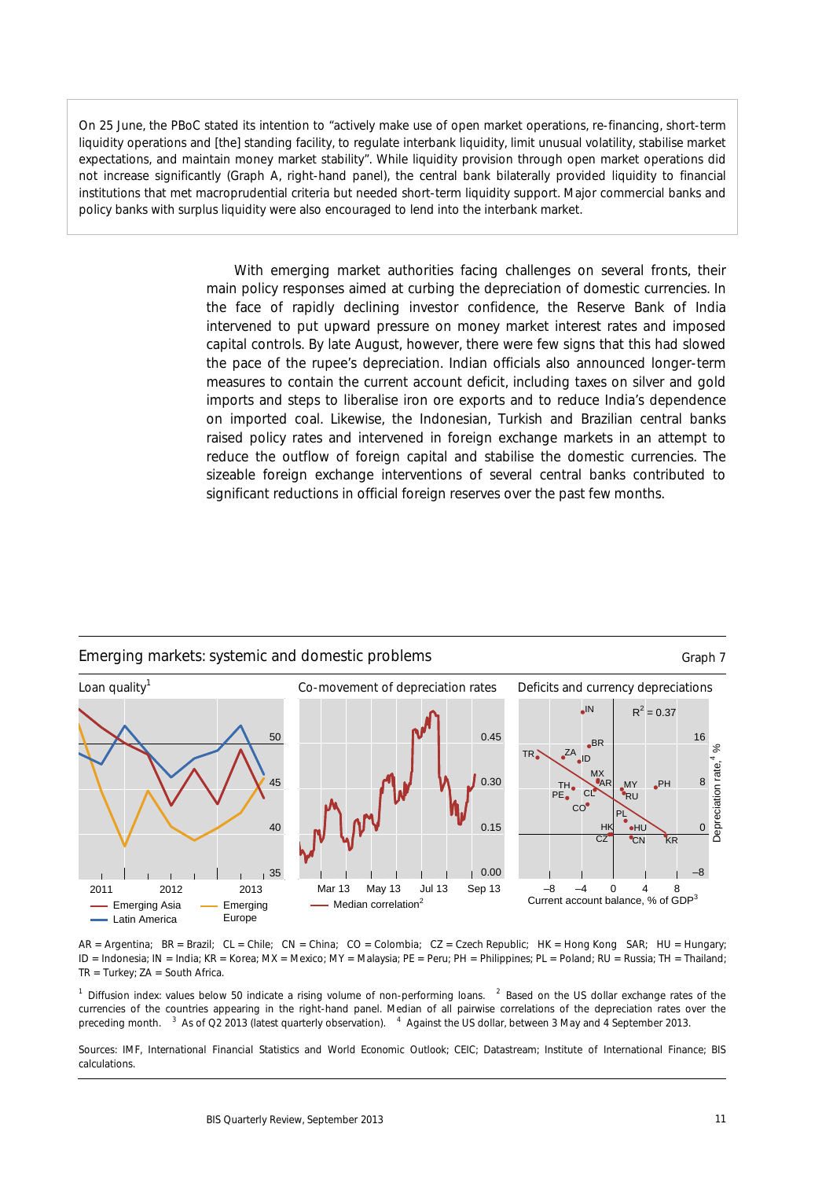On 25 June, the PBoC stated its intention to "actively make use of open market operations, re-financing, short-term liquidity operations and [the] standing facility, to regulate interbank liquidity, limit unusual volatility, stabilise market expectations, and maintain money market stability". While liquidity provision through open market operations did not increase significantly (Graph A, right-hand panel), the central bank bilaterally provided liquidity to financial institutions that met macroprudential criteria but needed short-term liquidity support. Major commercial banks and policy banks with surplus liquidity were also encouraged to lend into the interbank market.

With emerging market authorities facing challenges on several fronts, their main policy responses aimed at curbing the depreciation of domestic currencies. In the face of rapidly declining investor confidence, the Reserve Bank of India intervened to put upward pressure on money market interest rates and imposed capital controls. By late August, however, there were few signs that this had slowed the pace of the rupee's depreciation. Indian officials also announced longer-term measures to contain the current account deficit, including taxes on silver and gold imports and steps to liberalise iron ore exports and to reduce India's dependence on imported coal. Likewise, the Indonesian, Turkish and Brazilian central banks raised policy rates and intervened in foreign exchange markets in an attempt to reduce the outflow of foreign capital and stabilise the domestic currencies. The sizeable foreign exchange interventions of several central banks contributed to significant reductions in official foreign reserves over the past few months.

**Emerging markets: systemic and domestic problems** — Graph 7

Loan quality[1] | Co-movement of depreciation rates | Deficits and currency depreciations

AR = Argentina; BR = Brazil; CL = Chile; CN = China; CO = Colombia; CZ = Czech Republic; HK = Hong Kong SAR; HU = Hungary; ID = Indonesia; IN = India; KR = Korea; MX = Mexico; MY = Malaysia; PE = Peru; PH = Philippines; PL = Poland; RU = Russia; TH = Thailand; TR = Turkey; ZA = South Africa.

[1] Diffusion index: values below 50 indicate a rising volume of non-performing loans. [2] Based on the US dollar exchange rates of the currencies of the countries appearing in the right-hand panel. Median of all pairwise correlations of the depreciation rates over the preceding month. [3] As of Q2 2013 (latest quarterly observation). [4] Against the US dollar, between 3 May and 4 September 2013.

Sources: IMF, International Financial Statistics and World Economic Outlook; CEIC; Datastream; Institute of International Finance; BIS calculations.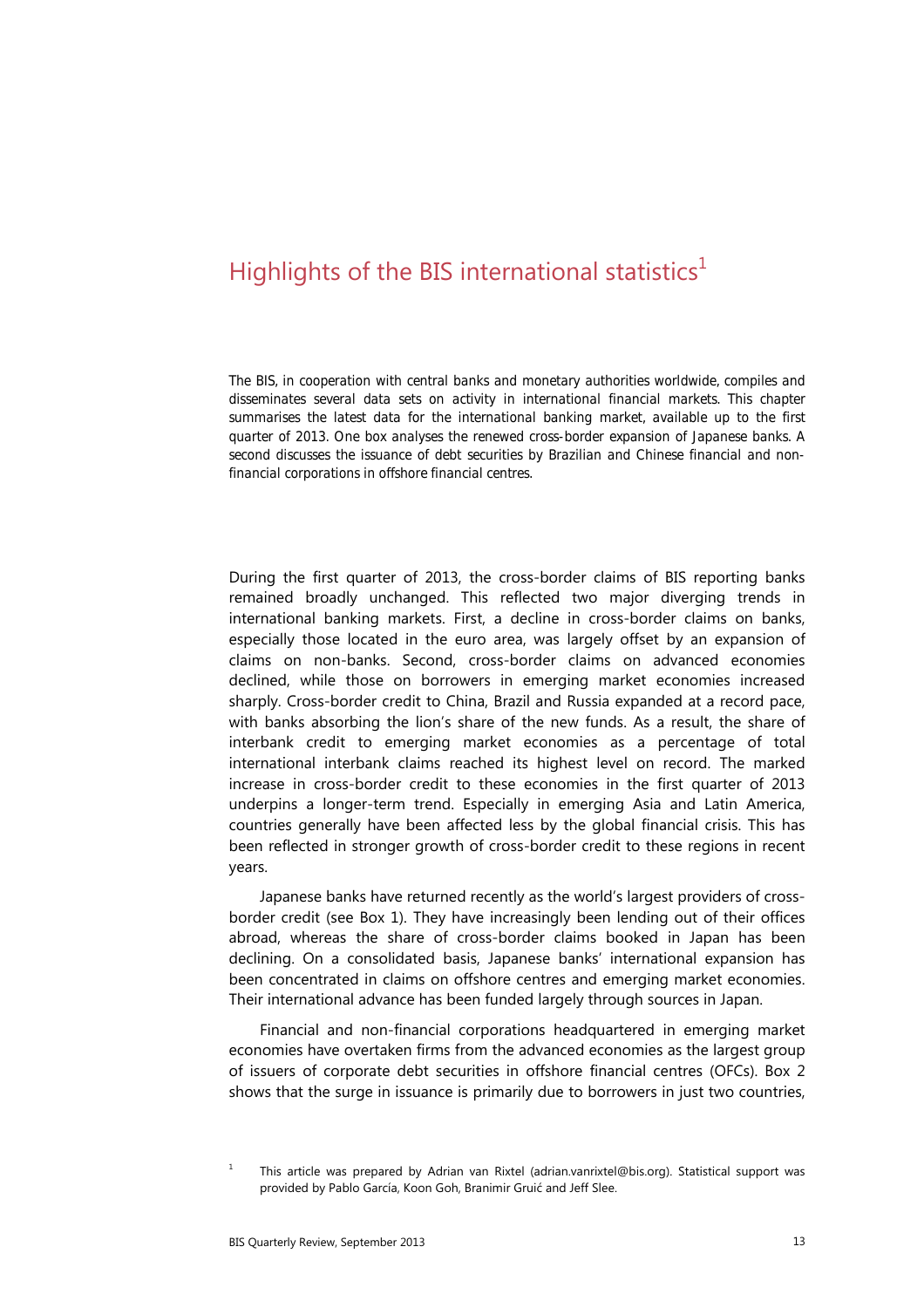# Highlights of the BIS international statistics[1]

*The BIS, in cooperation with central banks and monetary authorities worldwide, compiles and disseminates several data sets on activity in international financial markets. This chapter summarises the latest data for the international banking market, available up to the first quarter of 2013. One box analyses the renewed cross-border expansion of Japanese banks. A second discusses the issuance of debt securities by Brazilian and Chinese financial and non-financial corporations in offshore financial centres.*

During the first quarter of 2013, the cross-border claims of BIS reporting banks remained broadly unchanged. This reflected two major diverging trends in international banking markets. First, a decline in cross-border claims on banks, especially those located in the euro area, was largely offset by an expansion of claims on non-banks. Second, cross-border claims on advanced economies declined, while those on borrowers in emerging market economies increased sharply. Cross-border credit to China, Brazil and Russia expanded at a record pace, with banks absorbing the lion's share of the new funds. As a result, the share of interbank credit to emerging market economies as a percentage of total international interbank claims reached its highest level on record. The marked increase in cross-border credit to these economies in the first quarter of 2013 underpins a longer-term trend. Especially in emerging Asia and Latin America, countries generally have been affected less by the global financial crisis. This has been reflected in stronger growth of cross-border credit to these regions in recent years.

Japanese banks have returned recently as the world's largest providers of cross-border credit (see Box 1). They have increasingly been lending out of their offices abroad, whereas the share of cross-border claims booked in Japan has been declining. On a consolidated basis, Japanese banks' international expansion has been concentrated in claims on offshore centres and emerging market economies. Their international advance has been funded largely through sources in Japan.

Financial and non-financial corporations headquartered in emerging market economies have overtaken firms from the advanced economies as the largest group of issuers of corporate debt securities in offshore financial centres (OFCs). Box 2 shows that the surge in issuance is primarily due to borrowers in just two countries,

[1] This article was prepared by Adrian van Rixtel (adrian.vanrixtel@bis.org). Statistical support was provided by Pablo García, Koon Goh, Branimir Gruić and Jeff Slee.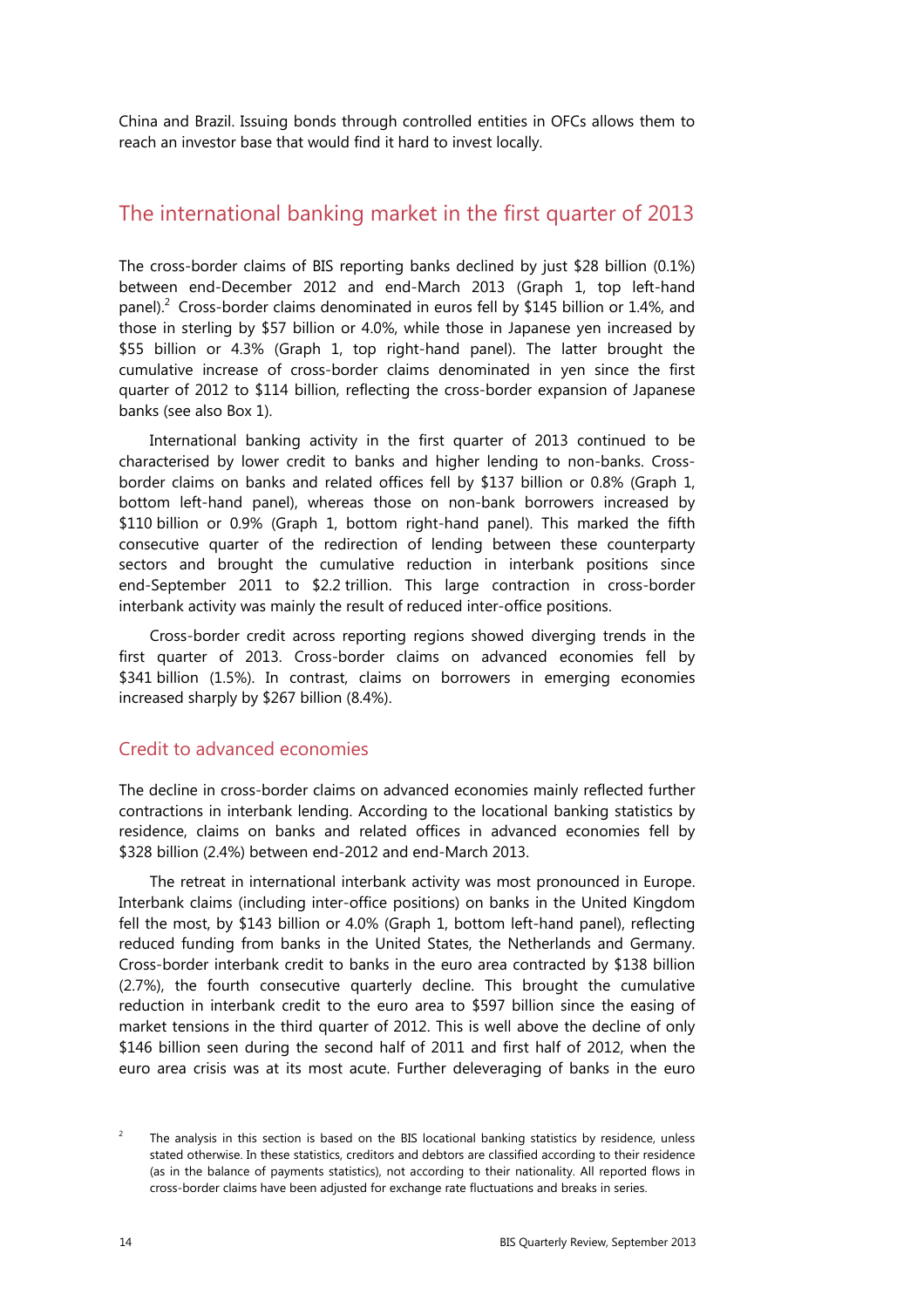China and Brazil. Issuing bonds through controlled entities in OFCs allows them to reach an investor base that would find it hard to invest locally.

## The international banking market in the first quarter of 2013

The cross-border claims of BIS reporting banks declined by just $28 billion (0.1%) between end-December 2012 and end-March 2013 (Graph 1, top left-hand panel).[2] Cross-border claims denominated in euros fell by $145 billion or 1.4%, and those in sterling by $57 billion or 4.0%, while those in Japanese yen increased by $55 billion or 4.3% (Graph 1, top right-hand panel). The latter brought the cumulative increase of cross-border claims denominated in yen since the first quarter of 2012 to $114 billion, reflecting the cross-border expansion of Japanese banks (see also Box 1).

International banking activity in the first quarter of 2013 continued to be characterised by lower credit to banks and higher lending to non-banks. Cross-border claims on banks and related offices fell by $137 billion or 0.8% (Graph 1, bottom left-hand panel), whereas those on non-bank borrowers increased by $110 billion or 0.9% (Graph 1, bottom right-hand panel). This marked the fifth consecutive quarter of the redirection of lending between these counterparty sectors and brought the cumulative reduction in interbank positions since end-September 2011 to $2.2 trillion. This large contraction in cross-border interbank activity was mainly the result of reduced inter-office positions.

Cross-border credit across reporting regions showed diverging trends in the first quarter of 2013. Cross-border claims on advanced economies fell by $341 billion (1.5%). In contrast, claims on borrowers in emerging economies increased sharply by $267 billion (8.4%).

### Credit to advanced economies

The decline in cross-border claims on advanced economies mainly reflected further contractions in interbank lending. According to the locational banking statistics by residence, claims on banks and related offices in advanced economies fell by $328 billion (2.4%) between end-2012 and end-March 2013.

The retreat in international interbank activity was most pronounced in Europe. Interbank claims (including inter-office positions) on banks in the United Kingdom fell the most, by $143 billion or 4.0% (Graph 1, bottom left-hand panel), reflecting reduced funding from banks in the United States, the Netherlands and Germany. Cross-border interbank credit to banks in the euro area contracted by $138 billion (2.7%), the fourth consecutive quarterly decline. This brought the cumulative reduction in interbank credit to the euro area to $597 billion since the easing of market tensions in the third quarter of 2012. This is well above the decline of only $146 billion seen during the second half of 2011 and first half of 2012, when the euro area crisis was at its most acute. Further deleveraging of banks in the euro

[2] The analysis in this section is based on the BIS locational banking statistics by residence, unless stated otherwise. In these statistics, creditors and debtors are classified according to their residence (as in the balance of payments statistics), not according to their nationality. All reported flows in cross-border claims have been adjusted for exchange rate fluctuations and breaks in series.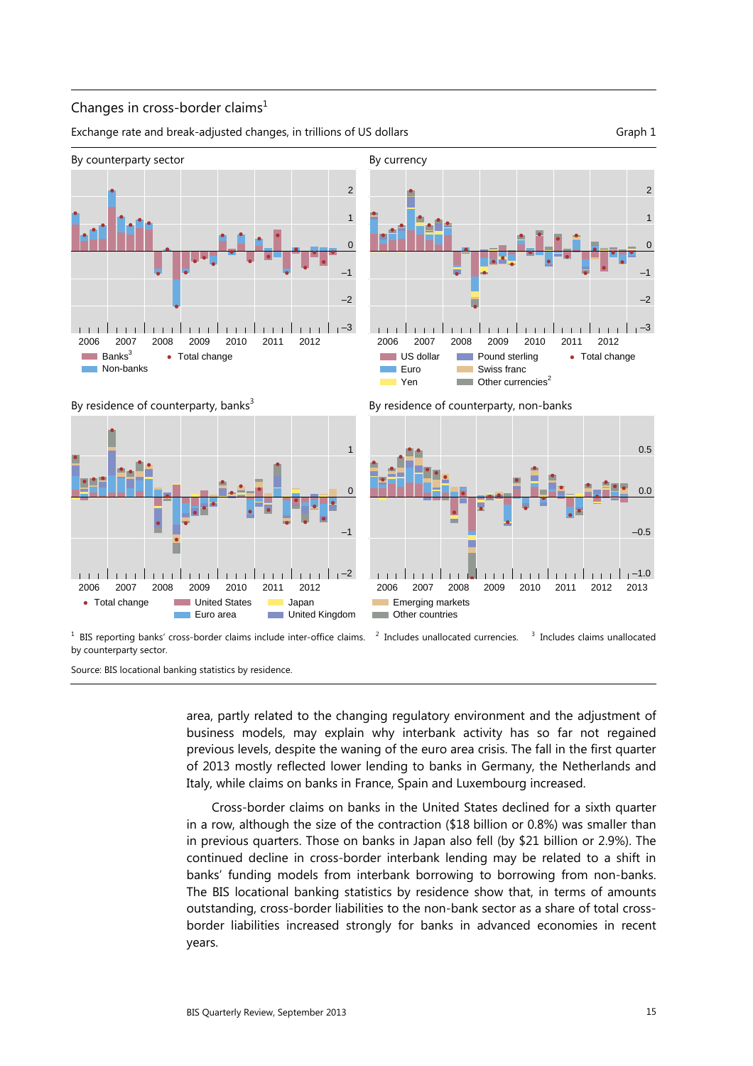Changes in cross-border claims[1]

Exchange rate and break-adjusted changes, in trillions of US dollars

Graph 1

By counterparty sector

By currency

By residence of counterparty, banks[3]

By residence of counterparty, non-banks

[1] BIS reporting banks' cross-border claims include inter-office claims. [2] Includes unallocated currencies. [3] Includes claims unallocated by counterparty sector.

Source: BIS locational banking statistics by residence.

area, partly related to the changing regulatory environment and the adjustment of business models, may explain why interbank activity has so far not regained previous levels, despite the waning of the euro area crisis. The fall in the first quarter of 2013 mostly reflected lower lending to banks in Germany, the Netherlands and Italy, while claims on banks in France, Spain and Luxembourg increased.

Cross-border claims on banks in the United States declined for a sixth quarter in a row, although the size of the contraction ($18 billion or 0.8%) was smaller than in previous quarters. Those on banks in Japan also fell (by $21 billion or 2.9%). The continued decline in cross-border interbank lending may be related to a shift in banks' funding models from interbank borrowing to borrowing from non-banks. The BIS locational banking statistics by residence show that, in terms of amounts outstanding, cross-border liabilities to the non-bank sector as a share of total cross-border liabilities increased strongly for banks in advanced economies in recent years.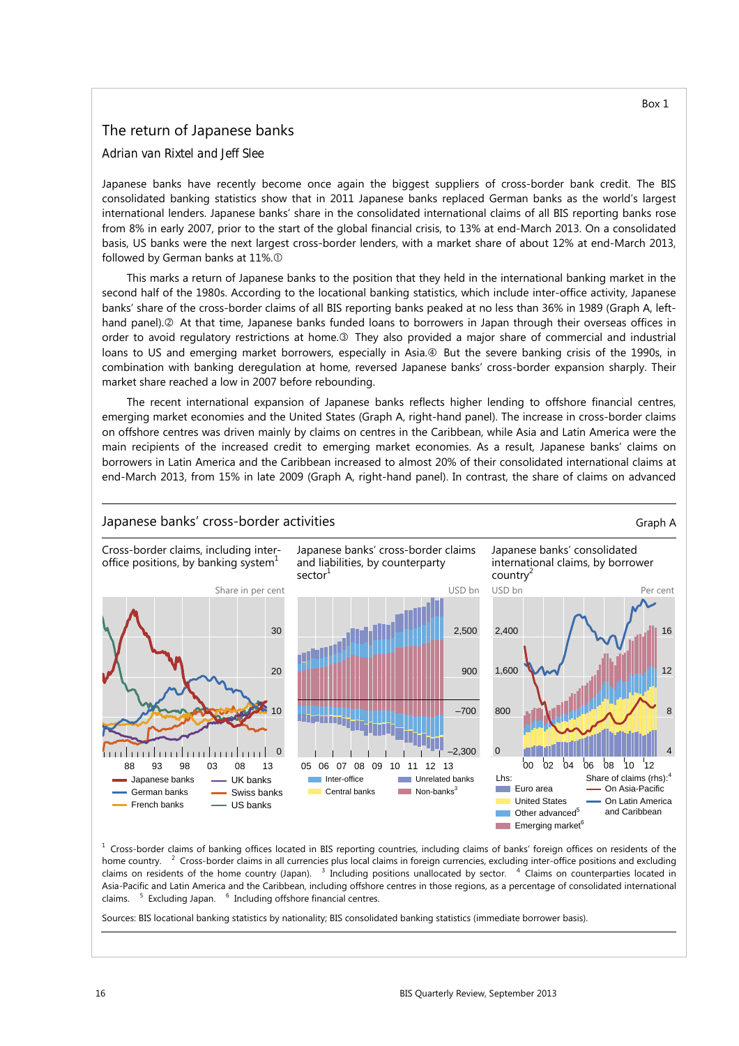Box 1

## The return of Japanese banks

*Adrian van Rixtel and Jeff Slee*

Japanese banks have recently become once again the biggest suppliers of cross-border bank credit. The BIS consolidated banking statistics show that in 2011 Japanese banks replaced German banks as the world's largest international lenders. Japanese banks' share in the consolidated international claims of all BIS reporting banks rose from 8% in early 2007, prior to the start of the global financial crisis, to 13% at end-March 2013. On a consolidated basis, US banks were the next largest cross-border lenders, with a market share of about 12% at end-March 2013, followed by German banks at 11%.①

This marks a return of Japanese banks to the position that they held in the international banking market in the second half of the 1980s. According to the locational banking statistics, which include inter-office activity, Japanese banks' share of the cross-border claims of all BIS reporting banks peaked at no less than 36% in 1989 (Graph A, left-hand panel).② At that time, Japanese banks funded loans to borrowers in Japan through their overseas offices in order to avoid regulatory restrictions at home.③ They also provided a major share of commercial and industrial loans to US and emerging market borrowers, especially in Asia.④ But the severe banking crisis of the 1990s, in combination with banking deregulation at home, reversed Japanese banks' cross-border expansion sharply. Their market share reached a low in 2007 before rebounding.

The recent international expansion of Japanese banks reflects higher lending to offshore financial centres, emerging market economies and the United States (Graph A, right-hand panel). The increase in cross-border claims on offshore centres was driven mainly by claims on centres in the Caribbean, while Asia and Latin America were the main recipients of the increased credit to emerging market economies. As a result, Japanese banks' claims on borrowers in Latin America and the Caribbean increased to almost 20% of their consolidated international claims at end-March 2013, from 15% in late 2009 (Graph A, right-hand panel). In contrast, the share of claims on advanced

### Japanese banks' cross-border activities

Graph A

Cross-border claims, including inter-office positions, by banking system[1] — Share in per cent

Legend: Japanese banks; German banks; French banks; UK banks; Swiss banks; US banks

Japanese banks' cross-border claims and liabilities, by counterparty sector[1] — USD bn

Legend: Inter-office; Central banks; Unrelated banks; Non-banks[3]

Japanese banks' consolidated international claims, by borrower country[2] — USD bn (lhs); Per cent (rhs)

Lhs: Euro area; United States; Other advanced[5]; Emerging market[6]. Share of claims (rhs):[4] On Asia-Pacific; On Latin America and Caribbean

[1] Cross-border claims of banking offices located in BIS reporting countries, including claims of banks' foreign offices on residents of the home country. [2] Cross-border claims in all currencies plus local claims in foreign currencies, excluding inter-office positions and excluding claims on residents of the home country (Japan). [3] Including positions unallocated by sector. [4] Claims on counterparties located in Asia-Pacific and Latin America and the Caribbean, including offshore centres in those regions, as a percentage of consolidated international claims. [5] Excluding Japan. [6] Including offshore financial centres.

Sources: BIS locational banking statistics by nationality; BIS consolidated banking statistics (immediate borrower basis).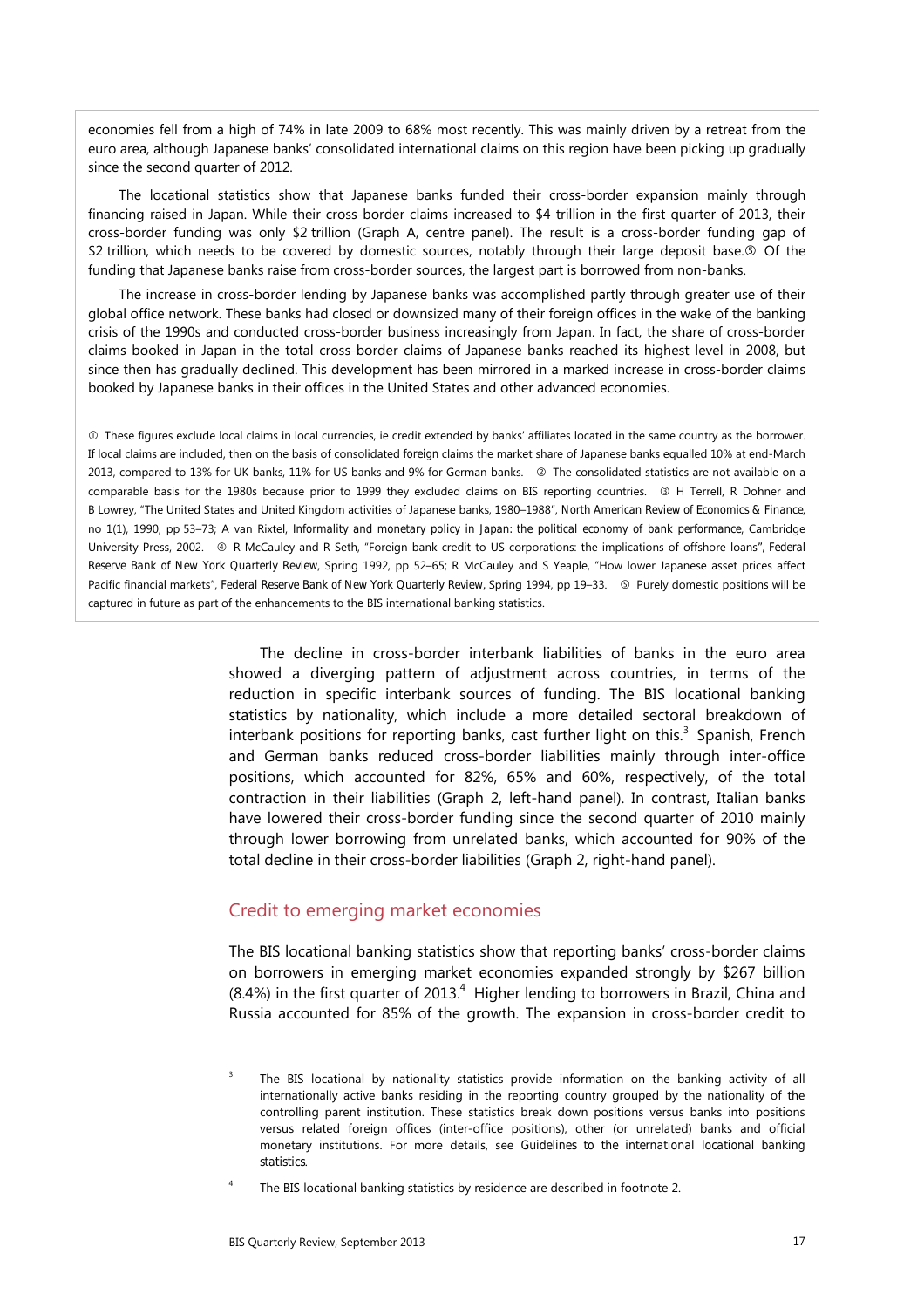economies fell from a high of 74% in late 2009 to 68% most recently. This was mainly driven by a retreat from the euro area, although Japanese banks' consolidated international claims on this region have been picking up gradually since the second quarter of 2012.

The locational statistics show that Japanese banks funded their cross-border expansion mainly through financing raised in Japan. While their cross-border claims increased to $4 trillion in the first quarter of 2013, their cross-border funding was only $2 trillion (Graph A, centre panel). The result is a cross-border funding gap of $2 trillion, which needs to be covered by domestic sources, notably through their large deposit base.⑤ Of the funding that Japanese banks raise from cross-border sources, the largest part is borrowed from non-banks.

The increase in cross-border lending by Japanese banks was accomplished partly through greater use of their global office network. These banks had closed or downsized many of their foreign offices in the wake of the banking crisis of the 1990s and conducted cross-border business increasingly from Japan. In fact, the share of cross-border claims booked in Japan in the total cross-border claims of Japanese banks reached its highest level in 2008, but since then has gradually declined. This development has been mirrored in a marked increase in cross-border claims booked by Japanese banks in their offices in the United States and other advanced economies.

① These figures exclude local claims in local currencies, ie credit extended by banks' affiliates located in the same country as the borrower. If local claims are included, then on the basis of consolidated foreign claims the market share of Japanese banks equalled 10% at end-March 2013, compared to 13% for UK banks, 11% for US banks and 9% for German banks. ② The consolidated statistics are not available on a comparable basis for the 1980s because prior to 1999 they excluded claims on BIS reporting countries. ③ H Terrell, R Dohner and B Lowrey, "The United States and United Kingdom activities of Japanese banks, 1980–1988", *North American Review of Economics & Finance*, no 1(1), 1990, pp 53–73; A van Rixtel, *Informality and monetary policy in Japan: the political economy of bank performance*, Cambridge University Press, 2002. ④ R McCauley and R Seth, "Foreign bank credit to US corporations: the implications of offshore loans", *Federal Reserve Bank of New York Quarterly Review*, Spring 1992, pp 52–65; R McCauley and S Yeaple, "How lower Japanese asset prices affect Pacific financial markets", *Federal Reserve Bank of New York Quarterly Review*, Spring 1994, pp 19–33. ⑤ Purely domestic positions will be captured in future as part of the enhancements to the BIS international banking statistics.

The decline in cross-border interbank liabilities of banks in the euro area showed a diverging pattern of adjustment across countries, in terms of the reduction in specific interbank sources of funding. The BIS locational banking statistics by nationality, which include a more detailed sectoral breakdown of interbank positions for reporting banks, cast further light on this.[3] Spanish, French and German banks reduced cross-border liabilities mainly through inter-office positions, which accounted for 82%, 65% and 60%, respectively, of the total contraction in their liabilities (Graph 2, left-hand panel). In contrast, Italian banks have lowered their cross-border funding since the second quarter of 2010 mainly through lower borrowing from unrelated banks, which accounted for 90% of the total decline in their cross-border liabilities (Graph 2, right-hand panel).

## Credit to emerging market economies

The BIS locational banking statistics show that reporting banks' cross-border claims on borrowers in emerging market economies expanded strongly by $267 billion (8.4%) in the first quarter of 2013.[4] Higher lending to borrowers in Brazil, China and Russia accounted for 85% of the growth. The expansion in cross-border credit to

[3] The BIS locational by nationality statistics provide information on the banking activity of all internationally active banks residing in the reporting country grouped by the nationality of the controlling parent institution. These statistics break down positions versus banks into positions versus related foreign offices (inter-office positions), other (or unrelated) banks and official monetary institutions. For more details, see *Guidelines to the international locational banking statistics*.

[4] The BIS locational banking statistics by residence are described in footnote 2.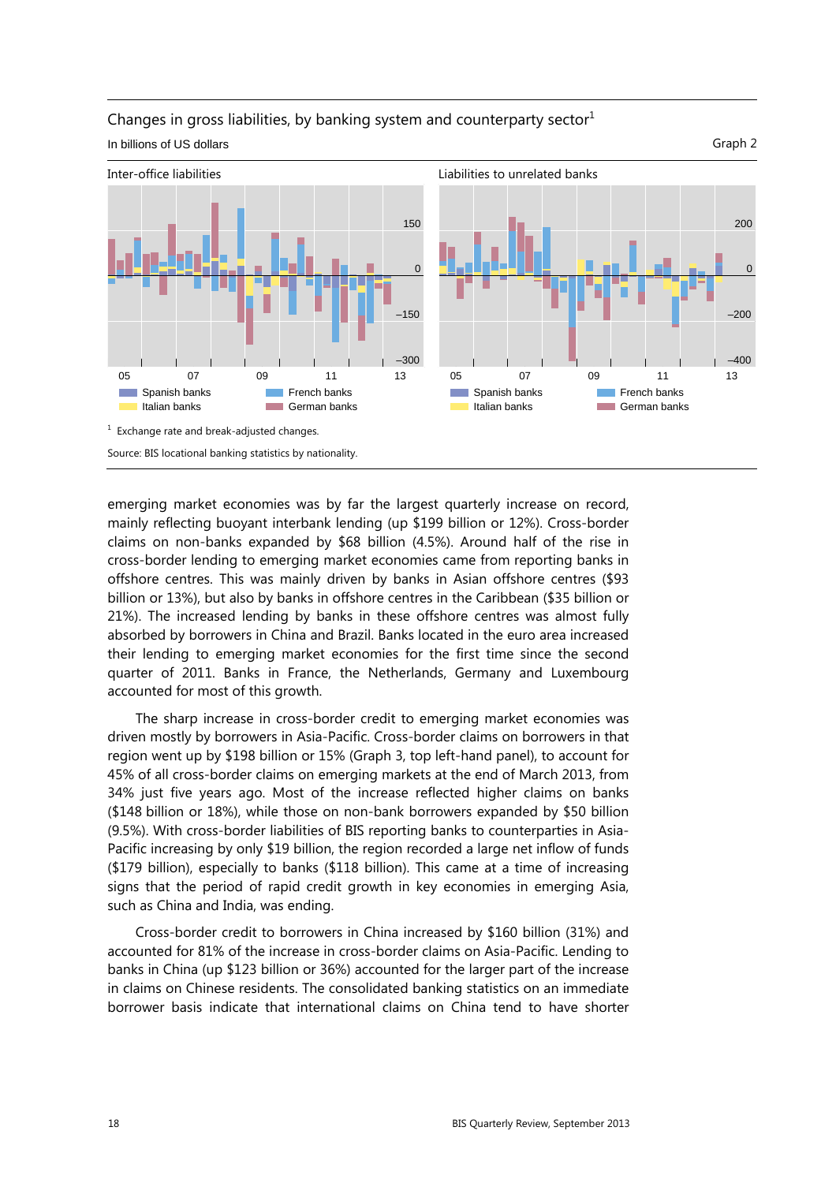Changes in gross liabilities, by banking system and counterparty sector[1]

In billions of US dollars

Graph 2

Inter-office liabilities

Liabilities to unrelated banks

Spanish banks | French banks | Italian banks | German banks

[1] Exchange rate and break-adjusted changes.

Source: BIS locational banking statistics by nationality.

emerging market economies was by far the largest quarterly increase on record, mainly reflecting buoyant interbank lending (up $199 billion or 12%). Cross-border claims on non-banks expanded by $68 billion (4.5%). Around half of the rise in cross-border lending to emerging market economies came from reporting banks in offshore centres. This was mainly driven by banks in Asian offshore centres ($93 billion or 13%), but also by banks in offshore centres in the Caribbean ($35 billion or 21%). The increased lending by banks in these offshore centres was almost fully absorbed by borrowers in China and Brazil. Banks located in the euro area increased their lending to emerging market economies for the first time since the second quarter of 2011. Banks in France, the Netherlands, Germany and Luxembourg accounted for most of this growth.

The sharp increase in cross-border credit to emerging market economies was driven mostly by borrowers in Asia-Pacific. Cross-border claims on borrowers in that region went up by $198 billion or 15% (Graph 3, top left-hand panel), to account for 45% of all cross-border claims on emerging markets at the end of March 2013, from 34% just five years ago. Most of the increase reflected higher claims on banks ($148 billion or 18%), while those on non-bank borrowers expanded by $50 billion (9.5%). With cross-border liabilities of BIS reporting banks to counterparties in Asia-Pacific increasing by only $19 billion, the region recorded a large net inflow of funds ($179 billion), especially to banks ($118 billion). This came at a time of increasing signs that the period of rapid credit growth in key economies in emerging Asia, such as China and India, was ending.

Cross-border credit to borrowers in China increased by $160 billion (31%) and accounted for 81% of the increase in cross-border claims on Asia-Pacific. Lending to banks in China (up $123 billion or 36%) accounted for the larger part of the increase in claims on Chinese residents. The consolidated banking statistics on an immediate borrower basis indicate that international claims on China tend to have shorter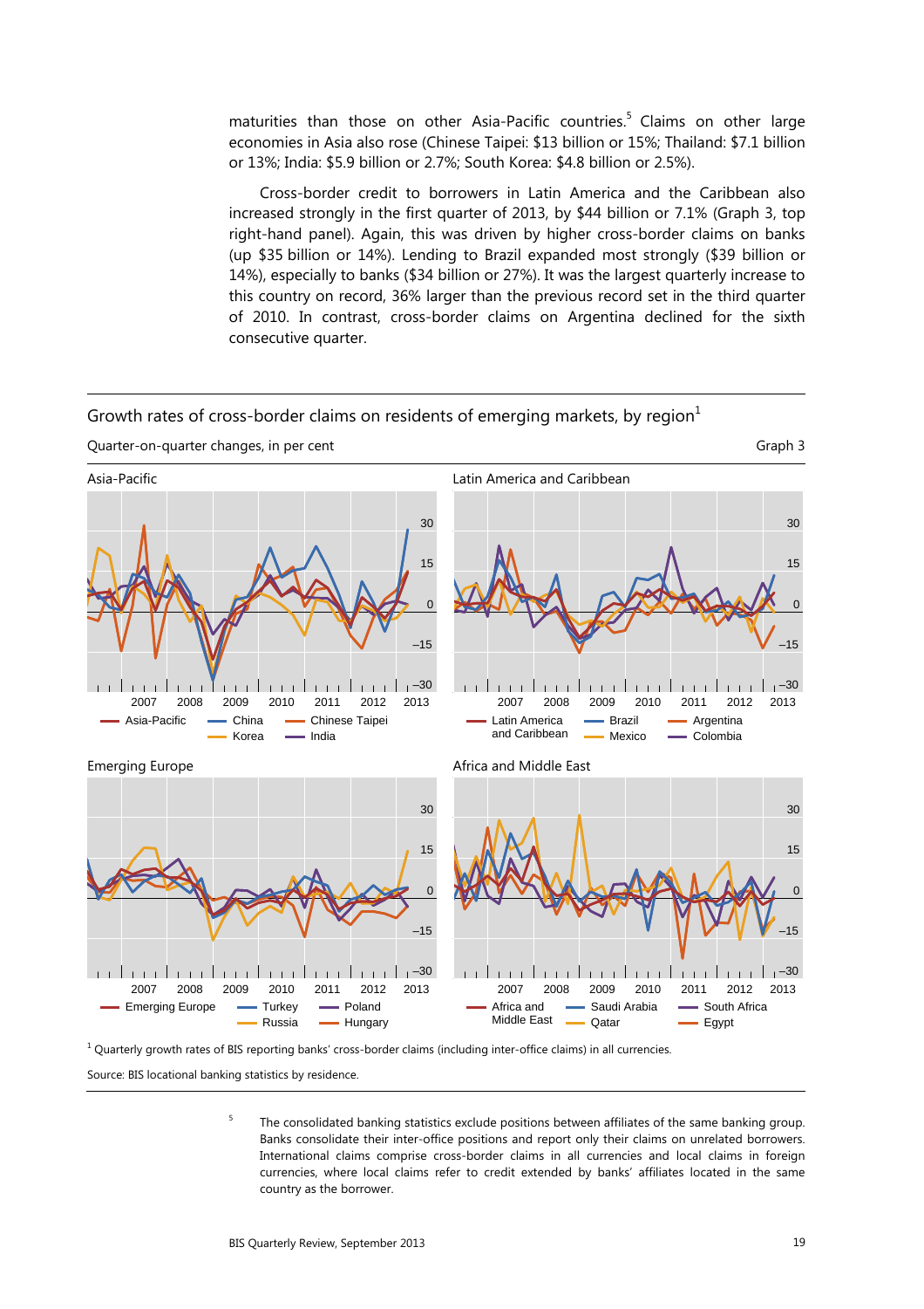maturities than those on other Asia-Pacific countries.[5] Claims on other large economies in Asia also rose (Chinese Taipei: \$13 billion or 15%; Thailand: \$7.1 billion or 13%; India: \$5.9 billion or 2.7%; South Korea: \$4.8 billion or 2.5%).

Cross-border credit to borrowers in Latin America and the Caribbean also increased strongly in the first quarter of 2013, by \$44 billion or 7.1% (Graph 3, top right-hand panel). Again, this was driven by higher cross-border claims on banks (up \$35 billion or 14%). Lending to Brazil expanded most strongly (\$39 billion or 14%), especially to banks (\$34 billion or 27%). It was the largest quarterly increase to this country on record, 36% larger than the previous record set in the third quarter of 2010. In contrast, cross-border claims on Argentina declined for the sixth consecutive quarter.

Growth rates of cross-border claims on residents of emerging markets, by region[1]

Quarter-on-quarter changes, in per cent

Graph 3

Asia-Pacific

Latin America and Caribbean

Emerging Europe

Africa and Middle East

[1] Quarterly growth rates of BIS reporting banks' cross-border claims (including inter-office claims) in all currencies.

Source: BIS locational banking statistics by residence.

[5] The consolidated banking statistics exclude positions between affiliates of the same banking group. Banks consolidate their inter-office positions and report only their claims on unrelated borrowers. International claims comprise cross-border claims in all currencies and local claims in foreign currencies, where local claims refer to credit extended by banks' affiliates located in the same country as the borrower.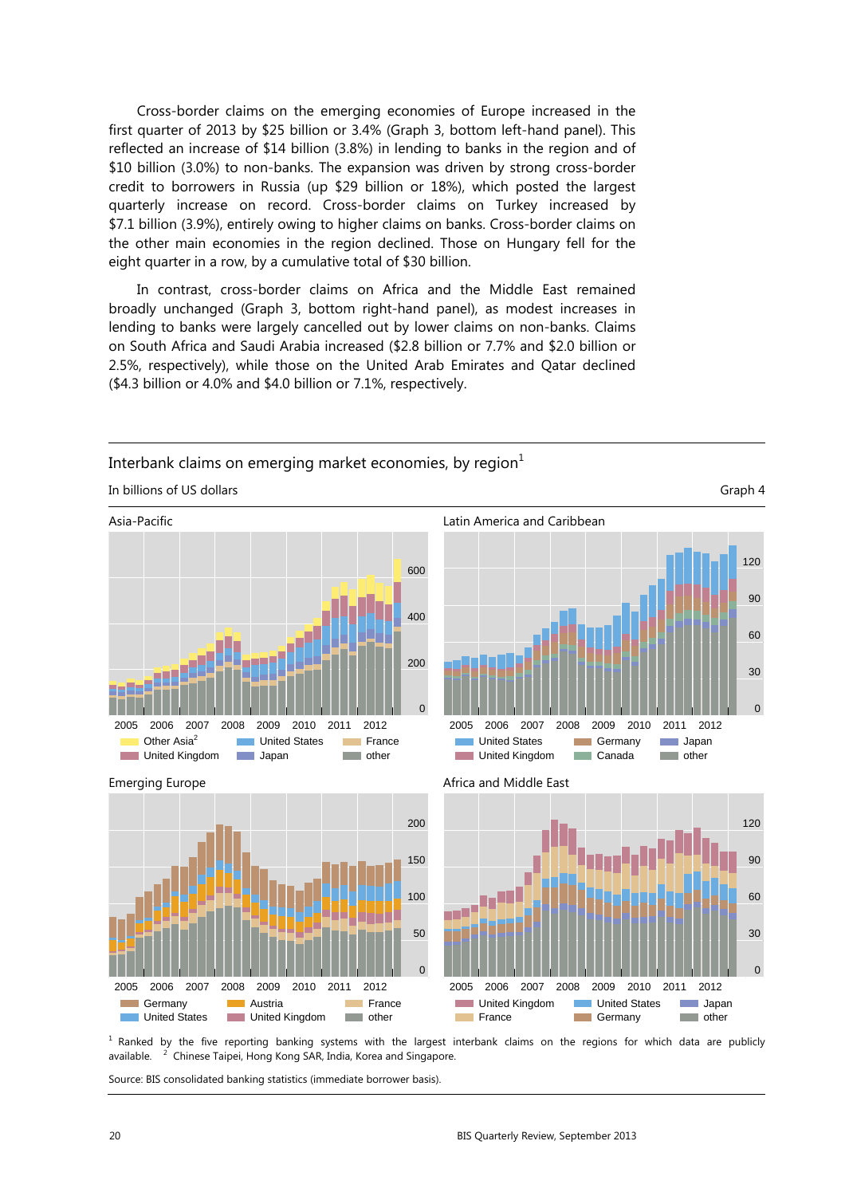Cross-border claims on the emerging economies of Europe increased in the first quarter of 2013 by $25 billion or 3.4% (Graph 3, bottom left-hand panel). This reflected an increase of $14 billion (3.8%) in lending to banks in the region and of $10 billion (3.0%) to non-banks. The expansion was driven by strong cross-border credit to borrowers in Russia (up $29 billion or 18%), which posted the largest quarterly increase on record. Cross-border claims on Turkey increased by $7.1 billion (3.9%), entirely owing to higher claims on banks. Cross-border claims on the other main economies in the region declined. Those on Hungary fell for the eight quarter in a row, by a cumulative total of $30 billion.

In contrast, cross-border claims on Africa and the Middle East remained broadly unchanged (Graph 3, bottom right-hand panel), as modest increases in lending to banks were largely cancelled out by lower claims on non-banks. Claims on South Africa and Saudi Arabia increased ($2.8 billion or 7.7% and $2.0 billion or 2.5%, respectively), while those on the United Arab Emirates and Qatar declined ($4.3 billion or 4.0% and $4.0 billion or 7.1%, respectively.

Interbank claims on emerging market economies, by region[1]

In billions of US dollars

Graph 4

Asia-Pacific

Other Asia[2] · United States · France · United Kingdom · Japan · other

Latin America and Caribbean

United States · Germany · Japan · United Kingdom · Canada · other

Emerging Europe

Germany · Austria · France · United States · United Kingdom · other

Africa and Middle East

United Kingdom · United States · Japan · France · Germany · other

[1] Ranked by the five reporting banking systems with the largest interbank claims on the regions for which data are publicly available. [2] Chinese Taipei, Hong Kong SAR, India, Korea and Singapore.

Source: BIS consolidated banking statistics (immediate borrower basis).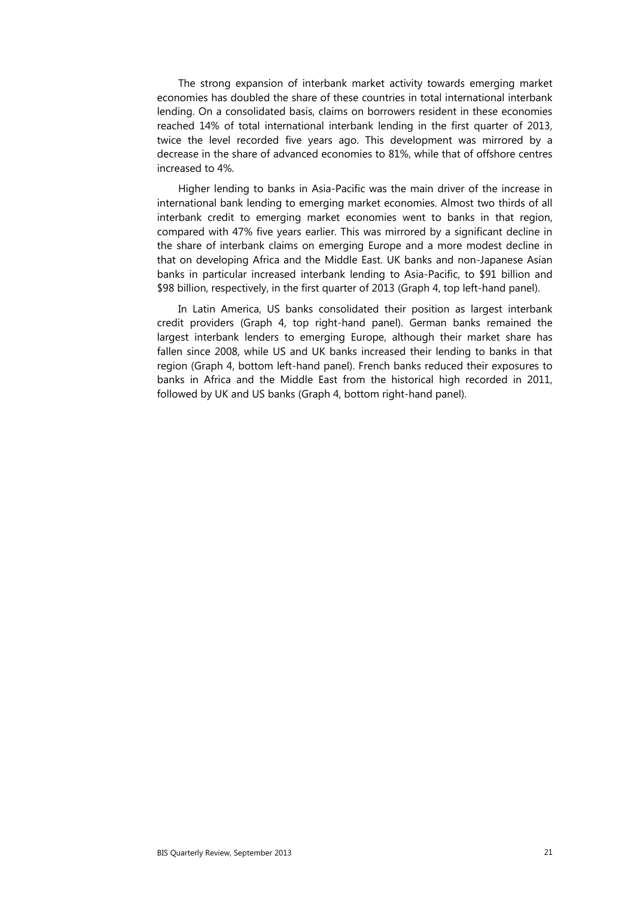The strong expansion of interbank market activity towards emerging market economies has doubled the share of these countries in total international interbank lending. On a consolidated basis, claims on borrowers resident in these economies reached 14% of total international interbank lending in the first quarter of 2013, twice the level recorded five years ago. This development was mirrored by a decrease in the share of advanced economies to 81%, while that of offshore centres increased to 4%.

Higher lending to banks in Asia-Pacific was the main driver of the increase in international bank lending to emerging market economies. Almost two thirds of all interbank credit to emerging market economies went to banks in that region, compared with 47% five years earlier. This was mirrored by a significant decline in the share of interbank claims on emerging Europe and a more modest decline in that on developing Africa and the Middle East. UK banks and non-Japanese Asian banks in particular increased interbank lending to Asia-Pacific, to $91 billion and $98 billion, respectively, in the first quarter of 2013 (Graph 4, top left-hand panel).

In Latin America, US banks consolidated their position as largest interbank credit providers (Graph 4, top right-hand panel). German banks remained the largest interbank lenders to emerging Europe, although their market share has fallen since 2008, while US and UK banks increased their lending to banks in that region (Graph 4, bottom left-hand panel). French banks reduced their exposures to banks in Africa and the Middle East from the historical high recorded in 2011, followed by UK and US banks (Graph 4, bottom right-hand panel).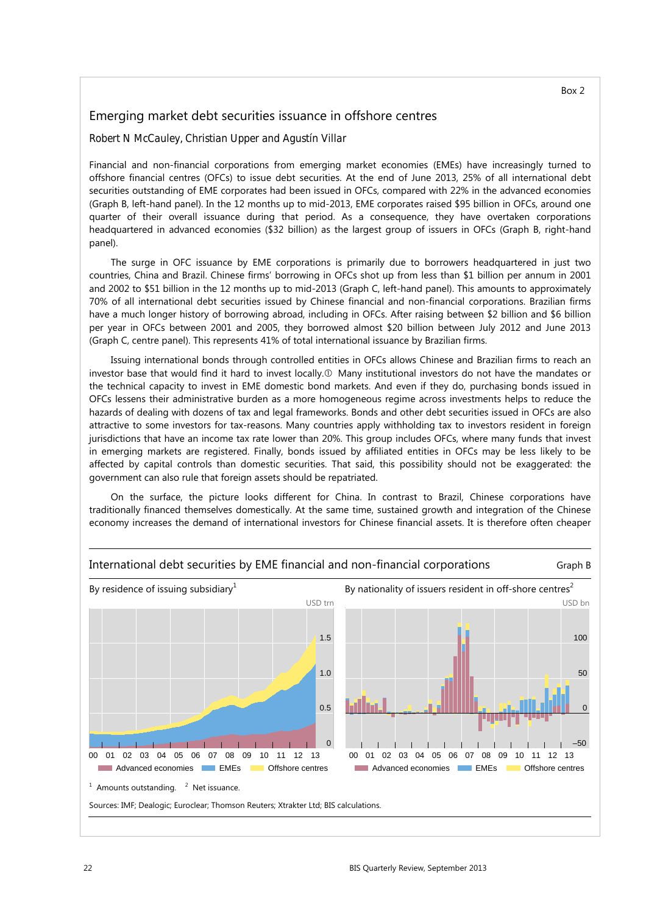Box 2

## Emerging market debt securities issuance in offshore centres

*Robert N McCauley, Christian Upper and Agustín Villar*

Financial and non-financial corporations from emerging market economies (EMEs) have increasingly turned to offshore financial centres (OFCs) to issue debt securities. At the end of June 2013, 25% of all international debt securities outstanding of EME corporates had been issued in OFCs, compared with 22% in the advanced economies (Graph B, left-hand panel). In the 12 months up to mid-2013, EME corporates raised $95 billion in OFCs, around one quarter of their overall issuance during that period. As a consequence, they have overtaken corporations headquartered in advanced economies ($32 billion) as the largest group of issuers in OFCs (Graph B, right-hand panel).

The surge in OFC issuance by EME corporations is primarily due to borrowers headquartered in just two countries, China and Brazil. Chinese firms' borrowing in OFCs shot up from less than $1 billion per annum in 2001 and 2002 to $51 billion in the 12 months up to mid-2013 (Graph C, left-hand panel). This amounts to approximately 70% of all international debt securities issued by Chinese financial and non-financial corporations. Brazilian firms have a much longer history of borrowing abroad, including in OFCs. After raising between $2 billion and $6 billion per year in OFCs between 2001 and 2005, they borrowed almost $20 billion between July 2012 and June 2013 (Graph C, centre panel). This represents 41% of total international issuance by Brazilian firms.

Issuing international bonds through controlled entities in OFCs allows Chinese and Brazilian firms to reach an investor base that would find it hard to invest locally.① Many institutional investors do not have the mandates or the technical capacity to invest in EME domestic bond markets. And even if they do, purchasing bonds issued in OFCs lessens their administrative burden as a more homogeneous regime across investments helps to reduce the hazards of dealing with dozens of tax and legal frameworks. Bonds and other debt securities issued in OFCs are also attractive to some investors for tax-reasons. Many countries apply withholding tax to investors resident in foreign jurisdictions that have an income tax rate lower than 20%. This group includes OFCs, where many funds that invest in emerging markets are registered. Finally, bonds issued by affiliated entities in OFCs may be less likely to be affected by capital controls than domestic securities. That said, this possibility should not be exaggerated: the government can also rule that foreign assets should be repatriated.

On the surface, the picture looks different for China. In contrast to Brazil, Chinese corporations have traditionally financed themselves domestically. At the same time, sustained growth and integration of the Chinese economy increases the demand of international investors for Chinese financial assets. It is therefore often cheaper

**International debt securities by EME financial and non-financial corporations** — Graph B

By residence of issuing subsidiary[1] (USD trn) | By nationality of issuers resident in off-shore centres[2] (USD bn)

Legend: Advanced economies, EMEs, Offshore centres

[1] Amounts outstanding. [2] Net issuance.

Sources: IMF; Dealogic; Euroclear; Thomson Reuters; Xtrakter Ltd; BIS calculations.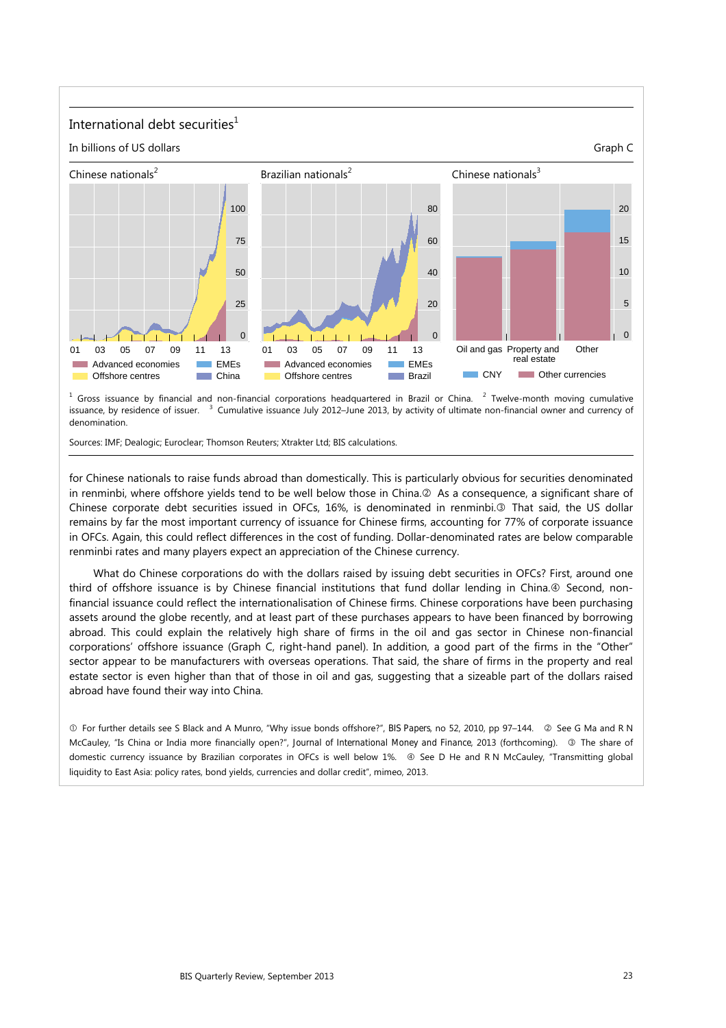## International debt securities[1]

In billions of US dollars

Graph C

Chinese nationals[2] | Brazilian nationals[2] | Chinese nationals[3]

[1] Gross issuance by financial and non-financial corporations headquartered in Brazil or China. [2] Twelve-month moving cumulative issuance, by residence of issuer. [3] Cumulative issuance July 2012–June 2013, by activity of ultimate non-financial owner and currency of denomination.

Sources: IMF; Dealogic; Euroclear; Thomson Reuters; Xtrakter Ltd; BIS calculations.

for Chinese nationals to raise funds abroad than domestically. This is particularly obvious for securities denominated in renminbi, where offshore yields tend to be well below those in China.② As a consequence, a significant share of Chinese corporate debt securities issued in OFCs, 16%, is denominated in renminbi.③ That said, the US dollar remains by far the most important currency of issuance for Chinese firms, accounting for 77% of corporate issuance in OFCs. Again, this could reflect differences in the cost of funding. Dollar-denominated rates are below comparable renminbi rates and many players expect an appreciation of the Chinese currency.

What do Chinese corporations do with the dollars raised by issuing debt securities in OFCs? First, around one third of offshore issuance is by Chinese financial institutions that fund dollar lending in China.④ Second, non-financial issuance could reflect the internationalisation of Chinese firms. Chinese corporations have been purchasing assets around the globe recently, and at least part of these purchases appears to have been financed by borrowing abroad. This could explain the relatively high share of firms in the oil and gas sector in Chinese non-financial corporations' offshore issuance (Graph C, right-hand panel). In addition, a good part of the firms in the "Other" sector appear to be manufacturers with overseas operations. That said, the share of firms in the property and real estate sector is even higher than that of those in oil and gas, suggesting that a sizeable part of the dollars raised abroad have found their way into China.

① For further details see S Black and A Munro, "Why issue bonds offshore?", *BIS Papers*, no 52, 2010, pp 97–144. ② See G Ma and R N McCauley, "Is China or India more financially open?", *Journal of International Money and Finance*, 2013 (forthcoming). ③ The share of domestic currency issuance by Brazilian corporates in OFCs is well below 1%. ④ See D He and R N McCauley, "Transmitting global liquidity to East Asia: policy rates, bond yields, currencies and dollar credit", mimeo, 2013.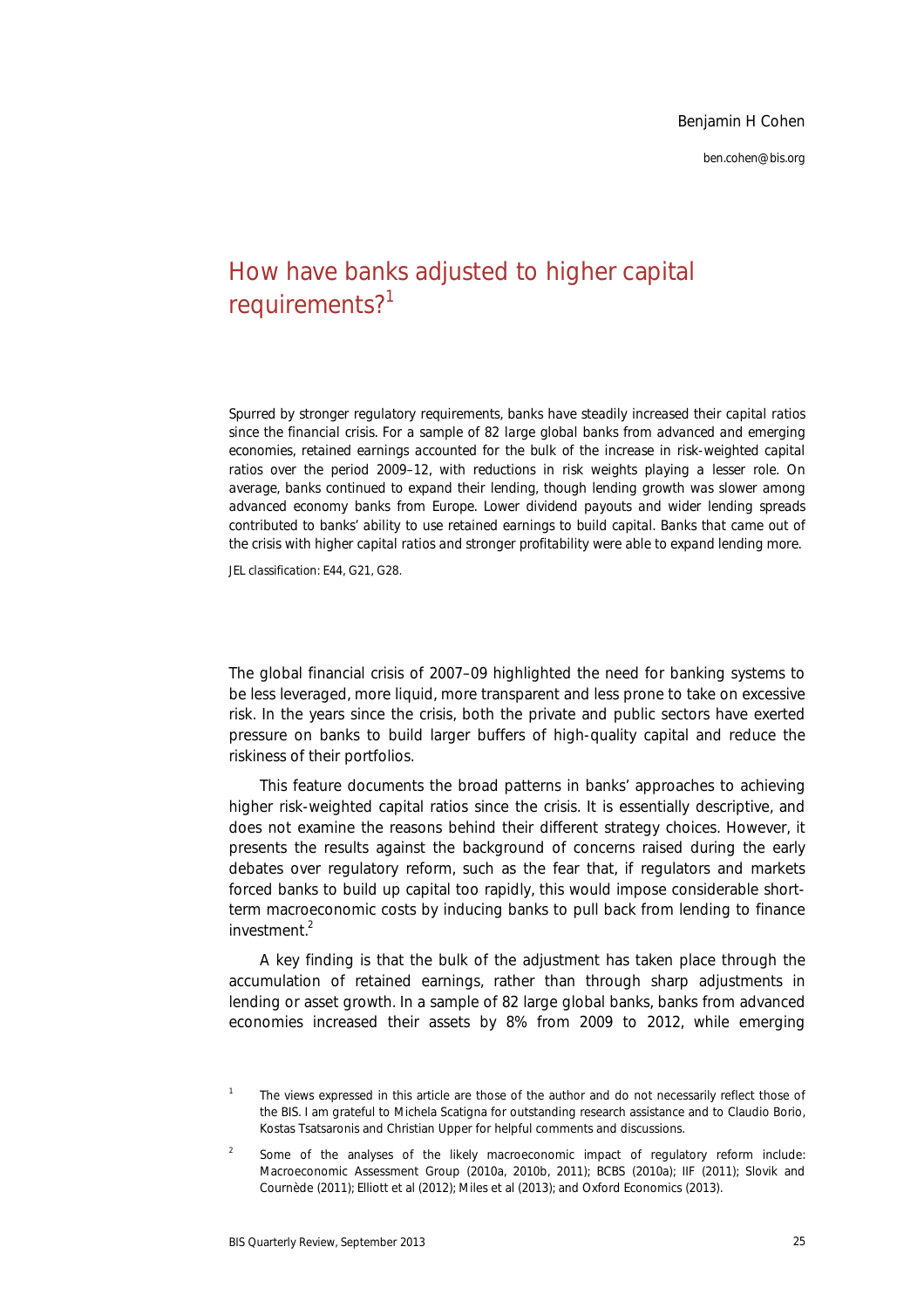Benjamin H Cohen

ben.cohen@bis.org

# How have banks adjusted to higher capital requirements?[1]

*Spurred by stronger regulatory requirements, banks have steadily increased their capital ratios since the financial crisis. For a sample of 82 large global banks from advanced and emerging economies, retained earnings accounted for the bulk of the increase in risk-weighted capital ratios over the period 2009–12, with reductions in risk weights playing a lesser role. On average, banks continued to expand their lending, though lending growth was slower among advanced economy banks from Europe. Lower dividend payouts and wider lending spreads contributed to banks' ability to use retained earnings to build capital. Banks that came out of the crisis with higher capital ratios and stronger profitability were able to expand lending more.*

*JEL classification: E44, G21, G28.*

The global financial crisis of 2007–09 highlighted the need for banking systems to be less leveraged, more liquid, more transparent and less prone to take on excessive risk. In the years since the crisis, both the private and public sectors have exerted pressure on banks to build larger buffers of high-quality capital and reduce the riskiness of their portfolios.

This feature documents the broad patterns in banks' approaches to achieving higher risk-weighted capital ratios since the crisis. It is essentially descriptive, and does not examine the reasons behind their different strategy choices. However, it presents the results against the background of concerns raised during the early debates over regulatory reform, such as the fear that, if regulators and markets forced banks to build up capital too rapidly, this would impose considerable short-term macroeconomic costs by inducing banks to pull back from lending to finance investment.[2]

A key finding is that the bulk of the adjustment has taken place through the accumulation of retained earnings, rather than through sharp adjustments in lending or asset growth. In a sample of 82 large global banks, banks from advanced economies increased their assets by 8% from 2009 to 2012, while emerging

[1] The views expressed in this article are those of the author and do not necessarily reflect those of the BIS. I am grateful to Michela Scatigna for outstanding research assistance and to Claudio Borio, Kostas Tsatsaronis and Christian Upper for helpful comments and discussions.

[2] Some of the analyses of the likely macroeconomic impact of regulatory reform include: Macroeconomic Assessment Group (2010a, 2010b, 2011); BCBS (2010a); IIF (2011); Slovik and Cournède (2011); Elliott et al (2012); Miles et al (2013); and Oxford Economics (2013).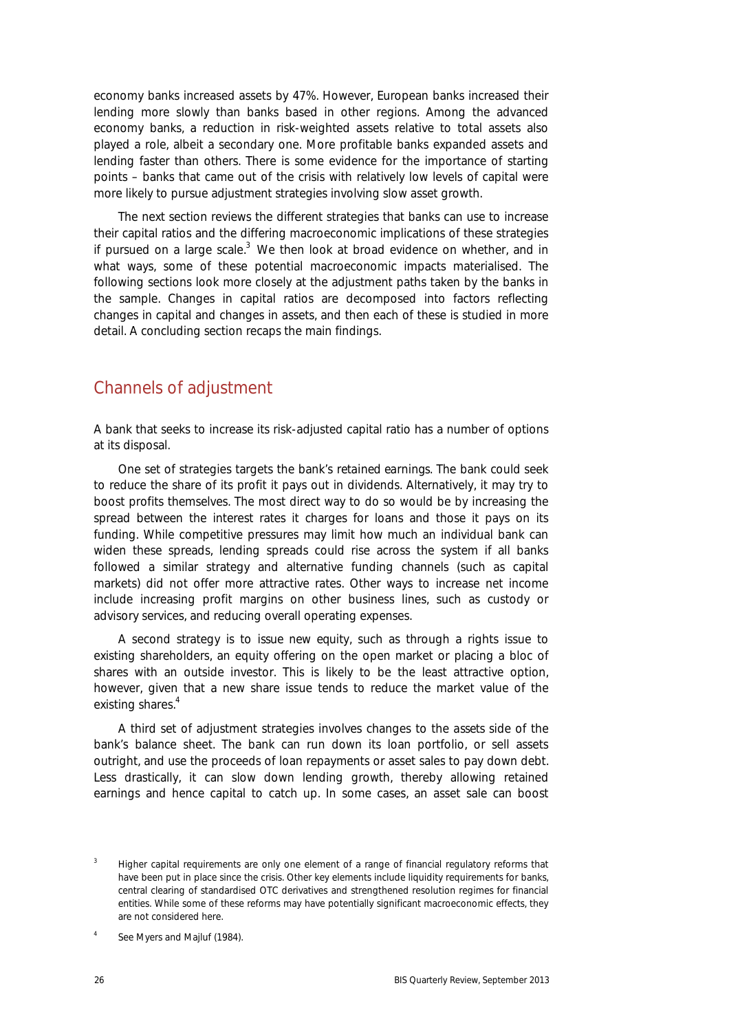economy banks increased assets by 47%. However, European banks increased their lending more slowly than banks based in other regions. Among the advanced economy banks, a reduction in risk-weighted assets relative to total assets also played a role, albeit a secondary one. More profitable banks expanded assets and lending faster than others. There is some evidence for the importance of starting points – banks that came out of the crisis with relatively low levels of capital were more likely to pursue adjustment strategies involving slow asset growth.

The next section reviews the different strategies that banks can use to increase their capital ratios and the differing macroeconomic implications of these strategies if pursued on a large scale.[3] We then look at broad evidence on whether, and in what ways, some of these potential macroeconomic impacts materialised. The following sections look more closely at the adjustment paths taken by the banks in the sample. Changes in capital ratios are decomposed into factors reflecting changes in capital and changes in assets, and then each of these is studied in more detail. A concluding section recaps the main findings.

## Channels of adjustment

A bank that seeks to increase its risk-adjusted capital ratio has a number of options at its disposal.

One set of strategies targets the bank's retained earnings. The bank could seek to reduce the share of its profit it pays out in dividends. Alternatively, it may try to boost profits themselves. The most direct way to do so would be by increasing the spread between the interest rates it charges for loans and those it pays on its funding. While competitive pressures may limit how much an individual bank can widen these spreads, lending spreads could rise across the system if all banks followed a similar strategy and alternative funding channels (such as capital markets) did not offer more attractive rates. Other ways to increase net income include increasing profit margins on other business lines, such as custody or advisory services, and reducing overall operating expenses.

A second strategy is to issue new equity, such as through a rights issue to existing shareholders, an equity offering on the open market or placing a bloc of shares with an outside investor. This is likely to be the least attractive option, however, given that a new share issue tends to reduce the market value of the existing shares.[4]

A third set of adjustment strategies involves changes to the assets side of the bank's balance sheet. The bank can run down its loan portfolio, or sell assets outright, and use the proceeds of loan repayments or asset sales to pay down debt. Less drastically, it can slow down lending growth, thereby allowing retained earnings and hence capital to catch up. In some cases, an asset sale can boost

[3] Higher capital requirements are only one element of a range of financial regulatory reforms that have been put in place since the crisis. Other key elements include liquidity requirements for banks, central clearing of standardised OTC derivatives and strengthened resolution regimes for financial entities. While some of these reforms may have potentially significant macroeconomic effects, they are not considered here.

[4] See Myers and Majluf (1984).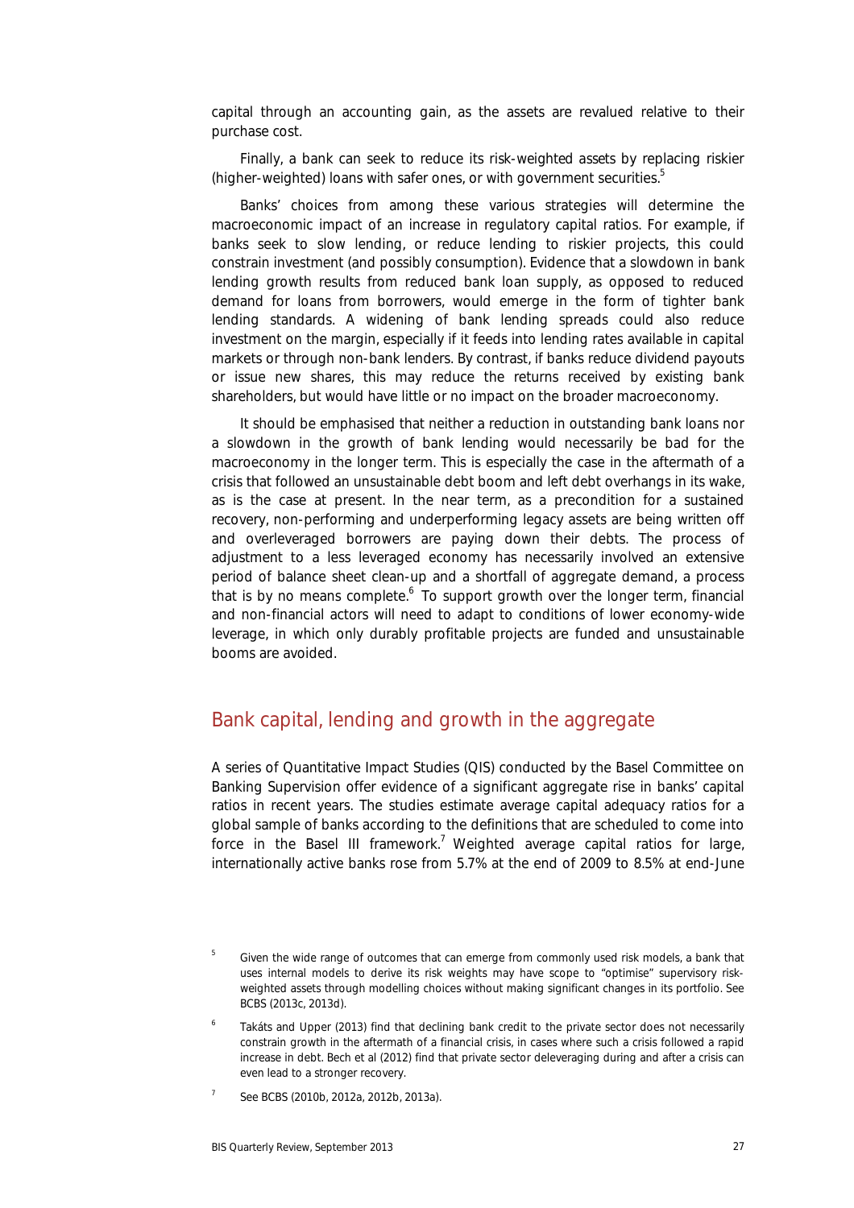capital through an accounting gain, as the assets are revalued relative to their purchase cost.

Finally, a bank can seek to reduce its risk-weighted assets by replacing riskier (higher-weighted) loans with safer ones, or with government securities.[5]

Banks' choices from among these various strategies will determine the macroeconomic impact of an increase in regulatory capital ratios. For example, if banks seek to slow lending, or reduce lending to riskier projects, this could constrain investment (and possibly consumption). Evidence that a slowdown in bank lending growth results from reduced bank loan supply, as opposed to reduced demand for loans from borrowers, would emerge in the form of tighter bank lending standards. A widening of bank lending spreads could also reduce investment on the margin, especially if it feeds into lending rates available in capital markets or through non-bank lenders. By contrast, if banks reduce dividend payouts or issue new shares, this may reduce the returns received by existing bank shareholders, but would have little or no impact on the broader macroeconomy.

It should be emphasised that neither a reduction in outstanding bank loans nor a slowdown in the growth of bank lending would necessarily be bad for the macroeconomy in the longer term. This is especially the case in the aftermath of a crisis that followed an unsustainable debt boom and left debt overhangs in its wake, as is the case at present. In the near term, as a precondition for a sustained recovery, non-performing and underperforming legacy assets are being written off and overleveraged borrowers are paying down their debts. The process of adjustment to a less leveraged economy has necessarily involved an extensive period of balance sheet clean-up and a shortfall of aggregate demand, a process that is by no means complete.[6] To support growth over the longer term, financial and non-financial actors will need to adapt to conditions of lower economy-wide leverage, in which only durably profitable projects are funded and unsustainable booms are avoided.

## Bank capital, lending and growth in the aggregate

A series of Quantitative Impact Studies (QIS) conducted by the Basel Committee on Banking Supervision offer evidence of a significant aggregate rise in banks' capital ratios in recent years. The studies estimate average capital adequacy ratios for a global sample of banks according to the definitions that are scheduled to come into force in the Basel III framework.[7] Weighted average capital ratios for large, internationally active banks rose from 5.7% at the end of 2009 to 8.5% at end-June

[5] Given the wide range of outcomes that can emerge from commonly used risk models, a bank that uses internal models to derive its risk weights may have scope to "optimise" supervisory risk-weighted assets through modelling choices without making significant changes in its portfolio. See BCBS (2013c, 2013d).

[6] Takáts and Upper (2013) find that declining bank credit to the private sector does not necessarily constrain growth in the aftermath of a financial crisis, in cases where such a crisis followed a rapid increase in debt. Bech et al (2012) find that private sector deleveraging during and after a crisis can even lead to a stronger recovery.

[7] See BCBS (2010b, 2012a, 2012b, 2013a).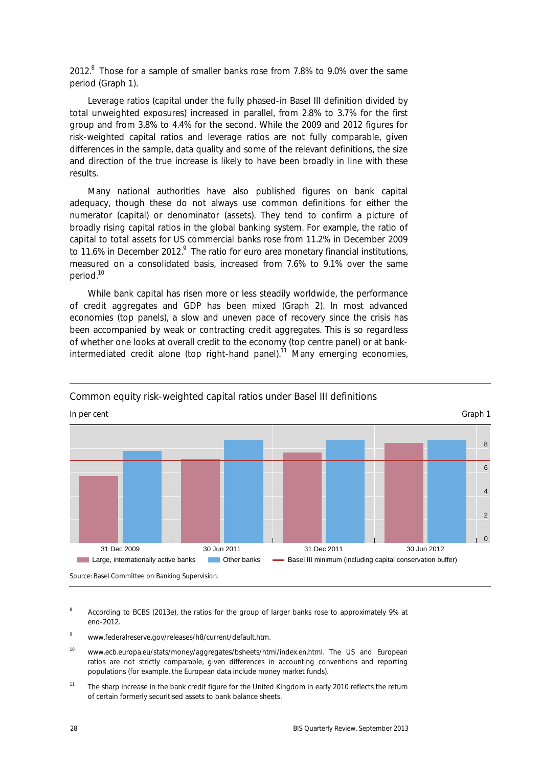2012.[8] Those for a sample of smaller banks rose from 7.8% to 9.0% over the same period (Graph 1).

Leverage ratios (capital under the fully phased-in Basel III definition divided by total unweighted exposures) increased in parallel, from 2.8% to 3.7% for the first group and from 3.8% to 4.4% for the second. While the 2009 and 2012 figures for risk-weighted capital ratios and leverage ratios are not fully comparable, given differences in the sample, data quality and some of the relevant definitions, the size and direction of the true increase is likely to have been broadly in line with these results.

Many national authorities have also published figures on bank capital adequacy, though these do not always use common definitions for either the numerator (capital) or denominator (assets). They tend to confirm a picture of broadly rising capital ratios in the global banking system. For example, the ratio of capital to total assets for US commercial banks rose from 11.2% in December 2009 to 11.6% in December 2012.[9] The ratio for euro area monetary financial institutions, measured on a consolidated basis, increased from 7.6% to 9.1% over the same period.[10]

While bank capital has risen more or less steadily worldwide, the performance of credit aggregates and GDP has been mixed (Graph 2). In most advanced economies (top panels), a slow and uneven pace of recovery since the crisis has been accompanied by weak or contracting credit aggregates. This is so regardless of whether one looks at overall credit to the economy (top centre panel) or at bank-intermediated credit alone (top right-hand panel).[11] Many emerging economies,

**Common equity risk-weighted capital ratios under Basel III definitions**

In per cent — Graph 1

Source: Basel Committee on Banking Supervision.

[8] According to BCBS (2013e), the ratios for the group of larger banks rose to approximately 9% at end-2012.

[9] www.federalreserve.gov/releases/h8/current/default.htm.

[10] www.ecb.europa.eu/stats/money/aggregates/bsheets/html/index.en.html. The US and European ratios are not strictly comparable, given differences in accounting conventions and reporting populations (for example, the European data include money market funds).

[11] The sharp increase in the bank credit figure for the United Kingdom in early 2010 reflects the return of certain formerly securitised assets to bank balance sheets.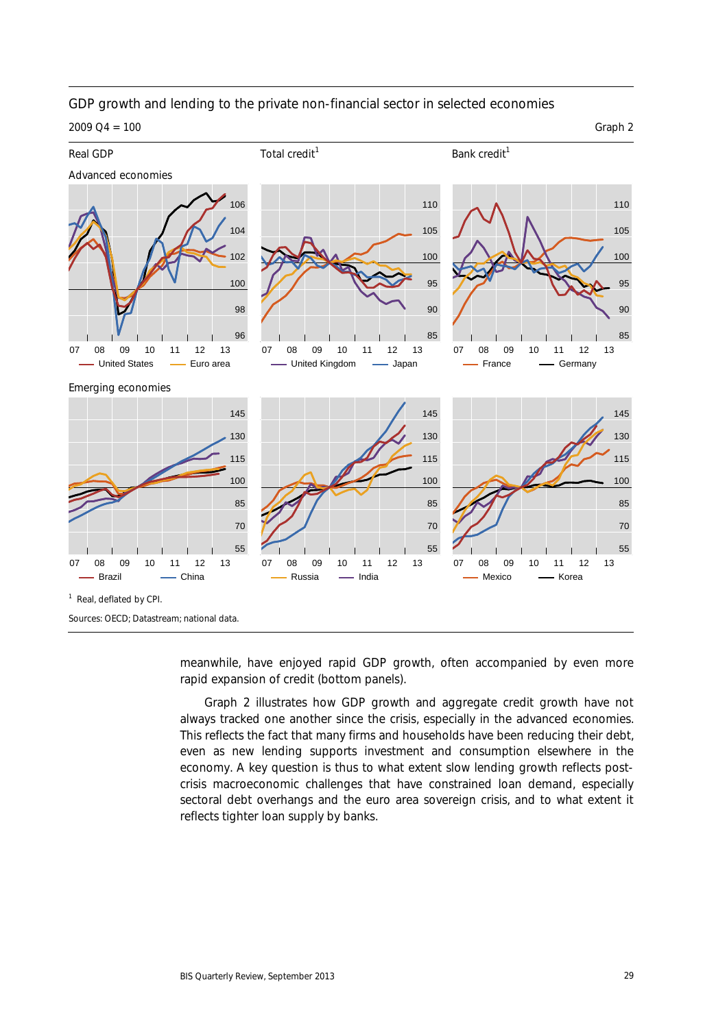GDP growth and lending to the private non-financial sector in selected economies

2009 Q4 = 100

Graph 2

Real GDP | Total credit[1] | Bank credit[1]

Advanced economies

United States — Euro area | United Kingdom — Japan | France — Germany

Emerging economies

Brazil — China | Russia — India | Mexico — Korea

[1] Real, deflated by CPI.

Sources: OECD; Datastream; national data.

meanwhile, have enjoyed rapid GDP growth, often accompanied by even more rapid expansion of credit (bottom panels).

Graph 2 illustrates how GDP growth and aggregate credit growth have not always tracked one another since the crisis, especially in the advanced economies. This reflects the fact that many firms and households have been reducing their debt, even as new lending supports investment and consumption elsewhere in the economy. A key question is thus to what extent slow lending growth reflects post-crisis macroeconomic challenges that have constrained loan demand, especially sectoral debt overhangs and the euro area sovereign crisis, and to what extent it reflects tighter loan supply by banks.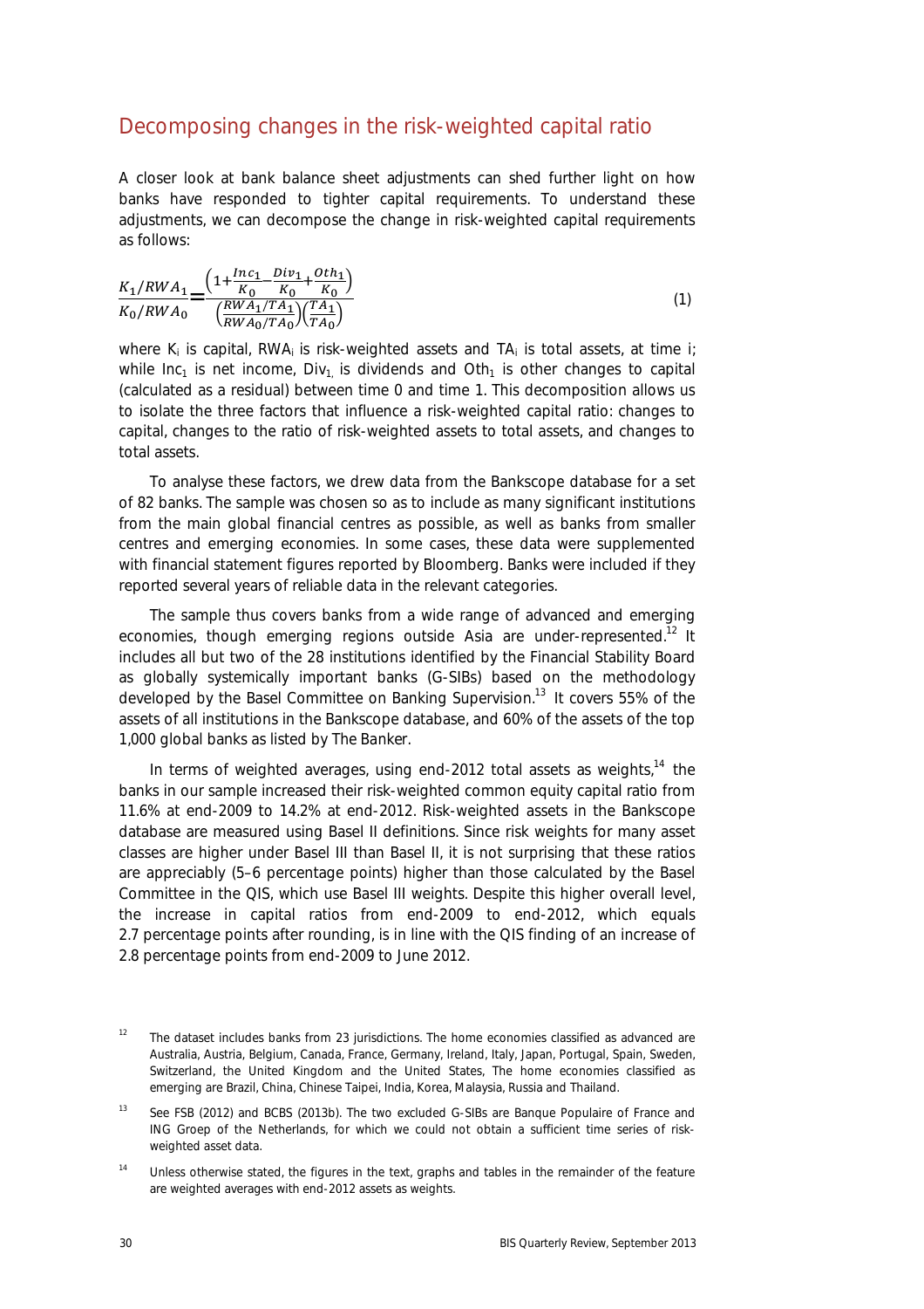## Decomposing changes in the risk-weighted capital ratio

A closer look at bank balance sheet adjustments can shed further light on how banks have responded to tighter capital requirements. To understand these adjustments, we can decompose the change in risk-weighted capital requirements as follows:

$$\frac{K_1/RWA_1}{K_0/RWA_0} = \frac{\left(1+\frac{Inc_1}{K_0}-\frac{Div_1}{K_0}+\frac{Oth_1}{K_0}\right)}{\left(\frac{RWA_1/TA_1}{RWA_0/TA_0}\right)\left(\frac{TA_1}{TA_0}\right)} \quad (1)$$

where $K_i$ is capital, $RWA_i$ is risk-weighted assets and $TA_i$ is total assets, at time i; while $Inc_1$ is net income, $Div_1$ is dividends and $Oth_1$ is other changes to capital (calculated as a residual) between time 0 and time 1. This decomposition allows us to isolate the three factors that influence a risk-weighted capital ratio: changes to capital, changes to the ratio of risk-weighted assets to total assets, and changes to total assets.

To analyse these factors, we drew data from the Bankscope database for a set of 82 banks. The sample was chosen so as to include as many significant institutions from the main global financial centres as possible, as well as banks from smaller centres and emerging economies. In some cases, these data were supplemented with financial statement figures reported by Bloomberg. Banks were included if they reported several years of reliable data in the relevant categories.

The sample thus covers banks from a wide range of advanced and emerging economies, though emerging regions outside Asia are under-represented.[12] It includes all but two of the 28 institutions identified by the Financial Stability Board as globally systemically important banks (G-SIBs) based on the methodology developed by the Basel Committee on Banking Supervision.[13] It covers 55% of the assets of all institutions in the Bankscope database, and 60% of the assets of the top 1,000 global banks as listed by *The Banker*.

In terms of weighted averages, using end-2012 total assets as weights,[14] the banks in our sample increased their risk-weighted common equity capital ratio from 11.6% at end-2009 to 14.2% at end-2012. Risk-weighted assets in the Bankscope database are measured using Basel II definitions. Since risk weights for many asset classes are higher under Basel III than Basel II, it is not surprising that these ratios are appreciably (5–6 percentage points) higher than those calculated by the Basel Committee in the QIS, which use Basel III weights. Despite this higher overall level, the increase in capital ratios from end-2009 to end-2012, which equals 2.7 percentage points after rounding, is in line with the QIS finding of an increase of 2.8 percentage points from end-2009 to June 2012.

[12] The dataset includes banks from 23 jurisdictions. The home economies classified as advanced are Australia, Austria, Belgium, Canada, France, Germany, Ireland, Italy, Japan, Portugal, Spain, Sweden, Switzerland, the United Kingdom and the United States, The home economies classified as emerging are Brazil, China, Chinese Taipei, India, Korea, Malaysia, Russia and Thailand.

[13] See FSB (2012) and BCBS (2013b). The two excluded G-SIBs are Banque Populaire of France and ING Groep of the Netherlands, for which we could not obtain a sufficient time series of risk-weighted asset data.

[14] Unless otherwise stated, the figures in the text, graphs and tables in the remainder of the feature are weighted averages with end-2012 assets as weights.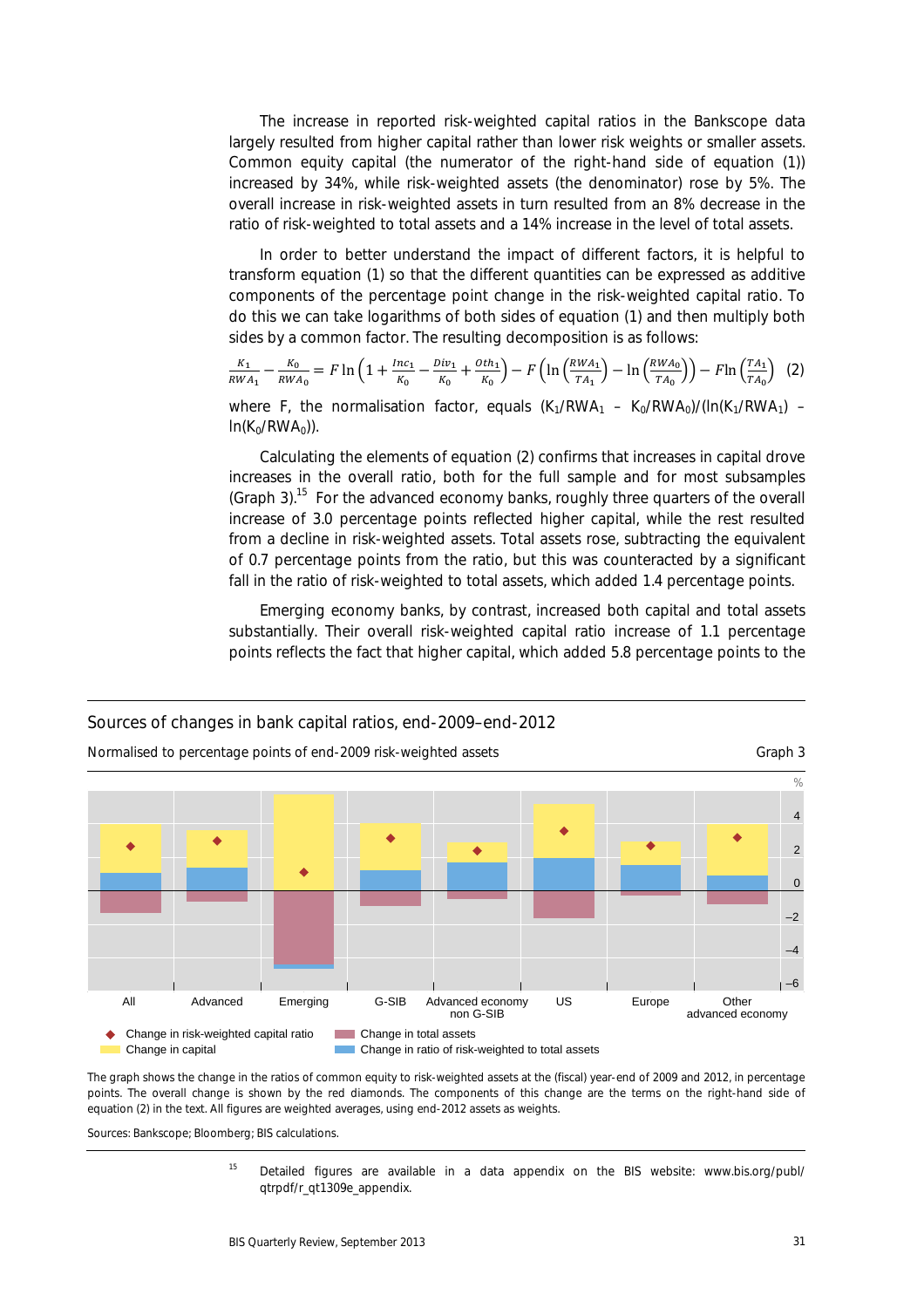The increase in reported risk-weighted capital ratios in the Bankscope data largely resulted from higher capital rather than lower risk weights or smaller assets. Common equity capital (the numerator of the right-hand side of equation (1)) increased by 34%, while risk-weighted assets (the denominator) rose by 5%. The overall increase in risk-weighted assets in turn resulted from an 8% decrease in the ratio of risk-weighted to total assets and a 14% increase in the level of total assets.

In order to better understand the impact of different factors, it is helpful to transform equation (1) so that the different quantities can be expressed as additive components of the percentage point change in the risk-weighted capital ratio. To do this we can take logarithms of both sides of equation (1) and then multiply both sides by a common factor. The resulting decomposition is as follows:

$$\frac{K_1}{RWA_1} - \frac{K_0}{RWA_0} = F \ln\left(1 + \frac{Inc_1}{K_0} - \frac{Div_1}{K_0} + \frac{Oth_1}{K_0}\right) - F\left(\ln\left(\frac{RWA_1}{TA_1}\right) - \ln\left(\frac{RWA_0}{TA_0}\right)\right) - F\ln\left(\frac{TA_1}{TA_0}\right) \quad (2)$$

where F, the normalisation factor, equals $(K_1/RWA_1 - K_0/RWA_0)/(\ln(K_1/RWA_1) - \ln(K_0/RWA_0))$.

Calculating the elements of equation (2) confirms that increases in capital drove increases in the overall ratio, both for the full sample and for most subsamples (Graph 3).[15] For the advanced economy banks, roughly three quarters of the overall increase of 3.0 percentage points reflected higher capital, while the rest resulted from a decline in risk-weighted assets. Total assets rose, subtracting the equivalent of 0.7 percentage points from the ratio, but this was counteracted by a significant fall in the ratio of risk-weighted to total assets, which added 1.4 percentage points.

Emerging economy banks, by contrast, increased both capital and total assets substantially. Their overall risk-weighted capital ratio increase of 1.1 percentage points reflects the fact that higher capital, which added 5.8 percentage points to the

**Sources of changes in bank capital ratios, end-2009–end-2012**

Normalised to percentage points of end-2009 risk-weighted assets — Graph 3

The graph shows the change in the ratios of common equity to risk-weighted assets at the (fiscal) year-end of 2009 and 2012, in percentage points. The overall change is shown by the red diamonds. The components of this change are the terms on the right-hand side of equation (2) in the text. All figures are weighted averages, using end-2012 assets as weights.

Sources: Bankscope; Bloomberg; BIS calculations.

[15] Detailed figures are available in a data appendix on the BIS website: www.bis.org/publ/qtrpdf/r_qt1309e_appendix.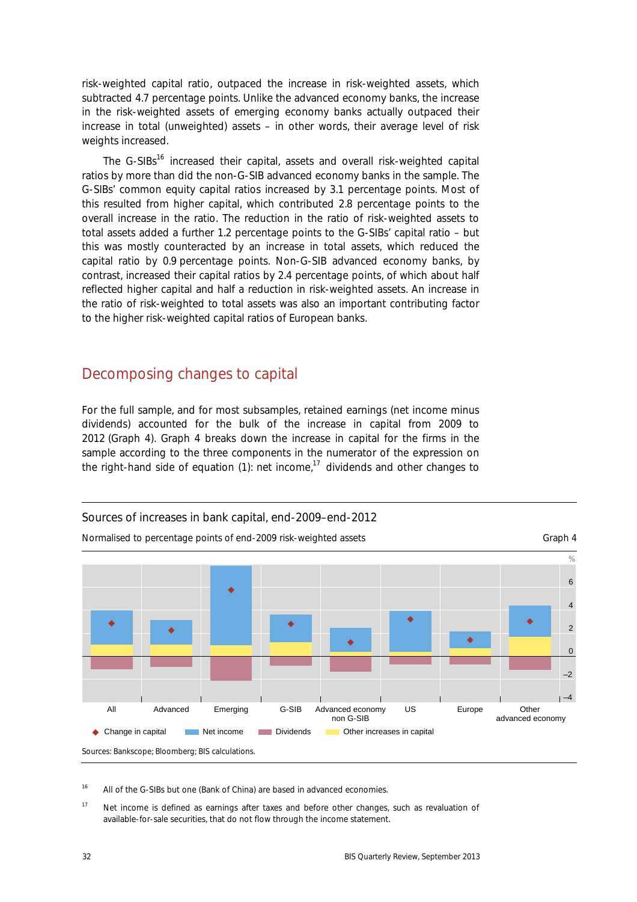risk-weighted capital ratio, outpaced the increase in risk-weighted assets, which subtracted 4.7 percentage points. Unlike the advanced economy banks, the increase in the risk-weighted assets of emerging economy banks actually outpaced their increase in total (unweighted) assets – in other words, their average level of risk weights increased.

The G-SIBs[16] increased their capital, assets and overall risk-weighted capital ratios by more than did the non-G-SIB advanced economy banks in the sample. The G-SIBs' common equity capital ratios increased by 3.1 percentage points. Most of this resulted from higher capital, which contributed 2.8 percentage points to the overall increase in the ratio. The reduction in the ratio of risk-weighted assets to total assets added a further 1.2 percentage points to the G-SIBs' capital ratio – but this was mostly counteracted by an increase in total assets, which reduced the capital ratio by 0.9 percentage points. Non-G-SIB advanced economy banks, by contrast, increased their capital ratios by 2.4 percentage points, of which about half reflected higher capital and half a reduction in risk-weighted assets. An increase in the ratio of risk-weighted to total assets was also an important contributing factor to the higher risk-weighted capital ratios of European banks.

## Decomposing changes to capital

For the full sample, and for most subsamples, retained earnings (net income minus dividends) accounted for the bulk of the increase in capital from 2009 to 2012 (Graph 4). Graph 4 breaks down the increase in capital for the firms in the sample according to the three components in the numerator of the expression on the right-hand side of equation (1): net income,[17] dividends and other changes to

**Sources of increases in bank capital, end-2009–end-2012**

Normalised to percentage points of end-2009 risk-weighted assets — Graph 4

Legend: Change in capital; Net income; Dividends; Other increases in capital

Categories: All; Advanced; Emerging; G-SIB; Advanced economy non G-SIB; US; Europe; Other advanced economy

Sources: Bankscope; Bloomberg; BIS calculations.

[16] All of the G-SIBs but one (Bank of China) are based in advanced economies.

[17] Net income is defined as earnings after taxes and before other changes, such as revaluation of available-for-sale securities, that do not flow through the income statement.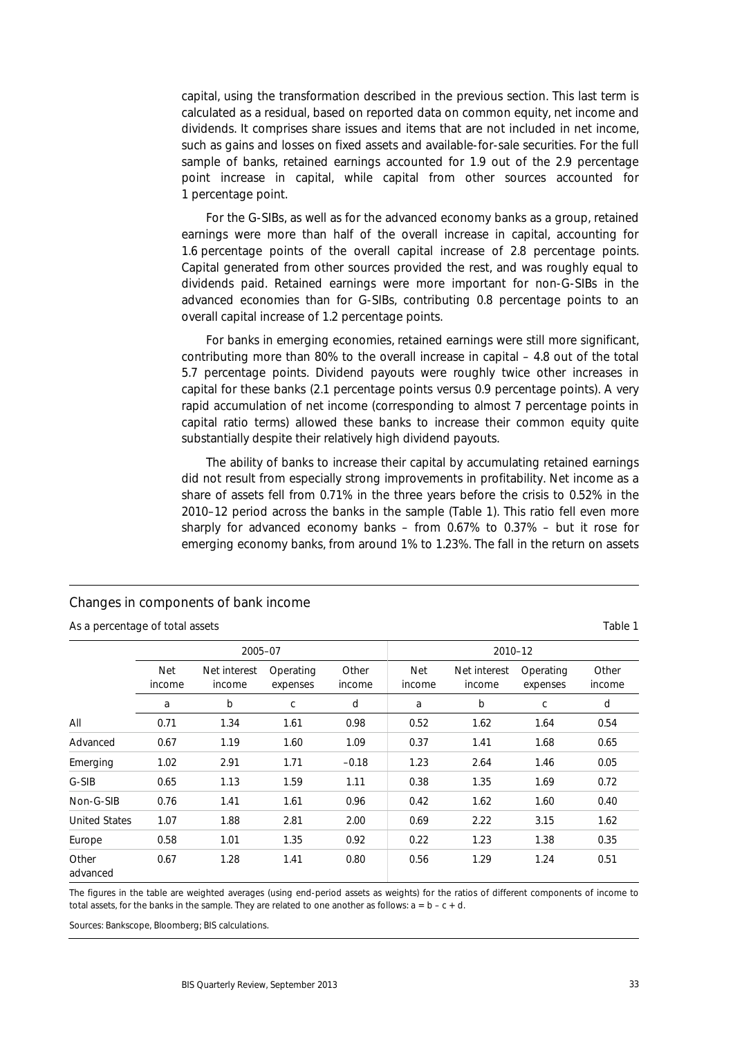capital, using the transformation described in the previous section. This last term is calculated as a residual, based on reported data on common equity, net income and dividends. It comprises share issues and items that are not included in net income, such as gains and losses on fixed assets and available-for-sale securities. For the full sample of banks, retained earnings accounted for 1.9 out of the 2.9 percentage point increase in capital, while capital from other sources accounted for 1 percentage point.

For the G-SIBs, as well as for the advanced economy banks as a group, retained earnings were more than half of the overall increase in capital, accounting for 1.6 percentage points of the overall capital increase of 2.8 percentage points. Capital generated from other sources provided the rest, and was roughly equal to dividends paid. Retained earnings were more important for non-G-SIBs in the advanced economies than for G-SIBs, contributing 0.8 percentage points to an overall capital increase of 1.2 percentage points.

For banks in emerging economies, retained earnings were still more significant, contributing more than 80% to the overall increase in capital – 4.8 out of the total 5.7 percentage points. Dividend payouts were roughly twice other increases in capital for these banks (2.1 percentage points versus 0.9 percentage points). A very rapid accumulation of net income (corresponding to almost 7 percentage points in capital ratio terms) allowed these banks to increase their common equity quite substantially despite their relatively high dividend payouts.

The ability of banks to increase their capital by accumulating retained earnings did not result from especially strong improvements in profitability. Net income as a share of assets fell from 0.71% in the three years before the crisis to 0.52% in the 2010–12 period across the banks in the sample (Table 1). This ratio fell even more sharply for advanced economy banks – from 0.67% to 0.37% – but it rose for emerging economy banks, from around 1% to 1.23%. The fall in the return on assets

## Changes in components of bank income

As a percentage of total assets — Table 1

| | 2005–07 | | | | 2010–12 | | | |
|---|---|---|---|---|---|---|---|---|
| | Net income | Net interest income | Operating expenses | Other income | Net income | Net interest income | Operating expenses | Other income |
| | a | b | c | d | a | b | c | d |
| All | 0.71 | 1.34 | 1.61 | 0.98 | 0.52 | 1.62 | 1.64 | 0.54 |
| Advanced | 0.67 | 1.19 | 1.60 | 1.09 | 0.37 | 1.41 | 1.68 | 0.65 |
| Emerging | 1.02 | 2.91 | 1.71 | –0.18 | 1.23 | 2.64 | 1.46 | 0.05 |
| G-SIB | 0.65 | 1.13 | 1.59 | 1.11 | 0.38 | 1.35 | 1.69 | 0.72 |
| Non-G-SIB | 0.76 | 1.41 | 1.61 | 0.96 | 0.42 | 1.62 | 1.60 | 0.40 |
| United States | 1.07 | 1.88 | 2.81 | 2.00 | 0.69 | 2.22 | 3.15 | 1.62 |
| Europe | 0.58 | 1.01 | 1.35 | 0.92 | 0.22 | 1.23 | 1.38 | 0.35 |
| Other advanced | 0.67 | 1.28 | 1.41 | 0.80 | 0.56 | 1.29 | 1.24 | 0.51 |

The figures in the table are weighted averages (using end-period assets as weights) for the ratios of different components of income to total assets, for the banks in the sample. They are related to one another as follows: $a = b - c + d$.

Sources: Bankscope, Bloomberg; BIS calculations.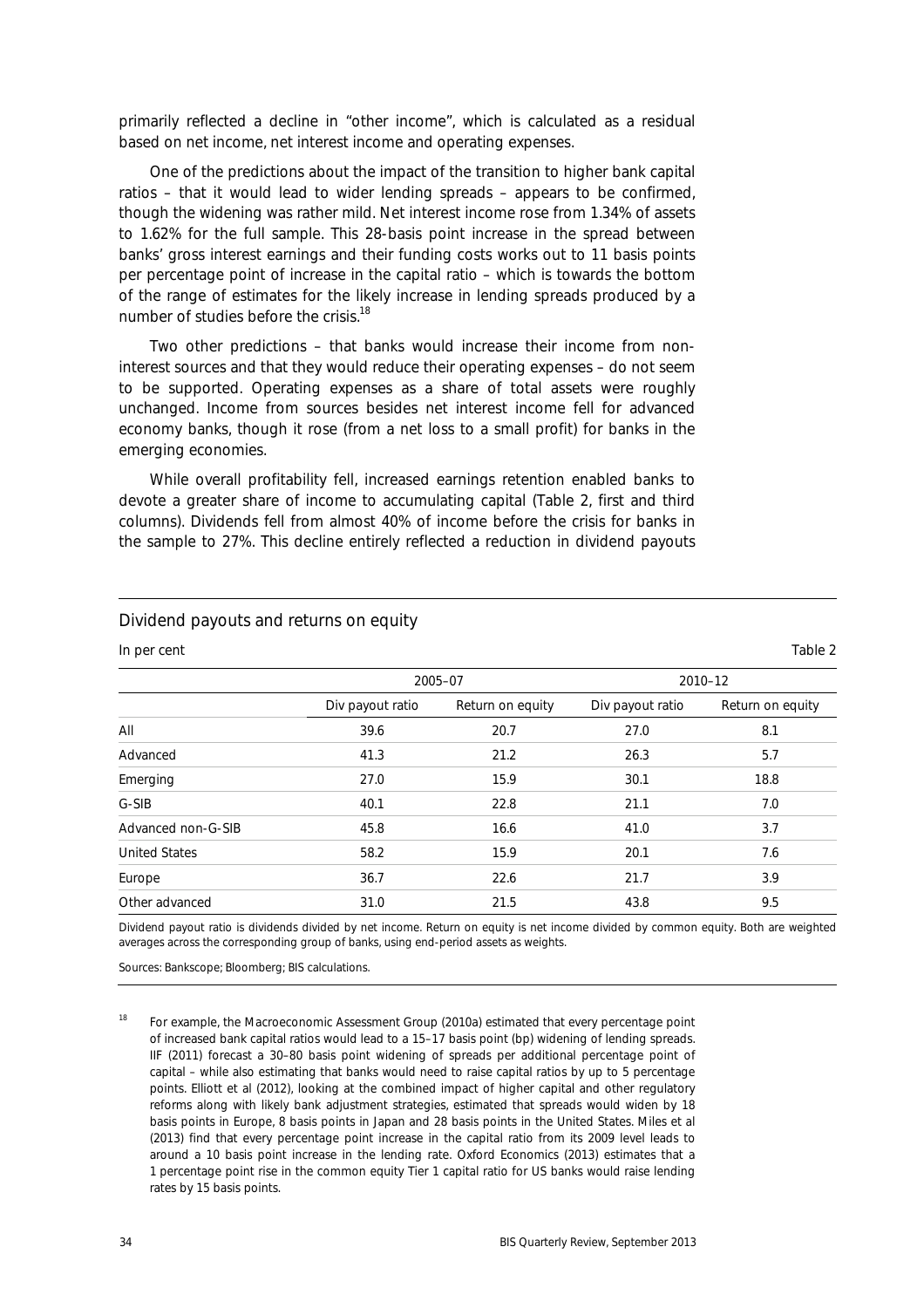primarily reflected a decline in "other income", which is calculated as a residual based on net income, net interest income and operating expenses.

One of the predictions about the impact of the transition to higher bank capital ratios – that it would lead to wider lending spreads – appears to be confirmed, though the widening was rather mild. Net interest income rose from 1.34% of assets to 1.62% for the full sample. This 28-basis point increase in the spread between banks' gross interest earnings and their funding costs works out to 11 basis points per percentage point of increase in the capital ratio – which is towards the bottom of the range of estimates for the likely increase in lending spreads produced by a number of studies before the crisis.[18]

Two other predictions – that banks would increase their income from non-interest sources and that they would reduce their operating expenses – do not seem to be supported. Operating expenses as a share of total assets were roughly unchanged. Income from sources besides net interest income fell for advanced economy banks, though it rose (from a net loss to a small profit) for banks in the emerging economies.

While overall profitability fell, increased earnings retention enabled banks to devote a greater share of income to accumulating capital (Table 2, first and third columns). Dividends fell from almost 40% of income before the crisis for banks in the sample to 27%. This decline entirely reflected a reduction in dividend payouts

Dividend payouts and returns on equity

In per cent

Table 2

| | 2005–07 | | 2010–12 | |
|---|---|---|---|---|
| | Div payout ratio | Return on equity | Div payout ratio | Return on equity |
| All | 39.6 | 20.7 | 27.0 | 8.1 |
| Advanced | 41.3 | 21.2 | 26.3 | 5.7 |
| Emerging | 27.0 | 15.9 | 30.1 | 18.8 |
| G-SIB | 40.1 | 22.8 | 21.1 | 7.0 |
| Advanced non-G-SIB | 45.8 | 16.6 | 41.0 | 3.7 |
| United States | 58.2 | 15.9 | 20.1 | 7.6 |
| Europe | 36.7 | 22.6 | 21.7 | 3.9 |
| Other advanced | 31.0 | 21.5 | 43.8 | 9.5 |

Dividend payout ratio is dividends divided by net income. Return on equity is net income divided by common equity. Both are weighted averages across the corresponding group of banks, using end-period assets as weights.

Sources: Bankscope; Bloomberg; BIS calculations.

[18] For example, the Macroeconomic Assessment Group (2010a) estimated that every percentage point of increased bank capital ratios would lead to a 15–17 basis point (bp) widening of lending spreads. IIF (2011) forecast a 30–80 basis point widening of spreads per additional percentage point of capital – while also estimating that banks would need to raise capital ratios by up to 5 percentage points. Elliott et al (2012), looking at the combined impact of higher capital and other regulatory reforms along with likely bank adjustment strategies, estimated that spreads would widen by 18 basis points in Europe, 8 basis points in Japan and 28 basis points in the United States. Miles et al (2013) find that every percentage point increase in the capital ratio from its 2009 level leads to around a 10 basis point increase in the lending rate. Oxford Economics (2013) estimates that a 1 percentage point rise in the common equity Tier 1 capital ratio for US banks would raise lending rates by 15 basis points.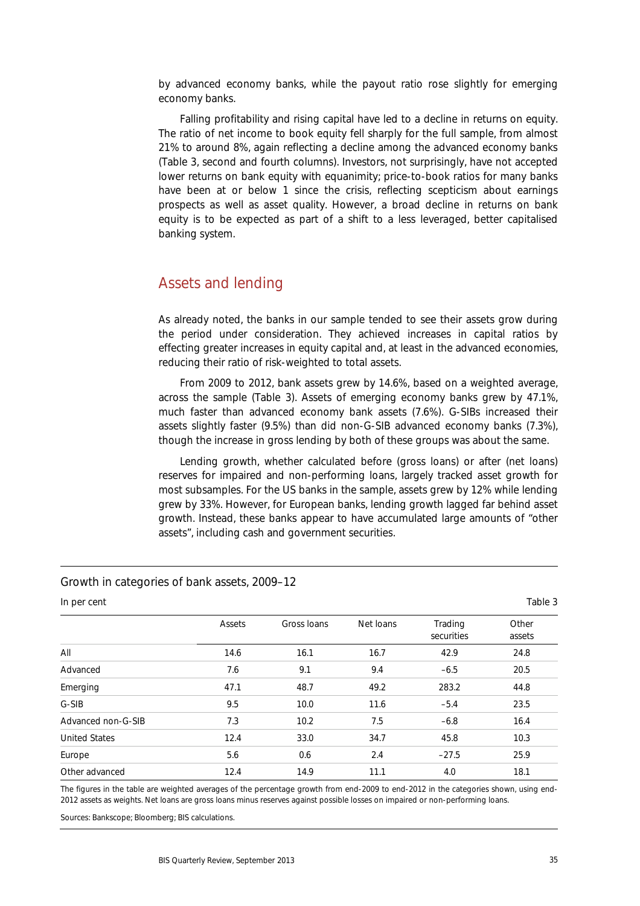by advanced economy banks, while the payout ratio rose slightly for emerging economy banks.

Falling profitability and rising capital have led to a decline in returns on equity. The ratio of net income to book equity fell sharply for the full sample, from almost 21% to around 8%, again reflecting a decline among the advanced economy banks (Table 3, second and fourth columns). Investors, not surprisingly, have not accepted lower returns on bank equity with equanimity; price-to-book ratios for many banks have been at or below 1 since the crisis, reflecting scepticism about earnings prospects as well as asset quality. However, a broad decline in returns on bank equity is to be expected as part of a shift to a less leveraged, better capitalised banking system.

## Assets and lending

As already noted, the banks in our sample tended to see their assets grow during the period under consideration. They achieved increases in capital ratios by effecting greater increases in equity capital and, at least in the advanced economies, reducing their ratio of risk-weighted to total assets.

From 2009 to 2012, bank assets grew by 14.6%, based on a weighted average, across the sample (Table 3). Assets of emerging economy banks grew by 47.1%, much faster than advanced economy bank assets (7.6%). G-SIBs increased their assets slightly faster (9.5%) than did non-G-SIB advanced economy banks (7.3%), though the increase in gross lending by both of these groups was about the same.

Lending growth, whether calculated before (gross loans) or after (net loans) reserves for impaired and non-performing loans, largely tracked asset growth for most subsamples. For the US banks in the sample, assets grew by 12% while lending grew by 33%. However, for European banks, lending growth lagged far behind asset growth. Instead, these banks appear to have accumulated large amounts of "other assets", including cash and government securities.

Growth in categories of bank assets, 2009–12

In per cent — Table 3

| | Assets | Gross loans | Net loans | Trading securities | Other assets |
|---|---|---|---|---|---|
| All | 14.6 | 16.1 | 16.7 | 42.9 | 24.8 |
| Advanced | 7.6 | 9.1 | 9.4 | –6.5 | 20.5 |
| Emerging | 47.1 | 48.7 | 49.2 | 283.2 | 44.8 |
| G-SIB | 9.5 | 10.0 | 11.6 | –5.4 | 23.5 |
| Advanced non-G-SIB | 7.3 | 10.2 | 7.5 | –6.8 | 16.4 |
| United States | 12.4 | 33.0 | 34.7 | 45.8 | 10.3 |
| Europe | 5.6 | 0.6 | 2.4 | –27.5 | 25.9 |
| Other advanced | 12.4 | 14.9 | 11.1 | 4.0 | 18.1 |

The figures in the table are weighted averages of the percentage growth from end-2009 to end-2012 in the categories shown, using end-2012 assets as weights. Net loans are gross loans minus reserves against possible losses on impaired or non-performing loans.

Sources: Bankscope; Bloomberg; BIS calculations.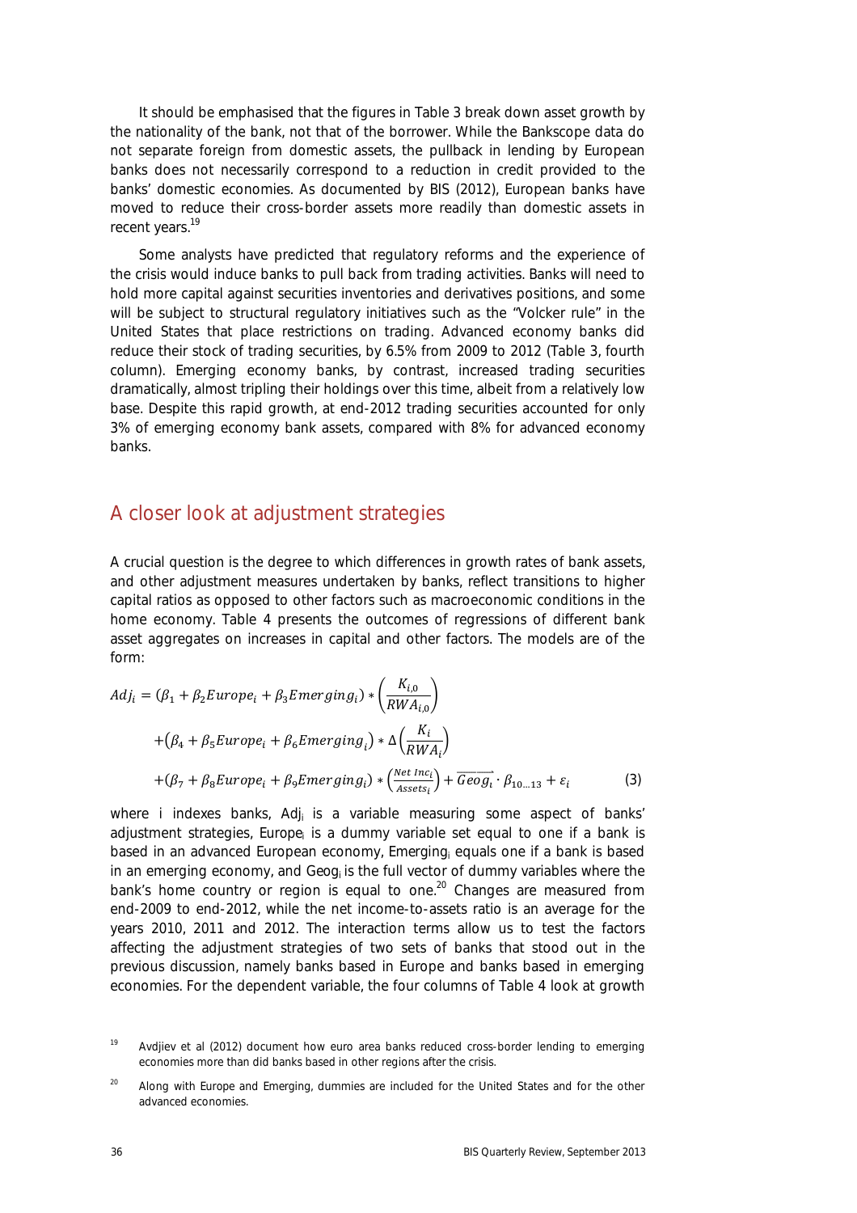It should be emphasised that the figures in Table 3 break down asset growth by the nationality of the bank, not that of the borrower. While the Bankscope data do not separate foreign from domestic assets, the pullback in lending by European banks does not necessarily correspond to a reduction in credit provided to the banks' domestic economies. As documented by BIS (2012), European banks have moved to reduce their cross-border assets more readily than domestic assets in recent years.[19]

Some analysts have predicted that regulatory reforms and the experience of the crisis would induce banks to pull back from trading activities. Banks will need to hold more capital against securities inventories and derivatives positions, and some will be subject to structural regulatory initiatives such as the "Volcker rule" in the United States that place restrictions on trading. Advanced economy banks did reduce their stock of trading securities, by 6.5% from 2009 to 2012 (Table 3, fourth column). Emerging economy banks, by contrast, increased trading securities dramatically, almost tripling their holdings over this time, albeit from a relatively low base. Despite this rapid growth, at end-2012 trading securities accounted for only 3% of emerging economy bank assets, compared with 8% for advanced economy banks.

## A closer look at adjustment strategies

A crucial question is the degree to which differences in growth rates of bank assets, and other adjustment measures undertaken by banks, reflect transitions to higher capital ratios as opposed to other factors such as macroeconomic conditions in the home economy. Table 4 presents the outcomes of regressions of different bank asset aggregates on increases in capital and other factors. The models are of the form:

$$
\begin{aligned}
Adj_i = {} & (\beta_1 + \beta_2 Europe_i + \beta_3 Emerging_i) * \left(\frac{K_{i,0}}{RWA_{i,0}}\right) \\
& + (\beta_4 + \beta_5 Europe_i + \beta_6 Emerging_i) * \Delta\left(\frac{K_i}{RWA_i}\right) \\
& + (\beta_7 + \beta_8 Europe_i + \beta_9 Emerging_i) * \left(\frac{Net\ Inc_i}{Assets_i}\right) + \overrightarrow{Geog_i} \cdot \beta_{10 \ldots 13} + \varepsilon_i \qquad (3)
\end{aligned}
$$

where i indexes banks, $Adj_i$ is a variable measuring some aspect of banks' adjustment strategies, $Europe_i$ is a dummy variable set equal to one if a bank is based in an advanced European economy, $Emerging_i$ equals one if a bank is based in an emerging economy, and $Geog_i$ is the full vector of dummy variables where the bank's home country or region is equal to one.[20] Changes are measured from end-2009 to end-2012, while the net income-to-assets ratio is an average for the years 2010, 2011 and 2012. The interaction terms allow us to test the factors affecting the adjustment strategies of two sets of banks that stood out in the previous discussion, namely banks based in Europe and banks based in emerging economies. For the dependent variable, the four columns of Table 4 look at growth

---

[19] Avdjiev et al (2012) document how euro area banks reduced cross-border lending to emerging economies more than did banks based in other regions after the crisis.

[20] Along with Europe and Emerging, dummies are included for the United States and for the other advanced economies.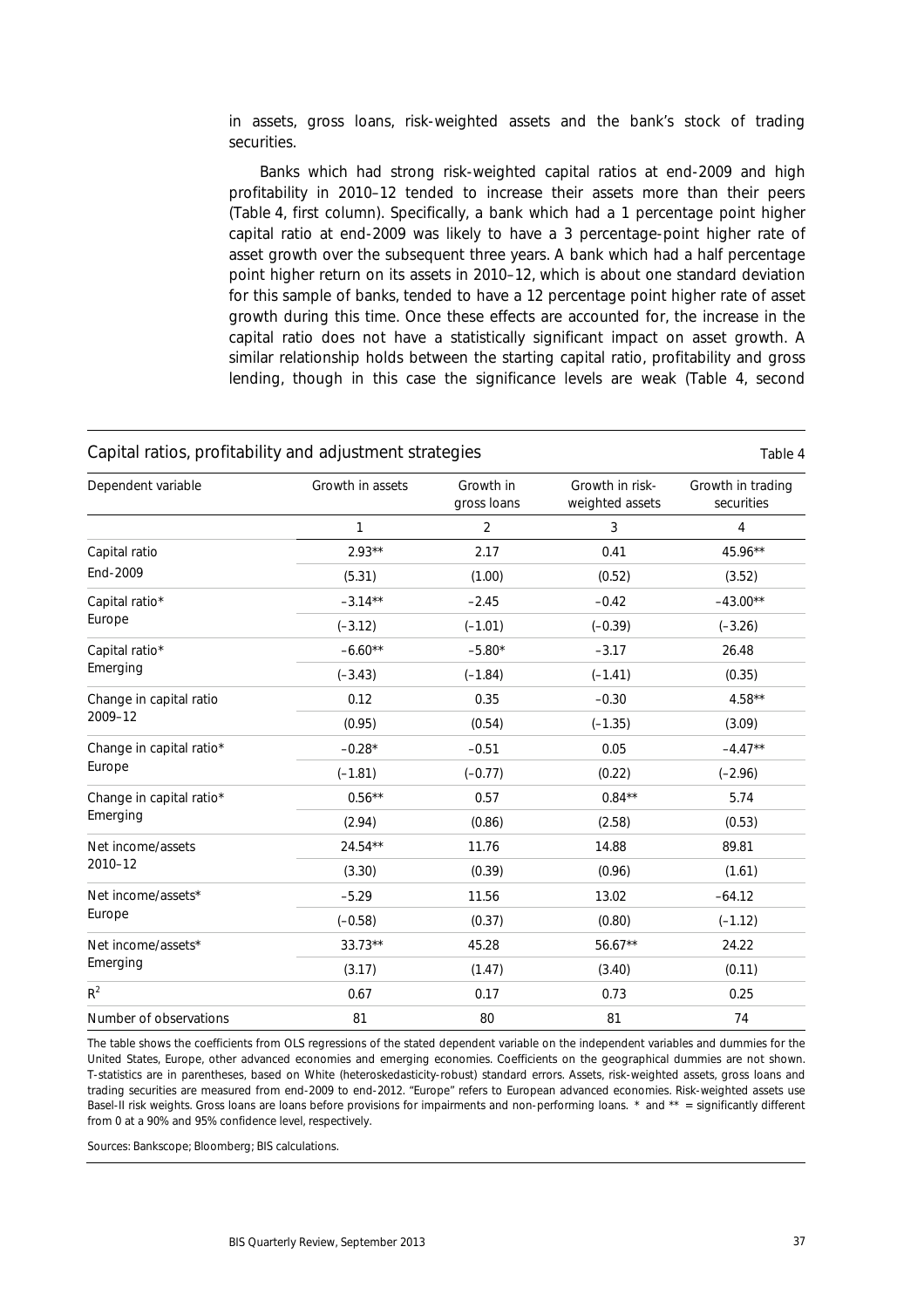in assets, gross loans, risk-weighted assets and the bank's stock of trading securities.

Banks which had strong risk-weighted capital ratios at end-2009 and high profitability in 2010–12 tended to increase their assets more than their peers (Table 4, first column). Specifically, a bank which had a 1 percentage point higher capital ratio at end-2009 was likely to have a 3 percentage-point higher rate of asset growth over the subsequent three years. A bank which had a half percentage point higher return on its assets in 2010–12, which is about one standard deviation for this sample of banks, tended to have a 12 percentage point higher rate of asset growth during this time. Once these effects are accounted for, the increase in the capital ratio does not have a statistically significant impact on asset growth. A similar relationship holds between the starting capital ratio, profitability and gross lending, though in this case the significance levels are weak (Table 4, second

**Capital ratios, profitability and adjustment strategies** — Table 4

| Dependent variable | Growth in assets | Growth in gross loans | Growth in risk-weighted assets | Growth in trading securities |
|---|---|---|---|---|
| | 1 | 2 | 3 | 4 |
| Capital ratio End-2009 | 2.93** | 2.17 | 0.41 | 45.96** |
| | (5.31) | (1.00) | (0.52) | (3.52) |
| Capital ratio* Europe | –3.14** | –2.45 | –0.42 | –43.00** |
| | (–3.12) | (–1.01) | (–0.39) | (–3.26) |
| Capital ratio* Emerging | –6.60** | –5.80* | –3.17 | 26.48 |
| | (–3.43) | (–1.84) | (–1.41) | (0.35) |
| Change in capital ratio 2009–12 | 0.12 | 0.35 | –0.30 | 4.58** |
| | (0.95) | (0.54) | (–1.35) | (3.09) |
| Change in capital ratio* Europe | –0.28* | –0.51 | 0.05 | –4.47** |
| | (–1.81) | (–0.77) | (0.22) | (–2.96) |
| Change in capital ratio* Emerging | 0.56** | 0.57 | 0.84** | 5.74 |
| | (2.94) | (0.86) | (2.58) | (0.53) |
| Net income/assets 2010–12 | 24.54** | 11.76 | 14.88 | 89.81 |
| | (3.30) | (0.39) | (0.96) | (1.61) |
| Net income/assets* Europe | –5.29 | 11.56 | 13.02 | –64.12 |
| | (–0.58) | (0.37) | (0.80) | (–1.12) |
| Net income/assets* Emerging | 33.73** | 45.28 | 56.67** | 24.22 |
| | (3.17) | (1.47) | (3.40) | (0.11) |
| $R^2$ | 0.67 | 0.17 | 0.73 | 0.25 |
| Number of observations | 81 | 80 | 81 | 74 |

The table shows the coefficients from OLS regressions of the stated dependent variable on the independent variables and dummies for the United States, Europe, other advanced economies and emerging economies. Coefficients on the geographical dummies are not shown. T-statistics are in parentheses, based on White (heteroskedasticity-robust) standard errors. Assets, risk-weighted assets, gross loans and trading securities are measured from end-2009 to end-2012. "Europe" refers to European advanced economies. Risk-weighted assets use Basel-II risk weights. Gross loans are loans before provisions for impairments and non-performing loans. * and ** = significantly different from 0 at a 90% and 95% confidence level, respectively.

Sources: Bankscope; Bloomberg; BIS calculations.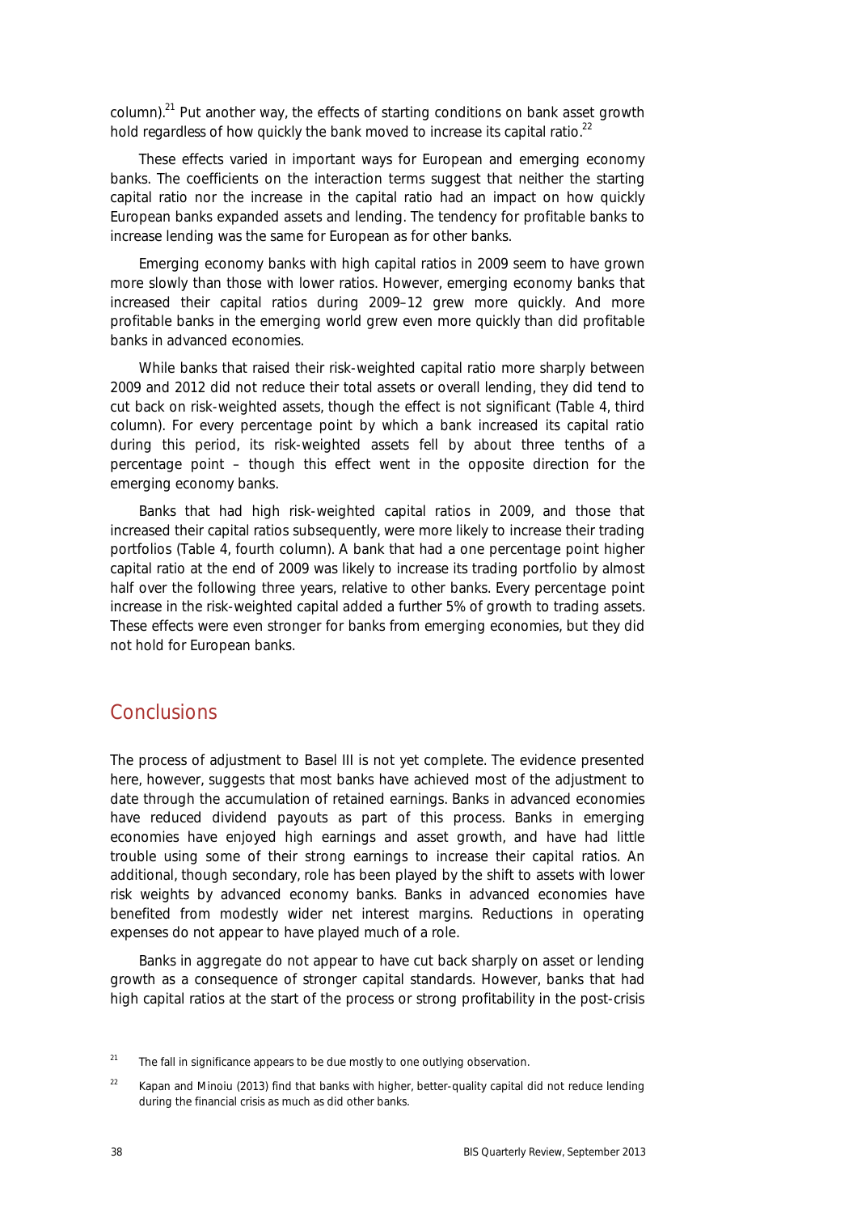column).[21] Put another way, the effects of starting conditions on bank asset growth hold regardless of how quickly the bank moved to increase its capital ratio.[22]

These effects varied in important ways for European and emerging economy banks. The coefficients on the interaction terms suggest that neither the starting capital ratio nor the increase in the capital ratio had an impact on how quickly European banks expanded assets and lending. The tendency for profitable banks to increase lending was the same for European as for other banks.

Emerging economy banks with high capital ratios in 2009 seem to have grown more slowly than those with lower ratios. However, emerging economy banks that increased their capital ratios during 2009–12 grew more quickly. And more profitable banks in the emerging world grew even more quickly than did profitable banks in advanced economies.

While banks that raised their risk-weighted capital ratio more sharply between 2009 and 2012 did not reduce their total assets or overall lending, they did tend to cut back on risk-weighted assets, though the effect is not significant (Table 4, third column). For every percentage point by which a bank increased its capital ratio during this period, its risk-weighted assets fell by about three tenths of a percentage point – though this effect went in the opposite direction for the emerging economy banks.

Banks that had high risk-weighted capital ratios in 2009, and those that increased their capital ratios subsequently, were more likely to increase their trading portfolios (Table 4, fourth column). A bank that had a one percentage point higher capital ratio at the end of 2009 was likely to increase its trading portfolio by almost half over the following three years, relative to other banks. Every percentage point increase in the risk-weighted capital added a further 5% of growth to trading assets. These effects were even stronger for banks from emerging economies, but they did not hold for European banks.

## Conclusions

The process of adjustment to Basel III is not yet complete. The evidence presented here, however, suggests that most banks have achieved most of the adjustment to date through the accumulation of retained earnings. Banks in advanced economies have reduced dividend payouts as part of this process. Banks in emerging economies have enjoyed high earnings and asset growth, and have had little trouble using some of their strong earnings to increase their capital ratios. An additional, though secondary, role has been played by the shift to assets with lower risk weights by advanced economy banks. Banks in advanced economies have benefited from modestly wider net interest margins. Reductions in operating expenses do not appear to have played much of a role.

Banks in aggregate do not appear to have cut back sharply on asset or lending growth as a consequence of stronger capital standards. However, banks that had high capital ratios at the start of the process or strong profitability in the post-crisis

[21] The fall in significance appears to be due mostly to one outlying observation.

[22] Kapan and Minoiu (2013) find that banks with higher, better-quality capital did not reduce lending during the financial crisis as much as did other banks.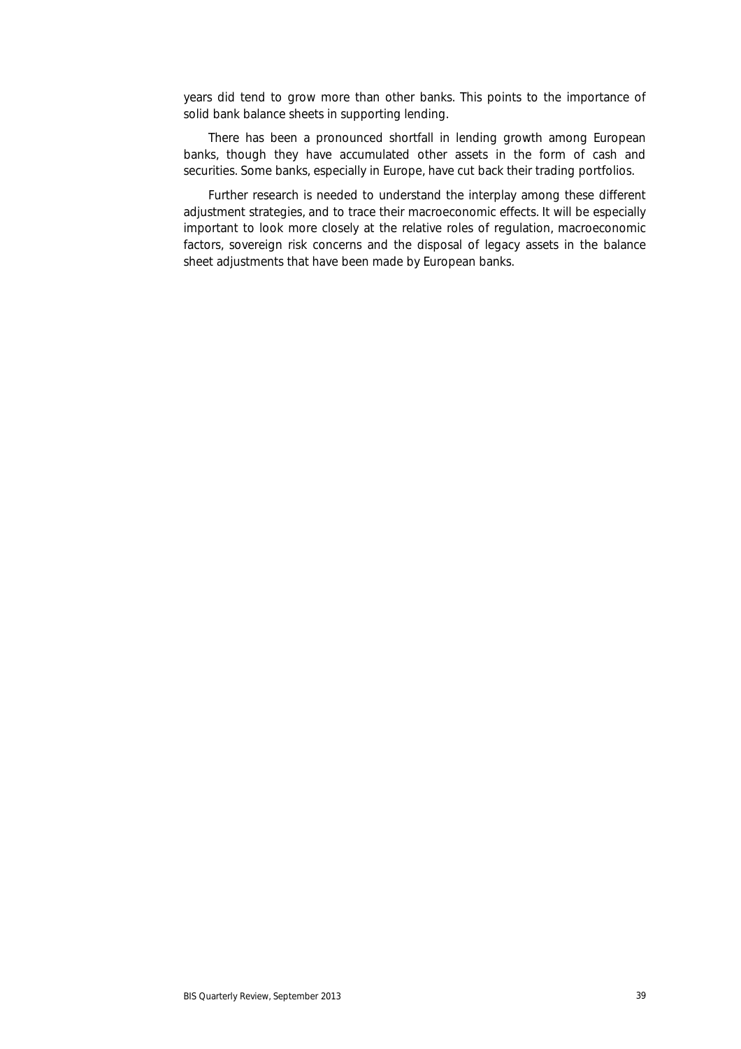years did tend to grow more than other banks. This points to the importance of solid bank balance sheets in supporting lending.

There has been a pronounced shortfall in lending growth among European banks, though they have accumulated other assets in the form of cash and securities. Some banks, especially in Europe, have cut back their trading portfolios.

Further research is needed to understand the interplay among these different adjustment strategies, and to trace their macroeconomic effects. It will be especially important to look more closely at the relative roles of regulation, macroeconomic factors, sovereign risk concerns and the disposal of legacy assets in the balance sheet adjustments that have been made by European banks.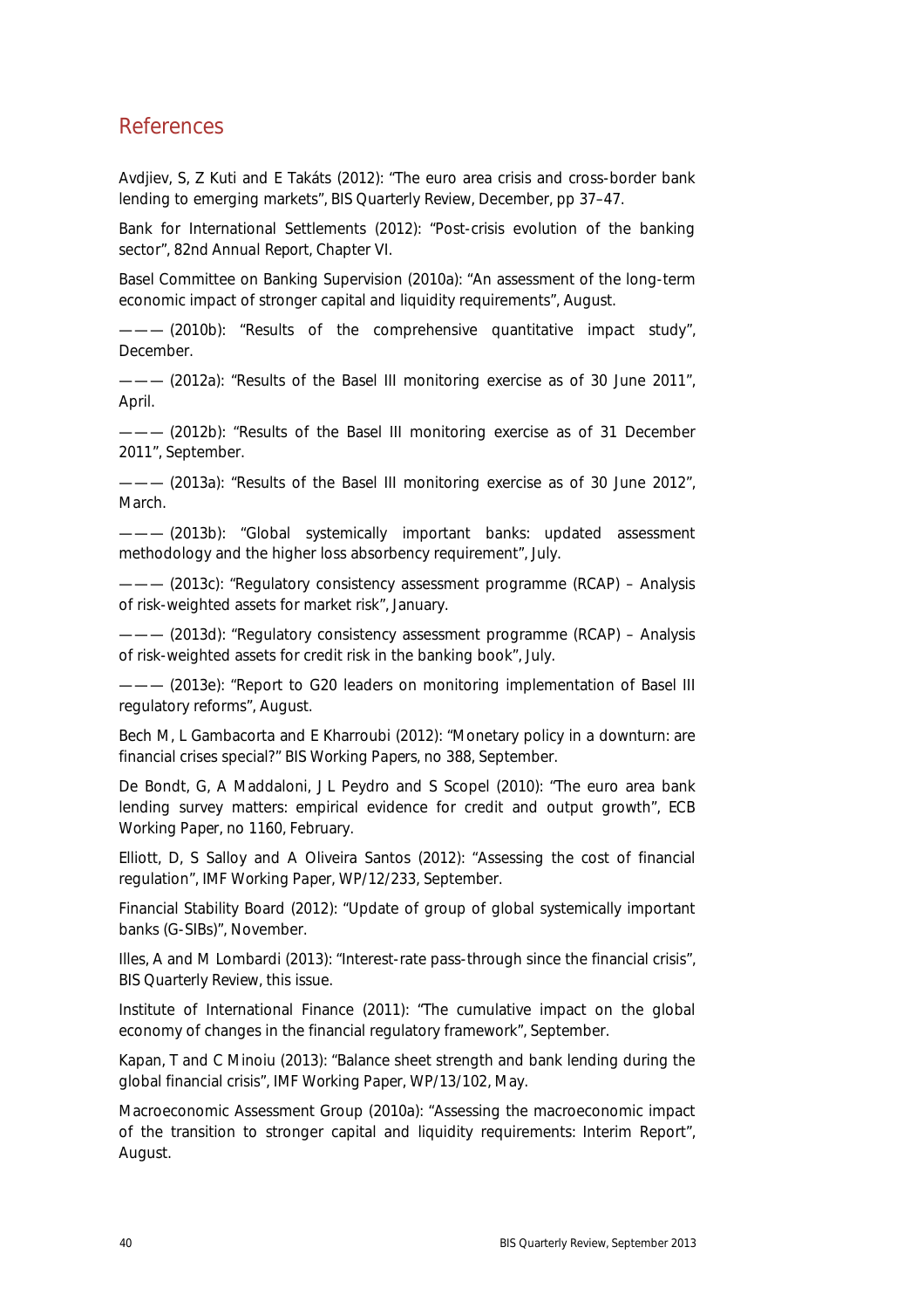## References

Avdjiev, S, Z Kuti and E Takáts (2012): "The euro area crisis and cross-border bank lending to emerging markets", *BIS Quarterly Review*, December, pp 37–47.

Bank for International Settlements (2012): "Post-crisis evolution of the banking sector", *82nd Annual Report*, Chapter VI.

Basel Committee on Banking Supervision (2010a): "An assessment of the long-term economic impact of stronger capital and liquidity requirements", August.

——— (2010b): "Results of the comprehensive quantitative impact study", December.

——— (2012a): "Results of the Basel III monitoring exercise as of 30 June 2011", April.

——— (2012b): "Results of the Basel III monitoring exercise as of 31 December 2011", September.

——— (2013a): "Results of the Basel III monitoring exercise as of 30 June 2012", March.

——— (2013b): "Global systemically important banks: updated assessment methodology and the higher loss absorbency requirement", July.

——— (2013c): "Regulatory consistency assessment programme (RCAP) – Analysis of risk-weighted assets for market risk", January.

——— (2013d): "Regulatory consistency assessment programme (RCAP) – Analysis of risk-weighted assets for credit risk in the banking book", July.

——— (2013e): "Report to G20 leaders on monitoring implementation of Basel III regulatory reforms", August.

Bech M, L Gambacorta and E Kharroubi (2012): "Monetary policy in a downturn: are financial crises special?" *BIS Working Papers*, no 388, September.

De Bondt, G, A Maddaloni, J L Peydro and S Scopel (2010): "The euro area bank lending survey matters: empirical evidence for credit and output growth", *ECB Working Paper*, no 1160, February.

Elliott, D, S Salloy and A Oliveira Santos (2012): "Assessing the cost of financial regulation", *IMF Working Paper*, WP/12/233, September.

Financial Stability Board (2012): "Update of group of global systemically important banks (G-SIBs)", November.

Illes, A and M Lombardi (2013): "Interest-rate pass-through since the financial crisis", *BIS Quarterly Review*, this issue.

Institute of International Finance (2011): "The cumulative impact on the global economy of changes in the financial regulatory framework", September.

Kapan, T and C Minoiu (2013): "Balance sheet strength and bank lending during the global financial crisis", *IMF Working Paper*, WP/13/102, May.

Macroeconomic Assessment Group (2010a): "Assessing the macroeconomic impact of the transition to stronger capital and liquidity requirements: Interim Report", August.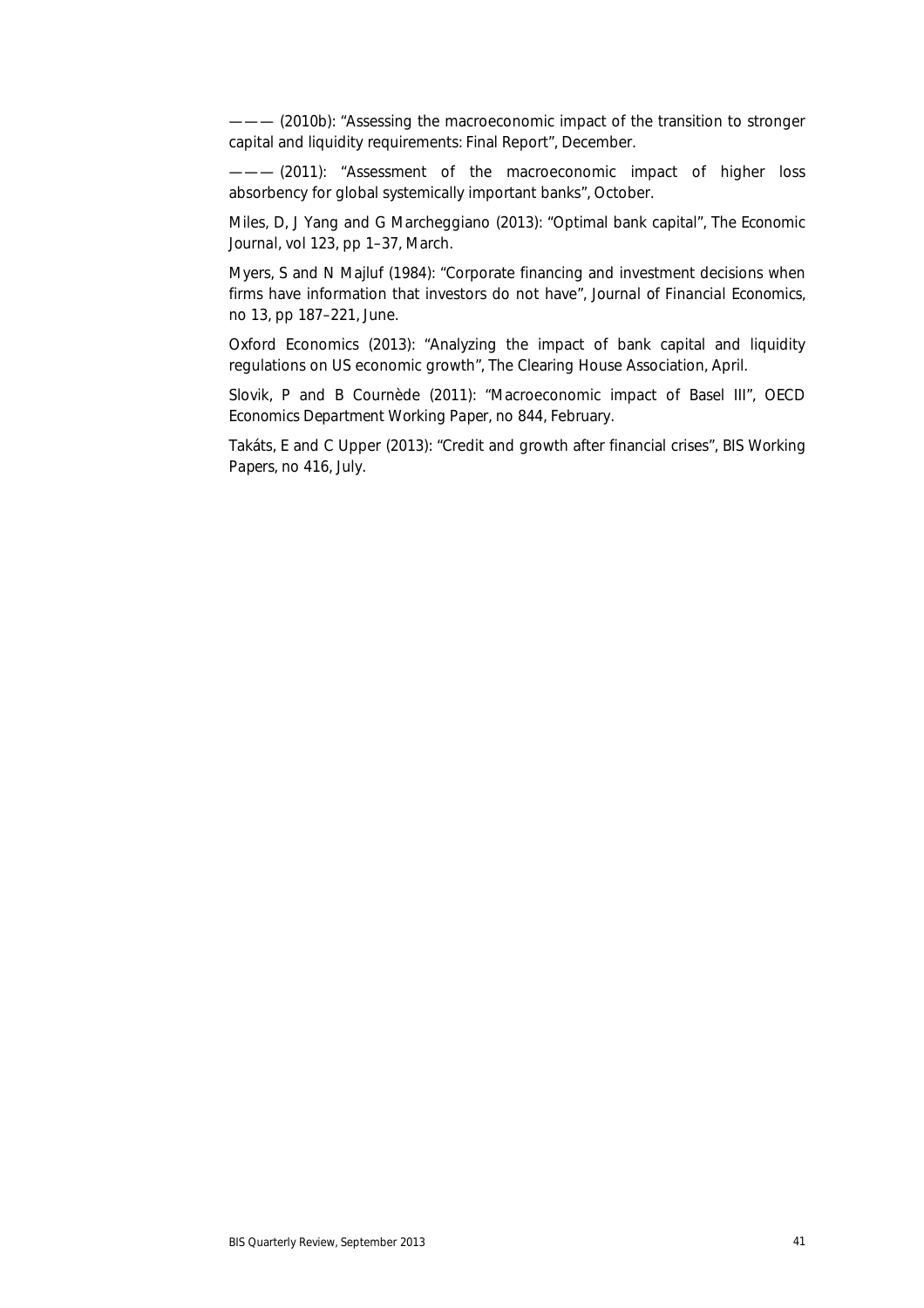——— (2010b): "Assessing the macroeconomic impact of the transition to stronger capital and liquidity requirements: Final Report", December.

——— (2011): "Assessment of the macroeconomic impact of higher loss absorbency for global systemically important banks", October.

Miles, D, J Yang and G Marcheggiano (2013): "Optimal bank capital", *The Economic Journal*, vol 123, pp 1–37, March.

Myers, S and N Majluf (1984): "Corporate financing and investment decisions when firms have information that investors do not have", *Journal of Financial Economics*, no 13, pp 187–221, June.

Oxford Economics (2013): "Analyzing the impact of bank capital and liquidity regulations on US economic growth", The Clearing House Association, April.

Slovik, P and B Cournède (2011): "Macroeconomic impact of Basel III", *OECD Economics Department Working Paper*, no 844, February.

Takáts, E and C Upper (2013): "Credit and growth after financial crises", *BIS Working Papers*, no 416, July.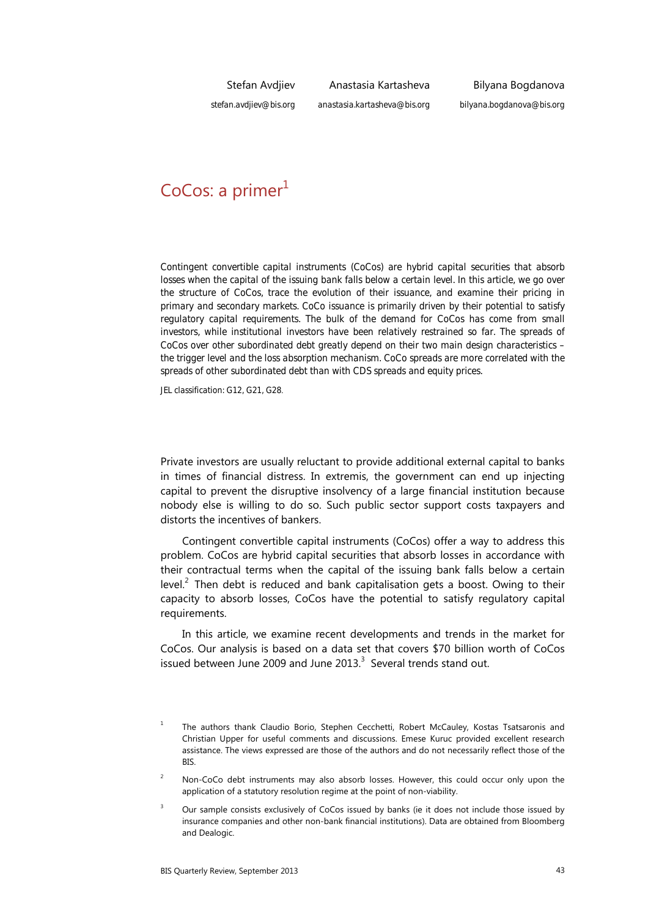Stefan Avdjiev
stefan.avdjiev@bis.org

Anastasia Kartasheva
anastasia.kartasheva@bis.org

Bilyana Bogdanova
bilyana.bogdanova@bis.org

# CoCos: a primer[1]

*Contingent convertible capital instruments (CoCos) are hybrid capital securities that absorb losses when the capital of the issuing bank falls below a certain level. In this article, we go over the structure of CoCos, trace the evolution of their issuance, and examine their pricing in primary and secondary markets. CoCo issuance is primarily driven by their potential to satisfy regulatory capital requirements. The bulk of the demand for CoCos has come from small investors, while institutional investors have been relatively restrained so far. The spreads of CoCos over other subordinated debt greatly depend on their two main design characteristics – the trigger level and the loss absorption mechanism. CoCo spreads are more correlated with the spreads of other subordinated debt than with CDS spreads and equity prices.*

*JEL classification: G12, G21, G28.*

Private investors are usually reluctant to provide additional external capital to banks in times of financial distress. In extremis, the government can end up injecting capital to prevent the disruptive insolvency of a large financial institution because nobody else is willing to do so. Such public sector support costs taxpayers and distorts the incentives of bankers.

Contingent convertible capital instruments (CoCos) offer a way to address this problem. CoCos are hybrid capital securities that absorb losses in accordance with their contractual terms when the capital of the issuing bank falls below a certain level.[2] Then debt is reduced and bank capitalisation gets a boost. Owing to their capacity to absorb losses, CoCos have the potential to satisfy regulatory capital requirements.

In this article, we examine recent developments and trends in the market for CoCos. Our analysis is based on a data set that covers $70 billion worth of CoCos issued between June 2009 and June 2013.[3] Several trends stand out.

[1] The authors thank Claudio Borio, Stephen Cecchetti, Robert McCauley, Kostas Tsatsaronis and Christian Upper for useful comments and discussions. Emese Kuruc provided excellent research assistance. The views expressed are those of the authors and do not necessarily reflect those of the BIS.

[2] Non-CoCo debt instruments may also absorb losses. However, this could occur only upon the application of a statutory resolution regime at the point of non-viability.

[3] Our sample consists exclusively of CoCos issued by banks (ie it does not include those issued by insurance companies and other non-bank financial institutions). Data are obtained from Bloomberg and Dealogic.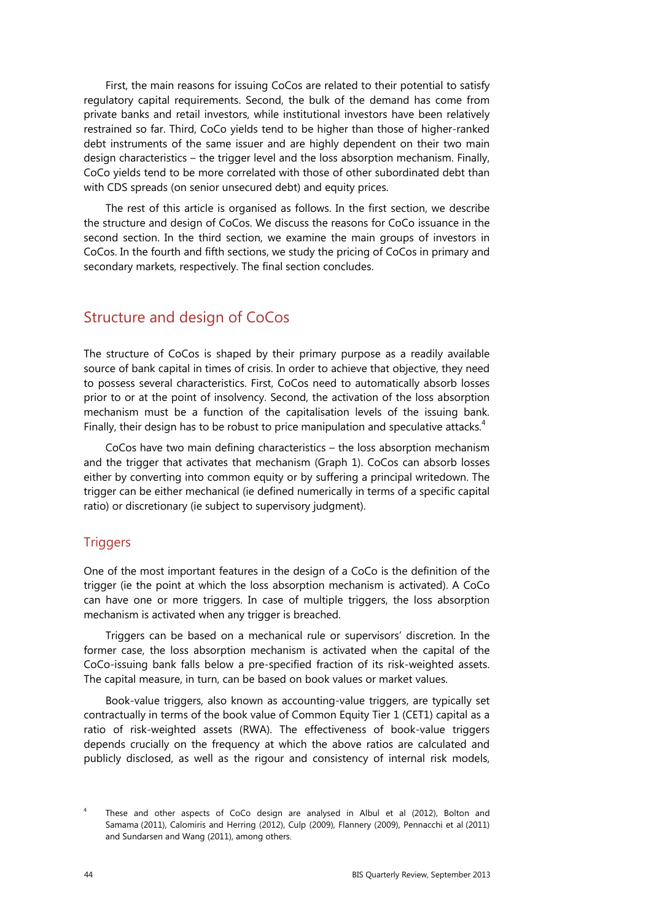First, the main reasons for issuing CoCos are related to their potential to satisfy regulatory capital requirements. Second, the bulk of the demand has come from private banks and retail investors, while institutional investors have been relatively restrained so far. Third, CoCo yields tend to be higher than those of higher-ranked debt instruments of the same issuer and are highly dependent on their two main design characteristics – the trigger level and the loss absorption mechanism. Finally, CoCo yields tend to be more correlated with those of other subordinated debt than with CDS spreads (on senior unsecured debt) and equity prices.

The rest of this article is organised as follows. In the first section, we describe the structure and design of CoCos. We discuss the reasons for CoCo issuance in the second section. In the third section, we examine the main groups of investors in CoCos. In the fourth and fifth sections, we study the pricing of CoCos in primary and secondary markets, respectively. The final section concludes.

## Structure and design of CoCos

The structure of CoCos is shaped by their primary purpose as a readily available source of bank capital in times of crisis. In order to achieve that objective, they need to possess several characteristics. First, CoCos need to automatically absorb losses prior to or at the point of insolvency. Second, the activation of the loss absorption mechanism must be a function of the capitalisation levels of the issuing bank. Finally, their design has to be robust to price manipulation and speculative attacks.[4]

CoCos have two main defining characteristics – the loss absorption mechanism and the trigger that activates that mechanism (Graph 1). CoCos can absorb losses either by converting into common equity or by suffering a principal writedown. The trigger can be either mechanical (ie defined numerically in terms of a specific capital ratio) or discretionary (ie subject to supervisory judgment).

### Triggers

One of the most important features in the design of a CoCo is the definition of the trigger (ie the point at which the loss absorption mechanism is activated). A CoCo can have one or more triggers. In case of multiple triggers, the loss absorption mechanism is activated when any trigger is breached.

Triggers can be based on a mechanical rule or supervisors' discretion. In the former case, the loss absorption mechanism is activated when the capital of the CoCo-issuing bank falls below a pre-specified fraction of its risk-weighted assets. The capital measure, in turn, can be based on book values or market values.

Book-value triggers, also known as accounting-value triggers, are typically set contractually in terms of the book value of Common Equity Tier 1 (CET1) capital as a ratio of risk-weighted assets (RWA). The effectiveness of book-value triggers depends crucially on the frequency at which the above ratios are calculated and publicly disclosed, as well as the rigour and consistency of internal risk models,

[4] These and other aspects of CoCo design are analysed in Albul et al (2012), Bolton and Samama (2011), Calomiris and Herring (2012), Culp (2009), Flannery (2009), Pennacchi et al (2011) and Sundarsen and Wang (2011), among others.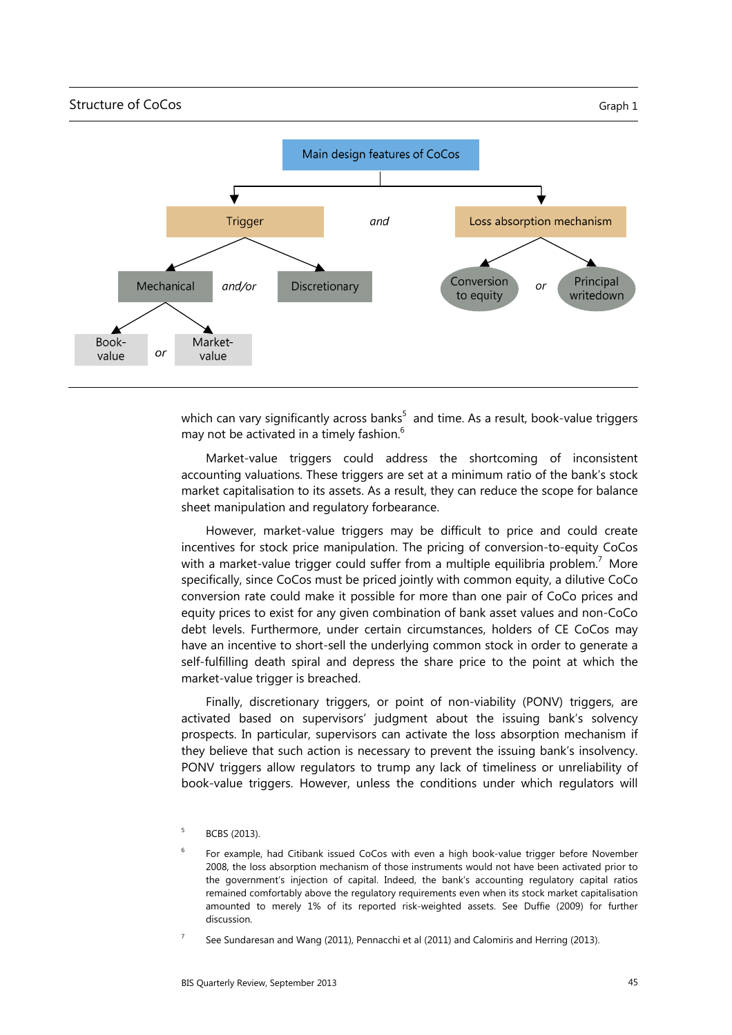Structure of CoCos

Graph 1

Main design features of CoCos

Trigger *and* Loss absorption mechanism

Mechanical *and/or* Discretionary

Book-value *or* Market-value

Conversion to equity *or* Principal writedown

which can vary significantly across banks[5] and time. As a result, book-value triggers may not be activated in a timely fashion.[6]

Market-value triggers could address the shortcoming of inconsistent accounting valuations. These triggers are set at a minimum ratio of the bank's stock market capitalisation to its assets. As a result, they can reduce the scope for balance sheet manipulation and regulatory forbearance.

However, market-value triggers may be difficult to price and could create incentives for stock price manipulation. The pricing of conversion-to-equity CoCos with a market-value trigger could suffer from a multiple equilibria problem.[7] More specifically, since CoCos must be priced jointly with common equity, a dilutive CoCo conversion rate could make it possible for more than one pair of CoCo prices and equity prices to exist for any given combination of bank asset values and non-CoCo debt levels. Furthermore, under certain circumstances, holders of CE CoCos may have an incentive to short-sell the underlying common stock in order to generate a self-fulfilling death spiral and depress the share price to the point at which the market-value trigger is breached.

Finally, discretionary triggers, or point of non-viability (PONV) triggers, are activated based on supervisors' judgment about the issuing bank's solvency prospects. In particular, supervisors can activate the loss absorption mechanism if they believe that such action is necessary to prevent the issuing bank's insolvency. PONV triggers allow regulators to trump any lack of timeliness or unreliability of book-value triggers. However, unless the conditions under which regulators will

[5] BCBS (2013).

[6] For example, had Citibank issued CoCos with even a high book-value trigger before November 2008, the loss absorption mechanism of those instruments would not have been activated prior to the government's injection of capital. Indeed, the bank's accounting regulatory capital ratios remained comfortably above the regulatory requirements even when its stock market capitalisation amounted to merely 1% of its reported risk-weighted assets. See Duffie (2009) for further discussion.

[7] See Sundaresan and Wang (2011), Pennacchi et al (2011) and Calomiris and Herring (2013).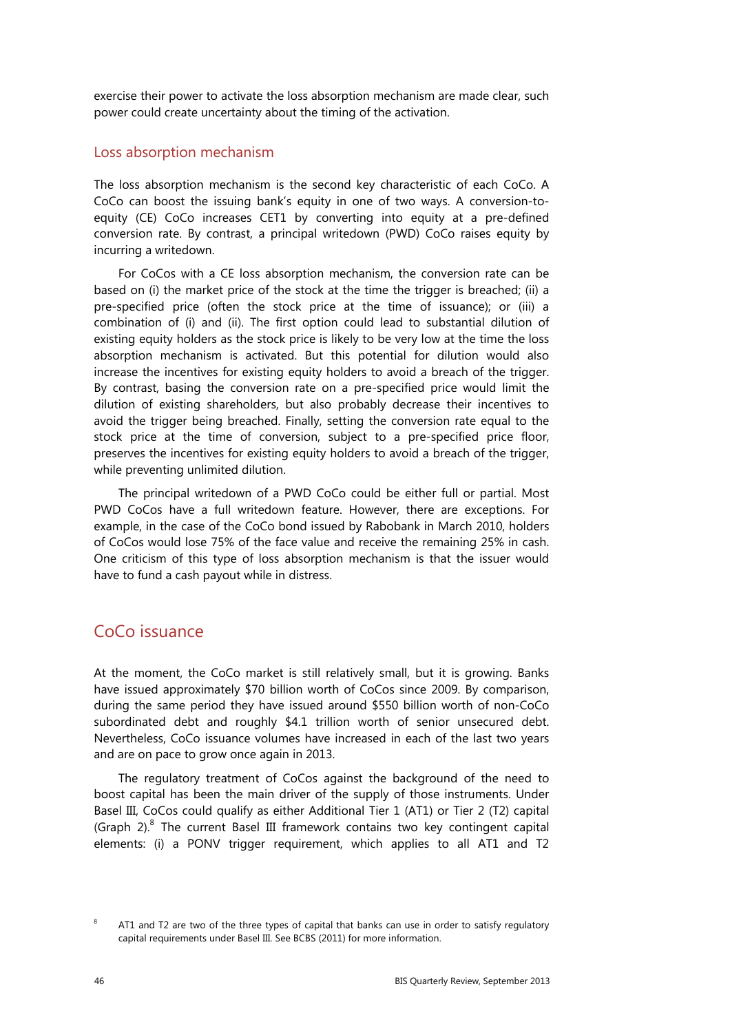exercise their power to activate the loss absorption mechanism are made clear, such power could create uncertainty about the timing of the activation.

### Loss absorption mechanism

The loss absorption mechanism is the second key characteristic of each CoCo. A CoCo can boost the issuing bank's equity in one of two ways. A conversion-to-equity (CE) CoCo increases CET1 by converting into equity at a pre-defined conversion rate. By contrast, a principal writedown (PWD) CoCo raises equity by incurring a writedown.

For CoCos with a CE loss absorption mechanism, the conversion rate can be based on (i) the market price of the stock at the time the trigger is breached; (ii) a pre-specified price (often the stock price at the time of issuance); or (iii) a combination of (i) and (ii). The first option could lead to substantial dilution of existing equity holders as the stock price is likely to be very low at the time the loss absorption mechanism is activated. But this potential for dilution would also increase the incentives for existing equity holders to avoid a breach of the trigger. By contrast, basing the conversion rate on a pre-specified price would limit the dilution of existing shareholders, but also probably decrease their incentives to avoid the trigger being breached. Finally, setting the conversion rate equal to the stock price at the time of conversion, subject to a pre-specified price floor, preserves the incentives for existing equity holders to avoid a breach of the trigger, while preventing unlimited dilution.

The principal writedown of a PWD CoCo could be either full or partial. Most PWD CoCos have a full writedown feature. However, there are exceptions. For example, in the case of the CoCo bond issued by Rabobank in March 2010, holders of CoCos would lose 75% of the face value and receive the remaining 25% in cash. One criticism of this type of loss absorption mechanism is that the issuer would have to fund a cash payout while in distress.

## CoCo issuance

At the moment, the CoCo market is still relatively small, but it is growing. Banks have issued approximately $70 billion worth of CoCos since 2009. By comparison, during the same period they have issued around $550 billion worth of non-CoCo subordinated debt and roughly $4.1 trillion worth of senior unsecured debt. Nevertheless, CoCo issuance volumes have increased in each of the last two years and are on pace to grow once again in 2013.

The regulatory treatment of CoCos against the background of the need to boost capital has been the main driver of the supply of those instruments. Under Basel III, CoCos could qualify as either Additional Tier 1 (AT1) or Tier 2 (T2) capital (Graph 2).[8] The current Basel III framework contains two key contingent capital elements: (i) a PONV trigger requirement, which applies to all AT1 and T2

[8] AT1 and T2 are two of the three types of capital that banks can use in order to satisfy regulatory capital requirements under Basel III. See BCBS (2011) for more information.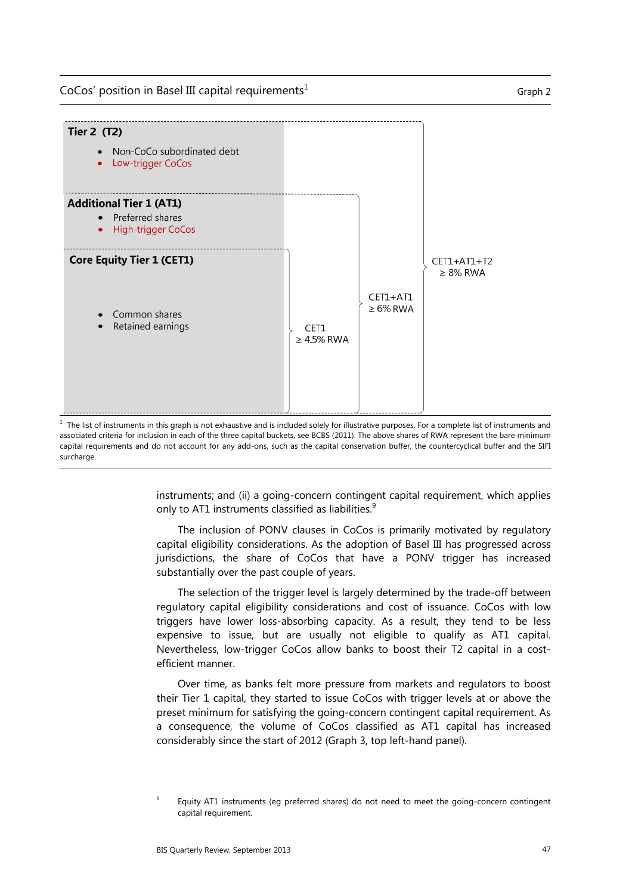CoCos' position in Basel III capital requirements[1] Graph 2

**Tier 2 (T2)**

- Non-CoCo subordinated debt
- Low-trigger CoCos

**Additional Tier 1 (AT1)**

- Preferred shares
- High-trigger CoCos

**Core Equity Tier 1 (CET1)**

- Common shares
- Retained earnings

CET1 ≥ 4.5% RWA

CET1+AT1 ≥ 6% RWA

CET1+AT1+T2 ≥ 8% RWA

[1] The list of instruments in this graph is not exhaustive and is included solely for illustrative purposes. For a complete list of instruments and associated criteria for inclusion in each of the three capital buckets, see BCBS (2011). The above shares of RWA represent the bare minimum capital requirements and do not account for any add-ons, such as the capital conservation buffer, the countercyclical buffer and the SIFI surcharge.

instruments; and (ii) a going-concern contingent capital requirement, which applies only to AT1 instruments classified as liabilities.[9]

The inclusion of PONV clauses in CoCos is primarily motivated by regulatory capital eligibility considerations. As the adoption of Basel III has progressed across jurisdictions, the share of CoCos that have a PONV trigger has increased substantially over the past couple of years.

The selection of the trigger level is largely determined by the trade-off between regulatory capital eligibility considerations and cost of issuance. CoCos with low triggers have lower loss-absorbing capacity. As a result, they tend to be less expensive to issue, but are usually not eligible to qualify as AT1 capital. Nevertheless, low-trigger CoCos allow banks to boost their T2 capital in a cost-efficient manner.

Over time, as banks felt more pressure from markets and regulators to boost their Tier 1 capital, they started to issue CoCos with trigger levels at or above the preset minimum for satisfying the going-concern contingent capital requirement. As a consequence, the volume of CoCos classified as AT1 capital has increased considerably since the start of 2012 (Graph 3, top left-hand panel).

[9] Equity AT1 instruments (eg preferred shares) do not need to meet the going-concern contingent capital requirement.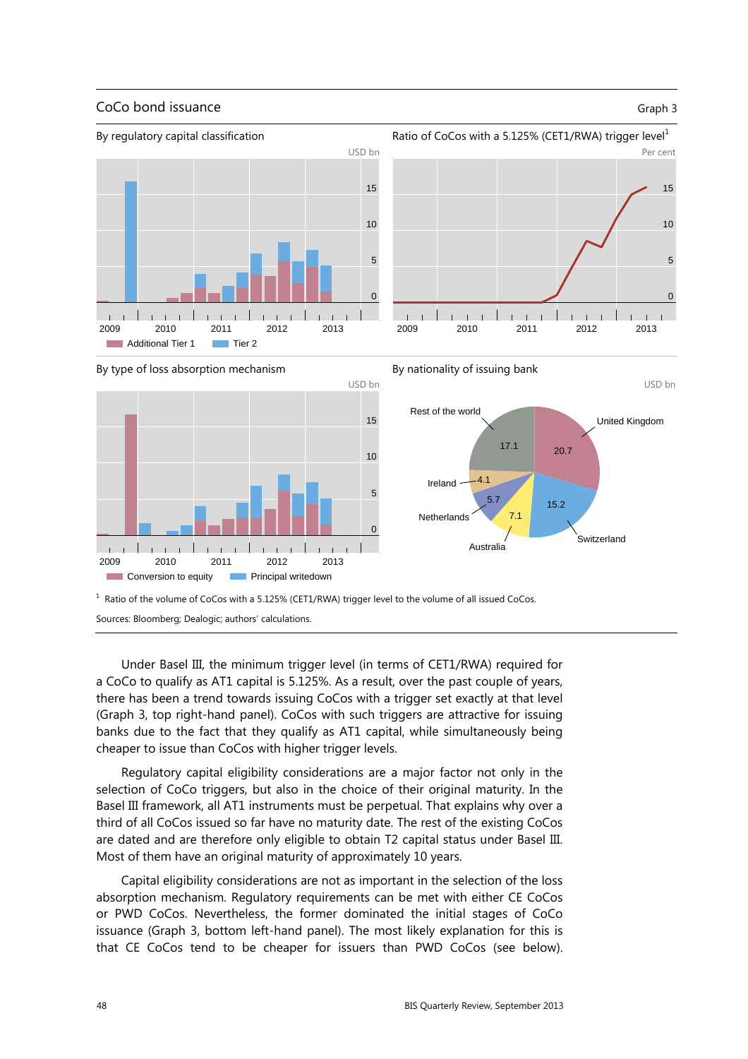**CoCo bond issuance** — Graph 3

By regulatory capital classification (USD bn) — Additional Tier 1 / Tier 2

Ratio of CoCos with a 5.125% (CET1/RWA) trigger level[1] (Per cent)

By type of loss absorption mechanism (USD bn) — Conversion to equity / Principal writedown

By nationality of issuing bank (USD bn): United Kingdom 20.7; Switzerland 15.2; Australia 7.1; Netherlands 5.7; Ireland 4.1; Rest of the world 17.1

[1] Ratio of the volume of CoCos with a 5.125% (CET1/RWA) trigger level to the volume of all issued CoCos.

Sources: Bloomberg; Dealogic; authors' calculations.

Under Basel III, the minimum trigger level (in terms of CET1/RWA) required for a CoCo to qualify as AT1 capital is 5.125%. As a result, over the past couple of years, there has been a trend towards issuing CoCos with a trigger set exactly at that level (Graph 3, top right-hand panel). CoCos with such triggers are attractive for issuing banks due to the fact that they qualify as AT1 capital, while simultaneously being cheaper to issue than CoCos with higher trigger levels.

Regulatory capital eligibility considerations are a major factor not only in the selection of CoCo triggers, but also in the choice of their original maturity. In the Basel III framework, all AT1 instruments must be perpetual. That explains why over a third of all CoCos issued so far have no maturity date. The rest of the existing CoCos are dated and are therefore only eligible to obtain T2 capital status under Basel III. Most of them have an original maturity of approximately 10 years.

Capital eligibility considerations are not as important in the selection of the loss absorption mechanism. Regulatory requirements can be met with either CE CoCos or PWD CoCos. Nevertheless, the former dominated the initial stages of CoCo issuance (Graph 3, bottom left-hand panel). The most likely explanation for this is that CE CoCos tend to be cheaper for issuers than PWD CoCos (see below).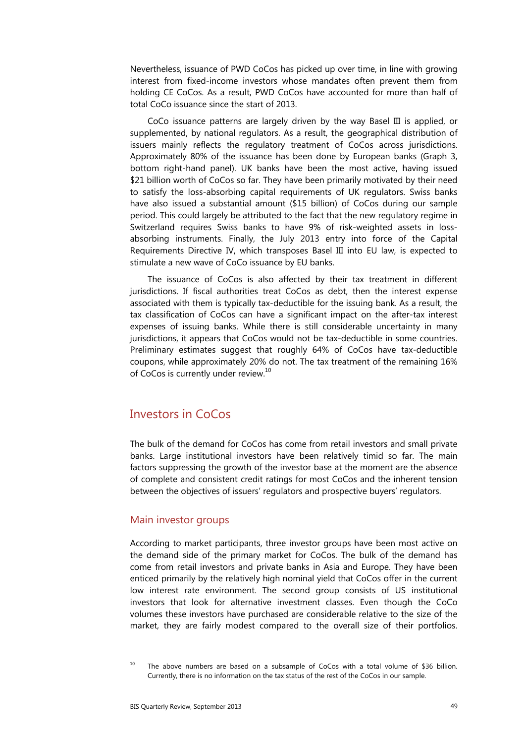Nevertheless, issuance of PWD CoCos has picked up over time, in line with growing interest from fixed-income investors whose mandates often prevent them from holding CE CoCos. As a result, PWD CoCos have accounted for more than half of total CoCo issuance since the start of 2013.

CoCo issuance patterns are largely driven by the way Basel III is applied, or supplemented, by national regulators. As a result, the geographical distribution of issuers mainly reflects the regulatory treatment of CoCos across jurisdictions. Approximately 80% of the issuance has been done by European banks (Graph 3, bottom right-hand panel). UK banks have been the most active, having issued \$21 billion worth of CoCos so far. They have been primarily motivated by their need to satisfy the loss-absorbing capital requirements of UK regulators. Swiss banks have also issued a substantial amount (\$15 billion) of CoCos during our sample period. This could largely be attributed to the fact that the new regulatory regime in Switzerland requires Swiss banks to have 9% of risk-weighted assets in loss-absorbing instruments. Finally, the July 2013 entry into force of the Capital Requirements Directive IV, which transposes Basel III into EU law, is expected to stimulate a new wave of CoCo issuance by EU banks.

The issuance of CoCos is also affected by their tax treatment in different jurisdictions. If fiscal authorities treat CoCos as debt, then the interest expense associated with them is typically tax-deductible for the issuing bank. As a result, the tax classification of CoCos can have a significant impact on the after-tax interest expenses of issuing banks. While there is still considerable uncertainty in many jurisdictions, it appears that CoCos would not be tax-deductible in some countries. Preliminary estimates suggest that roughly 64% of CoCos have tax-deductible coupons, while approximately 20% do not. The tax treatment of the remaining 16% of CoCos is currently under review.[10]

## Investors in CoCos

The bulk of the demand for CoCos has come from retail investors and small private banks. Large institutional investors have been relatively timid so far. The main factors suppressing the growth of the investor base at the moment are the absence of complete and consistent credit ratings for most CoCos and the inherent tension between the objectives of issuers' regulators and prospective buyers' regulators.

### Main investor groups

According to market participants, three investor groups have been most active on the demand side of the primary market for CoCos. The bulk of the demand has come from retail investors and private banks in Asia and Europe. They have been enticed primarily by the relatively high nominal yield that CoCos offer in the current low interest rate environment. The second group consists of US institutional investors that look for alternative investment classes. Even though the CoCo volumes these investors have purchased are considerable relative to the size of the market, they are fairly modest compared to the overall size of their portfolios.

[10] The above numbers are based on a subsample of CoCos with a total volume of \$36 billion. Currently, there is no information on the tax status of the rest of the CoCos in our sample.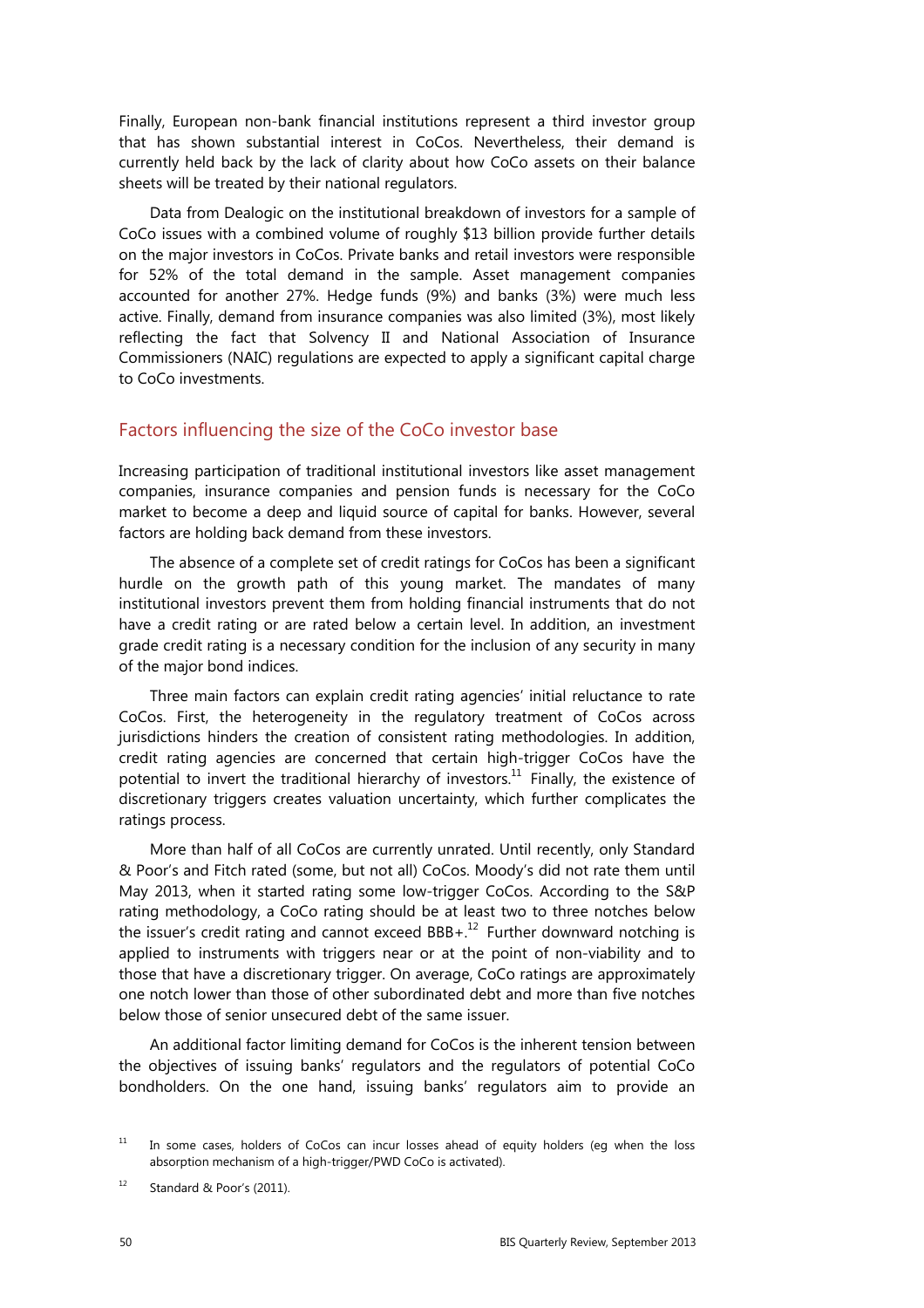Finally, European non-bank financial institutions represent a third investor group that has shown substantial interest in CoCos. Nevertheless, their demand is currently held back by the lack of clarity about how CoCo assets on their balance sheets will be treated by their national regulators.

Data from Dealogic on the institutional breakdown of investors for a sample of CoCo issues with a combined volume of roughly $13 billion provide further details on the major investors in CoCos. Private banks and retail investors were responsible for 52% of the total demand in the sample. Asset management companies accounted for another 27%. Hedge funds (9%) and banks (3%) were much less active. Finally, demand from insurance companies was also limited (3%), most likely reflecting the fact that Solvency II and National Association of Insurance Commissioners (NAIC) regulations are expected to apply a significant capital charge to CoCo investments.

## Factors influencing the size of the CoCo investor base

Increasing participation of traditional institutional investors like asset management companies, insurance companies and pension funds is necessary for the CoCo market to become a deep and liquid source of capital for banks. However, several factors are holding back demand from these investors.

The absence of a complete set of credit ratings for CoCos has been a significant hurdle on the growth path of this young market. The mandates of many institutional investors prevent them from holding financial instruments that do not have a credit rating or are rated below a certain level. In addition, an investment grade credit rating is a necessary condition for the inclusion of any security in many of the major bond indices.

Three main factors can explain credit rating agencies' initial reluctance to rate CoCos. First, the heterogeneity in the regulatory treatment of CoCos across jurisdictions hinders the creation of consistent rating methodologies. In addition, credit rating agencies are concerned that certain high-trigger CoCos have the potential to invert the traditional hierarchy of investors.[11] Finally, the existence of discretionary triggers creates valuation uncertainty, which further complicates the ratings process.

More than half of all CoCos are currently unrated. Until recently, only Standard & Poor's and Fitch rated (some, but not all) CoCos. Moody's did not rate them until May 2013, when it started rating some low-trigger CoCos. According to the S&P rating methodology, a CoCo rating should be at least two to three notches below the issuer's credit rating and cannot exceed BBB+.[12] Further downward notching is applied to instruments with triggers near or at the point of non-viability and to those that have a discretionary trigger. On average, CoCo ratings are approximately one notch lower than those of other subordinated debt and more than five notches below those of senior unsecured debt of the same issuer.

An additional factor limiting demand for CoCos is the inherent tension between the objectives of issuing banks' regulators and the regulators of potential CoCo bondholders. On the one hand, issuing banks' regulators aim to provide an

[11] In some cases, holders of CoCos can incur losses ahead of equity holders (eg when the loss absorption mechanism of a high-trigger/PWD CoCo is activated).

[12] Standard & Poor's (2011).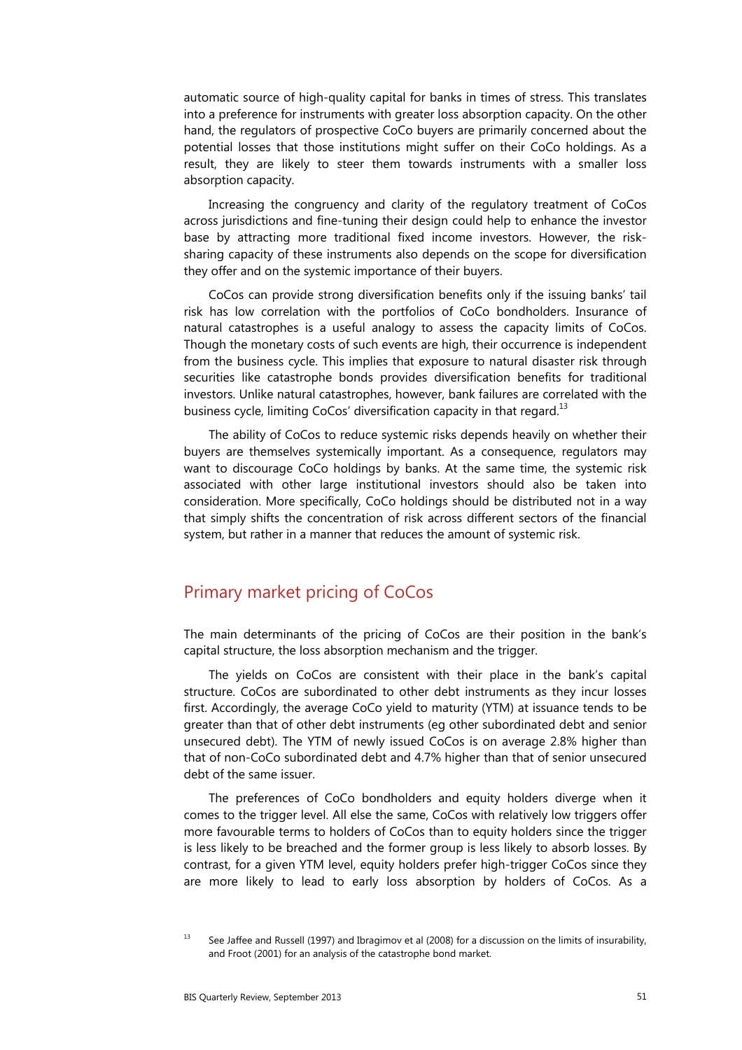automatic source of high-quality capital for banks in times of stress. This translates into a preference for instruments with greater loss absorption capacity. On the other hand, the regulators of prospective CoCo buyers are primarily concerned about the potential losses that those institutions might suffer on their CoCo holdings. As a result, they are likely to steer them towards instruments with a smaller loss absorption capacity.

Increasing the congruency and clarity of the regulatory treatment of CoCos across jurisdictions and fine-tuning their design could help to enhance the investor base by attracting more traditional fixed income investors. However, the risk-sharing capacity of these instruments also depends on the scope for diversification they offer and on the systemic importance of their buyers.

CoCos can provide strong diversification benefits only if the issuing banks' tail risk has low correlation with the portfolios of CoCo bondholders. Insurance of natural catastrophes is a useful analogy to assess the capacity limits of CoCos. Though the monetary costs of such events are high, their occurrence is independent from the business cycle. This implies that exposure to natural disaster risk through securities like catastrophe bonds provides diversification benefits for traditional investors. Unlike natural catastrophes, however, bank failures are correlated with the business cycle, limiting CoCos' diversification capacity in that regard.[13]

The ability of CoCos to reduce systemic risks depends heavily on whether their buyers are themselves systemically important. As a consequence, regulators may want to discourage CoCo holdings by banks. At the same time, the systemic risk associated with other large institutional investors should also be taken into consideration. More specifically, CoCo holdings should be distributed not in a way that simply shifts the concentration of risk across different sectors of the financial system, but rather in a manner that reduces the amount of systemic risk.

## Primary market pricing of CoCos

The main determinants of the pricing of CoCos are their position in the bank's capital structure, the loss absorption mechanism and the trigger.

The yields on CoCos are consistent with their place in the bank's capital structure. CoCos are subordinated to other debt instruments as they incur losses first. Accordingly, the average CoCo yield to maturity (YTM) at issuance tends to be greater than that of other debt instruments (eg other subordinated debt and senior unsecured debt). The YTM of newly issued CoCos is on average 2.8% higher than that of non-CoCo subordinated debt and 4.7% higher than that of senior unsecured debt of the same issuer.

The preferences of CoCo bondholders and equity holders diverge when it comes to the trigger level. All else the same, CoCos with relatively low triggers offer more favourable terms to holders of CoCos than to equity holders since the trigger is less likely to be breached and the former group is less likely to absorb losses. By contrast, for a given YTM level, equity holders prefer high-trigger CoCos since they are more likely to lead to early loss absorption by holders of CoCos. As a

[13] See Jaffee and Russell (1997) and Ibragimov et al (2008) for a discussion on the limits of insurability, and Froot (2001) for an analysis of the catastrophe bond market.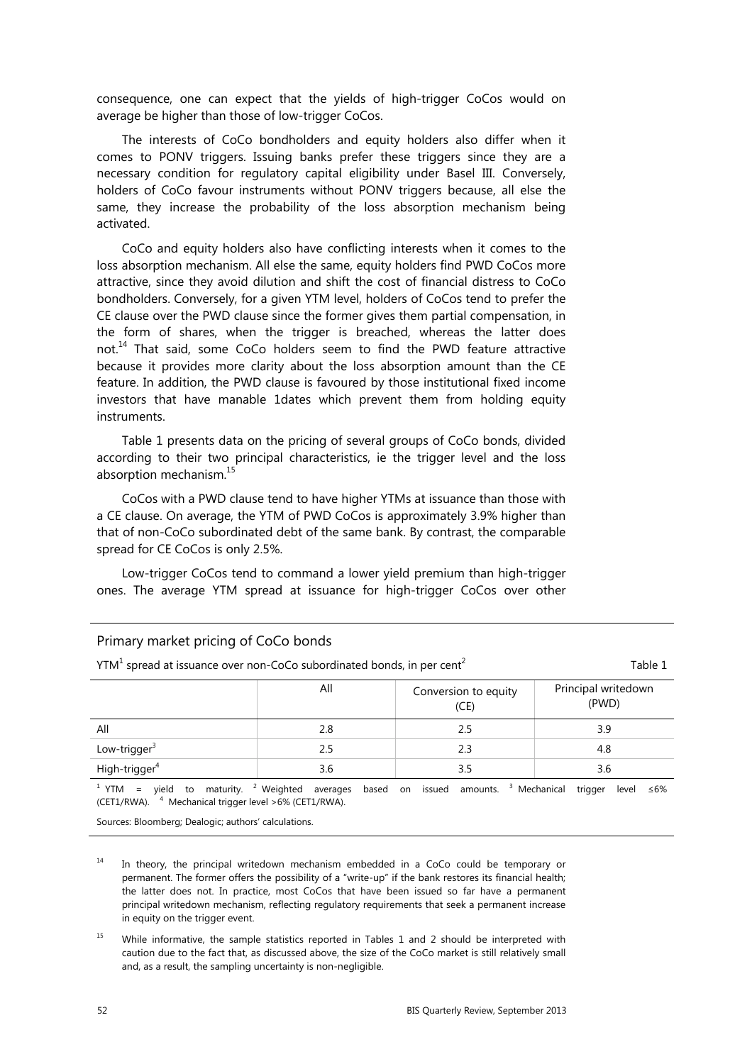consequence, one can expect that the yields of high-trigger CoCos would on average be higher than those of low-trigger CoCos.

The interests of CoCo bondholders and equity holders also differ when it comes to PONV triggers. Issuing banks prefer these triggers since they are a necessary condition for regulatory capital eligibility under Basel III. Conversely, holders of CoCo favour instruments without PONV triggers because, all else the same, they increase the probability of the loss absorption mechanism being activated.

CoCo and equity holders also have conflicting interests when it comes to the loss absorption mechanism. All else the same, equity holders find PWD CoCos more attractive, since they avoid dilution and shift the cost of financial distress to CoCo bondholders. Conversely, for a given YTM level, holders of CoCos tend to prefer the CE clause over the PWD clause since the former gives them partial compensation, in the form of shares, when the trigger is breached, whereas the latter does not.[14] That said, some CoCo holders seem to find the PWD feature attractive because it provides more clarity about the loss absorption amount than the CE feature. In addition, the PWD clause is favoured by those institutional fixed income investors that have manable 1dates which prevent them from holding equity instruments.

Table 1 presents data on the pricing of several groups of CoCo bonds, divided according to their two principal characteristics, ie the trigger level and the loss absorption mechanism.[15]

CoCos with a PWD clause tend to have higher YTMs at issuance than those with a CE clause. On average, the YTM of PWD CoCos is approximately 3.9% higher than that of non-CoCo subordinated debt of the same bank. By contrast, the comparable spread for CE CoCos is only 2.5%.

Low-trigger CoCos tend to command a lower yield premium than high-trigger ones. The average YTM spread at issuance for high-trigger CoCos over other

**Primary market pricing of CoCo bonds**

YTM[1] spread at issuance over non-CoCo subordinated bonds, in per cent[2] — Table 1

| | All | Conversion to equity (CE) | Principal writedown (PWD) |
|---|---|---|---|
| All | 2.8 | 2.5 | 3.9 |
| Low-trigger[3] | 2.5 | 2.3 | 4.8 |
| High-trigger[4] | 3.6 | 3.5 | 3.6 |

[1] YTM = yield to maturity. [2] Weighted averages based on issued amounts. [3] Mechanical trigger level ≤6% (CET1/RWA). [4] Mechanical trigger level >6% (CET1/RWA).

Sources: Bloomberg; Dealogic; authors' calculations.

[14] In theory, the principal writedown mechanism embedded in a CoCo could be temporary or permanent. The former offers the possibility of a "write-up" if the bank restores its financial health; the latter does not. In practice, most CoCos that have been issued so far have a permanent principal writedown mechanism, reflecting regulatory requirements that seek a permanent increase in equity on the trigger event.

[15] While informative, the sample statistics reported in Tables 1 and 2 should be interpreted with caution due to the fact that, as discussed above, the size of the CoCo market is still relatively small and, as a result, the sampling uncertainty is non-negligible.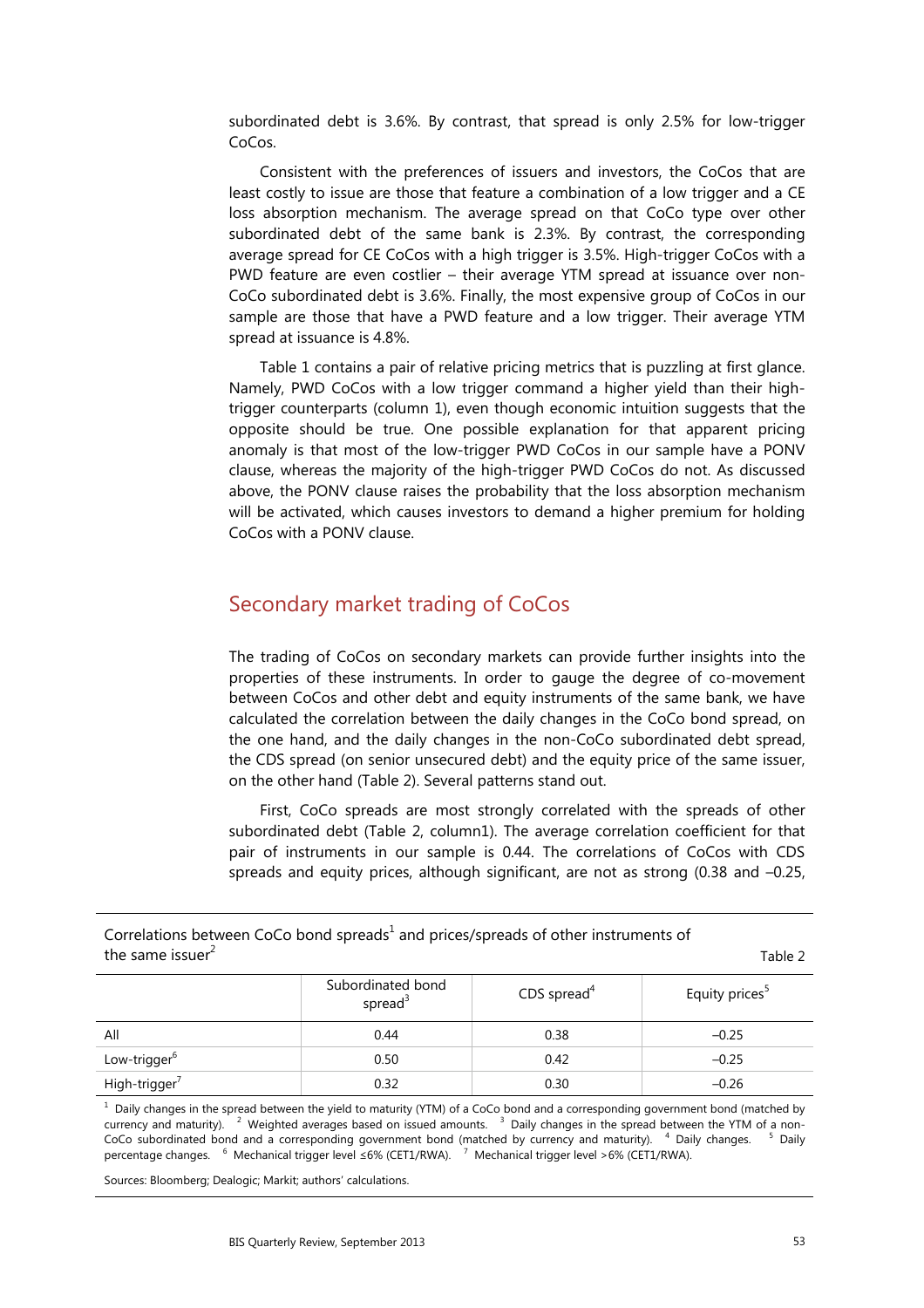subordinated debt is 3.6%. By contrast, that spread is only 2.5% for low-trigger CoCos.

Consistent with the preferences of issuers and investors, the CoCos that are least costly to issue are those that feature a combination of a low trigger and a CE loss absorption mechanism. The average spread on that CoCo type over other subordinated debt of the same bank is 2.3%. By contrast, the corresponding average spread for CE CoCos with a high trigger is 3.5%. High-trigger CoCos with a PWD feature are even costlier – their average YTM spread at issuance over non-CoCo subordinated debt is 3.6%. Finally, the most expensive group of CoCos in our sample are those that have a PWD feature and a low trigger. Their average YTM spread at issuance is 4.8%.

Table 1 contains a pair of relative pricing metrics that is puzzling at first glance. Namely, PWD CoCos with a low trigger command a higher yield than their high-trigger counterparts (column 1), even though economic intuition suggests that the opposite should be true. One possible explanation for that apparent pricing anomaly is that most of the low-trigger PWD CoCos in our sample have a PONV clause, whereas the majority of the high-trigger PWD CoCos do not. As discussed above, the PONV clause raises the probability that the loss absorption mechanism will be activated, which causes investors to demand a higher premium for holding CoCos with a PONV clause.

## Secondary market trading of CoCos

The trading of CoCos on secondary markets can provide further insights into the properties of these instruments. In order to gauge the degree of co-movement between CoCos and other debt and equity instruments of the same bank, we have calculated the correlation between the daily changes in the CoCo bond spread, on the one hand, and the daily changes in the non-CoCo subordinated debt spread, the CDS spread (on senior unsecured debt) and the equity price of the same issuer, on the other hand (Table 2). Several patterns stand out.

First, CoCo spreads are most strongly correlated with the spreads of other subordinated debt (Table 2, column1). The average correlation coefficient for that pair of instruments in our sample is 0.44. The correlations of CoCos with CDS spreads and equity prices, although significant, are not as strong (0.38 and –0.25,

Correlations between CoCo bond spreads[1] and prices/spreads of other instruments of the same issuer[2]

Table 2

| | Subordinated bond spread[3] | CDS spread[4] | Equity prices[5] |
|---|---|---|---|
| All | 0.44 | 0.38 | –0.25 |
| Low-trigger[6] | 0.50 | 0.42 | –0.25 |
| High-trigger[7] | 0.32 | 0.30 | –0.26 |

[1] Daily changes in the spread between the yield to maturity (YTM) of a CoCo bond and a corresponding government bond (matched by currency and maturity). [2] Weighted averages based on issued amounts. [3] Daily changes in the spread between the YTM of a non-CoCo subordinated bond and a corresponding government bond (matched by currency and maturity). [4] Daily changes. [5] Daily percentage changes. [6] Mechanical trigger level ≤6% (CET1/RWA). [7] Mechanical trigger level >6% (CET1/RWA).

Sources: Bloomberg; Dealogic; Markit; authors' calculations.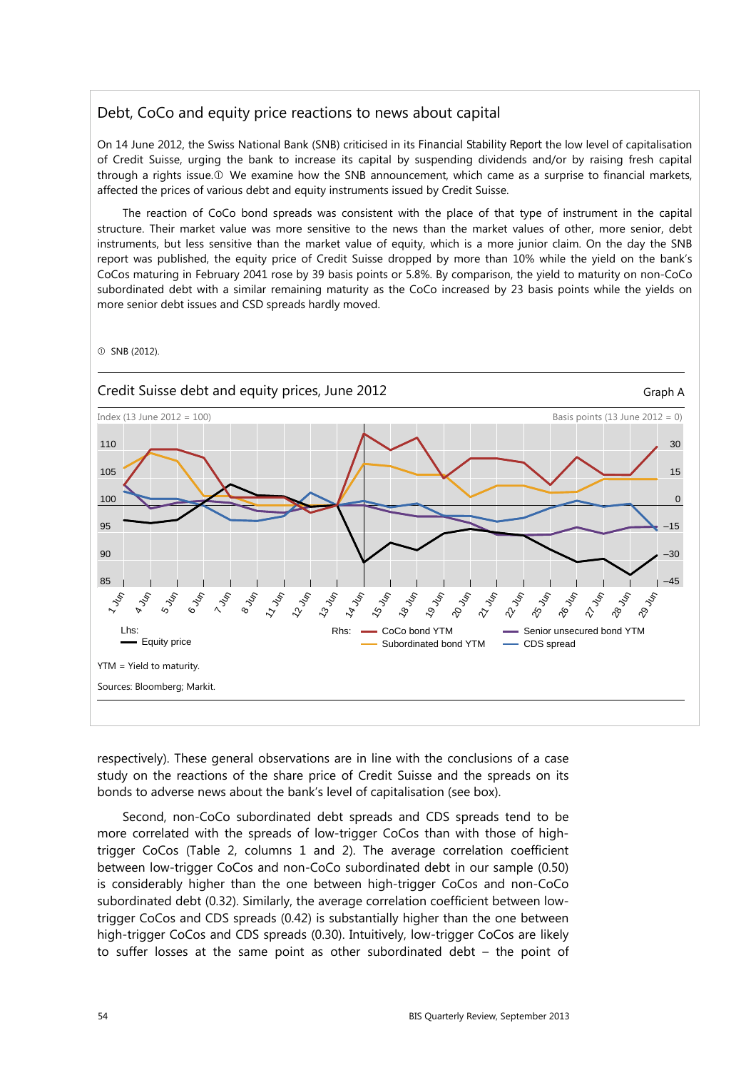## Debt, CoCo and equity price reactions to news about capital

On 14 June 2012, the Swiss National Bank (SNB) criticised in its *Financial Stability Report* the low level of capitalisation of Credit Suisse, urging the bank to increase its capital by suspending dividends and/or by raising fresh capital through a rights issue.① We examine how the SNB announcement, which came as a surprise to financial markets, affected the prices of various debt and equity instruments issued by Credit Suisse.

The reaction of CoCo bond spreads was consistent with the place of that type of instrument in the capital structure. Their market value was more sensitive to the news than the market values of other, more senior, debt instruments, but less sensitive than the market value of equity, which is a more junior claim. On the day the SNB report was published, the equity price of Credit Suisse dropped by more than 10% while the yield on the bank's CoCos maturing in February 2041 rose by 39 basis points or 5.8%. By comparison, the yield to maturity on non-CoCo subordinated debt with a similar remaining maturity as the CoCo increased by 23 basis points while the yields on more senior debt issues and CSD spreads hardly moved.

① SNB (2012).

**Credit Suisse debt and equity prices, June 2012** — Graph A

Index (13 June 2012 = 100) / Basis points (13 June 2012 = 0)

Lhs: Equity price. Rhs: CoCo bond YTM; Subordinated bond YTM; Senior unsecured bond YTM; CDS spread.

YTM = Yield to maturity.

Sources: Bloomberg; Markit.

respectively). These general observations are in line with the conclusions of a case study on the reactions of the share price of Credit Suisse and the spreads on its bonds to adverse news about the bank's level of capitalisation (see box).

Second, non-CoCo subordinated debt spreads and CDS spreads tend to be more correlated with the spreads of low-trigger CoCos than with those of high-trigger CoCos (Table 2, columns 1 and 2). The average correlation coefficient between low-trigger CoCos and non-CoCo subordinated debt in our sample (0.50) is considerably higher than the one between high-trigger CoCos and non-CoCo subordinated debt (0.32). Similarly, the average correlation coefficient between low-trigger CoCos and CDS spreads (0.42) is substantially higher than the one between high-trigger CoCos and CDS spreads (0.30). Intuitively, low-trigger CoCos are likely to suffer losses at the same point as other subordinated debt – the point of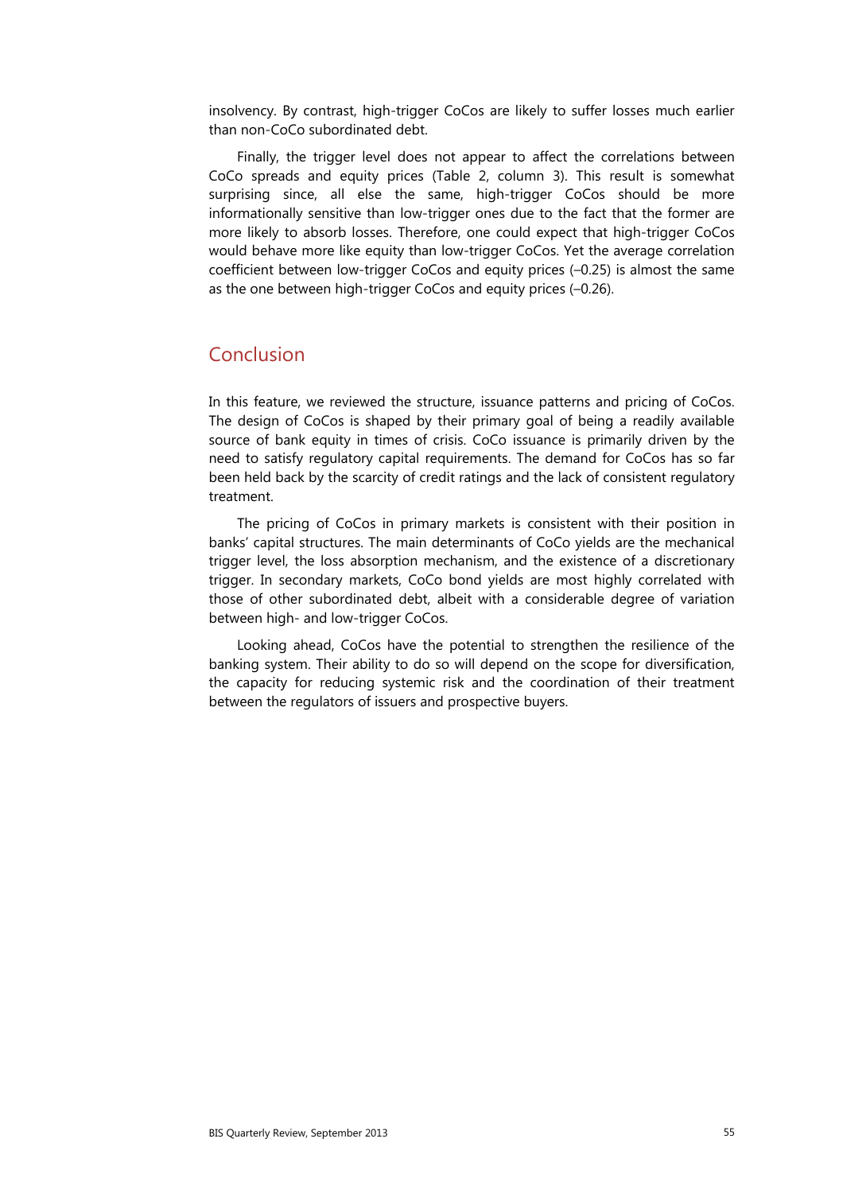insolvency. By contrast, high-trigger CoCos are likely to suffer losses much earlier than non-CoCo subordinated debt.

Finally, the trigger level does not appear to affect the correlations between CoCo spreads and equity prices (Table 2, column 3). This result is somewhat surprising since, all else the same, high-trigger CoCos should be more informationally sensitive than low-trigger ones due to the fact that the former are more likely to absorb losses. Therefore, one could expect that high-trigger CoCos would behave more like equity than low-trigger CoCos. Yet the average correlation coefficient between low-trigger CoCos and equity prices (–0.25) is almost the same as the one between high-trigger CoCos and equity prices (–0.26).

## Conclusion

In this feature, we reviewed the structure, issuance patterns and pricing of CoCos. The design of CoCos is shaped by their primary goal of being a readily available source of bank equity in times of crisis. CoCo issuance is primarily driven by the need to satisfy regulatory capital requirements. The demand for CoCos has so far been held back by the scarcity of credit ratings and the lack of consistent regulatory treatment.

The pricing of CoCos in primary markets is consistent with their position in banks' capital structures. The main determinants of CoCo yields are the mechanical trigger level, the loss absorption mechanism, and the existence of a discretionary trigger. In secondary markets, CoCo bond yields are most highly correlated with those of other subordinated debt, albeit with a considerable degree of variation between high- and low-trigger CoCos.

Looking ahead, CoCos have the potential to strengthen the resilience of the banking system. Their ability to do so will depend on the scope for diversification, the capacity for reducing systemic risk and the coordination of their treatment between the regulators of issuers and prospective buyers.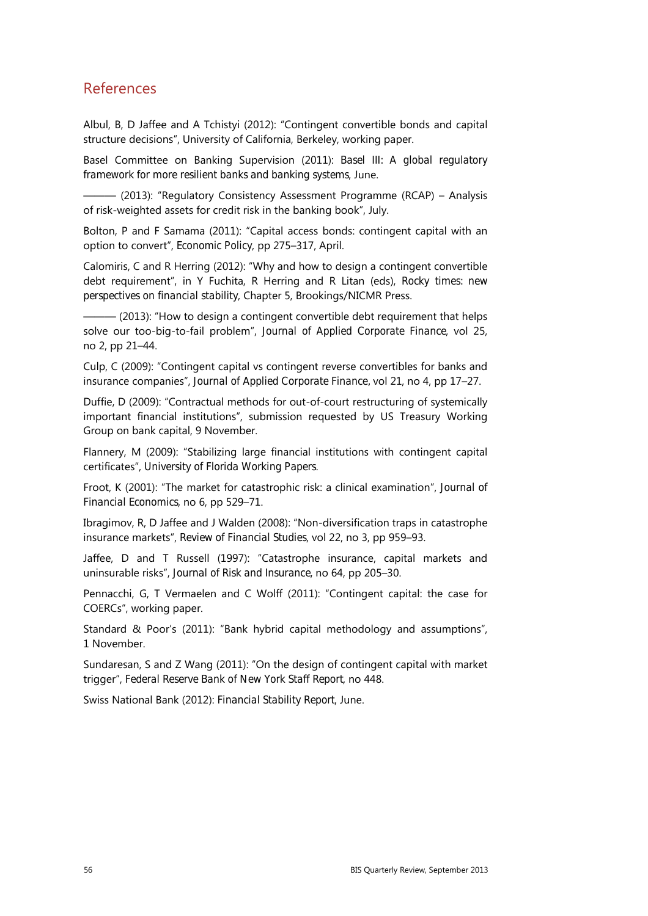## References

Albul, B, D Jaffee and A Tchistyi (2012): "Contingent convertible bonds and capital structure decisions", University of California, Berkeley, working paper.

Basel Committee on Banking Supervision (2011): *Basel III: A global regulatory framework for more resilient banks and banking systems*, June.

——— (2013): "Regulatory Consistency Assessment Programme (RCAP) – Analysis of risk-weighted assets for credit risk in the banking book", July.

Bolton, P and F Samama (2011): "Capital access bonds: contingent capital with an option to convert", *Economic Policy*, pp 275–317, April.

Calomiris, C and R Herring (2012): "Why and how to design a contingent convertible debt requirement", in Y Fuchita, R Herring and R Litan (eds), *Rocky times: new perspectives on financial stability*, Chapter 5, Brookings/NICMR Press.

——— (2013): "How to design a contingent convertible debt requirement that helps solve our too-big-to-fail problem", *Journal of Applied Corporate Finance*, vol 25, no 2, pp 21–44.

Culp, C (2009): "Contingent capital vs contingent reverse convertibles for banks and insurance companies", *Journal of Applied Corporate Finance*, vol 21, no 4, pp 17–27.

Duffie, D (2009): "Contractual methods for out-of-court restructuring of systemically important financial institutions", submission requested by US Treasury Working Group on bank capital, 9 November.

Flannery, M (2009): "Stabilizing large financial institutions with contingent capital certificates", *University of Florida Working Papers*.

Froot, K (2001): "The market for catastrophic risk: a clinical examination", *Journal of Financial Economics*, no 6, pp 529–71.

Ibragimov, R, D Jaffee and J Walden (2008): "Non-diversification traps in catastrophe insurance markets", *Review of Financial Studies*, vol 22, no 3, pp 959–93.

Jaffee, D and T Russell (1997): "Catastrophe insurance, capital markets and uninsurable risks", *Journal of Risk and Insurance*, no 64, pp 205–30.

Pennacchi, G, T Vermaelen and C Wolff (2011): "Contingent capital: the case for COERCs", working paper.

Standard & Poor's (2011): "Bank hybrid capital methodology and assumptions", 1 November.

Sundaresan, S and Z Wang (2011): "On the design of contingent capital with market trigger", *Federal Reserve Bank of New York Staff Report*, no 448.

Swiss National Bank (2012): *Financial Stability Report*, June.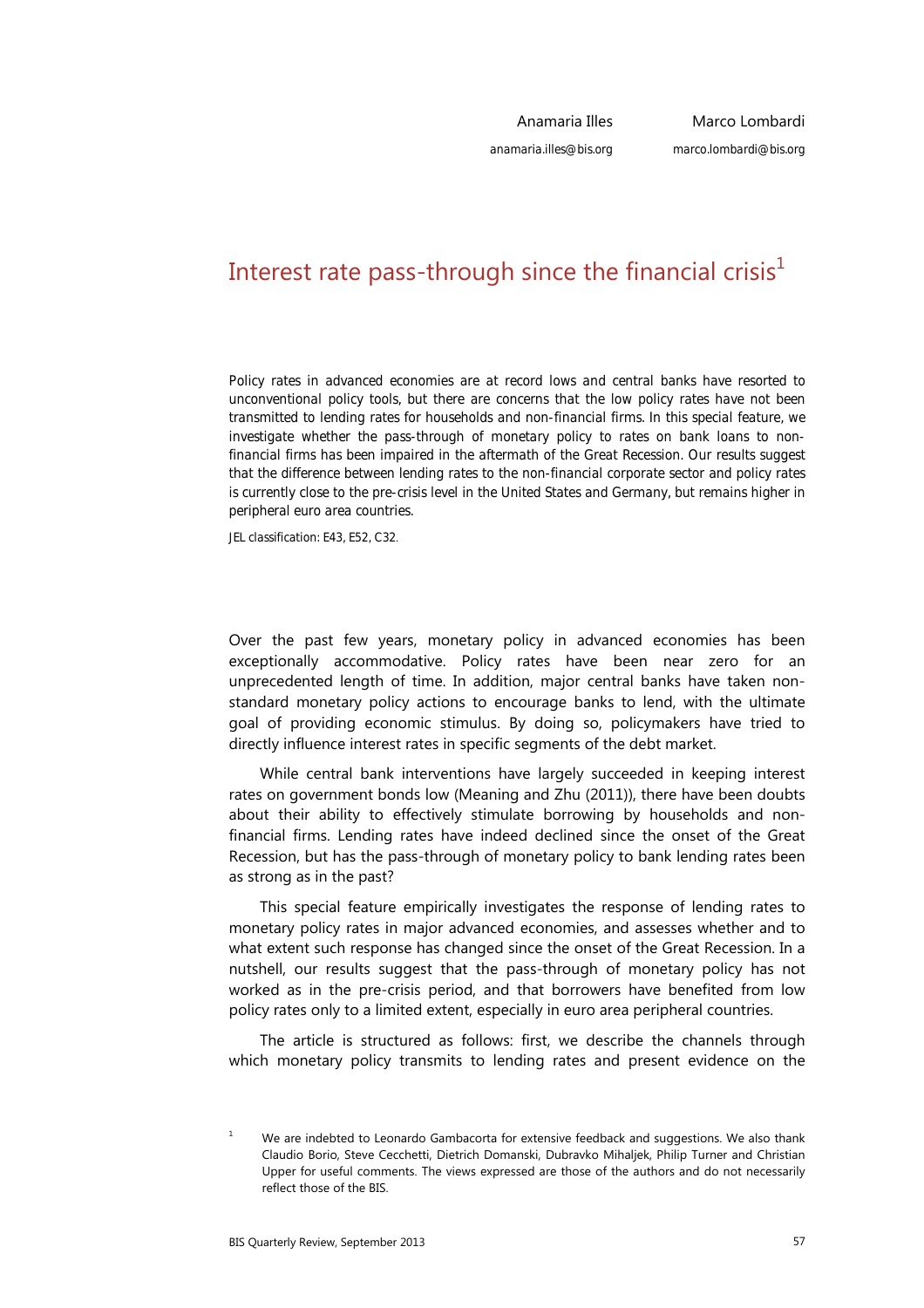Anamaria Illes
anamaria.illes@bis.org

Marco Lombardi
marco.lombardi@bis.org

# Interest rate pass-through since the financial crisis[1]

Policy rates in advanced economies are at record lows and central banks have resorted to unconventional policy tools, but there are concerns that the low policy rates have not been transmitted to lending rates for households and non-financial firms. In this special feature, we investigate whether the pass-through of monetary policy to rates on bank loans to non-financial firms has been impaired in the aftermath of the Great Recession. Our results suggest that the difference between lending rates to the non-financial corporate sector and policy rates is currently close to the pre-crisis level in the United States and Germany, but remains higher in peripheral euro area countries.

JEL classification: E43, E52, C32.

Over the past few years, monetary policy in advanced economies has been exceptionally accommodative. Policy rates have been near zero for an unprecedented length of time. In addition, major central banks have taken non-standard monetary policy actions to encourage banks to lend, with the ultimate goal of providing economic stimulus. By doing so, policymakers have tried to directly influence interest rates in specific segments of the debt market.

While central bank interventions have largely succeeded in keeping interest rates on government bonds low (Meaning and Zhu (2011)), there have been doubts about their ability to effectively stimulate borrowing by households and non-financial firms. Lending rates have indeed declined since the onset of the Great Recession, but has the pass-through of monetary policy to bank lending rates been as strong as in the past?

This special feature empirically investigates the response of lending rates to monetary policy rates in major advanced economies, and assesses whether and to what extent such response has changed since the onset of the Great Recession. In a nutshell, our results suggest that the pass-through of monetary policy has not worked as in the pre-crisis period, and that borrowers have benefited from low policy rates only to a limited extent, especially in euro area peripheral countries.

The article is structured as follows: first, we describe the channels through which monetary policy transmits to lending rates and present evidence on the

[1] We are indebted to Leonardo Gambacorta for extensive feedback and suggestions. We also thank Claudio Borio, Steve Cecchetti, Dietrich Domanski, Dubravko Mihaljek, Philip Turner and Christian Upper for useful comments. The views expressed are those of the authors and do not necessarily reflect those of the BIS.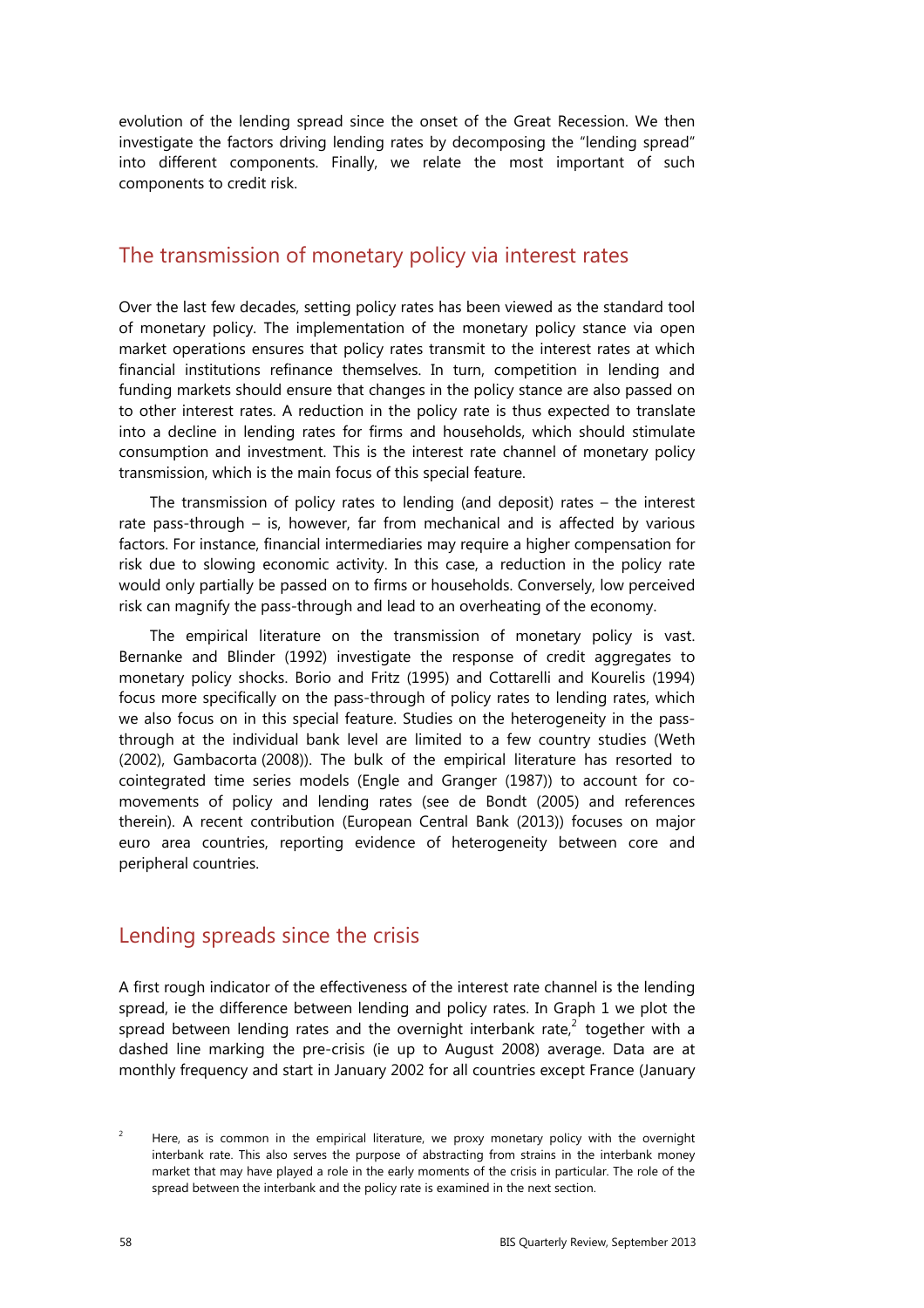evolution of the lending spread since the onset of the Great Recession. We then investigate the factors driving lending rates by decomposing the "lending spread" into different components. Finally, we relate the most important of such components to credit risk.

## The transmission of monetary policy via interest rates

Over the last few decades, setting policy rates has been viewed as the standard tool of monetary policy. The implementation of the monetary policy stance via open market operations ensures that policy rates transmit to the interest rates at which financial institutions refinance themselves. In turn, competition in lending and funding markets should ensure that changes in the policy stance are also passed on to other interest rates. A reduction in the policy rate is thus expected to translate into a decline in lending rates for firms and households, which should stimulate consumption and investment. This is the interest rate channel of monetary policy transmission, which is the main focus of this special feature.

The transmission of policy rates to lending (and deposit) rates – the interest rate pass-through – is, however, far from mechanical and is affected by various factors. For instance, financial intermediaries may require a higher compensation for risk due to slowing economic activity. In this case, a reduction in the policy rate would only partially be passed on to firms or households. Conversely, low perceived risk can magnify the pass-through and lead to an overheating of the economy.

The empirical literature on the transmission of monetary policy is vast. Bernanke and Blinder (1992) investigate the response of credit aggregates to monetary policy shocks. Borio and Fritz (1995) and Cottarelli and Kourelis (1994) focus more specifically on the pass-through of policy rates to lending rates, which we also focus on in this special feature. Studies on the heterogeneity in the pass-through at the individual bank level are limited to a few country studies (Weth (2002), Gambacorta (2008)). The bulk of the empirical literature has resorted to cointegrated time series models (Engle and Granger (1987)) to account for co-movements of policy and lending rates (see de Bondt (2005) and references therein). A recent contribution (European Central Bank (2013)) focuses on major euro area countries, reporting evidence of heterogeneity between core and peripheral countries.

## Lending spreads since the crisis

A first rough indicator of the effectiveness of the interest rate channel is the lending spread, ie the difference between lending and policy rates. In Graph 1 we plot the spread between lending rates and the overnight interbank rate,[2] together with a dashed line marking the pre-crisis (ie up to August 2008) average. Data are at monthly frequency and start in January 2002 for all countries except France (January

[2] Here, as is common in the empirical literature, we proxy monetary policy with the overnight interbank rate. This also serves the purpose of abstracting from strains in the interbank money market that may have played a role in the early moments of the crisis in particular. The role of the spread between the interbank and the policy rate is examined in the next section.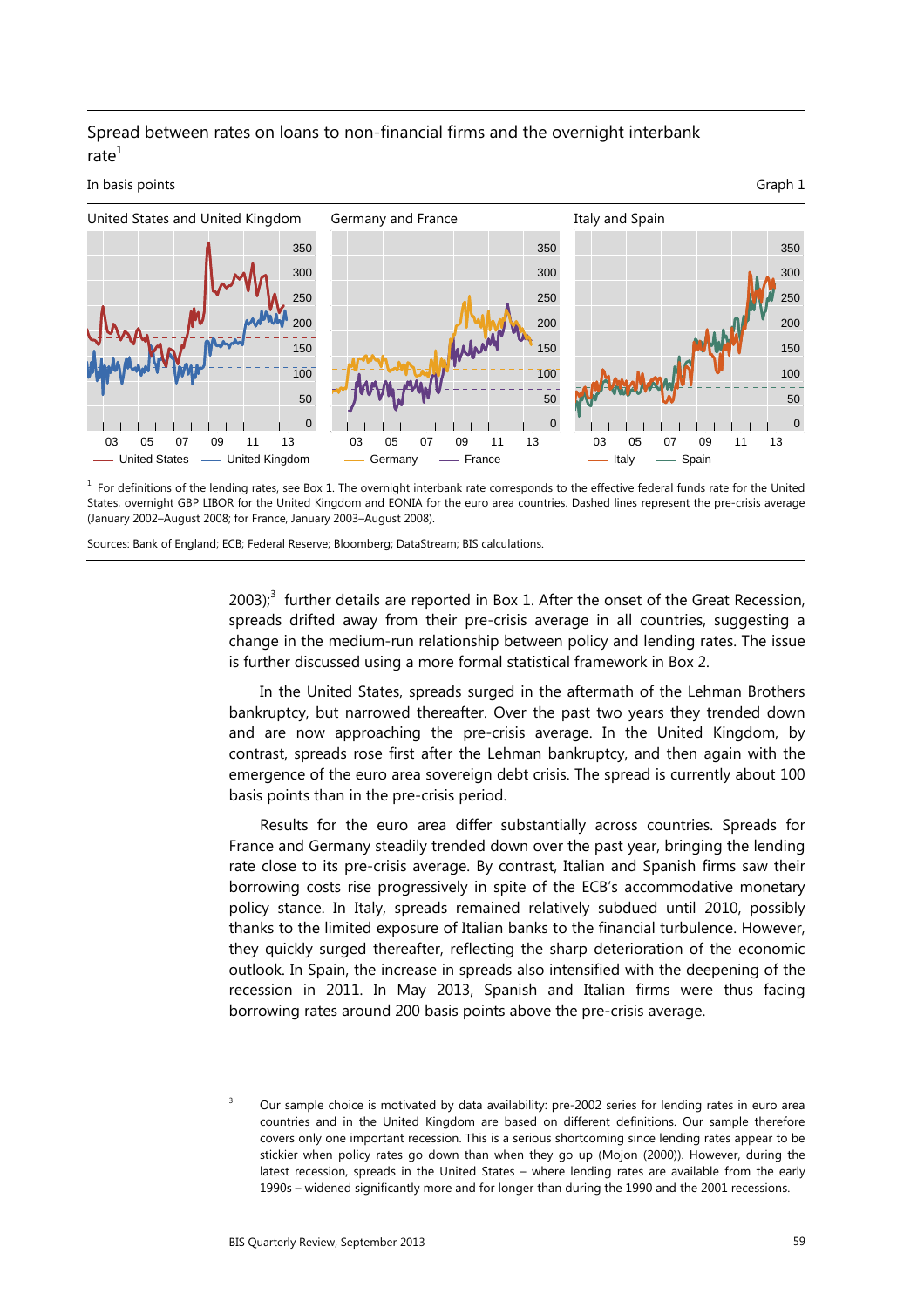Spread between rates on loans to non-financial firms and the overnight interbank rate[1]

In basis points

Graph 1

United States and United Kingdom — Germany and France — Italy and Spain

[1] For definitions of the lending rates, see Box 1. The overnight interbank rate corresponds to the effective federal funds rate for the United States, overnight GBP LIBOR for the United Kingdom and EONIA for the euro area countries. Dashed lines represent the pre-crisis average (January 2002–August 2008; for France, January 2003–August 2008).

Sources: Bank of England; ECB; Federal Reserve; Bloomberg; DataStream; BIS calculations.

2003);[3] further details are reported in Box 1. After the onset of the Great Recession, spreads drifted away from their pre-crisis average in all countries, suggesting a change in the medium-run relationship between policy and lending rates. The issue is further discussed using a more formal statistical framework in Box 2.

In the United States, spreads surged in the aftermath of the Lehman Brothers bankruptcy, but narrowed thereafter. Over the past two years they trended down and are now approaching the pre-crisis average. In the United Kingdom, by contrast, spreads rose first after the Lehman bankruptcy, and then again with the emergence of the euro area sovereign debt crisis. The spread is currently about 100 basis points than in the pre-crisis period.

Results for the euro area differ substantially across countries. Spreads for France and Germany steadily trended down over the past year, bringing the lending rate close to its pre-crisis average. By contrast, Italian and Spanish firms saw their borrowing costs rise progressively in spite of the ECB's accommodative monetary policy stance. In Italy, spreads remained relatively subdued until 2010, possibly thanks to the limited exposure of Italian banks to the financial turbulence. However, they quickly surged thereafter, reflecting the sharp deterioration of the economic outlook. In Spain, the increase in spreads also intensified with the deepening of the recession in 2011. In May 2013, Spanish and Italian firms were thus facing borrowing rates around 200 basis points above the pre-crisis average.

[3] Our sample choice is motivated by data availability: pre-2002 series for lending rates in euro area countries and in the United Kingdom are based on different definitions. Our sample therefore covers only one important recession. This is a serious shortcoming since lending rates appear to be stickier when policy rates go down than when they go up (Mojon (2000)). However, during the latest recession, spreads in the United States – where lending rates are available from the early 1990s – widened significantly more and for longer than during the 1990 and the 2001 recessions.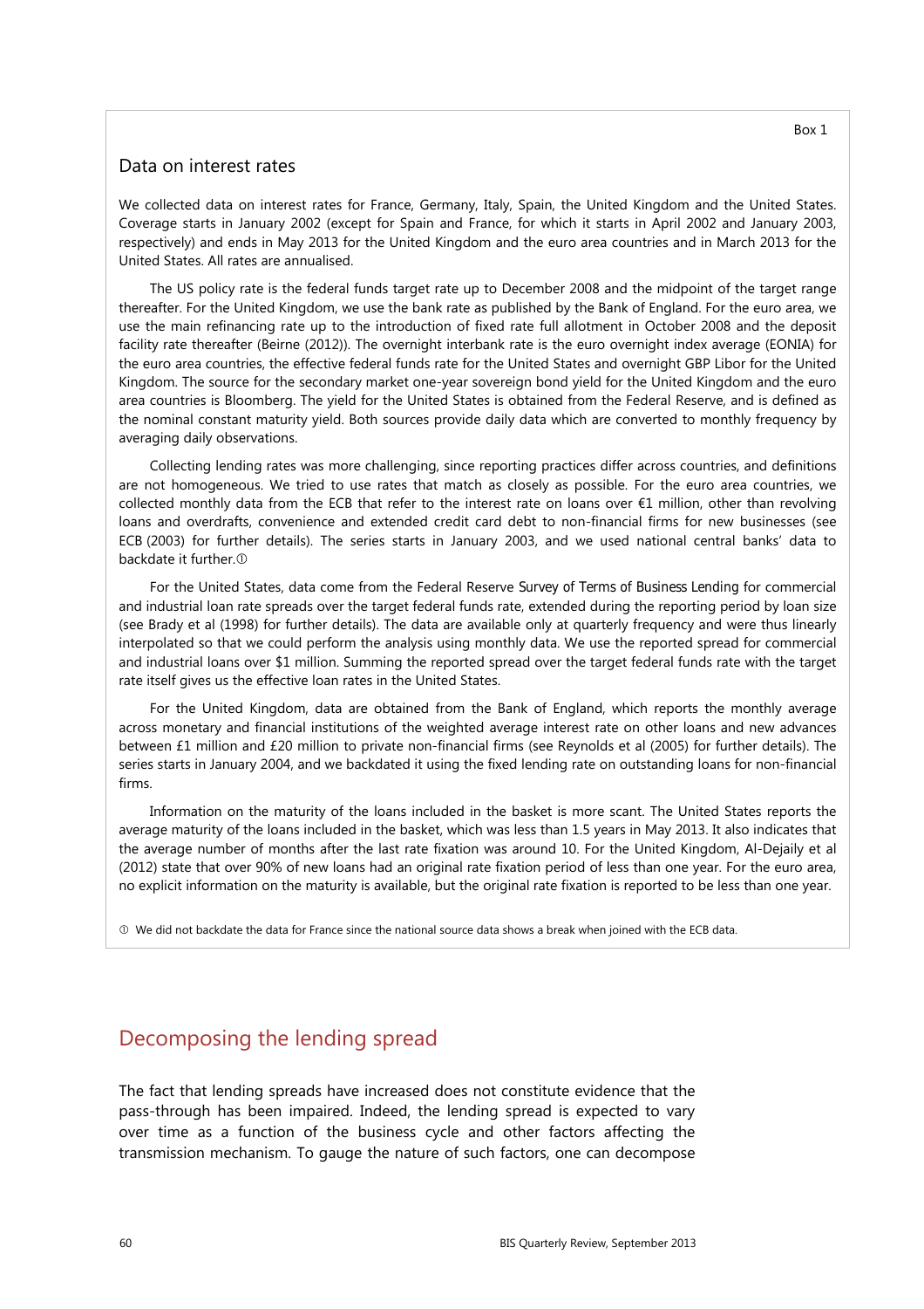Box 1

## Data on interest rates

We collected data on interest rates for France, Germany, Italy, Spain, the United Kingdom and the United States. Coverage starts in January 2002 (except for Spain and France, for which it starts in April 2002 and January 2003, respectively) and ends in May 2013 for the United Kingdom and the euro area countries and in March 2013 for the United States. All rates are annualised.

The US policy rate is the federal funds target rate up to December 2008 and the midpoint of the target range thereafter. For the United Kingdom, we use the bank rate as published by the Bank of England. For the euro area, we use the main refinancing rate up to the introduction of fixed rate full allotment in October 2008 and the deposit facility rate thereafter (Beirne (2012)). The overnight interbank rate is the euro overnight index average (EONIA) for the euro area countries, the effective federal funds rate for the United States and overnight GBP Libor for the United Kingdom. The source for the secondary market one-year sovereign bond yield for the United Kingdom and the euro area countries is Bloomberg. The yield for the United States is obtained from the Federal Reserve, and is defined as the nominal constant maturity yield. Both sources provide daily data which are converted to monthly frequency by averaging daily observations.

Collecting lending rates was more challenging, since reporting practices differ across countries, and definitions are not homogeneous. We tried to use rates that match as closely as possible. For the euro area countries, we collected monthly data from the ECB that refer to the interest rate on loans over €1 million, other than revolving loans and overdrafts, convenience and extended credit card debt to non-financial firms for new businesses (see ECB (2003) for further details). The series starts in January 2003, and we used national central banks' data to backdate it further.①

For the United States, data come from the Federal Reserve *Survey of Terms of Business Lending* for commercial and industrial loan rate spreads over the target federal funds rate, extended during the reporting period by loan size (see Brady et al (1998) for further details). The data are available only at quarterly frequency and were thus linearly interpolated so that we could perform the analysis using monthly data. We use the reported spread for commercial and industrial loans over $1 million. Summing the reported spread over the target federal funds rate with the target rate itself gives us the effective loan rates in the United States.

For the United Kingdom, data are obtained from the Bank of England, which reports the monthly average across monetary and financial institutions of the weighted average interest rate on other loans and new advances between £1 million and £20 million to private non-financial firms (see Reynolds et al (2005) for further details). The series starts in January 2004, and we backdated it using the fixed lending rate on outstanding loans for non-financial firms.

Information on the maturity of the loans included in the basket is more scant. The United States reports the average maturity of the loans included in the basket, which was less than 1.5 years in May 2013. It also indicates that the average number of months after the last rate fixation was around 10. For the United Kingdom, Al-Dejaily et al (2012) state that over 90% of new loans had an original rate fixation period of less than one year. For the euro area, no explicit information on the maturity is available, but the original rate fixation is reported to be less than one year.

① We did not backdate the data for France since the national source data shows a break when joined with the ECB data.

## Decomposing the lending spread

The fact that lending spreads have increased does not constitute evidence that the pass-through has been impaired. Indeed, the lending spread is expected to vary over time as a function of the business cycle and other factors affecting the transmission mechanism. To gauge the nature of such factors, one can decompose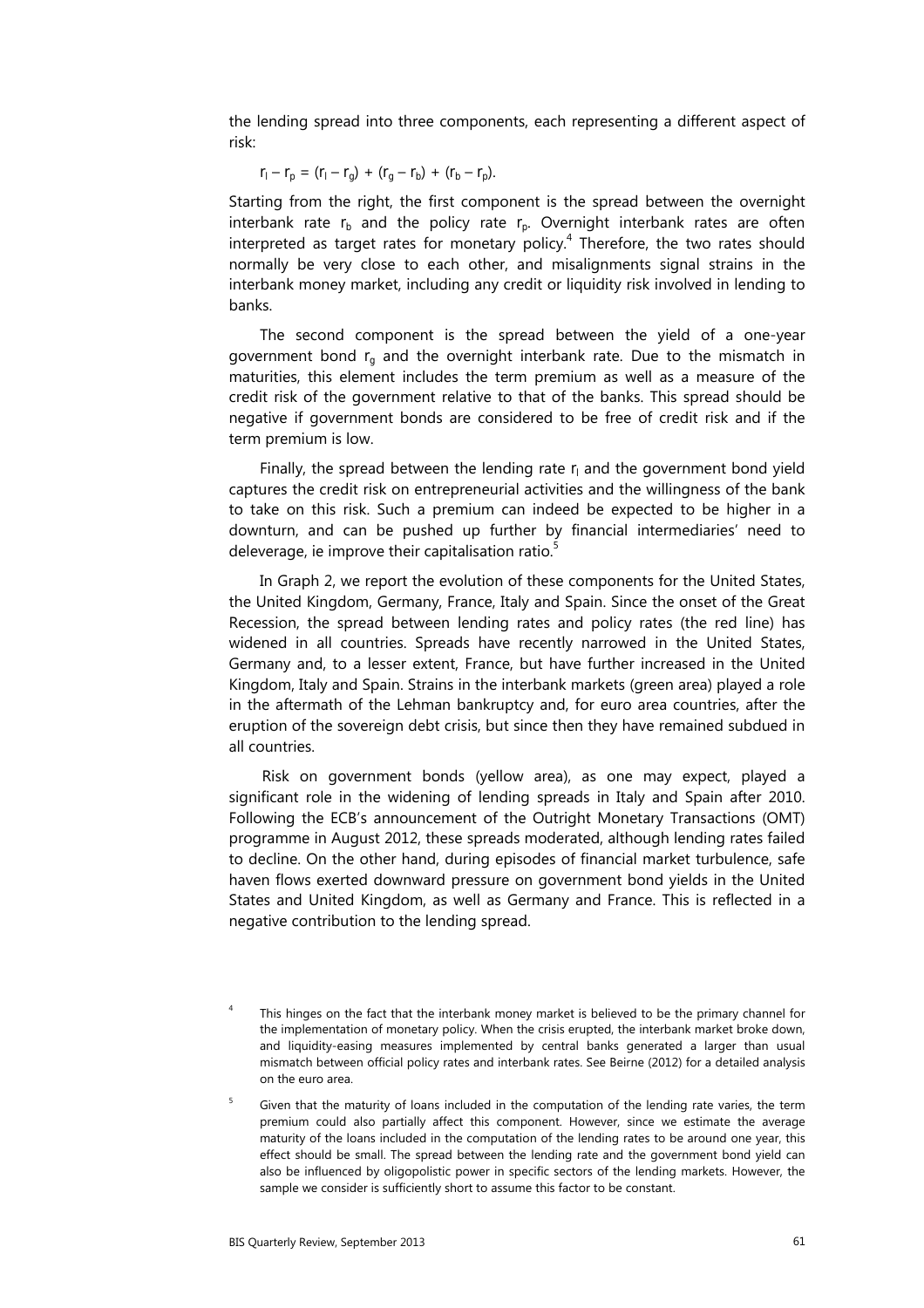the lending spread into three components, each representing a different aspect of risk:

$$r_l - r_p = (r_l - r_g) + (r_g - r_b) + (r_b - r_p).$$

Starting from the right, the first component is the spread between the overnight interbank rate $r_b$ and the policy rate $r_p$. Overnight interbank rates are often interpreted as target rates for monetary policy.[4] Therefore, the two rates should normally be very close to each other, and misalignments signal strains in the interbank money market, including any credit or liquidity risk involved in lending to banks.

The second component is the spread between the yield of a one-year government bond $r_g$ and the overnight interbank rate. Due to the mismatch in maturities, this element includes the term premium as well as a measure of the credit risk of the government relative to that of the banks. This spread should be negative if government bonds are considered to be free of credit risk and if the term premium is low.

Finally, the spread between the lending rate $r_l$ and the government bond yield captures the credit risk on entrepreneurial activities and the willingness of the bank to take on this risk. Such a premium can indeed be expected to be higher in a downturn, and can be pushed up further by financial intermediaries' need to deleverage, ie improve their capitalisation ratio.[5]

In Graph 2, we report the evolution of these components for the United States, the United Kingdom, Germany, France, Italy and Spain. Since the onset of the Great Recession, the spread between lending rates and policy rates (the red line) has widened in all countries. Spreads have recently narrowed in the United States, Germany and, to a lesser extent, France, but have further increased in the United Kingdom, Italy and Spain. Strains in the interbank markets (green area) played a role in the aftermath of the Lehman bankruptcy and, for euro area countries, after the eruption of the sovereign debt crisis, but since then they have remained subdued in all countries.

Risk on government bonds (yellow area), as one may expect, played a significant role in the widening of lending spreads in Italy and Spain after 2010. Following the ECB's announcement of the Outright Monetary Transactions (OMT) programme in August 2012, these spreads moderated, although lending rates failed to decline. On the other hand, during episodes of financial market turbulence, safe haven flows exerted downward pressure on government bond yields in the United States and United Kingdom, as well as Germany and France. This is reflected in a negative contribution to the lending spread.

---

[4] This hinges on the fact that the interbank money market is believed to be the primary channel for the implementation of monetary policy. When the crisis erupted, the interbank market broke down, and liquidity-easing measures implemented by central banks generated a larger than usual mismatch between official policy rates and interbank rates. See Beirne (2012) for a detailed analysis on the euro area.

[5] Given that the maturity of loans included in the computation of the lending rate varies, the term premium could also partially affect this component. However, since we estimate the average maturity of the loans included in the computation of the lending rates to be around one year, this effect should be small. The spread between the lending rate and the government bond yield can also be influenced by oligopolistic power in specific sectors of the lending markets. However, the sample we consider is sufficiently short to assume this factor to be constant.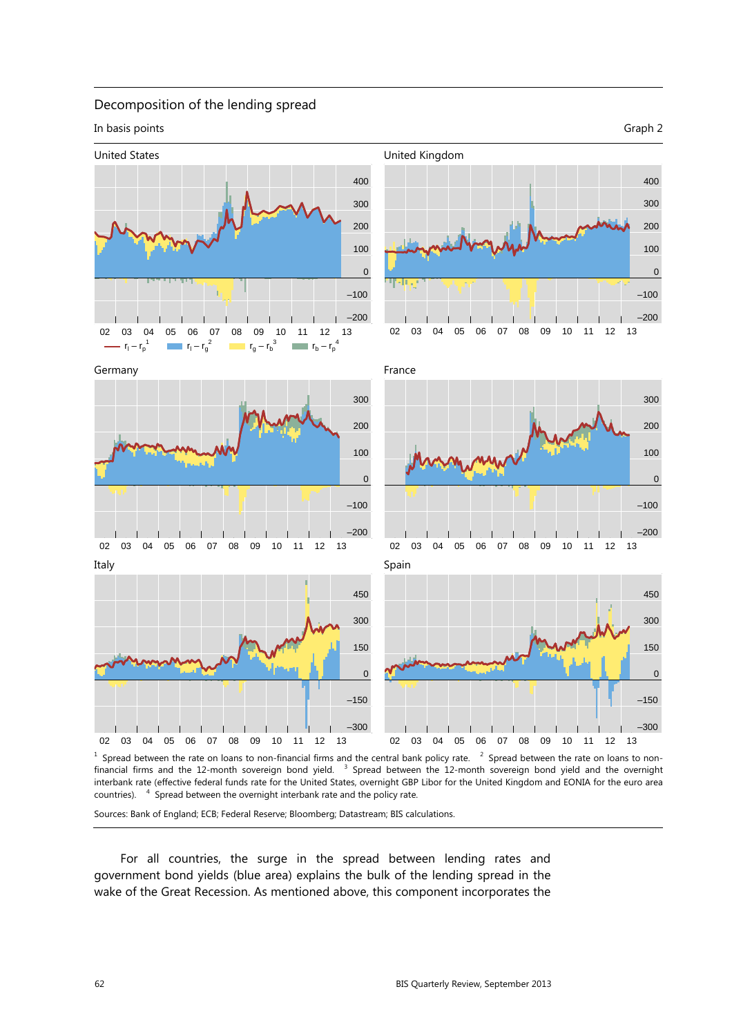Decomposition of the lending spread

In basis points

Graph 2

United States

United Kingdom

Legend: $r_l - r_p$[1]; $r_l - r_g$[2]; $r_g - r_b$[3]; $r_b - r_p$[4]

Germany

France

Italy

Spain

[1] Spread between the rate on loans to non-financial firms and the central bank policy rate. [2] Spread between the rate on loans to non-financial firms and the 12-month sovereign bond yield. [3] Spread between the 12-month sovereign bond yield and the overnight interbank rate (effective federal funds rate for the United States, overnight GBP Libor for the United Kingdom and EONIA for the euro area countries). [4] Spread between the overnight interbank rate and the policy rate.

Sources: Bank of England; ECB; Federal Reserve; Bloomberg; Datastream; BIS calculations.

For all countries, the surge in the spread between lending rates and government bond yields (blue area) explains the bulk of the lending spread in the wake of the Great Recession. As mentioned above, this component incorporates the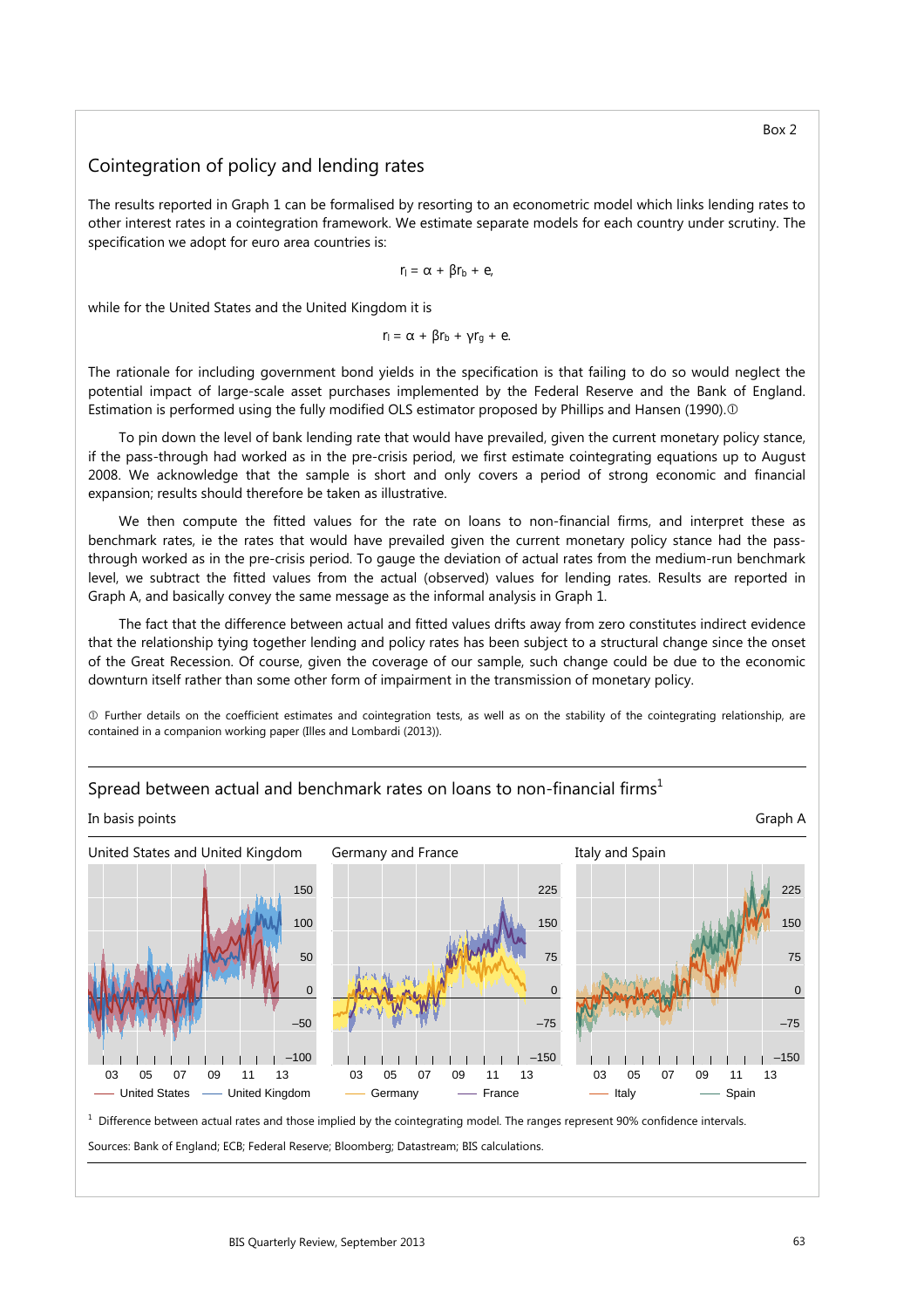Box 2

## Cointegration of policy and lending rates

The results reported in Graph 1 can be formalised by resorting to an econometric model which links lending rates to other interest rates in a cointegration framework. We estimate separate models for each country under scrutiny. The specification we adopt for euro area countries is:

$$r_l = \alpha + \beta r_b + e,$$

while for the United States and the United Kingdom it is

$$r_l = \alpha + \beta r_b + \gamma r_g + e.$$

The rationale for including government bond yields in the specification is that failing to do so would neglect the potential impact of large-scale asset purchases implemented by the Federal Reserve and the Bank of England. Estimation is performed using the fully modified OLS estimator proposed by Phillips and Hansen (1990).[①]

To pin down the level of bank lending rate that would have prevailed, given the current monetary policy stance, if the pass-through had worked as in the pre-crisis period, we first estimate cointegrating equations up to August 2008. We acknowledge that the sample is short and only covers a period of strong economic and financial expansion; results should therefore be taken as illustrative.

We then compute the fitted values for the rate on loans to non-financial firms, and interpret these as benchmark rates, ie the rates that would have prevailed given the current monetary policy stance had the pass-through worked as in the pre-crisis period. To gauge the deviation of actual rates from the medium-run benchmark level, we subtract the fitted values from the actual (observed) values for lending rates. Results are reported in Graph A, and basically convey the same message as the informal analysis in Graph 1.

The fact that the difference between actual and fitted values drifts away from zero constitutes indirect evidence that the relationship tying together lending and policy rates has been subject to a structural change since the onset of the Great Recession. Of course, given the coverage of our sample, such change could be due to the economic downturn itself rather than some other form of impairment in the transmission of monetary policy.

① Further details on the coefficient estimates and cointegration tests, as well as on the stability of the cointegrating relationship, are contained in a companion working paper (Illes and Lombardi (2013)).

### Spread between actual and benchmark rates on loans to non-financial firms[1]

In basis points — Graph A

1 Difference between actual rates and those implied by the cointegrating model. The ranges represent 90% confidence intervals.

Sources: Bank of England; ECB; Federal Reserve; Bloomberg; Datastream; BIS calculations.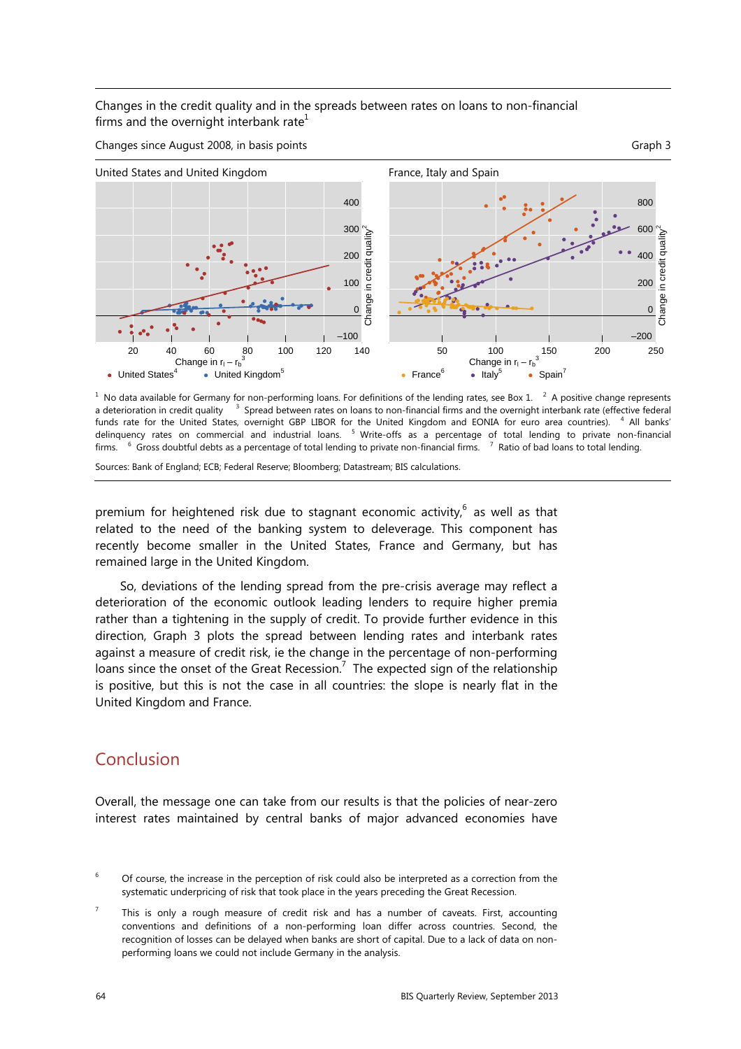Changes in the credit quality and in the spreads between rates on loans to non-financial firms and the overnight interbank rate[1]

Changes since August 2008, in basis points

Graph 3

United States and United Kingdom

France, Italy and Spain

[1] No data available for Germany for non-performing loans. For definitions of the lending rates, see Box 1. [2] A positive change represents a deterioration in credit quality [3] Spread between rates on loans to non-financial firms and the overnight interbank rate (effective federal funds rate for the United States, overnight GBP LIBOR for the United Kingdom and EONIA for euro area countries). [4] All banks' delinquency rates on commercial and industrial loans. [5] Write-offs as a percentage of total lending to private non-financial firms. [6] Gross doubtful debts as a percentage of total lending to private non-financial firms. [7] Ratio of bad loans to total lending.

Sources: Bank of England; ECB; Federal Reserve; Bloomberg; Datastream; BIS calculations.

premium for heightened risk due to stagnant economic activity,[6] as well as that related to the need of the banking system to deleverage. This component has recently become smaller in the United States, France and Germany, but has remained large in the United Kingdom.

So, deviations of the lending spread from the pre-crisis average may reflect a deterioration of the economic outlook leading lenders to require higher premia rather than a tightening in the supply of credit. To provide further evidence in this direction, Graph 3 plots the spread between lending rates and interbank rates against a measure of credit risk, ie the change in the percentage of non-performing loans since the onset of the Great Recession.[7] The expected sign of the relationship is positive, but this is not the case in all countries: the slope is nearly flat in the United Kingdom and France.

## Conclusion

Overall, the message one can take from our results is that the policies of near-zero interest rates maintained by central banks of major advanced economies have

[6] Of course, the increase in the perception of risk could also be interpreted as a correction from the systematic underpricing of risk that took place in the years preceding the Great Recession.

[7] This is only a rough measure of credit risk and has a number of caveats. First, accounting conventions and definitions of a non-performing loan differ across countries. Second, the recognition of losses can be delayed when banks are short of capital. Due to a lack of data on non-performing loans we could not include Germany in the analysis.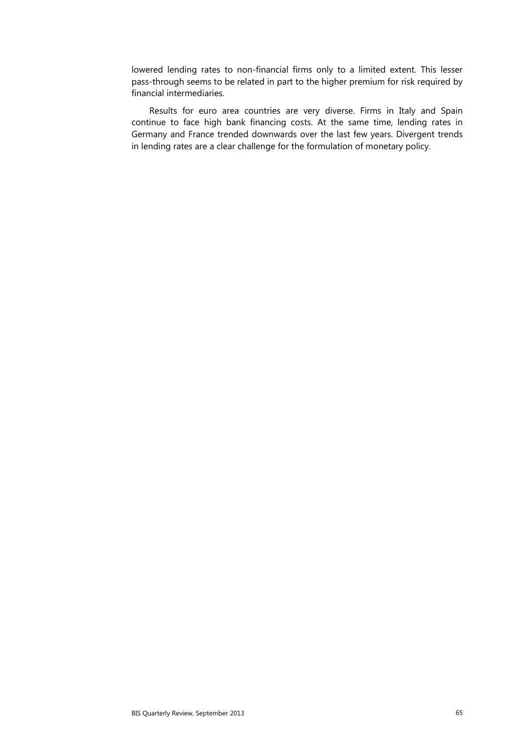lowered lending rates to non-financial firms only to a limited extent. This lesser pass-through seems to be related in part to the higher premium for risk required by financial intermediaries.

Results for euro area countries are very diverse. Firms in Italy and Spain continue to face high bank financing costs. At the same time, lending rates in Germany and France trended downwards over the last few years. Divergent trends in lending rates are a clear challenge for the formulation of monetary policy.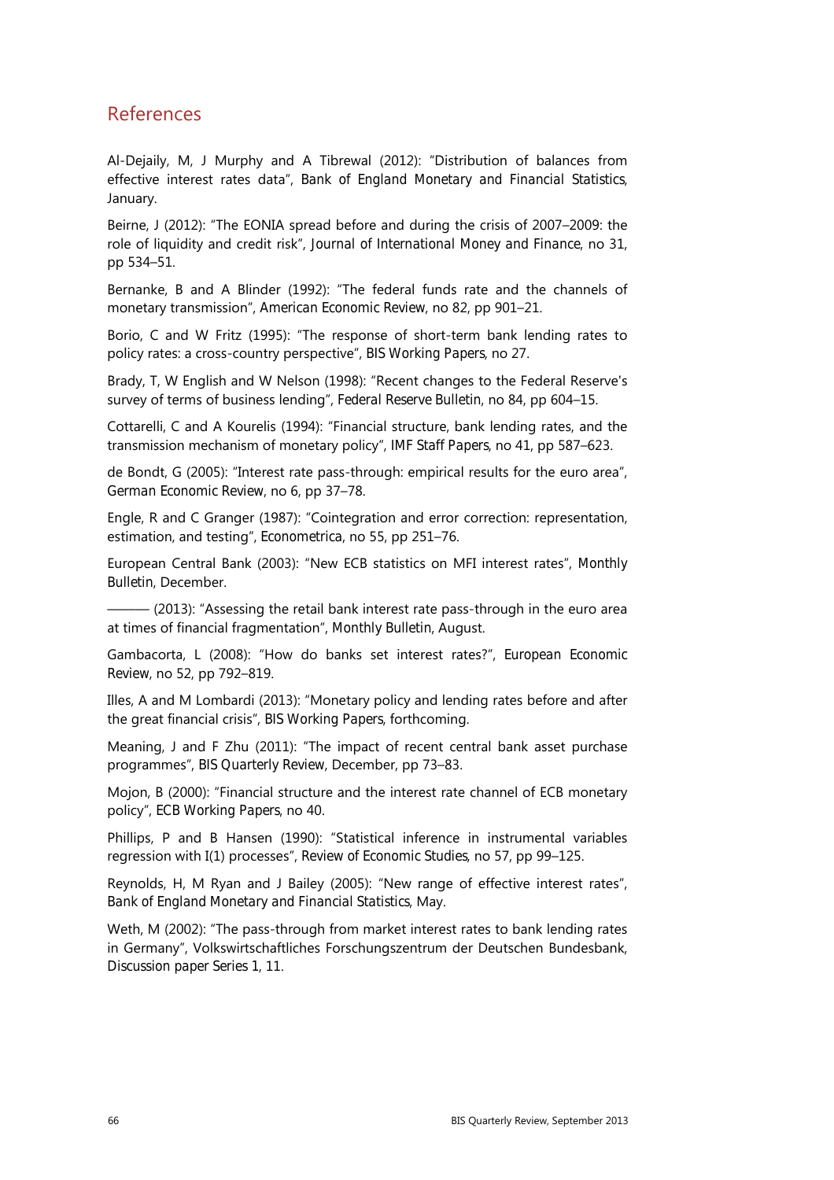## References

Al-Dejaily, M, J Murphy and A Tibrewal (2012): "Distribution of balances from effective interest rates data", *Bank of England Monetary and Financial Statistics*, January.

Beirne, J (2012): "The EONIA spread before and during the crisis of 2007–2009: the role of liquidity and credit risk", *Journal of International Money and Finance*, no 31, pp 534–51.

Bernanke, B and A Blinder (1992): "The federal funds rate and the channels of monetary transmission", *American Economic Review*, no 82, pp 901–21.

Borio, C and W Fritz (1995): "The response of short-term bank lending rates to policy rates: a cross-country perspective", *BIS Working Papers*, no 27.

Brady, T, W English and W Nelson (1998): "Recent changes to the Federal Reserve's survey of terms of business lending", *Federal Reserve Bulletin*, no 84, pp 604–15.

Cottarelli, C and A Kourelis (1994): "Financial structure, bank lending rates, and the transmission mechanism of monetary policy", *IMF Staff Papers*, no 41, pp 587–623.

de Bondt, G (2005): "Interest rate pass-through: empirical results for the euro area", *German Economic Review*, no 6, pp 37–78.

Engle, R and C Granger (1987): "Cointegration and error correction: representation, estimation, and testing", *Econometrica*, no 55, pp 251–76.

European Central Bank (2003): "New ECB statistics on MFI interest rates", *Monthly Bulletin*, December.

——— (2013): "Assessing the retail bank interest rate pass-through in the euro area at times of financial fragmentation", *Monthly Bulletin*, August.

Gambacorta, L (2008): "How do banks set interest rates?", *European Economic Review*, no 52, pp 792–819.

Illes, A and M Lombardi (2013): "Monetary policy and lending rates before and after the great financial crisis", *BIS Working Papers*, forthcoming.

Meaning, J and F Zhu (2011): "The impact of recent central bank asset purchase programmes", *BIS Quarterly Review*, December, pp 73–83.

Mojon, B (2000): "Financial structure and the interest rate channel of ECB monetary policy", *ECB Working Papers*, no 40.

Phillips, P and B Hansen (1990): "Statistical inference in instrumental variables regression with I(1) processes", *Review of Economic Studies*, no 57, pp 99–125.

Reynolds, H, M Ryan and J Bailey (2005): "New range of effective interest rates", *Bank of England Monetary and Financial Statistics*, May.

Weth, M (2002): "The pass-through from market interest rates to bank lending rates in Germany", Volkswirtschaftliches Forschungszentrum der Deutschen Bundesbank, *Discussion paper Series 1*, 11.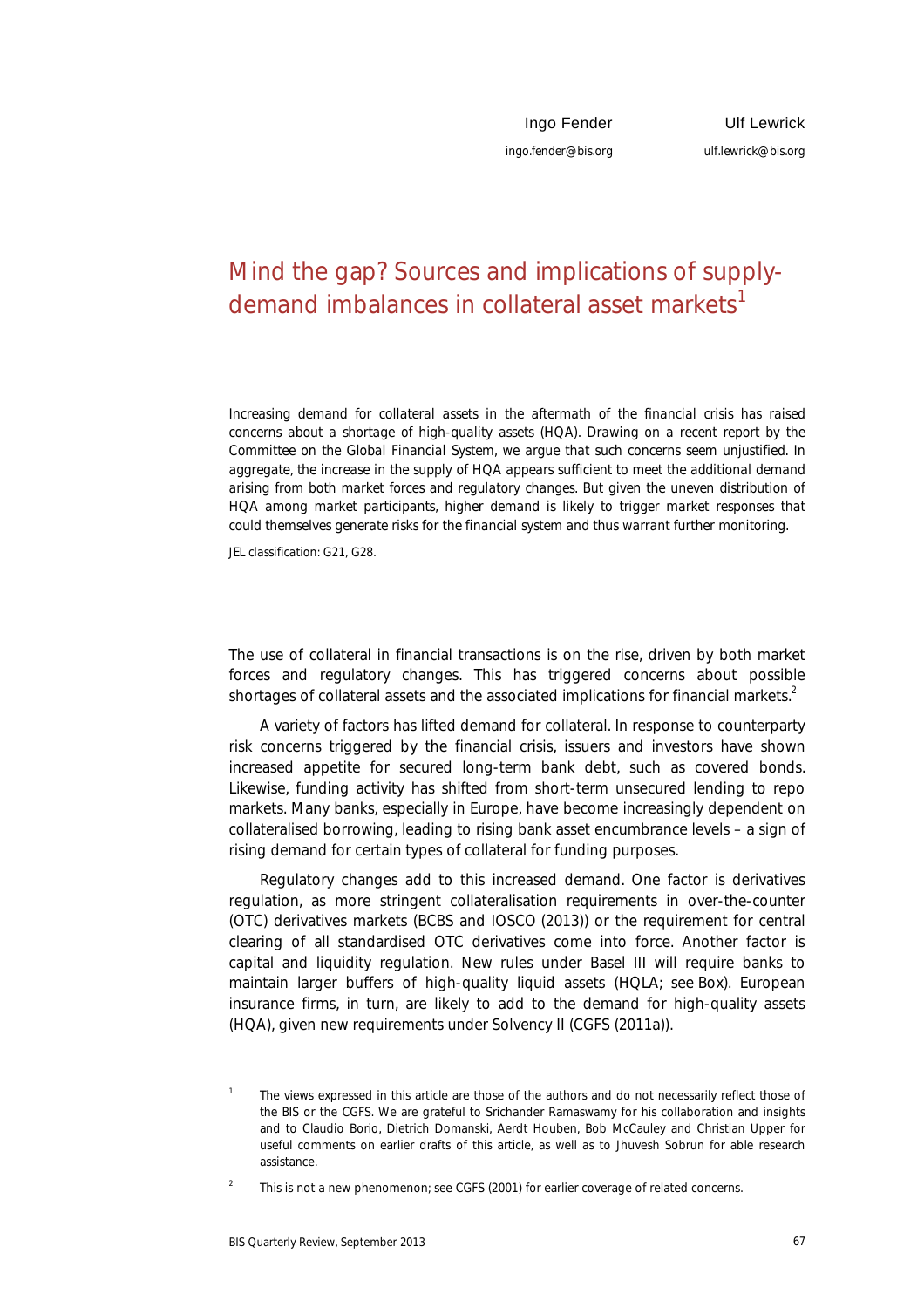Ingo Fender
ingo.fender@bis.org

Ulf Lewrick
ulf.lewrick@bis.org

# Mind the gap? Sources and implications of supply-demand imbalances in collateral asset markets[1]

*Increasing demand for collateral assets in the aftermath of the financial crisis has raised concerns about a shortage of high-quality assets (HQA). Drawing on a recent report by the Committee on the Global Financial System, we argue that such concerns seem unjustified. In aggregate, the increase in the supply of HQA appears sufficient to meet the additional demand arising from both market forces and regulatory changes. But given the uneven distribution of HQA among market participants, higher demand is likely to trigger market responses that could themselves generate risks for the financial system and thus warrant further monitoring.*

*JEL classification: G21, G28.*

The use of collateral in financial transactions is on the rise, driven by both market forces and regulatory changes. This has triggered concerns about possible shortages of collateral assets and the associated implications for financial markets.[2]

A variety of factors has lifted demand for collateral. In response to counterparty risk concerns triggered by the financial crisis, issuers and investors have shown increased appetite for secured long-term bank debt, such as covered bonds. Likewise, funding activity has shifted from short-term unsecured lending to repo markets. Many banks, especially in Europe, have become increasingly dependent on collateralised borrowing, leading to rising bank asset encumbrance levels – a sign of rising demand for certain types of collateral for funding purposes.

Regulatory changes add to this increased demand. One factor is derivatives regulation, as more stringent collateralisation requirements in over-the-counter (OTC) derivatives markets (BCBS and IOSCO (2013)) or the requirement for central clearing of all standardised OTC derivatives come into force. Another factor is capital and liquidity regulation. New rules under Basel III will require banks to maintain larger buffers of high-quality liquid assets (HQLA; see Box). European insurance firms, in turn, are likely to add to the demand for high-quality assets (HQA), given new requirements under Solvency II (CGFS (2011a)).

[1] The views expressed in this article are those of the authors and do not necessarily reflect those of the BIS or the CGFS. We are grateful to Srichander Ramaswamy for his collaboration and insights and to Claudio Borio, Dietrich Domanski, Aerdt Houben, Bob McCauley and Christian Upper for useful comments on earlier drafts of this article, as well as to Jhuvesh Sobrun for able research assistance.

[2] This is not a new phenomenon; see CGFS (2001) for earlier coverage of related concerns.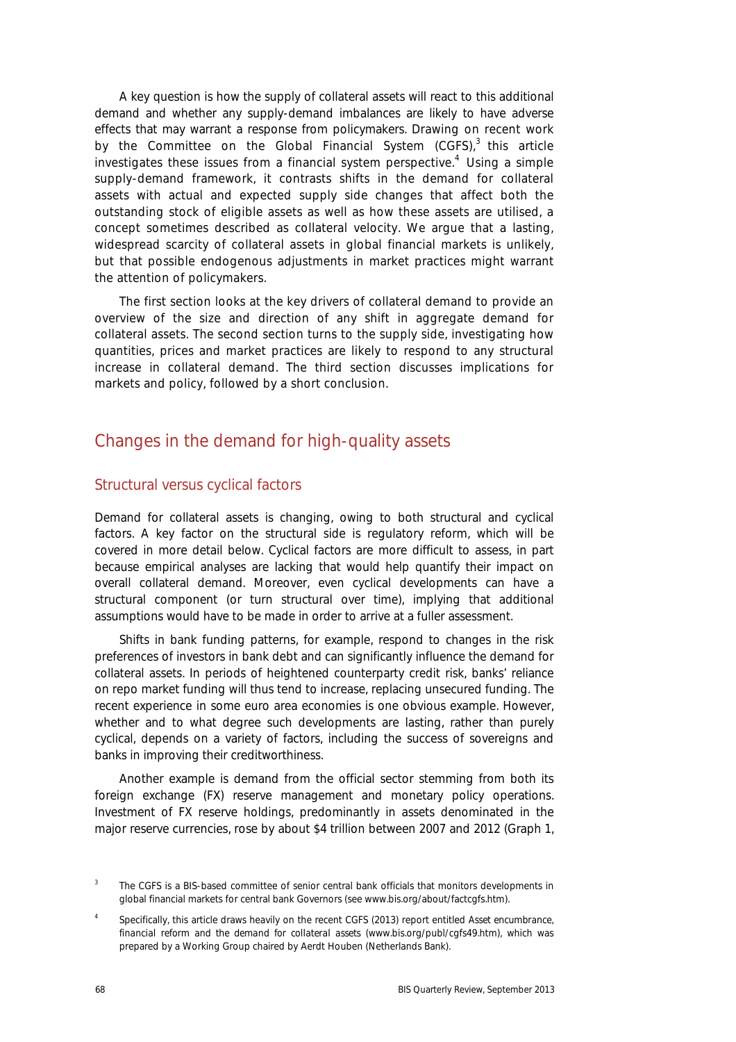A key question is how the supply of collateral assets will react to this additional demand and whether any supply-demand imbalances are likely to have adverse effects that may warrant a response from policymakers. Drawing on recent work by the Committee on the Global Financial System (CGFS),[3] this article investigates these issues from a financial system perspective.[4] Using a simple supply-demand framework, it contrasts shifts in the demand for collateral assets with actual and expected supply side changes that affect both the outstanding stock of eligible assets as well as how these assets are utilised, a concept sometimes described as collateral velocity. We argue that a lasting, widespread scarcity of collateral assets in global financial markets is unlikely, but that possible endogenous adjustments in market practices might warrant the attention of policymakers.

The first section looks at the key drivers of collateral demand to provide an overview of the size and direction of any shift in aggregate demand for collateral assets. The second section turns to the supply side, investigating how quantities, prices and market practices are likely to respond to any structural increase in collateral demand. The third section discusses implications for markets and policy, followed by a short conclusion.

## Changes in the demand for high-quality assets

### Structural versus cyclical factors

Demand for collateral assets is changing, owing to both structural and cyclical factors. A key factor on the structural side is regulatory reform, which will be covered in more detail below. Cyclical factors are more difficult to assess, in part because empirical analyses are lacking that would help quantify their impact on overall collateral demand. Moreover, even cyclical developments can have a structural component (or turn structural over time), implying that additional assumptions would have to be made in order to arrive at a fuller assessment.

Shifts in bank funding patterns, for example, respond to changes in the risk preferences of investors in bank debt and can significantly influence the demand for collateral assets. In periods of heightened counterparty credit risk, banks' reliance on repo market funding will thus tend to increase, replacing unsecured funding. The recent experience in some euro area economies is one obvious example. However, whether and to what degree such developments are lasting, rather than purely cyclical, depends on a variety of factors, including the success of sovereigns and banks in improving their creditworthiness.

Another example is demand from the official sector stemming from both its foreign exchange (FX) reserve management and monetary policy operations. Investment of FX reserve holdings, predominantly in assets denominated in the major reserve currencies, rose by about $4 trillion between 2007 and 2012 (Graph 1,

---

[3] The CGFS is a BIS-based committee of senior central bank officials that monitors developments in global financial markets for central bank Governors (see www.bis.org/about/factcgfs.htm).

[4] Specifically, this article draws heavily on the recent CGFS (2013) report entitled Asset encumbrance, financial reform and the demand for collateral assets (www.bis.org/publ/cgfs49.htm), which was prepared by a Working Group chaired by Aerdt Houben (Netherlands Bank).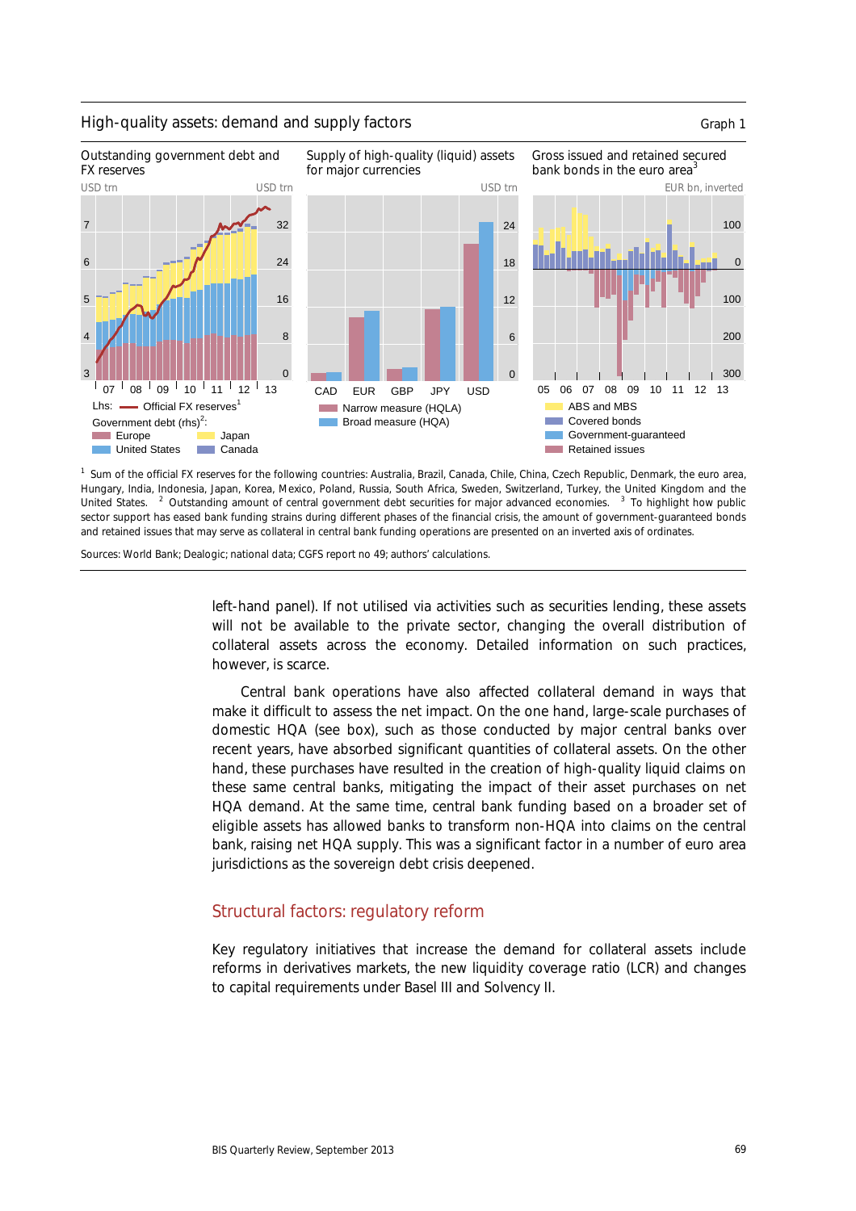High-quality assets: demand and supply factors

Graph 1

Outstanding government debt and FX reserves

USD trn — USD trn

Lhs: Official FX reserves[1]

Government debt (rhs)[2]: Europe, Japan, United States, Canada

Supply of high-quality (liquid) assets for major currencies

USD trn

Narrow measure (HQLA)
Broad measure (HQA)

Gross issued and retained secured bank bonds in the euro area[3]

EUR bn, inverted

ABS and MBS
Covered bonds
Government-guaranteed
Retained issues

[1] Sum of the official FX reserves for the following countries: Australia, Brazil, Canada, Chile, China, Czech Republic, Denmark, the euro area, Hungary, India, Indonesia, Japan, Korea, Mexico, Poland, Russia, South Africa, Sweden, Switzerland, Turkey, the United Kingdom and the United States. [2] Outstanding amount of central government debt securities for major advanced economies. [3] To highlight how public sector support has eased bank funding strains during different phases of the financial crisis, the amount of government-guaranteed bonds and retained issues that may serve as collateral in central bank funding operations are presented on an inverted axis of ordinates.

Sources: World Bank; Dealogic; national data; CGFS report no 49; authors' calculations.

left-hand panel). If not utilised via activities such as securities lending, these assets will not be available to the private sector, changing the overall distribution of collateral assets across the economy. Detailed information on such practices, however, is scarce.

Central bank operations have also affected collateral demand in ways that make it difficult to assess the net impact. On the one hand, large-scale purchases of domestic HQA (see box), such as those conducted by major central banks over recent years, have absorbed significant quantities of collateral assets. On the other hand, these purchases have resulted in the creation of high-quality liquid claims on these same central banks, mitigating the impact of their asset purchases on net HQA demand. At the same time, central bank funding based on a broader set of eligible assets has allowed banks to transform non-HQA into claims on the central bank, raising net HQA supply. This was a significant factor in a number of euro area jurisdictions as the sovereign debt crisis deepened.

## Structural factors: regulatory reform

Key regulatory initiatives that increase the demand for collateral assets include reforms in derivatives markets, the new liquidity coverage ratio (LCR) and changes to capital requirements under Basel III and Solvency II.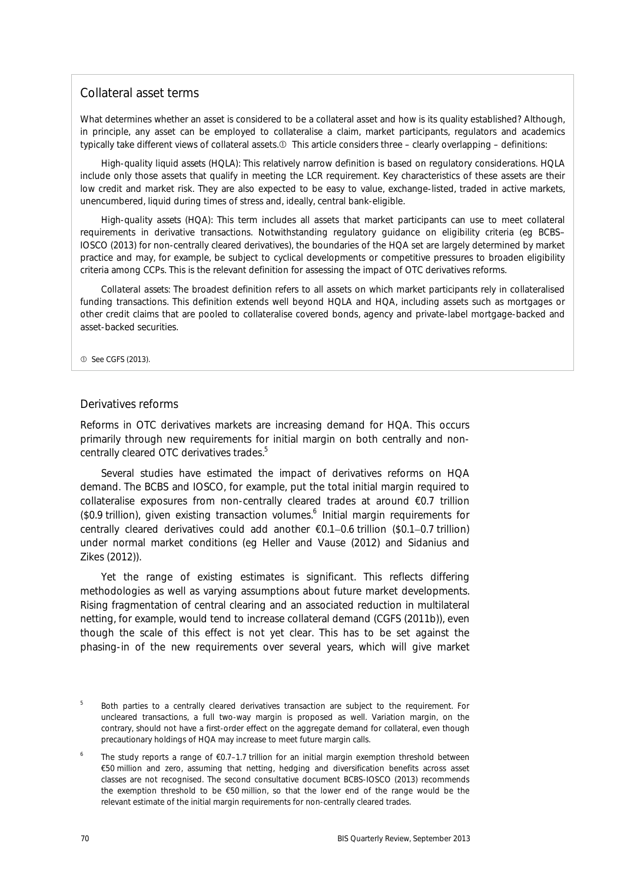## Collateral asset terms

What determines whether an asset is considered to be a collateral asset and how is its quality established? Although, in principle, any asset can be employed to collateralise a claim, market participants, regulators and academics typically take different views of collateral assets.① This article considers three – clearly overlapping – definitions:

*High-quality liquid assets (HQLA)*: This relatively narrow definition is based on regulatory considerations. HQLA include only those assets that qualify in meeting the LCR requirement. Key characteristics of these assets are their low credit and market risk. They are also expected to be easy to value, exchange-listed, traded in active markets, unencumbered, liquid during times of stress and, ideally, central bank-eligible.

*High-quality assets (HQA)*: This term includes all assets that market participants can use to meet collateral requirements in derivative transactions. Notwithstanding regulatory guidance on eligibility criteria (eg BCBS–IOSCO (2013) for non-centrally cleared derivatives), the boundaries of the HQA set are largely determined by market practice and may, for example, be subject to cyclical developments or competitive pressures to broaden eligibility criteria among CCPs. This is the relevant definition for assessing the impact of OTC derivatives reforms.

*Collateral assets*: The broadest definition refers to all assets on which market participants rely in collateralised funding transactions. This definition extends well beyond HQLA and HQA, including assets such as mortgages or other credit claims that are pooled to collateralise covered bonds, agency and private-label mortgage-backed and asset-backed securities.

① See CGFS (2013).

### Derivatives reforms

Reforms in OTC derivatives markets are increasing demand for HQA. This occurs primarily through new requirements for initial margin on both centrally and non-centrally cleared OTC derivatives trades.[5]

Several studies have estimated the impact of derivatives reforms on HQA demand. The BCBS and IOSCO, for example, put the total initial margin required to collateralise exposures from non-centrally cleared trades at around €0.7 trillion ($0.9 trillion), given existing transaction volumes.[6] Initial margin requirements for centrally cleared derivatives could add another €0.1–0.6 trillion ($0.1–0.7 trillion) under normal market conditions (eg Heller and Vause (2012) and Sidanius and Zikes (2012)).

Yet the range of existing estimates is significant. This reflects differing methodologies as well as varying assumptions about future market developments. Rising fragmentation of central clearing and an associated reduction in multilateral netting, for example, would tend to increase collateral demand (CGFS (2011b)), even though the scale of this effect is not yet clear. This has to be set against the phasing-in of the new requirements over several years, which will give market

[5] Both parties to a centrally cleared derivatives transaction are subject to the requirement. For uncleared transactions, a full two-way margin is proposed as well. Variation margin, on the contrary, should not have a first-order effect on the aggregate demand for collateral, even though precautionary holdings of HQA may increase to meet future margin calls.

[6] The study reports a range of €0.7–1.7 trillion for an initial margin exemption threshold between €50 million and zero, assuming that netting, hedging and diversification benefits across asset classes are not recognised. The second consultative document BCBS-IOSCO (2013) recommends the exemption threshold to be €50 million, so that the lower end of the range would be the relevant estimate of the initial margin requirements for non-centrally cleared trades.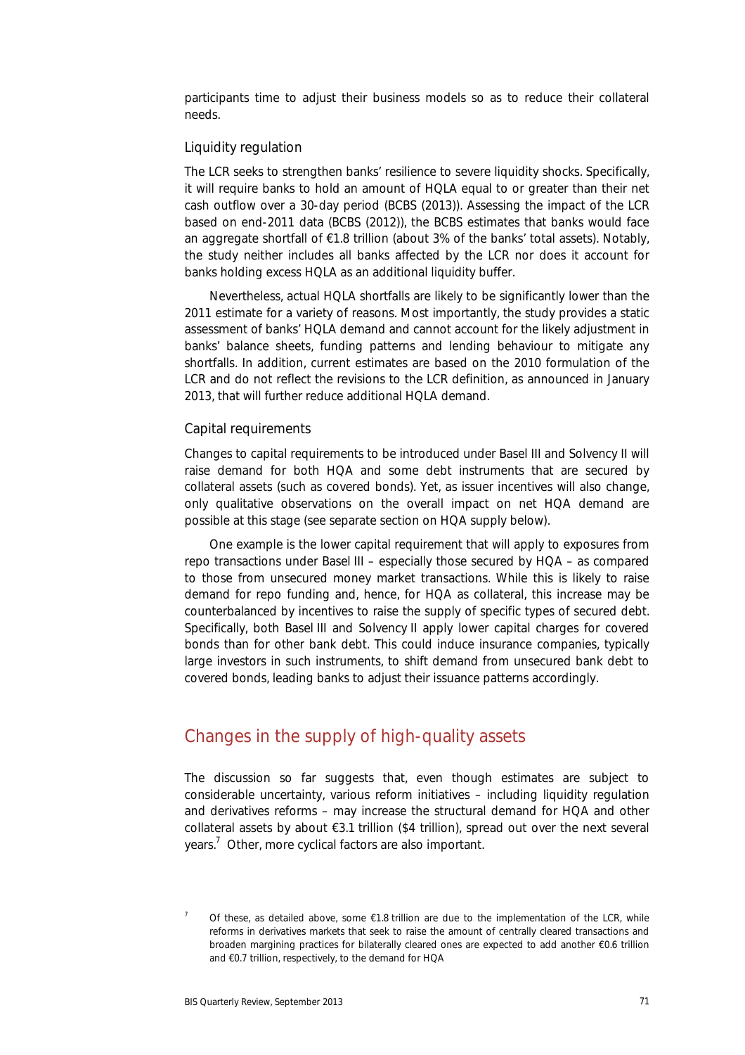participants time to adjust their business models so as to reduce their collateral needs.

### Liquidity regulation

The LCR seeks to strengthen banks' resilience to severe liquidity shocks. Specifically, it will require banks to hold an amount of HQLA equal to or greater than their net cash outflow over a 30-day period (BCBS (2013)). Assessing the impact of the LCR based on end-2011 data (BCBS (2012)), the BCBS estimates that banks would face an aggregate shortfall of €1.8 trillion (about 3% of the banks' total assets). Notably, the study neither includes all banks affected by the LCR nor does it account for banks holding excess HQLA as an additional liquidity buffer.

Nevertheless, actual HQLA shortfalls are likely to be significantly lower than the 2011 estimate for a variety of reasons. Most importantly, the study provides a static assessment of banks' HQLA demand and cannot account for the likely adjustment in banks' balance sheets, funding patterns and lending behaviour to mitigate any shortfalls. In addition, current estimates are based on the 2010 formulation of the LCR and do not reflect the revisions to the LCR definition, as announced in January 2013, that will further reduce additional HQLA demand.

### Capital requirements

Changes to capital requirements to be introduced under Basel III and Solvency II will raise demand for both HQA and some debt instruments that are secured by collateral assets (such as covered bonds). Yet, as issuer incentives will also change, only qualitative observations on the overall impact on net HQA demand are possible at this stage (see separate section on HQA supply below).

One example is the lower capital requirement that will apply to exposures from repo transactions under Basel III – especially those secured by HQA – as compared to those from unsecured money market transactions. While this is likely to raise demand for repo funding and, hence, for HQA as collateral, this increase may be counterbalanced by incentives to raise the supply of specific types of secured debt. Specifically, both Basel III and Solvency II apply lower capital charges for covered bonds than for other bank debt. This could induce insurance companies, typically large investors in such instruments, to shift demand from unsecured bank debt to covered bonds, leading banks to adjust their issuance patterns accordingly.

## Changes in the supply of high-quality assets

The discussion so far suggests that, even though estimates are subject to considerable uncertainty, various reform initiatives – including liquidity regulation and derivatives reforms – may increase the structural demand for HQA and other collateral assets by about €3.1 trillion ($4 trillion), spread out over the next several years.[7] Other, more cyclical factors are also important.

[7] Of these, as detailed above, some €1.8 trillion are due to the implementation of the LCR, while reforms in derivatives markets that seek to raise the amount of centrally cleared transactions and broaden margining practices for bilaterally cleared ones are expected to add another €0.6 trillion and €0.7 trillion, respectively, to the demand for HQA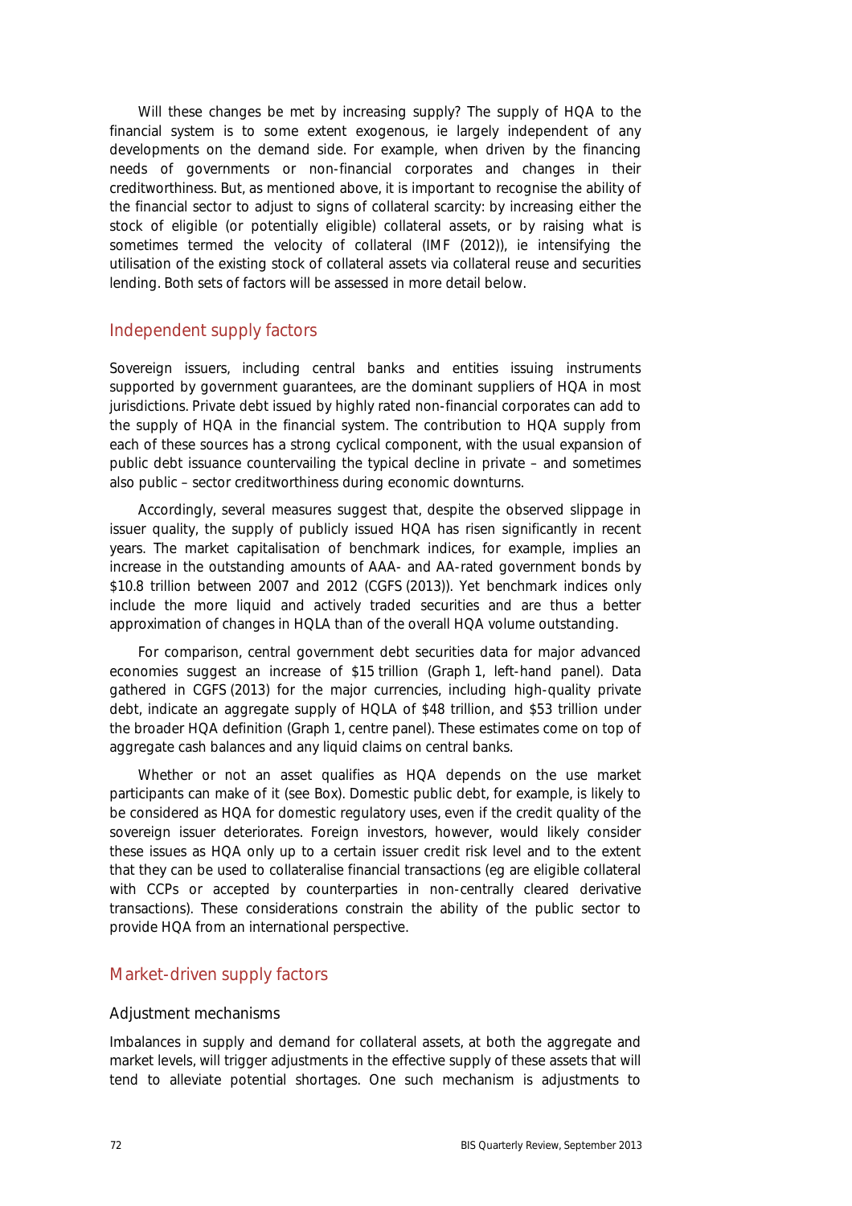Will these changes be met by increasing supply? The supply of HQA to the financial system is to some extent exogenous, ie largely independent of any developments on the demand side. For example, when driven by the financing needs of governments or non-financial corporates and changes in their creditworthiness. But, as mentioned above, it is important to recognise the ability of the financial sector to adjust to signs of collateral scarcity: by increasing either the stock of eligible (or potentially eligible) collateral assets, or by raising what is sometimes termed the velocity of collateral (IMF (2012)), ie intensifying the utilisation of the existing stock of collateral assets via collateral reuse and securities lending. Both sets of factors will be assessed in more detail below.

## Independent supply factors

Sovereign issuers, including central banks and entities issuing instruments supported by government guarantees, are the dominant suppliers of HQA in most jurisdictions. Private debt issued by highly rated non-financial corporates can add to the supply of HQA in the financial system. The contribution to HQA supply from each of these sources has a strong cyclical component, with the usual expansion of public debt issuance countervailing the typical decline in private – and sometimes also public – sector creditworthiness during economic downturns.

Accordingly, several measures suggest that, despite the observed slippage in issuer quality, the supply of publicly issued HQA has risen significantly in recent years. The market capitalisation of benchmark indices, for example, implies an increase in the outstanding amounts of AAA- and AA-rated government bonds by $10.8 trillion between 2007 and 2012 (CGFS (2013)). Yet benchmark indices only include the more liquid and actively traded securities and are thus a better approximation of changes in HQLA than of the overall HQA volume outstanding.

For comparison, central government debt securities data for major advanced economies suggest an increase of $15 trillion (Graph 1, left-hand panel). Data gathered in CGFS (2013) for the major currencies, including high-quality private debt, indicate an aggregate supply of HQLA of $48 trillion, and $53 trillion under the broader HQA definition (Graph 1, centre panel). These estimates come on top of aggregate cash balances and any liquid claims on central banks.

Whether or not an asset qualifies as HQA depends on the use market participants can make of it (see Box). Domestic public debt, for example, is likely to be considered as HQA for domestic regulatory uses, even if the credit quality of the sovereign issuer deteriorates. Foreign investors, however, would likely consider these issues as HQA only up to a certain issuer credit risk level and to the extent that they can be used to collateralise financial transactions (eg are eligible collateral with CCPs or accepted by counterparties in non-centrally cleared derivative transactions). These considerations constrain the ability of the public sector to provide HQA from an international perspective.

## Market-driven supply factors

### Adjustment mechanisms

Imbalances in supply and demand for collateral assets, at both the aggregate and market levels, will trigger adjustments in the effective supply of these assets that will tend to alleviate potential shortages. One such mechanism is adjustments to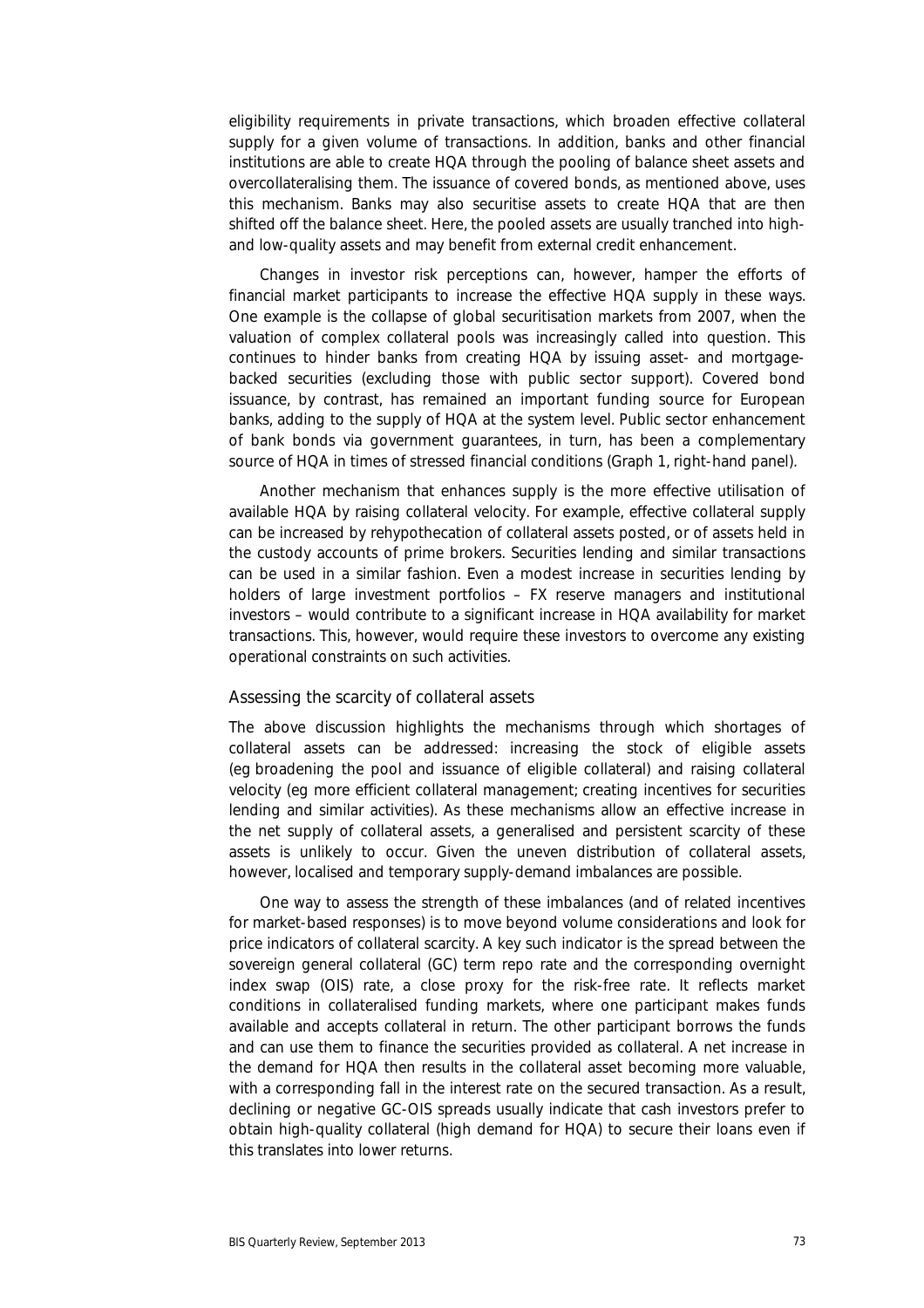eligibility requirements in private transactions, which broaden effective collateral supply for a given volume of transactions. In addition, banks and other financial institutions are able to create HQA through the pooling of balance sheet assets and overcollateralising them. The issuance of covered bonds, as mentioned above, uses this mechanism. Banks may also securitise assets to create HQA that are then shifted off the balance sheet. Here, the pooled assets are usually tranched into high- and low-quality assets and may benefit from external credit enhancement.

Changes in investor risk perceptions can, however, hamper the efforts of financial market participants to increase the effective HQA supply in these ways. One example is the collapse of global securitisation markets from 2007, when the valuation of complex collateral pools was increasingly called into question. This continues to hinder banks from creating HQA by issuing asset- and mortgage-backed securities (excluding those with public sector support). Covered bond issuance, by contrast, has remained an important funding source for European banks, adding to the supply of HQA at the system level. Public sector enhancement of bank bonds via government guarantees, in turn, has been a complementary source of HQA in times of stressed financial conditions (Graph 1, right-hand panel).

Another mechanism that enhances supply is the more effective utilisation of available HQA by raising collateral velocity. For example, effective collateral supply can be increased by rehypothecation of collateral assets posted, or of assets held in the custody accounts of prime brokers. Securities lending and similar transactions can be used in a similar fashion. Even a modest increase in securities lending by holders of large investment portfolios – FX reserve managers and institutional investors – would contribute to a significant increase in HQA availability for market transactions. This, however, would require these investors to overcome any existing operational constraints on such activities.

## Assessing the scarcity of collateral assets

The above discussion highlights the mechanisms through which shortages of collateral assets can be addressed: increasing the stock of eligible assets (eg broadening the pool and issuance of eligible collateral) and raising collateral velocity (eg more efficient collateral management; creating incentives for securities lending and similar activities). As these mechanisms allow an effective increase in the net supply of collateral assets, a generalised and persistent scarcity of these assets is unlikely to occur. Given the uneven distribution of collateral assets, however, localised and temporary supply-demand imbalances are possible.

One way to assess the strength of these imbalances (and of related incentives for market-based responses) is to move beyond volume considerations and look for price indicators of collateral scarcity. A key such indicator is the spread between the sovereign general collateral (GC) term repo rate and the corresponding overnight index swap (OIS) rate, a close proxy for the risk-free rate. It reflects market conditions in collateralised funding markets, where one participant makes funds available and accepts collateral in return. The other participant borrows the funds and can use them to finance the securities provided as collateral. A net increase in the demand for HQA then results in the collateral asset becoming more valuable, with a corresponding fall in the interest rate on the secured transaction. As a result, declining or negative GC-OIS spreads usually indicate that cash investors prefer to obtain high-quality collateral (high demand for HQA) to secure their loans even if this translates into lower returns.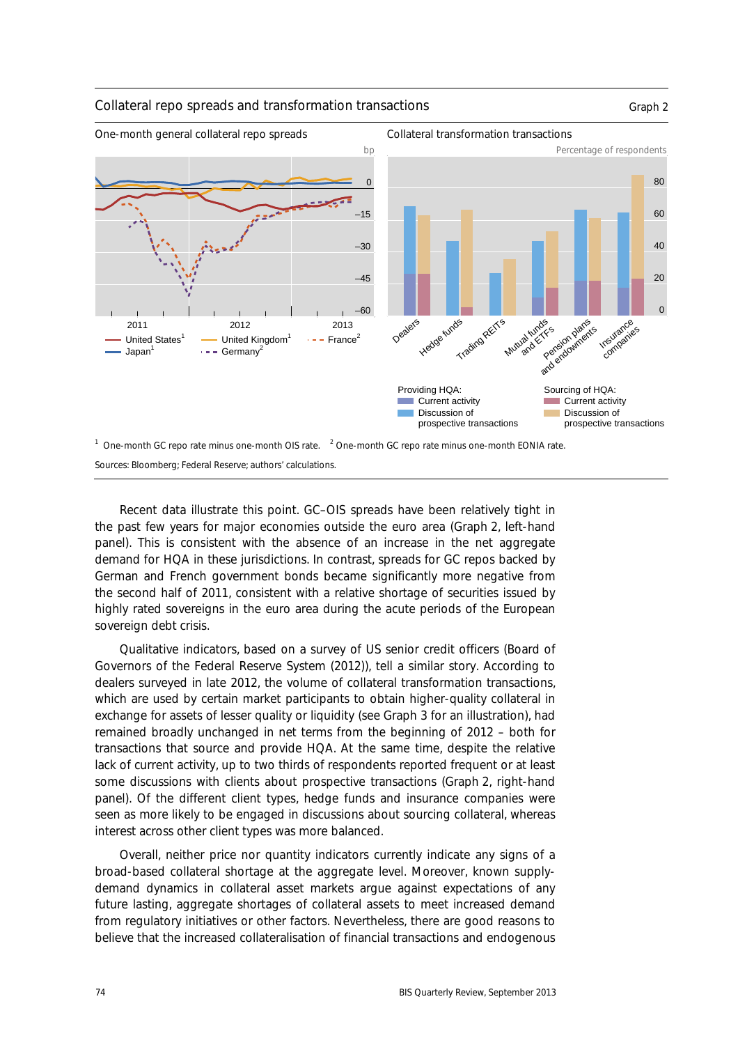Collateral repo spreads and transformation transactions

Graph 2

One-month general collateral repo spreads

Collateral transformation transactions

[1] One-month GC repo rate minus one-month OIS rate. [2] One-month GC repo rate minus one-month EONIA rate.

Sources: Bloomberg; Federal Reserve; authors' calculations.

Recent data illustrate this point. GC–OIS spreads have been relatively tight in the past few years for major economies outside the euro area (Graph 2, left-hand panel). This is consistent with the absence of an increase in the net aggregate demand for HQA in these jurisdictions. In contrast, spreads for GC repos backed by German and French government bonds became significantly more negative from the second half of 2011, consistent with a relative shortage of securities issued by highly rated sovereigns in the euro area during the acute periods of the European sovereign debt crisis.

Qualitative indicators, based on a survey of US senior credit officers (Board of Governors of the Federal Reserve System (2012)), tell a similar story. According to dealers surveyed in late 2012, the volume of collateral transformation transactions, which are used by certain market participants to obtain higher-quality collateral in exchange for assets of lesser quality or liquidity (see Graph 3 for an illustration), had remained broadly unchanged in net terms from the beginning of 2012 – both for transactions that source and provide HQA. At the same time, despite the relative lack of current activity, up to two thirds of respondents reported frequent or at least some discussions with clients about prospective transactions (Graph 2, right-hand panel). Of the different client types, hedge funds and insurance companies were seen as more likely to be engaged in discussions about sourcing collateral, whereas interest across other client types was more balanced.

Overall, neither price nor quantity indicators currently indicate any signs of a broad-based collateral shortage at the aggregate level. Moreover, known supply-demand dynamics in collateral asset markets argue against expectations of any future lasting, aggregate shortages of collateral assets to meet increased demand from regulatory initiatives or other factors. Nevertheless, there are good reasons to believe that the increased collateralisation of financial transactions and endogenous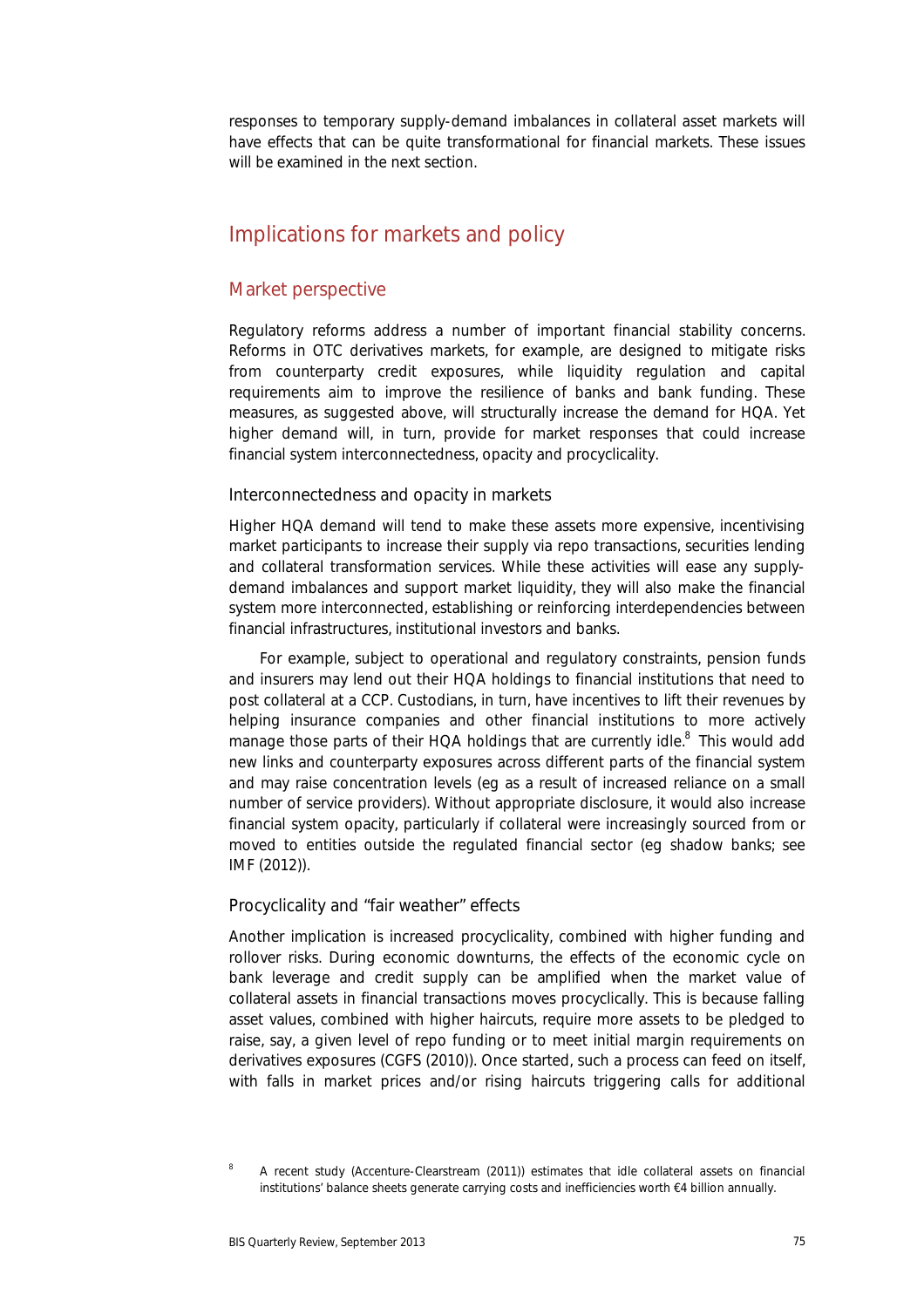responses to temporary supply-demand imbalances in collateral asset markets will have effects that can be quite transformational for financial markets. These issues will be examined in the next section.

## Implications for markets and policy

### Market perspective

Regulatory reforms address a number of important financial stability concerns. Reforms in OTC derivatives markets, for example, are designed to mitigate risks from counterparty credit exposures, while liquidity regulation and capital requirements aim to improve the resilience of banks and bank funding. These measures, as suggested above, will structurally increase the demand for HQA. Yet higher demand will, in turn, provide for market responses that could increase financial system interconnectedness, opacity and procyclicality.

#### Interconnectedness and opacity in markets

Higher HQA demand will tend to make these assets more expensive, incentivising market participants to increase their supply via repo transactions, securities lending and collateral transformation services. While these activities will ease any supply-demand imbalances and support market liquidity, they will also make the financial system more interconnected, establishing or reinforcing interdependencies between financial infrastructures, institutional investors and banks.

For example, subject to operational and regulatory constraints, pension funds and insurers may lend out their HQA holdings to financial institutions that need to post collateral at a CCP. Custodians, in turn, have incentives to lift their revenues by helping insurance companies and other financial institutions to more actively manage those parts of their HQA holdings that are currently idle.[8] This would add new links and counterparty exposures across different parts of the financial system and may raise concentration levels (eg as a result of increased reliance on a small number of service providers). Without appropriate disclosure, it would also increase financial system opacity, particularly if collateral were increasingly sourced from or moved to entities outside the regulated financial sector (eg shadow banks; see IMF (2012)).

#### Procyclicality and "fair weather" effects

Another implication is increased procyclicality, combined with higher funding and rollover risks. During economic downturns, the effects of the economic cycle on bank leverage and credit supply can be amplified when the market value of collateral assets in financial transactions moves procyclically. This is because falling asset values, combined with higher haircuts, require more assets to be pledged to raise, say, a given level of repo funding or to meet initial margin requirements on derivatives exposures (CGFS (2010)). Once started, such a process can feed on itself, with falls in market prices and/or rising haircuts triggering calls for additional

[8] A recent study (Accenture-Clearstream (2011)) estimates that idle collateral assets on financial institutions' balance sheets generate carrying costs and inefficiencies worth €4 billion annually.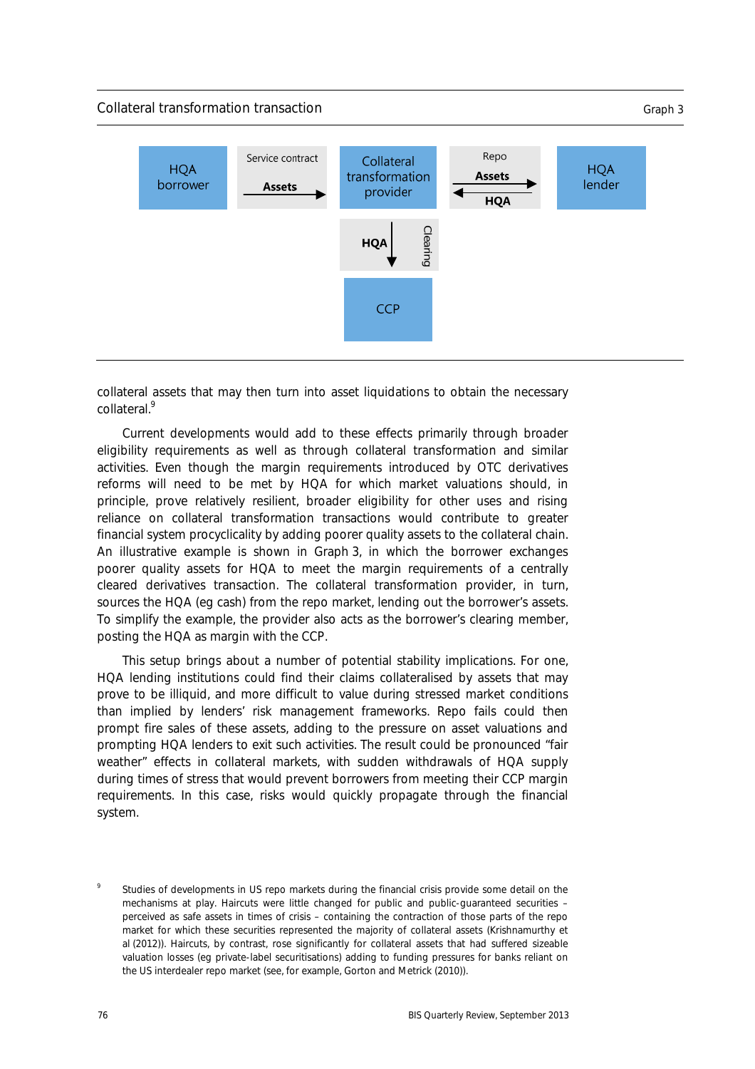Collateral transformation transaction — Graph 3

HQA borrower — Service contract: Assets → Collateral transformation provider — Repo: Assets → / ← HQA — HQA lender

Collateral transformation provider — HQA ↓ (Clearing) — CCP

collateral assets that may then turn into asset liquidations to obtain the necessary collateral.[9]

Current developments would add to these effects primarily through broader eligibility requirements as well as through collateral transformation and similar activities. Even though the margin requirements introduced by OTC derivatives reforms will need to be met by HQA for which market valuations should, in principle, prove relatively resilient, broader eligibility for other uses and rising reliance on collateral transformation transactions would contribute to greater financial system procyclicality by adding poorer quality assets to the collateral chain. An illustrative example is shown in Graph 3, in which the borrower exchanges poorer quality assets for HQA to meet the margin requirements of a centrally cleared derivatives transaction. The collateral transformation provider, in turn, sources the HQA (eg cash) from the repo market, lending out the borrower's assets. To simplify the example, the provider also acts as the borrower's clearing member, posting the HQA as margin with the CCP.

This setup brings about a number of potential stability implications. For one, HQA lending institutions could find their claims collateralised by assets that may prove to be illiquid, and more difficult to value during stressed market conditions than implied by lenders' risk management frameworks. Repo fails could then prompt fire sales of these assets, adding to the pressure on asset valuations and prompting HQA lenders to exit such activities. The result could be pronounced "fair weather" effects in collateral markets, with sudden withdrawals of HQA supply during times of stress that would prevent borrowers from meeting their CCP margin requirements. In this case, risks would quickly propagate through the financial system.

[9] Studies of developments in US repo markets during the financial crisis provide some detail on the mechanisms at play. Haircuts were little changed for public and public-guaranteed securities – perceived as safe assets in times of crisis – containing the contraction of those parts of the repo market for which these securities represented the majority of collateral assets (Krishnamurthy et al (2012)). Haircuts, by contrast, rose significantly for collateral assets that had suffered sizeable valuation losses (eg private-label securitisations) adding to funding pressures for banks reliant on the US interdealer repo market (see, for example, Gorton and Metrick (2010)).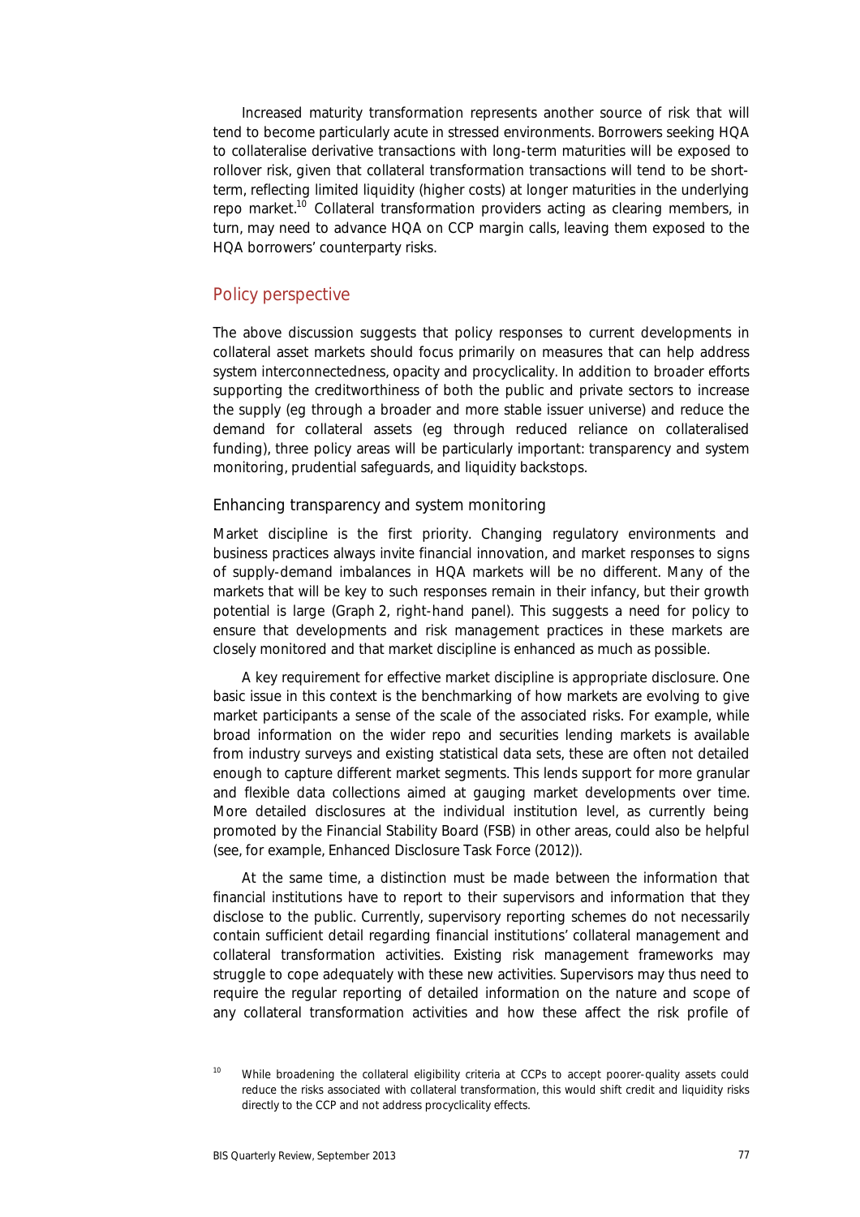Increased maturity transformation represents another source of risk that will tend to become particularly acute in stressed environments. Borrowers seeking HQA to collateralise derivative transactions with long-term maturities will be exposed to rollover risk, given that collateral transformation transactions will tend to be short-term, reflecting limited liquidity (higher costs) at longer maturities in the underlying repo market.[10] Collateral transformation providers acting as clearing members, in turn, may need to advance HQA on CCP margin calls, leaving them exposed to the HQA borrowers' counterparty risks.

## Policy perspective

The above discussion suggests that policy responses to current developments in collateral asset markets should focus primarily on measures that can help address system interconnectedness, opacity and procyclicality. In addition to broader efforts supporting the creditworthiness of both the public and private sectors to increase the supply (eg through a broader and more stable issuer universe) and reduce the demand for collateral assets (eg through reduced reliance on collateralised funding), three policy areas will be particularly important: transparency and system monitoring, prudential safeguards, and liquidity backstops.

### Enhancing transparency and system monitoring

Market discipline is the first priority. Changing regulatory environments and business practices always invite financial innovation, and market responses to signs of supply-demand imbalances in HQA markets will be no different. Many of the markets that will be key to such responses remain in their infancy, but their growth potential is large (Graph 2, right-hand panel). This suggests a need for policy to ensure that developments and risk management practices in these markets are closely monitored and that market discipline is enhanced as much as possible.

A key requirement for effective market discipline is appropriate disclosure. One basic issue in this context is the benchmarking of how markets are evolving to give market participants a sense of the scale of the associated risks. For example, while broad information on the wider repo and securities lending markets is available from industry surveys and existing statistical data sets, these are often not detailed enough to capture different market segments. This lends support for more granular and flexible data collections aimed at gauging market developments over time. More detailed disclosures at the individual institution level, as currently being promoted by the Financial Stability Board (FSB) in other areas, could also be helpful (see, for example, Enhanced Disclosure Task Force (2012)).

At the same time, a distinction must be made between the information that financial institutions have to report to their supervisors and information that they disclose to the public. Currently, supervisory reporting schemes do not necessarily contain sufficient detail regarding financial institutions' collateral management and collateral transformation activities. Existing risk management frameworks may struggle to cope adequately with these new activities. Supervisors may thus need to require the regular reporting of detailed information on the nature and scope of any collateral transformation activities and how these affect the risk profile of

[10] While broadening the collateral eligibility criteria at CCPs to accept poorer-quality assets could reduce the risks associated with collateral transformation, this would shift credit and liquidity risks directly to the CCP and not address procyclicality effects.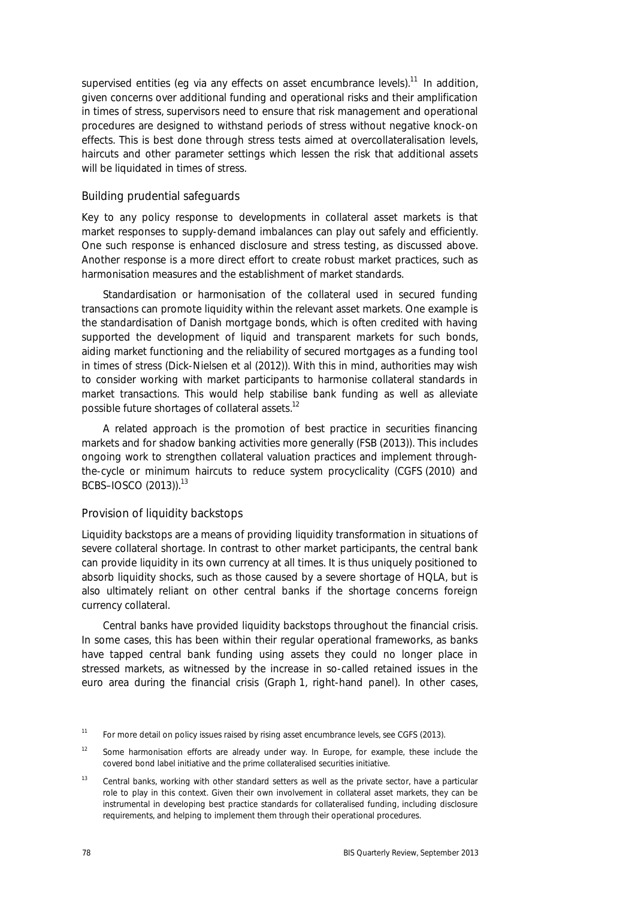supervised entities (eg via any effects on asset encumbrance levels).[11] In addition, given concerns over additional funding and operational risks and their amplification in times of stress, supervisors need to ensure that risk management and operational procedures are designed to withstand periods of stress without negative knock-on effects. This is best done through stress tests aimed at overcollateralisation levels, haircuts and other parameter settings which lessen the risk that additional assets will be liquidated in times of stress.

### Building prudential safeguards

Key to any policy response to developments in collateral asset markets is that market responses to supply-demand imbalances can play out safely and efficiently. One such response is enhanced disclosure and stress testing, as discussed above. Another response is a more direct effort to create robust market practices, such as harmonisation measures and the establishment of market standards.

Standardisation or harmonisation of the collateral used in secured funding transactions can promote liquidity within the relevant asset markets. One example is the standardisation of Danish mortgage bonds, which is often credited with having supported the development of liquid and transparent markets for such bonds, aiding market functioning and the reliability of secured mortgages as a funding tool in times of stress (Dick-Nielsen et al (2012)). With this in mind, authorities may wish to consider working with market participants to harmonise collateral standards in market transactions. This would help stabilise bank funding as well as alleviate possible future shortages of collateral assets.[12]

A related approach is the promotion of best practice in securities financing markets and for shadow banking activities more generally (FSB (2013)). This includes ongoing work to strengthen collateral valuation practices and implement through-the-cycle or minimum haircuts to reduce system procyclicality (CGFS (2010) and BCBS–IOSCO (2013)).[13]

### Provision of liquidity backstops

Liquidity backstops are a means of providing liquidity transformation in situations of severe collateral shortage. In contrast to other market participants, the central bank can provide liquidity in its own currency at all times. It is thus uniquely positioned to absorb liquidity shocks, such as those caused by a severe shortage of HQLA, but is also ultimately reliant on other central banks if the shortage concerns foreign currency collateral.

Central banks have provided liquidity backstops throughout the financial crisis. In some cases, this has been within their regular operational frameworks, as banks have tapped central bank funding using assets they could no longer place in stressed markets, as witnessed by the increase in so-called retained issues in the euro area during the financial crisis (Graph 1, right-hand panel). In other cases,

---

[11] For more detail on policy issues raised by rising asset encumbrance levels, see CGFS (2013).

[12] Some harmonisation efforts are already under way. In Europe, for example, these include the covered bond label initiative and the prime collateralised securities initiative.

[13] Central banks, working with other standard setters as well as the private sector, have a particular role to play in this context. Given their own involvement in collateral asset markets, they can be instrumental in developing best practice standards for collateralised funding, including disclosure requirements, and helping to implement them through their operational procedures.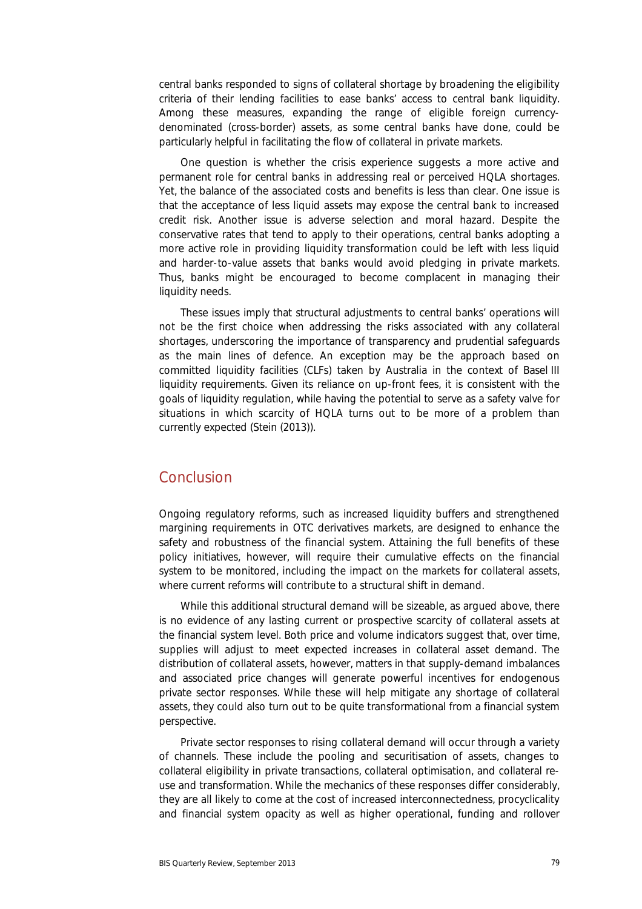central banks responded to signs of collateral shortage by broadening the eligibility criteria of their lending facilities to ease banks' access to central bank liquidity. Among these measures, expanding the range of eligible foreign currency-denominated (cross-border) assets, as some central banks have done, could be particularly helpful in facilitating the flow of collateral in private markets.

One question is whether the crisis experience suggests a more active and permanent role for central banks in addressing real or perceived HQLA shortages. Yet, the balance of the associated costs and benefits is less than clear. One issue is that the acceptance of less liquid assets may expose the central bank to increased credit risk. Another issue is adverse selection and moral hazard. Despite the conservative rates that tend to apply to their operations, central banks adopting a more active role in providing liquidity transformation could be left with less liquid and harder-to-value assets that banks would avoid pledging in private markets. Thus, banks might be encouraged to become complacent in managing their liquidity needs.

These issues imply that structural adjustments to central banks' operations will not be the first choice when addressing the risks associated with any collateral shortages, underscoring the importance of transparency and prudential safeguards as the main lines of defence. An exception may be the approach based on committed liquidity facilities (CLFs) taken by Australia in the context of Basel III liquidity requirements. Given its reliance on up-front fees, it is consistent with the goals of liquidity regulation, while having the potential to serve as a safety valve for situations in which scarcity of HQLA turns out to be more of a problem than currently expected (Stein (2013)).

## Conclusion

Ongoing regulatory reforms, such as increased liquidity buffers and strengthened margining requirements in OTC derivatives markets, are designed to enhance the safety and robustness of the financial system. Attaining the full benefits of these policy initiatives, however, will require their cumulative effects on the financial system to be monitored, including the impact on the markets for collateral assets, where current reforms will contribute to a structural shift in demand.

While this additional structural demand will be sizeable, as argued above, there is no evidence of any lasting current or prospective scarcity of collateral assets at the financial system level. Both price and volume indicators suggest that, over time, supplies will adjust to meet expected increases in collateral asset demand. The distribution of collateral assets, however, matters in that supply-demand imbalances and associated price changes will generate powerful incentives for endogenous private sector responses. While these will help mitigate any shortage of collateral assets, they could also turn out to be quite transformational from a financial system perspective.

Private sector responses to rising collateral demand will occur through a variety of channels. These include the pooling and securitisation of assets, changes to collateral eligibility in private transactions, collateral optimisation, and collateral re-use and transformation. While the mechanics of these responses differ considerably, they are all likely to come at the cost of increased interconnectedness, procyclicality and financial system opacity as well as higher operational, funding and rollover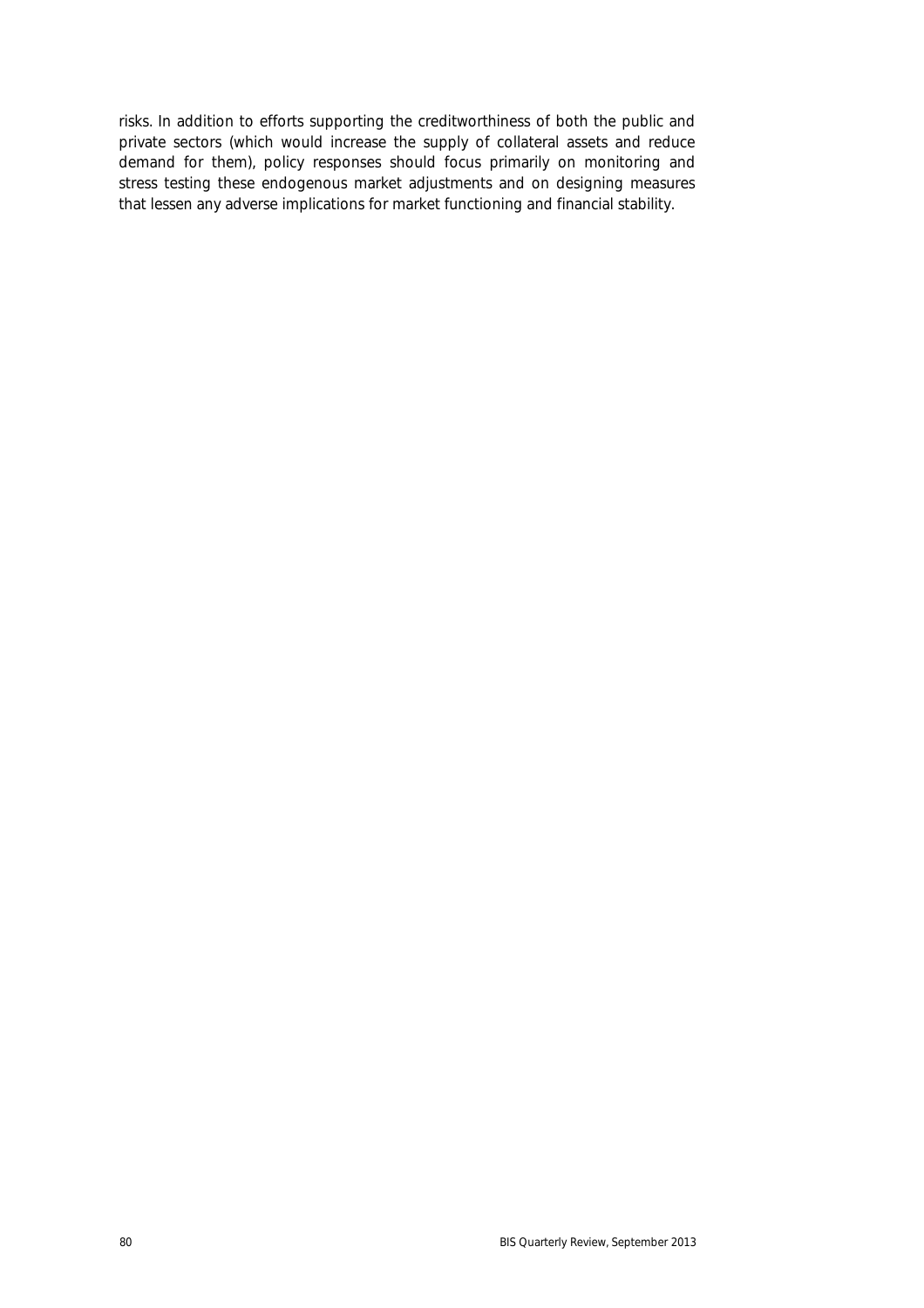risks. In addition to efforts supporting the creditworthiness of both the public and private sectors (which would increase the supply of collateral assets and reduce demand for them), policy responses should focus primarily on monitoring and stress testing these endogenous market adjustments and on designing measures that lessen any adverse implications for market functioning and financial stability.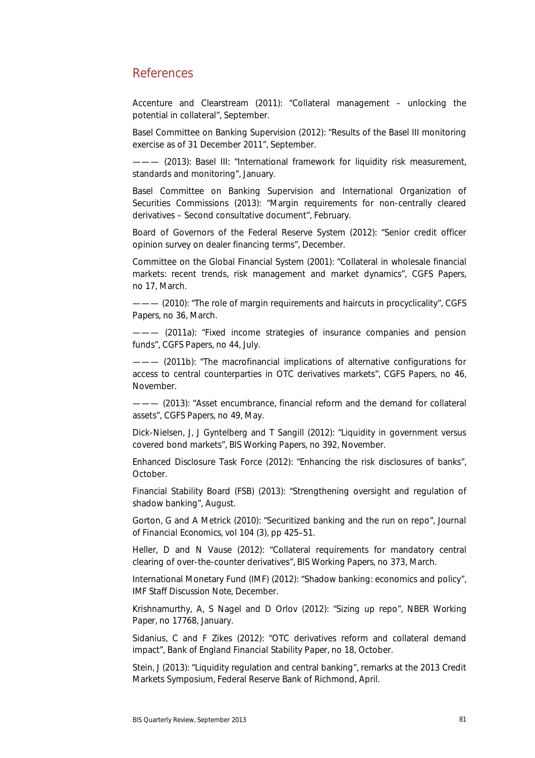## References

Accenture and Clearstream (2011): "Collateral management – unlocking the potential in collateral", September.

Basel Committee on Banking Supervision (2012): "Results of the Basel III monitoring exercise as of 31 December 2011", September.

——— (2013): Basel III: "International framework for liquidity risk measurement, standards and monitoring", January.

Basel Committee on Banking Supervision and International Organization of Securities Commissions (2013): "Margin requirements for non-centrally cleared derivatives – Second consultative document", February.

Board of Governors of the Federal Reserve System (2012): "Senior credit officer opinion survey on dealer financing terms", December.

Committee on the Global Financial System (2001): "Collateral in wholesale financial markets: recent trends, risk management and market dynamics", *CGFS Papers*, no 17, March.

——— (2010): "The role of margin requirements and haircuts in procyclicality", *CGFS Papers*, no 36, March.

——— (2011a): "Fixed income strategies of insurance companies and pension funds", *CGFS Papers*, no 44, July.

——— (2011b): "The macrofinancial implications of alternative configurations for access to central counterparties in OTC derivatives markets", *CGFS Papers*, no 46, November.

——— (2013): "Asset encumbrance, financial reform and the demand for collateral assets", *CGFS Papers*, no 49, May.

Dick-Nielsen, J, J Gyntelberg and T Sangill (2012): "Liquidity in government versus covered bond markets", *BIS Working Papers*, no 392, November.

Enhanced Disclosure Task Force (2012): "Enhancing the risk disclosures of banks", October.

Financial Stability Board (FSB) (2013): "Strengthening oversight and regulation of shadow banking", August.

Gorton, G and A Metrick (2010): "Securitized banking and the run on repo", *Journal of Financial Economics*, vol 104 (3), pp 425–51.

Heller, D and N Vause (2012): "Collateral requirements for mandatory central clearing of over-the-counter derivatives", *BIS Working Papers*, no 373, March.

International Monetary Fund (IMF) (2012): "Shadow banking: economics and policy", *IMF Staff Discussion Note*, December.

Krishnamurthy, A, S Nagel and D Orlov (2012): "Sizing up repo", *NBER Working Paper*, no 17768, January.

Sidanius, C and F Zikes (2012): "OTC derivatives reform and collateral demand impact", *Bank of England Financial Stability Paper*, no 18, October.

Stein, J (2013): "Liquidity regulation and central banking", remarks at the 2013 Credit Markets Symposium, Federal Reserve Bank of Richmond, April.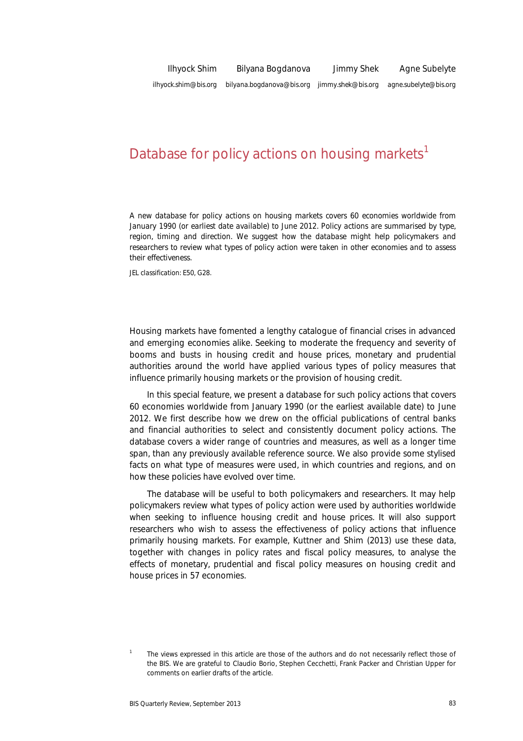Ilhyock Shim Bilyana Bogdanova Jimmy Shek Agne Subelyte

ilhyock.shim@bis.org bilyana.bogdanova@bis.org jimmy.shek@bis.org agne.subelyte@bis.org

# Database for policy actions on housing markets[1]

A new database for policy actions on housing markets covers 60 economies worldwide from January 1990 (or earliest date available) to June 2012. Policy actions are summarised by type, region, timing and direction. We suggest how the database might help policymakers and researchers to review what types of policy action were taken in other economies and to assess their effectiveness.

JEL classification: E50, G28.

Housing markets have fomented a lengthy catalogue of financial crises in advanced and emerging economies alike. Seeking to moderate the frequency and severity of booms and busts in housing credit and house prices, monetary and prudential authorities around the world have applied various types of policy measures that influence primarily housing markets or the provision of housing credit.

In this special feature, we present a database for such policy actions that covers 60 economies worldwide from January 1990 (or the earliest available date) to June 2012. We first describe how we drew on the official publications of central banks and financial authorities to select and consistently document policy actions. The database covers a wider range of countries and measures, as well as a longer time span, than any previously available reference source. We also provide some stylised facts on what type of measures were used, in which countries and regions, and on how these policies have evolved over time.

The database will be useful to both policymakers and researchers. It may help policymakers review what types of policy action were used by authorities worldwide when seeking to influence housing credit and house prices. It will also support researchers who wish to assess the effectiveness of policy actions that influence primarily housing markets. For example, Kuttner and Shim (2013) use these data, together with changes in policy rates and fiscal policy measures, to analyse the effects of monetary, prudential and fiscal policy measures on housing credit and house prices in 57 economies.

[1] The views expressed in this article are those of the authors and do not necessarily reflect those of the BIS. We are grateful to Claudio Borio, Stephen Cecchetti, Frank Packer and Christian Upper for comments on earlier drafts of the article.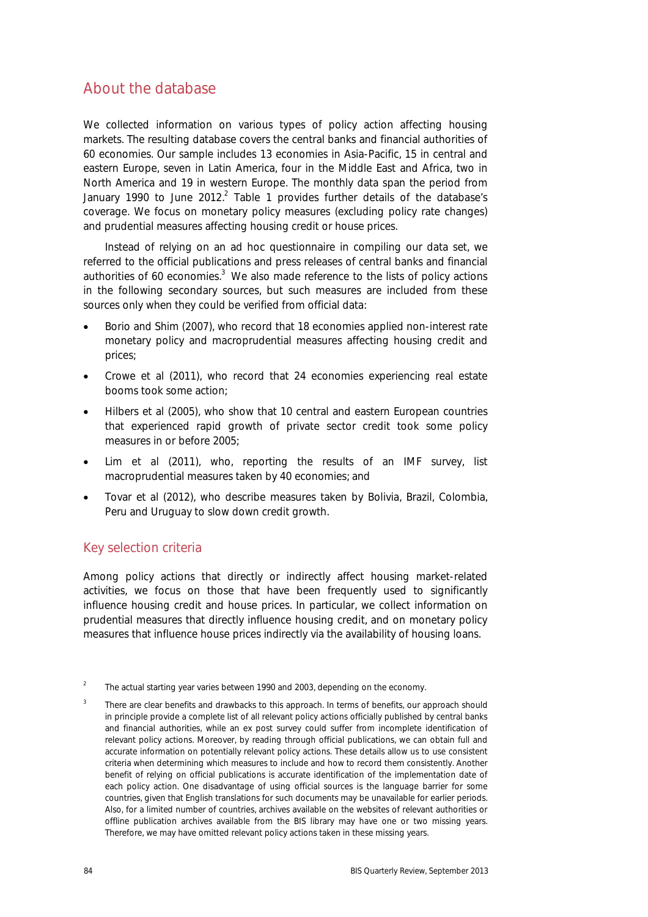## About the database

We collected information on various types of policy action affecting housing markets. The resulting database covers the central banks and financial authorities of 60 economies. Our sample includes 13 economies in Asia-Pacific, 15 in central and eastern Europe, seven in Latin America, four in the Middle East and Africa, two in North America and 19 in western Europe. The monthly data span the period from January 1990 to June 2012.[2] Table 1 provides further details of the database's coverage. We focus on monetary policy measures (excluding policy rate changes) and prudential measures affecting housing credit or house prices.

Instead of relying on an ad hoc questionnaire in compiling our data set, we referred to the official publications and press releases of central banks and financial authorities of 60 economies.[3] We also made reference to the lists of policy actions in the following secondary sources, but such measures are included from these sources only when they could be verified from official data:

- Borio and Shim (2007), who record that 18 economies applied non-interest rate monetary policy and macroprudential measures affecting housing credit and prices;
- Crowe et al (2011), who record that 24 economies experiencing real estate booms took some action;
- Hilbers et al (2005), who show that 10 central and eastern European countries that experienced rapid growth of private sector credit took some policy measures in or before 2005;
- Lim et al (2011), who, reporting the results of an IMF survey, list macroprudential measures taken by 40 economies; and
- Tovar et al (2012), who describe measures taken by Bolivia, Brazil, Colombia, Peru and Uruguay to slow down credit growth.

### Key selection criteria

Among policy actions that directly or indirectly affect housing market-related activities, we focus on those that have been frequently used to significantly influence housing credit and house prices. In particular, we collect information on prudential measures that directly influence housing credit, and on monetary policy measures that influence house prices indirectly via the availability of housing loans.

[2] The actual starting year varies between 1990 and 2003, depending on the economy.

[3] There are clear benefits and drawbacks to this approach. In terms of benefits, our approach should in principle provide a complete list of all relevant policy actions officially published by central banks and financial authorities, while an ex post survey could suffer from incomplete identification of relevant policy actions. Moreover, by reading through official publications, we can obtain full and accurate information on potentially relevant policy actions. These details allow us to use consistent criteria when determining which measures to include and how to record them consistently. Another benefit of relying on official publications is accurate identification of the implementation date of each policy action. One disadvantage of using official sources is the language barrier for some countries, given that English translations for such documents may be unavailable for earlier periods. Also, for a limited number of countries, archives available on the websites of relevant authorities or offline publication archives available from the BIS library may have one or two missing years. Therefore, we may have omitted relevant policy actions taken in these missing years.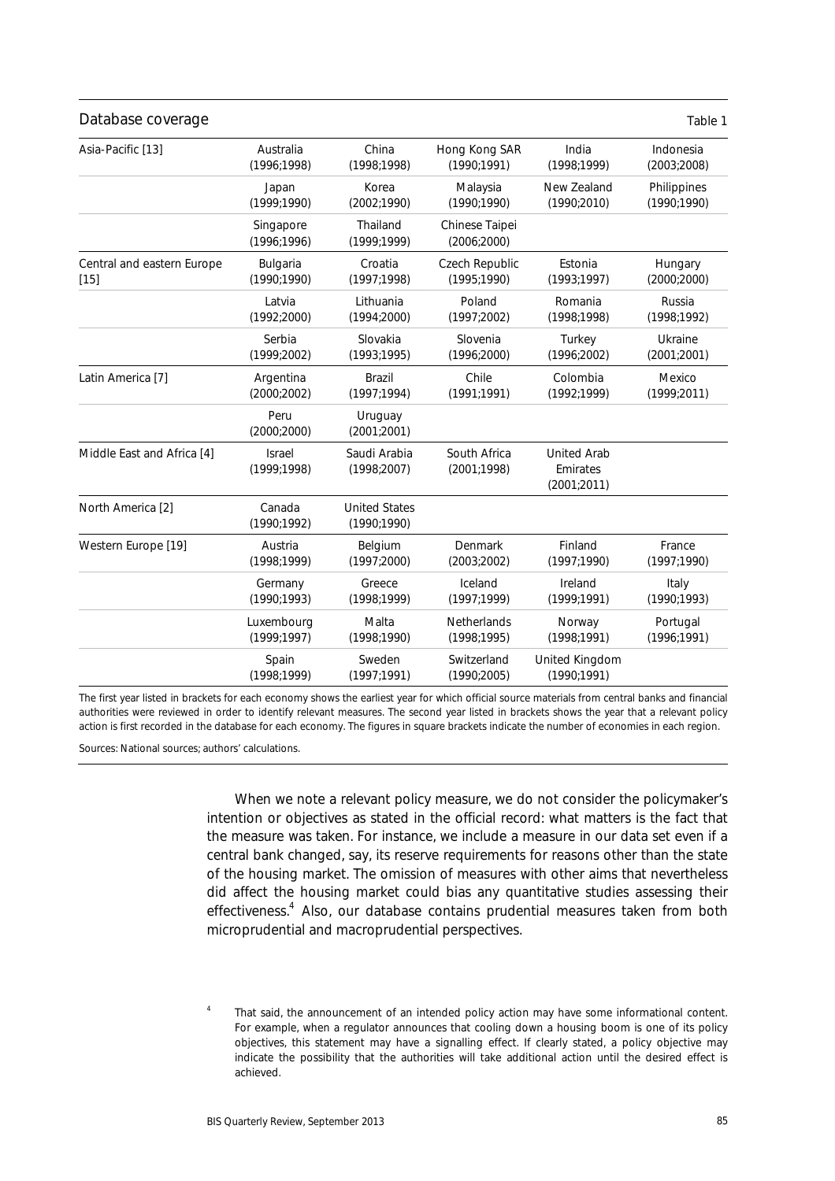Database coverage — Table 1

| Region | | | | | |
|---|---|---|---|---|---|
| Asia-Pacific [13] | Australia (1996;1998) | China (1998;1998) | Hong Kong SAR (1990;1991) | India (1998;1999) | Indonesia (2003;2008) |
| | Japan (1999;1990) | Korea (2002;1990) | Malaysia (1990;1990) | New Zealand (1990;2010) | Philippines (1990;1990) |
| | Singapore (1996;1996) | Thailand (1999;1999) | Chinese Taipei (2006;2000) | | |
| Central and eastern Europe [15] | Bulgaria (1990;1990) | Croatia (1997;1998) | Czech Republic (1995;1990) | Estonia (1993;1997) | Hungary (2000;2000) |
| | Latvia (1992;2000) | Lithuania (1994;2000) | Poland (1997;2002) | Romania (1998;1998) | Russia (1998;1992) |
| | Serbia (1999;2002) | Slovakia (1993;1995) | Slovenia (1996;2000) | Turkey (1996;2002) | Ukraine (2001;2001) |
| Latin America [7] | Argentina (2000;2002) | Brazil (1997;1994) | Chile (1991;1991) | Colombia (1992;1999) | Mexico (1999;2011) |
| | Peru (2000;2000) | Uruguay (2001;2001) | | | |
| Middle East and Africa [4] | Israel (1999;1998) | Saudi Arabia (1998;2007) | South Africa (2001;1998) | United Arab Emirates (2001;2011) | |
| North America [2] | Canada (1990;1992) | United States (1990;1990) | | | |
| Western Europe [19] | Austria (1998;1999) | Belgium (1997;2000) | Denmark (2003;2002) | Finland (1997;1990) | France (1997;1990) |
| | Germany (1990;1993) | Greece (1998;1999) | Iceland (1997;1999) | Ireland (1999;1991) | Italy (1990;1993) |
| | Luxembourg (1999;1997) | Malta (1998;1990) | Netherlands (1998;1995) | Norway (1998;1991) | Portugal (1996;1991) |
| | Spain (1998;1999) | Sweden (1997;1991) | Switzerland (1990;2005) | United Kingdom (1990;1991) | |

The first year listed in brackets for each economy shows the earliest year for which official source materials from central banks and financial authorities were reviewed in order to identify relevant measures. The second year listed in brackets shows the year that a relevant policy action is first recorded in the database for each economy. The figures in square brackets indicate the number of economies in each region.

Sources: National sources; authors' calculations.

When we note a relevant policy measure, we do not consider the policymaker's intention or objectives as stated in the official record: what matters is the fact that the measure was taken. For instance, we include a measure in our data set even if a central bank changed, say, its reserve requirements for reasons other than the state of the housing market. The omission of measures with other aims that nevertheless did affect the housing market could bias any quantitative studies assessing their effectiveness.[4] Also, our database contains prudential measures taken from both microprudential and macroprudential perspectives.

[4] That said, the announcement of an intended policy action may have some informational content. For example, when a regulator announces that cooling down a housing boom is one of its policy objectives, this statement may have a signalling effect. If clearly stated, a policy objective may indicate the possibility that the authorities will take additional action until the desired effect is achieved.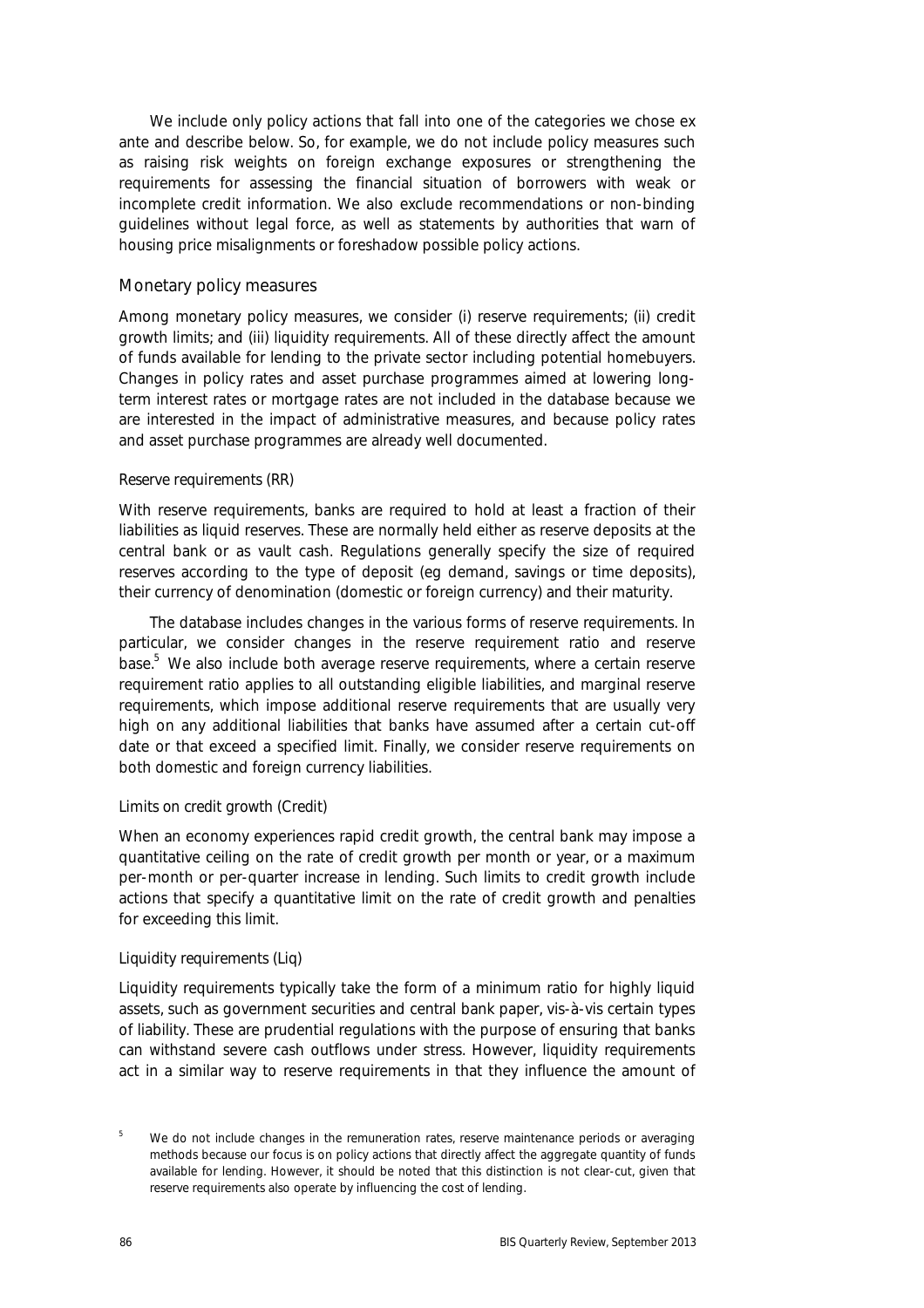We include only policy actions that fall into one of the categories we chose ex ante and describe below. So, for example, we do not include policy measures such as raising risk weights on foreign exchange exposures or strengthening the requirements for assessing the financial situation of borrowers with weak or incomplete credit information. We also exclude recommendations or non-binding guidelines without legal force, as well as statements by authorities that warn of housing price misalignments or foreshadow possible policy actions.

## Monetary policy measures

Among monetary policy measures, we consider (i) reserve requirements; (ii) credit growth limits; and (iii) liquidity requirements. All of these directly affect the amount of funds available for lending to the private sector including potential homebuyers. Changes in policy rates and asset purchase programmes aimed at lowering long-term interest rates or mortgage rates are not included in the database because we are interested in the impact of administrative measures, and because policy rates and asset purchase programmes are already well documented.

### *Reserve requirements (RR)*

With reserve requirements, banks are required to hold at least a fraction of their liabilities as liquid reserves. These are normally held either as reserve deposits at the central bank or as vault cash. Regulations generally specify the size of required reserves according to the type of deposit (eg demand, savings or time deposits), their currency of denomination (domestic or foreign currency) and their maturity.

The database includes changes in the various forms of reserve requirements. In particular, we consider changes in the reserve requirement ratio and reserve base.[5] We also include both average reserve requirements, where a certain reserve requirement ratio applies to all outstanding eligible liabilities, and marginal reserve requirements, which impose additional reserve requirements that are usually very high on any additional liabilities that banks have assumed after a certain cut-off date or that exceed a specified limit. Finally, we consider reserve requirements on both domestic and foreign currency liabilities.

### *Limits on credit growth (Credit)*

When an economy experiences rapid credit growth, the central bank may impose a quantitative ceiling on the rate of credit growth per month or year, or a maximum per-month or per-quarter increase in lending. Such limits to credit growth include actions that specify a quantitative limit on the rate of credit growth and penalties for exceeding this limit.

### *Liquidity requirements (Liq)*

Liquidity requirements typically take the form of a minimum ratio for highly liquid assets, such as government securities and central bank paper, vis-à-vis certain types of liability. These are prudential regulations with the purpose of ensuring that banks can withstand severe cash outflows under stress. However, liquidity requirements act in a similar way to reserve requirements in that they influence the amount of

[5] We do not include changes in the remuneration rates, reserve maintenance periods or averaging methods because our focus is on policy actions that directly affect the aggregate quantity of funds available for lending. However, it should be noted that this distinction is not clear-cut, given that reserve requirements also operate by influencing the cost of lending.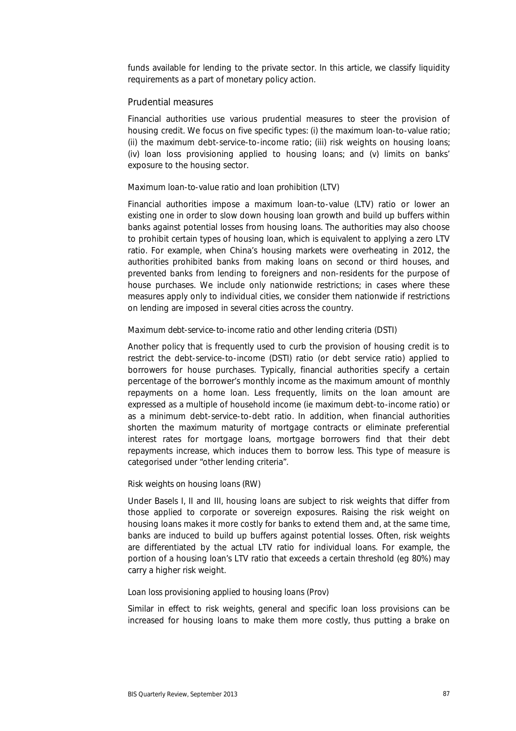funds available for lending to the private sector. In this article, we classify liquidity requirements as a part of monetary policy action.

## Prudential measures

Financial authorities use various prudential measures to steer the provision of housing credit. We focus on five specific types: (i) the maximum loan-to-value ratio; (ii) the maximum debt-service-to-income ratio; (iii) risk weights on housing loans; (iv) loan loss provisioning applied to housing loans; and (v) limits on banks' exposure to the housing sector.

### *Maximum loan-to-value ratio and loan prohibition (LTV)*

Financial authorities impose a maximum loan-to-value (LTV) ratio or lower an existing one in order to slow down housing loan growth and build up buffers within banks against potential losses from housing loans. The authorities may also choose to prohibit certain types of housing loan, which is equivalent to applying a zero LTV ratio. For example, when China's housing markets were overheating in 2012, the authorities prohibited banks from making loans on second or third houses, and prevented banks from lending to foreigners and non-residents for the purpose of house purchases. We include only nationwide restrictions; in cases where these measures apply only to individual cities, we consider them nationwide if restrictions on lending are imposed in several cities across the country.

### *Maximum debt-service-to-income ratio and other lending criteria (DSTI)*

Another policy that is frequently used to curb the provision of housing credit is to restrict the debt-service-to-income (DSTI) ratio (or debt service ratio) applied to borrowers for house purchases. Typically, financial authorities specify a certain percentage of the borrower's monthly income as the maximum amount of monthly repayments on a home loan. Less frequently, limits on the loan amount are expressed as a multiple of household income (ie maximum debt-to-income ratio) or as a minimum debt-service-to-debt ratio. In addition, when financial authorities shorten the maximum maturity of mortgage contracts or eliminate preferential interest rates for mortgage loans, mortgage borrowers find that their debt repayments increase, which induces them to borrow less. This type of measure is categorised under "other lending criteria".

### *Risk weights on housing loans (RW)*

Under Basels I, II and III, housing loans are subject to risk weights that differ from those applied to corporate or sovereign exposures. Raising the risk weight on housing loans makes it more costly for banks to extend them and, at the same time, banks are induced to build up buffers against potential losses. Often, risk weights are differentiated by the actual LTV ratio for individual loans. For example, the portion of a housing loan's LTV ratio that exceeds a certain threshold (eg 80%) may carry a higher risk weight.

### *Loan loss provisioning applied to housing loans (Prov)*

Similar in effect to risk weights, general and specific loan loss provisions can be increased for housing loans to make them more costly, thus putting a brake on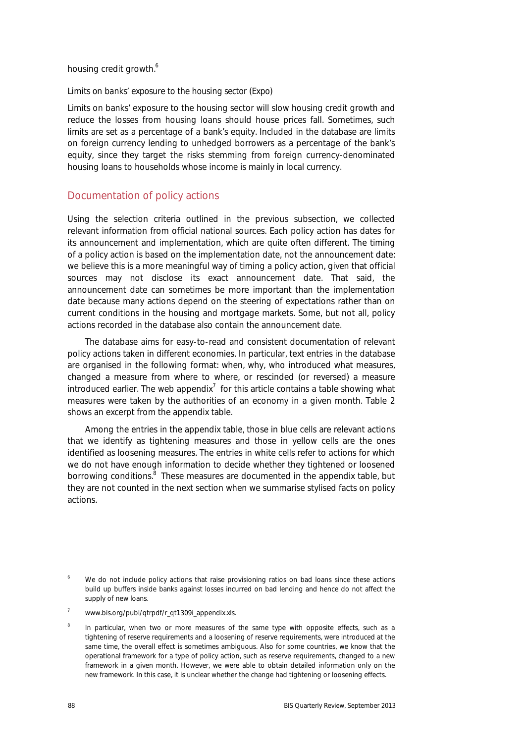housing credit growth.[6]

*Limits on banks' exposure to the housing sector (Expo)*

Limits on banks' exposure to the housing sector will slow housing credit growth and reduce the losses from housing loans should house prices fall. Sometimes, such limits are set as a percentage of a bank's equity. Included in the database are limits on foreign currency lending to unhedged borrowers as a percentage of the bank's equity, since they target the risks stemming from foreign currency-denominated housing loans to households whose income is mainly in local currency.

## Documentation of policy actions

Using the selection criteria outlined in the previous subsection, we collected relevant information from official national sources. Each policy action has dates for its announcement and implementation, which are quite often different. The timing of a policy action is based on the implementation date, not the announcement date: we believe this is a more meaningful way of timing a policy action, given that official sources may not disclose its exact announcement date. That said, the announcement date can sometimes be more important than the implementation date because many actions depend on the steering of expectations rather than on current conditions in the housing and mortgage markets. Some, but not all, policy actions recorded in the database also contain the announcement date.

The database aims for easy-to-read and consistent documentation of relevant policy actions taken in different economies. In particular, text entries in the database are organised in the following format: when, why, who introduced what measures, changed a measure from where to where, or rescinded (or reversed) a measure introduced earlier. The web appendix[7] for this article contains a table showing what measures were taken by the authorities of an economy in a given month. Table 2 shows an excerpt from the appendix table.

Among the entries in the appendix table, those in blue cells are relevant actions that we identify as tightening measures and those in yellow cells are the ones identified as loosening measures. The entries in white cells refer to actions for which we do not have enough information to decide whether they tightened or loosened borrowing conditions.[8] These measures are documented in the appendix table, but they are not counted in the next section when we summarise stylised facts on policy actions.

[6] We do not include policy actions that raise provisioning ratios on bad loans since these actions build up buffers inside banks against losses incurred on bad lending and hence do not affect the supply of new loans.

[7] www.bis.org/publ/qtrpdf/r_qt1309i_appendix.xls.

[8] In particular, when two or more measures of the same type with opposite effects, such as a tightening of reserve requirements and a loosening of reserve requirements, were introduced at the same time, the overall effect is sometimes ambiguous. Also for some countries, we know that the operational framework for a type of policy action, such as reserve requirements, changed to a new framework in a given month. However, we were able to obtain detailed information only on the new framework. In this case, it is unclear whether the change had tightening or loosening effects.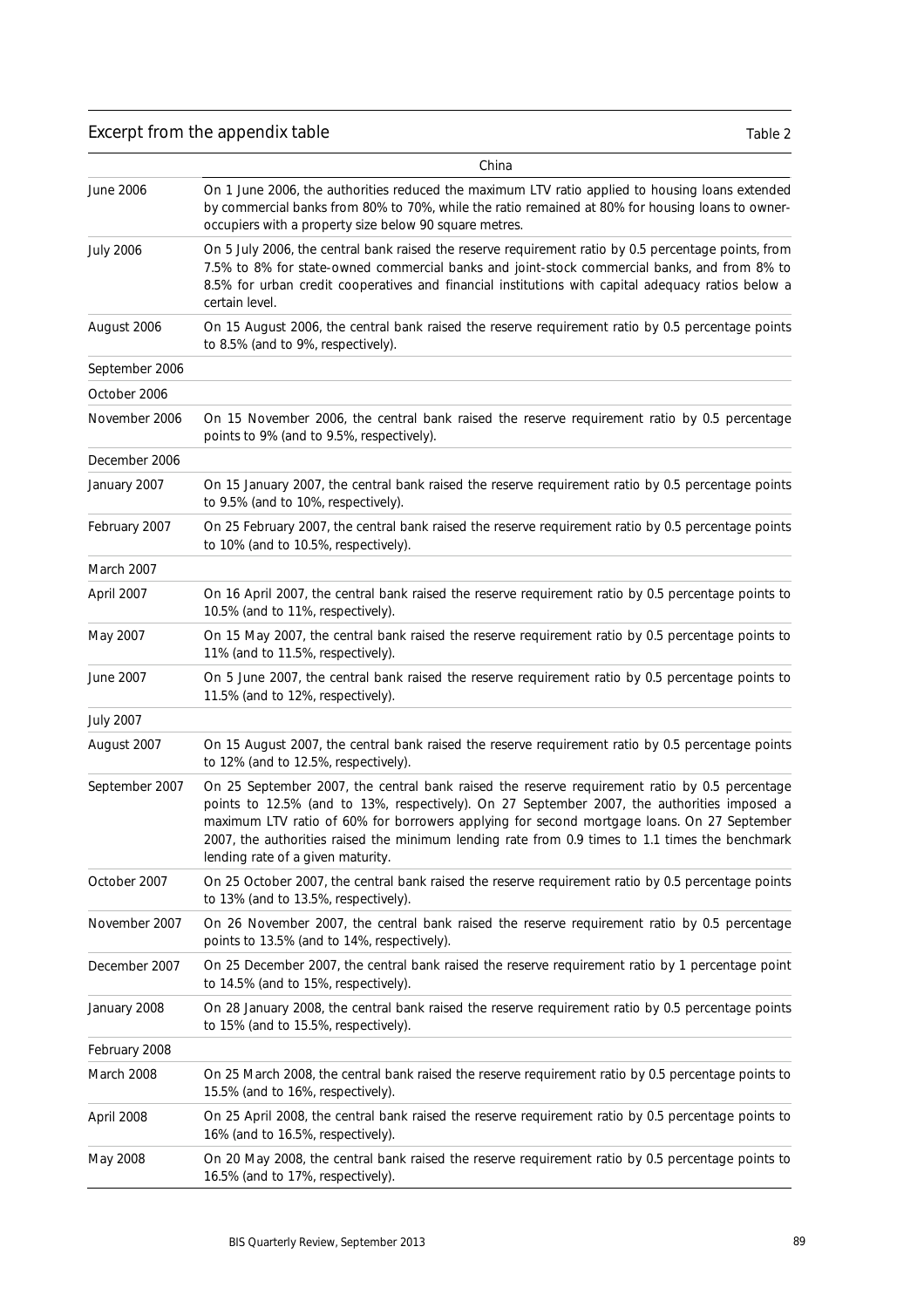## Excerpt from the appendix table

Table 2

| | China |
|---|---|
| June 2006 | On 1 June 2006, the authorities reduced the maximum LTV ratio applied to housing loans extended by commercial banks from 80% to 70%, while the ratio remained at 80% for housing loans to owner-occupiers with a property size below 90 square metres. |
| July 2006 | On 5 July 2006, the central bank raised the reserve requirement ratio by 0.5 percentage points, from 7.5% to 8% for state-owned commercial banks and joint-stock commercial banks, and from 8% to 8.5% for urban credit cooperatives and financial institutions with capital adequacy ratios below a certain level. |
| August 2006 | On 15 August 2006, the central bank raised the reserve requirement ratio by 0.5 percentage points to 8.5% (and to 9%, respectively). |
| September 2006 | |
| October 2006 | |
| November 2006 | On 15 November 2006, the central bank raised the reserve requirement ratio by 0.5 percentage points to 9% (and to 9.5%, respectively). |
| December 2006 | |
| January 2007 | On 15 January 2007, the central bank raised the reserve requirement ratio by 0.5 percentage points to 9.5% (and to 10%, respectively). |
| February 2007 | On 25 February 2007, the central bank raised the reserve requirement ratio by 0.5 percentage points to 10% (and to 10.5%, respectively). |
| March 2007 | |
| April 2007 | On 16 April 2007, the central bank raised the reserve requirement ratio by 0.5 percentage points to 10.5% (and to 11%, respectively). |
| May 2007 | On 15 May 2007, the central bank raised the reserve requirement ratio by 0.5 percentage points to 11% (and to 11.5%, respectively). |
| June 2007 | On 5 June 2007, the central bank raised the reserve requirement ratio by 0.5 percentage points to 11.5% (and to 12%, respectively). |
| July 2007 | |
| August 2007 | On 15 August 2007, the central bank raised the reserve requirement ratio by 0.5 percentage points to 12% (and to 12.5%, respectively). |
| September 2007 | On 25 September 2007, the central bank raised the reserve requirement ratio by 0.5 percentage points to 12.5% (and to 13%, respectively). On 27 September 2007, the authorities imposed a maximum LTV ratio of 60% for borrowers applying for second mortgage loans. On 27 September 2007, the authorities raised the minimum lending rate from 0.9 times to 1.1 times the benchmark lending rate of a given maturity. |
| October 2007 | On 25 October 2007, the central bank raised the reserve requirement ratio by 0.5 percentage points to 13% (and to 13.5%, respectively). |
| November 2007 | On 26 November 2007, the central bank raised the reserve requirement ratio by 0.5 percentage points to 13.5% (and to 14%, respectively). |
| December 2007 | On 25 December 2007, the central bank raised the reserve requirement ratio by 1 percentage point to 14.5% (and to 15%, respectively). |
| January 2008 | On 28 January 2008, the central bank raised the reserve requirement ratio by 0.5 percentage points to 15% (and to 15.5%, respectively). |
| February 2008 | |
| March 2008 | On 25 March 2008, the central bank raised the reserve requirement ratio by 0.5 percentage points to 15.5% (and to 16%, respectively). |
| April 2008 | On 25 April 2008, the central bank raised the reserve requirement ratio by 0.5 percentage points to 16% (and to 16.5%, respectively). |
| May 2008 | On 20 May 2008, the central bank raised the reserve requirement ratio by 0.5 percentage points to 16.5% (and to 17%, respectively). |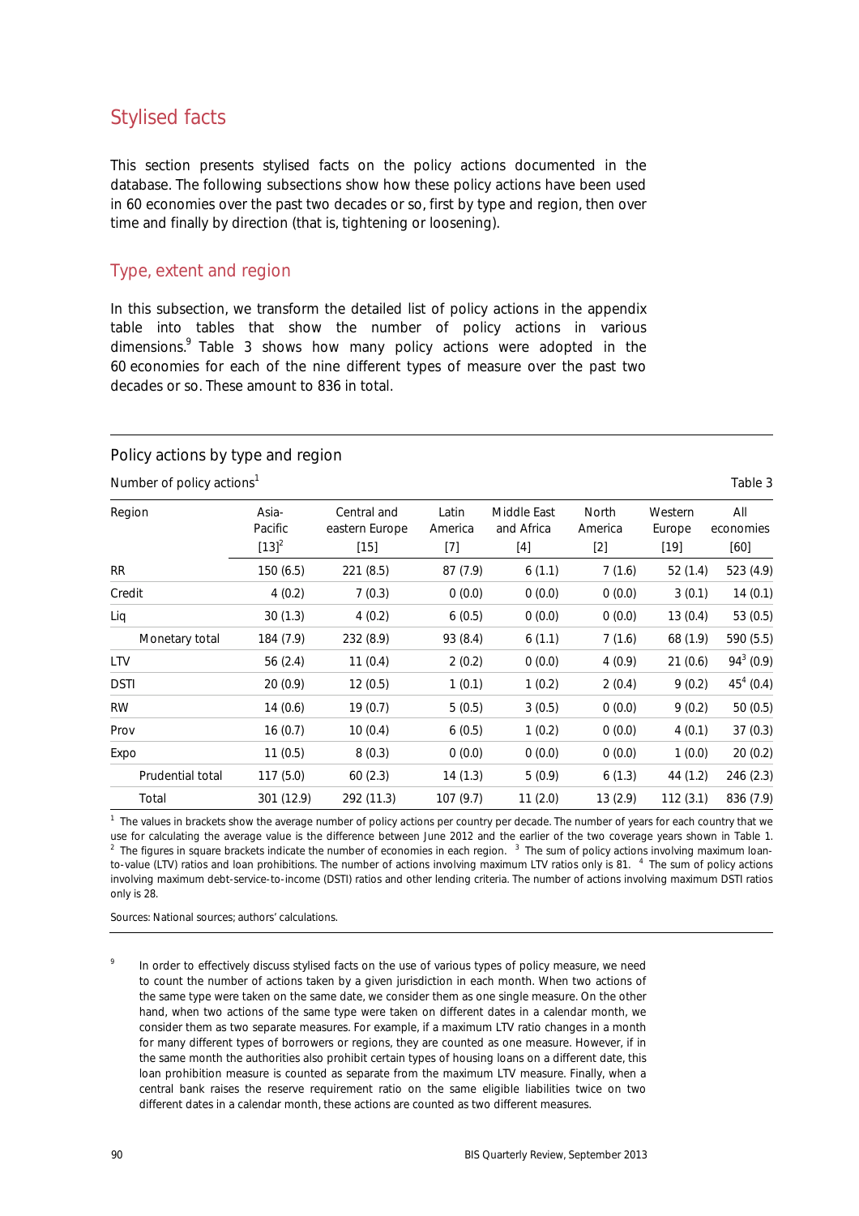## Stylised facts

This section presents stylised facts on the policy actions documented in the database. The following subsections show how these policy actions have been used in 60 economies over the past two decades or so, first by type and region, then over time and finally by direction (that is, tightening or loosening).

### Type, extent and region

In this subsection, we transform the detailed list of policy actions in the appendix table into tables that show the number of policy actions in various dimensions.[9] Table 3 shows how many policy actions were adopted in the 60 economies for each of the nine different types of measure over the past two decades or so. These amount to 836 in total.

**Policy actions by type and region**

Number of policy actions[1] — Table 3

| Region | Asia-Pacific [13][2] | Central and eastern Europe [15] | Latin America [7] | Middle East and Africa [4] | North America [2] | Western Europe [19] | All economies [60] |
|---|---|---|---|---|---|---|---|
| RR | 150 (6.5) | 221 (8.5) | 87 (7.9) | 6 (1.1) | 7 (1.6) | 52 (1.4) | 523 (4.9) |
| Credit | 4 (0.2) | 7 (0.3) | 0 (0.0) | 0 (0.0) | 0 (0.0) | 3 (0.1) | 14 (0.1) |
| Liq | 30 (1.3) | 4 (0.2) | 6 (0.5) | 0 (0.0) | 0 (0.0) | 13 (0.4) | 53 (0.5) |
| Monetary total | 184 (7.9) | 232 (8.9) | 93 (8.4) | 6 (1.1) | 7 (1.6) | 68 (1.9) | 590 (5.5) |
| LTV | 56 (2.4) | 11 (0.4) | 2 (0.2) | 0 (0.0) | 4 (0.9) | 21 (0.6) | 94[3] (0.9) |
| DSTI | 20 (0.9) | 12 (0.5) | 1 (0.1) | 1 (0.2) | 2 (0.4) | 9 (0.2) | 45[4] (0.4) |
| RW | 14 (0.6) | 19 (0.7) | 5 (0.5) | 3 (0.5) | 0 (0.0) | 9 (0.2) | 50 (0.5) |
| Prov | 16 (0.7) | 10 (0.4) | 6 (0.5) | 1 (0.2) | 0 (0.0) | 4 (0.1) | 37 (0.3) |
| Expo | 11 (0.5) | 8 (0.3) | 0 (0.0) | 0 (0.0) | 0 (0.0) | 1 (0.0) | 20 (0.2) |
| Prudential total | 117 (5.0) | 60 (2.3) | 14 (1.3) | 5 (0.9) | 6 (1.3) | 44 (1.2) | 246 (2.3) |
| Total | 301 (12.9) | 292 (11.3) | 107 (9.7) | 11 (2.0) | 13 (2.9) | 112 (3.1) | 836 (7.9) |

[1] The values in brackets show the average number of policy actions per country per decade. The number of years for each country that we use for calculating the average value is the difference between June 2012 and the earlier of the two coverage years shown in Table 1. [2] The figures in square brackets indicate the number of economies in each region. [3] The sum of policy actions involving maximum loan-to-value (LTV) ratios and loan prohibitions. The number of actions involving maximum LTV ratios only is 81. [4] The sum of policy actions involving maximum debt-service-to-income (DSTI) ratios and other lending criteria. The number of actions involving maximum DSTI ratios only is 28.

Sources: National sources; authors' calculations.

[9] In order to effectively discuss stylised facts on the use of various types of policy measure, we need to count the number of actions taken by a given jurisdiction in each month. When two actions of the same type were taken on the same date, we consider them as one single measure. On the other hand, when two actions of the same type were taken on different dates in a calendar month, we consider them as two separate measures. For example, if a maximum LTV ratio changes in a month for many different types of borrowers or regions, they are counted as one measure. However, if in the same month the authorities also prohibit certain types of housing loans on a different date, this loan prohibition measure is counted as separate from the maximum LTV measure. Finally, when a central bank raises the reserve requirement ratio on the same eligible liabilities twice on two different dates in a calendar month, these actions are counted as two different measures.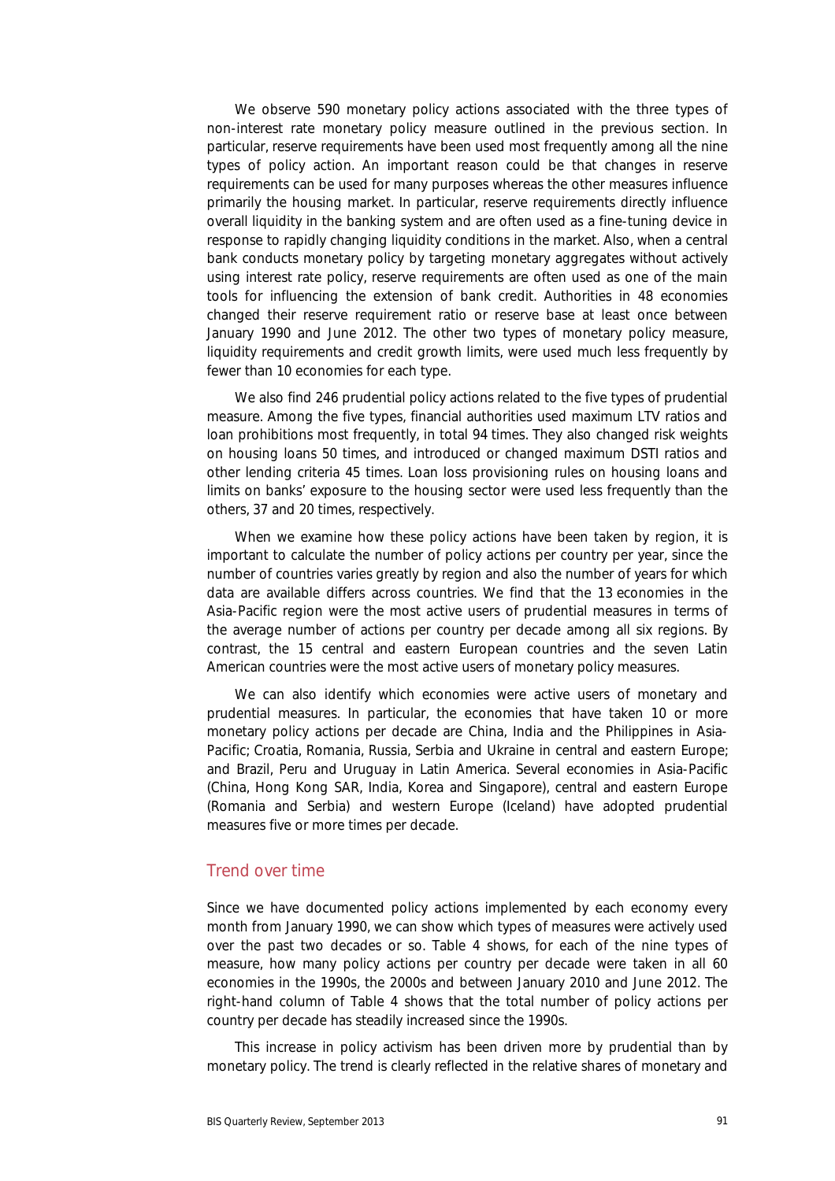We observe 590 monetary policy actions associated with the three types of non-interest rate monetary policy measure outlined in the previous section. In particular, reserve requirements have been used most frequently among all the nine types of policy action. An important reason could be that changes in reserve requirements can be used for many purposes whereas the other measures influence primarily the housing market. In particular, reserve requirements directly influence overall liquidity in the banking system and are often used as a fine-tuning device in response to rapidly changing liquidity conditions in the market. Also, when a central bank conducts monetary policy by targeting monetary aggregates without actively using interest rate policy, reserve requirements are often used as one of the main tools for influencing the extension of bank credit. Authorities in 48 economies changed their reserve requirement ratio or reserve base at least once between January 1990 and June 2012. The other two types of monetary policy measure, liquidity requirements and credit growth limits, were used much less frequently by fewer than 10 economies for each type.

We also find 246 prudential policy actions related to the five types of prudential measure. Among the five types, financial authorities used maximum LTV ratios and loan prohibitions most frequently, in total 94 times. They also changed risk weights on housing loans 50 times, and introduced or changed maximum DSTI ratios and other lending criteria 45 times. Loan loss provisioning rules on housing loans and limits on banks' exposure to the housing sector were used less frequently than the others, 37 and 20 times, respectively.

When we examine how these policy actions have been taken by region, it is important to calculate the number of policy actions per country per year, since the number of countries varies greatly by region and also the number of years for which data are available differs across countries. We find that the 13 economies in the Asia-Pacific region were the most active users of prudential measures in terms of the average number of actions per country per decade among all six regions. By contrast, the 15 central and eastern European countries and the seven Latin American countries were the most active users of monetary policy measures.

We can also identify which economies were active users of monetary and prudential measures. In particular, the economies that have taken 10 or more monetary policy actions per decade are China, India and the Philippines in Asia-Pacific; Croatia, Romania, Russia, Serbia and Ukraine in central and eastern Europe; and Brazil, Peru and Uruguay in Latin America. Several economies in Asia-Pacific (China, Hong Kong SAR, India, Korea and Singapore), central and eastern Europe (Romania and Serbia) and western Europe (Iceland) have adopted prudential measures five or more times per decade.

## Trend over time

Since we have documented policy actions implemented by each economy every month from January 1990, we can show which types of measures were actively used over the past two decades or so. Table 4 shows, for each of the nine types of measure, how many policy actions per country per decade were taken in all 60 economies in the 1990s, the 2000s and between January 2010 and June 2012. The right-hand column of Table 4 shows that the total number of policy actions per country per decade has steadily increased since the 1990s.

This increase in policy activism has been driven more by prudential than by monetary policy. The trend is clearly reflected in the relative shares of monetary and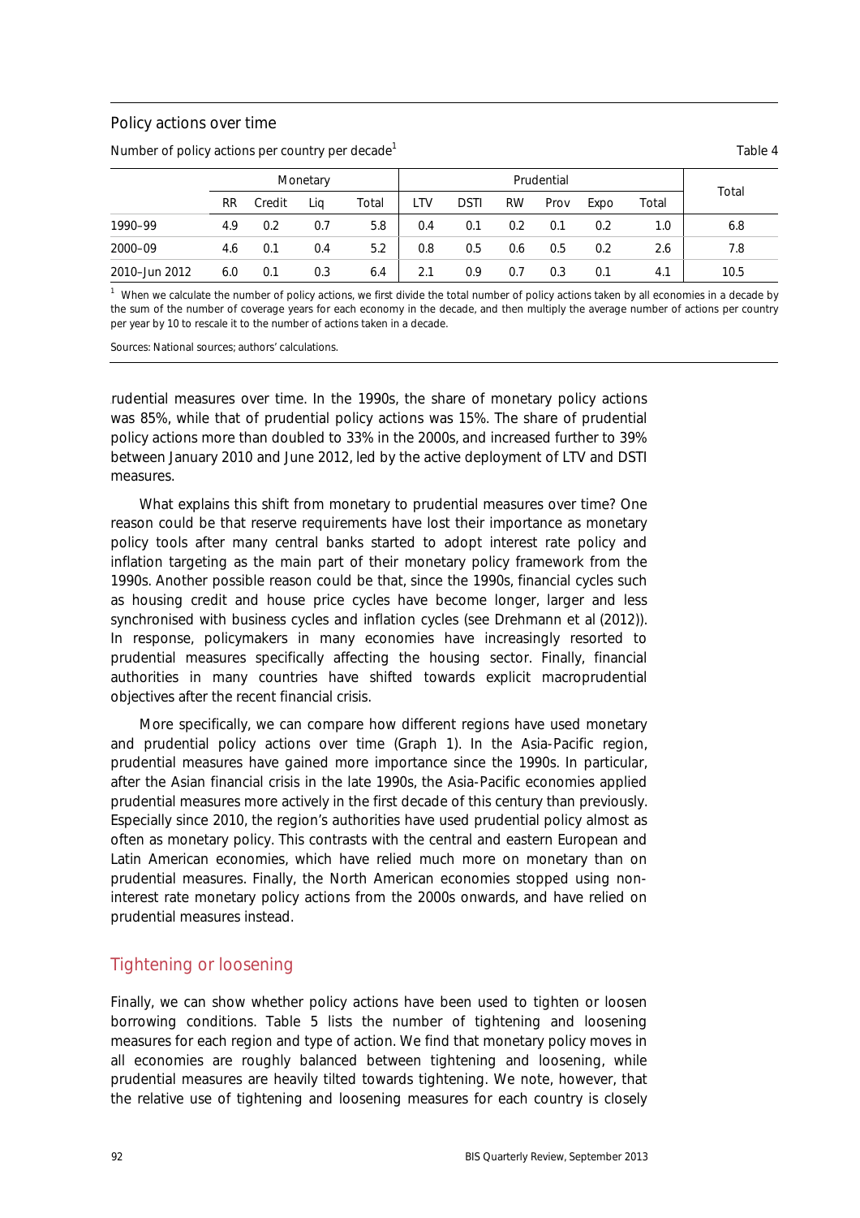Policy actions over time

Number of policy actions per country per decade[1] Table 4

| | Monetary | | | | Prudential | | | | | | Total |
|---|---|---|---|---|---|---|---|---|---|---|---|
| | RR | Credit | Liq | Total | LTV | DSTI | RW | Prov | Expo | Total | |
| 1990–99 | 4.9 | 0.2 | 0.7 | 5.8 | 0.4 | 0.1 | 0.2 | 0.1 | 0.2 | 1.0 | 6.8 |
| 2000–09 | 4.6 | 0.1 | 0.4 | 5.2 | 0.8 | 0.5 | 0.6 | 0.5 | 0.2 | 2.6 | 7.8 |
| 2010–Jun 2012 | 6.0 | 0.1 | 0.3 | 6.4 | 2.1 | 0.9 | 0.7 | 0.3 | 0.1 | 4.1 | 10.5 |

[1] When we calculate the number of policy actions, we first divide the total number of policy actions taken by all economies in a decade by the sum of the number of coverage years for each economy in the decade, and then multiply the average number of actions per country per year by 10 to rescale it to the number of actions taken in a decade.

Sources: National sources; authors' calculations.

rudential measures over time. In the 1990s, the share of monetary policy actions was 85%, while that of prudential policy actions was 15%. The share of prudential policy actions more than doubled to 33% in the 2000s, and increased further to 39% between January 2010 and June 2012, led by the active deployment of LTV and DSTI measures.

What explains this shift from monetary to prudential measures over time? One reason could be that reserve requirements have lost their importance as monetary policy tools after many central banks started to adopt interest rate policy and inflation targeting as the main part of their monetary policy framework from the 1990s. Another possible reason could be that, since the 1990s, financial cycles such as housing credit and house price cycles have become longer, larger and less synchronised with business cycles and inflation cycles (see Drehmann et al (2012)). In response, policymakers in many economies have increasingly resorted to prudential measures specifically affecting the housing sector. Finally, financial authorities in many countries have shifted towards explicit macroprudential objectives after the recent financial crisis.

More specifically, we can compare how different regions have used monetary and prudential policy actions over time (Graph 1). In the Asia-Pacific region, prudential measures have gained more importance since the 1990s. In particular, after the Asian financial crisis in the late 1990s, the Asia-Pacific economies applied prudential measures more actively in the first decade of this century than previously. Especially since 2010, the region's authorities have used prudential policy almost as often as monetary policy. This contrasts with the central and eastern European and Latin American economies, which have relied much more on monetary than on prudential measures. Finally, the North American economies stopped using non-interest rate monetary policy actions from the 2000s onwards, and have relied on prudential measures instead.

## Tightening or loosening

Finally, we can show whether policy actions have been used to tighten or loosen borrowing conditions. Table 5 lists the number of tightening and loosening measures for each region and type of action. We find that monetary policy moves in all economies are roughly balanced between tightening and loosening, while prudential measures are heavily tilted towards tightening. We note, however, that the relative use of tightening and loosening measures for each country is closely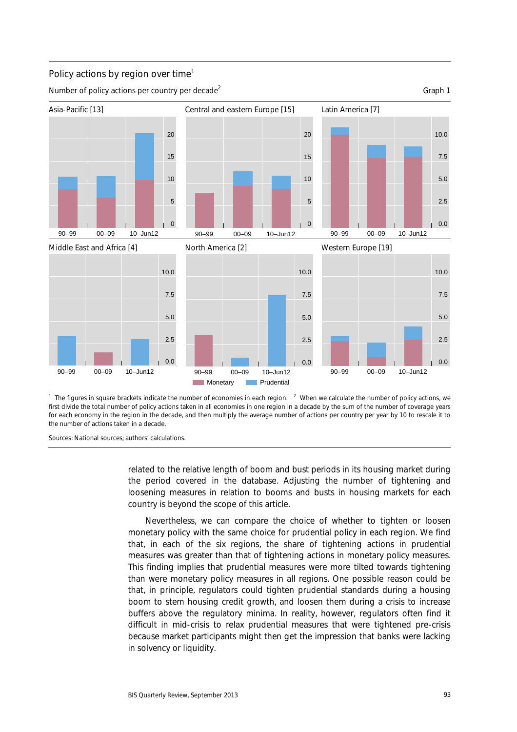Policy actions by region over time[1]

Number of policy actions per country per decade[2]

Graph 1

Asia-Pacific [13] | Central and eastern Europe [15] | Latin America [7]

Middle East and Africa [4] | North America [2] | Western Europe [19]

Monetary | Prudential

[1] The figures in square brackets indicate the number of economies in each region. [2] When we calculate the number of policy actions, we first divide the total number of policy actions taken in all economies in one region in a decade by the sum of the number of coverage years for each economy in the region in the decade, and then multiply the average number of actions per country per year by 10 to rescale it to the number of actions taken in a decade.

Sources: National sources; authors' calculations.

related to the relative length of boom and bust periods in its housing market during the period covered in the database. Adjusting the number of tightening and loosening measures in relation to booms and busts in housing markets for each country is beyond the scope of this article.

Nevertheless, we can compare the choice of whether to tighten or loosen monetary policy with the same choice for prudential policy in each region. We find that, in each of the six regions, the share of tightening actions in prudential measures was greater than that of tightening actions in monetary policy measures. This finding implies that prudential measures were more tilted towards tightening than were monetary policy measures in all regions. One possible reason could be that, in principle, regulators could tighten prudential standards during a housing boom to stem housing credit growth, and loosen them during a crisis to increase buffers above the regulatory minima. In reality, however, regulators often find it difficult in mid-crisis to relax prudential measures that were tightened pre-crisis because market participants might then get the impression that banks were lacking in solvency or liquidity.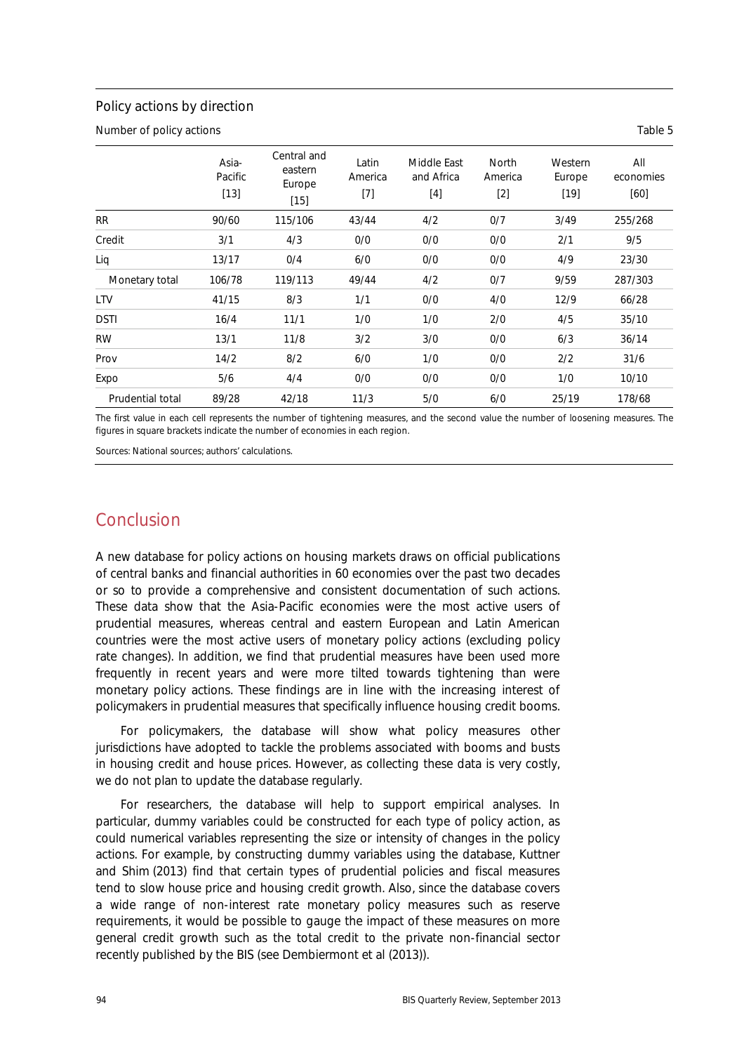Policy actions by direction

Number of policy actions

Table 5

| | Asia-Pacific [13] | Central and eastern Europe [15] | Latin America [7] | Middle East and Africa [4] | North America [2] | Western Europe [19] | All economies [60] |
|---|---|---|---|---|---|---|---|
| RR | 90/60 | 115/106 | 43/44 | 4/2 | 0/7 | 3/49 | 255/268 |
| Credit | 3/1 | 4/3 | 0/0 | 0/0 | 0/0 | 2/1 | 9/5 |
| Liq | 13/17 | 0/4 | 6/0 | 0/0 | 0/0 | 4/9 | 23/30 |
| Monetary total | 106/78 | 119/113 | 49/44 | 4/2 | 0/7 | 9/59 | 287/303 |
| LTV | 41/15 | 8/3 | 1/1 | 0/0 | 4/0 | 12/9 | 66/28 |
| DSTI | 16/4 | 11/1 | 1/0 | 1/0 | 2/0 | 4/5 | 35/10 |
| RW | 13/1 | 11/8 | 3/2 | 3/0 | 0/0 | 6/3 | 36/14 |
| Prov | 14/2 | 8/2 | 6/0 | 1/0 | 0/0 | 2/2 | 31/6 |
| Expo | 5/6 | 4/4 | 0/0 | 0/0 | 0/0 | 1/0 | 10/10 |
| Prudential total | 89/28 | 42/18 | 11/3 | 5/0 | 6/0 | 25/19 | 178/68 |

The first value in each cell represents the number of tightening measures, and the second value the number of loosening measures. The figures in square brackets indicate the number of economies in each region.

Sources: National sources; authors' calculations.

## Conclusion

A new database for policy actions on housing markets draws on official publications of central banks and financial authorities in 60 economies over the past two decades or so to provide a comprehensive and consistent documentation of such actions. These data show that the Asia-Pacific economies were the most active users of prudential measures, whereas central and eastern European and Latin American countries were the most active users of monetary policy actions (excluding policy rate changes). In addition, we find that prudential measures have been used more frequently in recent years and were more tilted towards tightening than were monetary policy actions. These findings are in line with the increasing interest of policymakers in prudential measures that specifically influence housing credit booms.

For policymakers, the database will show what policy measures other jurisdictions have adopted to tackle the problems associated with booms and busts in housing credit and house prices. However, as collecting these data is very costly, we do not plan to update the database regularly.

For researchers, the database will help to support empirical analyses. In particular, dummy variables could be constructed for each type of policy action, as could numerical variables representing the size or intensity of changes in the policy actions. For example, by constructing dummy variables using the database, Kuttner and Shim (2013) find that certain types of prudential policies and fiscal measures tend to slow house price and housing credit growth. Also, since the database covers a wide range of non-interest rate monetary policy measures such as reserve requirements, it would be possible to gauge the impact of these measures on more general credit growth such as the total credit to the private non-financial sector recently published by the BIS (see Dembiermont et al (2013)).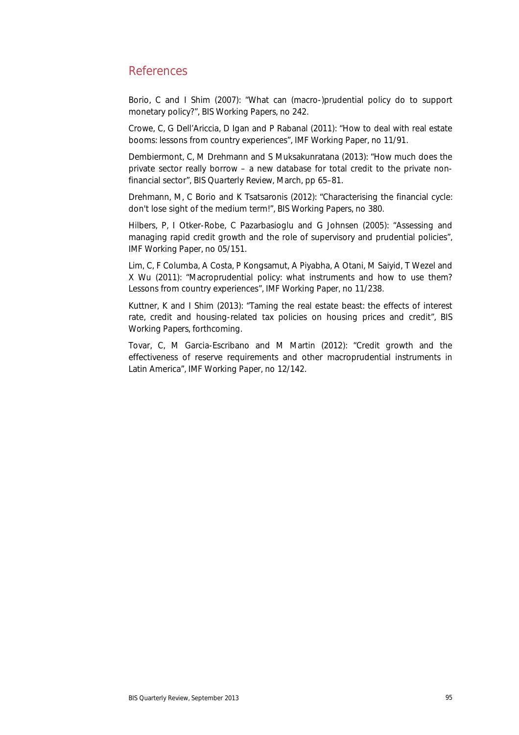## References

Borio, C and I Shim (2007): "What can (macro-)prudential policy do to support monetary policy?", BIS Working Papers, no 242.

Crowe, C, G Dell'Ariccia, D Igan and P Rabanal (2011): "How to deal with real estate booms: lessons from country experiences", IMF Working Paper, no 11/91.

Dembiermont, C, M Drehmann and S Muksakunratana (2013): "How much does the private sector really borrow – a new database for total credit to the private non-financial sector", BIS Quarterly Review, March, pp 65–81.

Drehmann, M, C Borio and K Tsatsaronis (2012): "Characterising the financial cycle: don't lose sight of the medium term!", BIS Working Papers, no 380.

Hilbers, P, I Otker-Robe, C Pazarbasioglu and G Johnsen (2005): "Assessing and managing rapid credit growth and the role of supervisory and prudential policies", IMF Working Paper, no 05/151.

Lim, C, F Columba, A Costa, P Kongsamut, A Piyabha, A Otani, M Saiyid, T Wezel and X Wu (2011): "Macroprudential policy: what instruments and how to use them? Lessons from country experiences", IMF Working Paper, no 11/238.

Kuttner, K and I Shim (2013): "Taming the real estate beast: the effects of interest rate, credit and housing-related tax policies on housing prices and credit", BIS Working Papers, forthcoming.

Tovar, C, M Garcia-Escribano and M Martin (2012): "Credit growth and the effectiveness of reserve requirements and other macroprudential instruments in Latin America", IMF Working Paper, no 12/142.